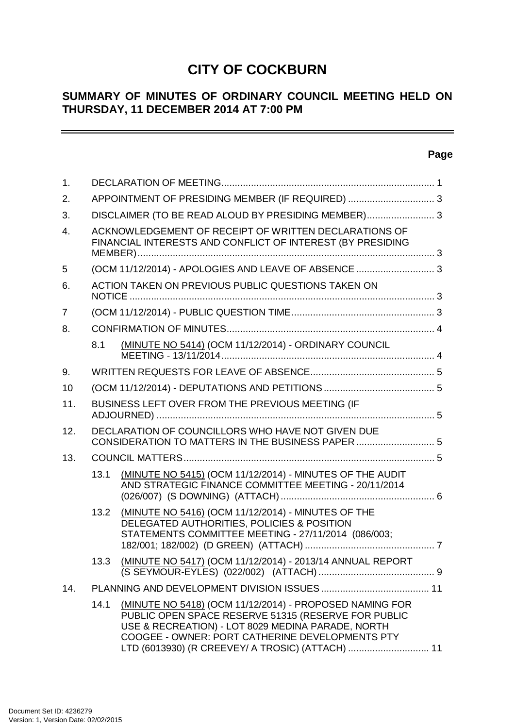# CITY OF COCKBURN

## SUMMARY OF MINUTES OF ORDINARY COUNCIL MEETING HELD ON THURSDAY, 11 DECEMBER 2014 AT 7:00 PM

---

**Page**

| | | | |
|---|---|---|---|
| 1. | DECLARATION OF MEETING | | 1 |
| 2. | APPOINTMENT OF PRESIDING MEMBER (IF REQUIRED) | | 3 |
| 3. | DISCLAIMER (TO BE READ ALOUD BY PRESIDING MEMBER) | | 3 |
| 4. | ACKNOWLEDGEMENT OF RECEIPT OF WRITTEN DECLARATIONS OF FINANCIAL INTERESTS AND CONFLICT OF INTEREST (BY PRESIDING MEMBER) | | 3 |
| 5 | (OCM 11/12/2014) - APOLOGIES AND LEAVE OF ABSENCE | | 3 |
| 6. | ACTION TAKEN ON PREVIOUS PUBLIC QUESTIONS TAKEN ON NOTICE | | 3 |
| 7 | (OCM 11/12/2014) - PUBLIC QUESTION TIME | | 3 |
| 8. | CONFIRMATION OF MINUTES | | 4 |
| | 8.1 | (MINUTE NO 5414) (OCM 11/12/2014) - ORDINARY COUNCIL MEETING - 13/11/2014 | 4 |
| 9. | WRITTEN REQUESTS FOR LEAVE OF ABSENCE | | 5 |
| 10 | (OCM 11/12/2014) - DEPUTATIONS AND PETITIONS | | 5 |
| 11. | BUSINESS LEFT OVER FROM THE PREVIOUS MEETING (IF ADJOURNED) | | 5 |
| 12. | DECLARATION OF COUNCILLORS WHO HAVE NOT GIVEN DUE CONSIDERATION TO MATTERS IN THE BUSINESS PAPER | | 5 |
| 13. | COUNCIL MATTERS | | 5 |
| | 13.1 | (MINUTE NO 5415) (OCM 11/12/2014) - MINUTES OF THE AUDIT AND STRATEGIC FINANCE COMMITTEE MEETING - 20/11/2014 (026/007) (S DOWNING) (ATTACH) | 6 |
| | 13.2 | (MINUTE NO 5416) (OCM 11/12/2014) - MINUTES OF THE DELEGATED AUTHORITIES, POLICIES & POSITION STATEMENTS COMMITTEE MEETING - 27/11/2014 (086/003; 182/001; 182/002) (D GREEN) (ATTACH) | 7 |
| | 13.3 | (MINUTE NO 5417) (OCM 11/12/2014) - 2013/14 ANNUAL REPORT (S SEYMOUR-EYLES) (022/002) (ATTACH) | 9 |
| 14. | PLANNING AND DEVELOPMENT DIVISION ISSUES | | 11 |
| | 14.1 | (MINUTE NO 5418) (OCM 11/12/2014) - PROPOSED NAMING FOR PUBLIC OPEN SPACE RESERVE 51315 (RESERVE FOR PUBLIC USE & RECREATION) - LOT 8029 MEDINA PARADE, NORTH COOGEE - OWNER: PORT CATHERINE DEVELOPMENTS PTY LTD (6013930) (R CREEVEY/ A TROSIC) (ATTACH) | 11 |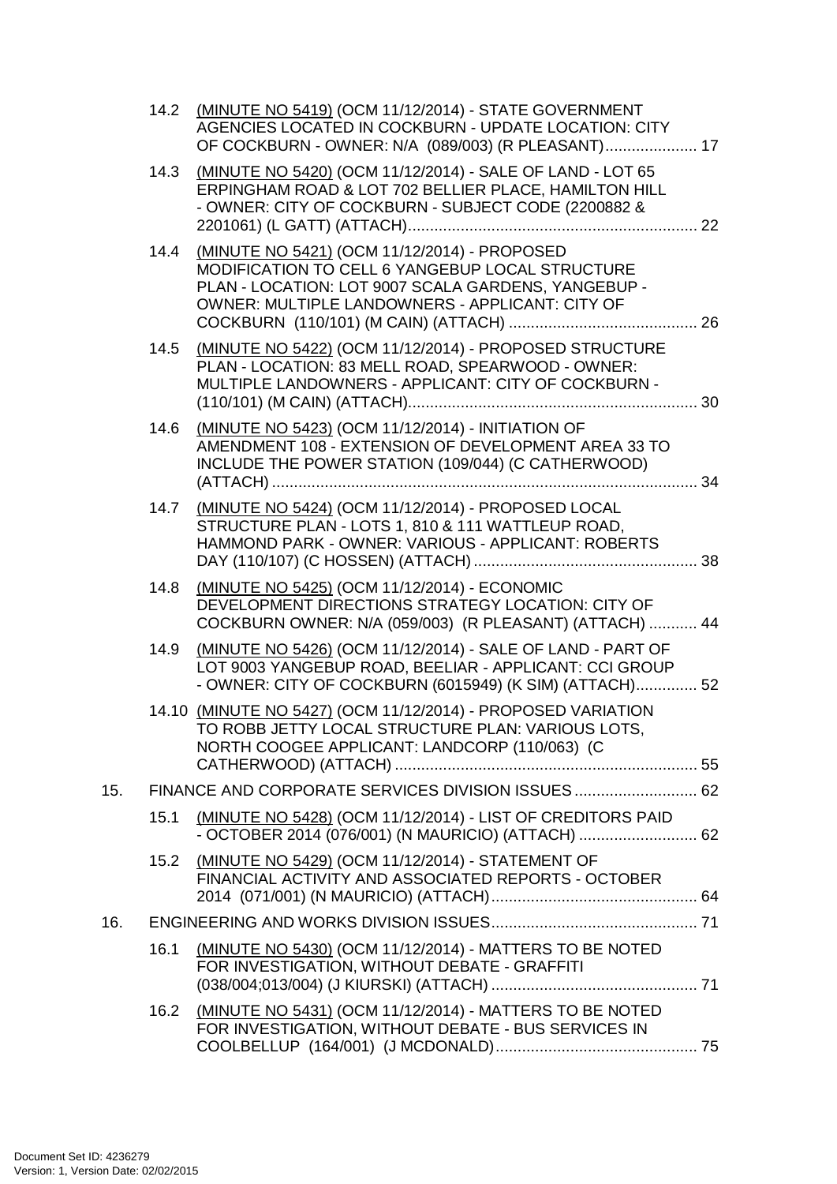14.2 (MINUTE NO 5419) (OCM 11/12/2014) - STATE GOVERNMENT AGENCIES LOCATED IN COCKBURN - UPDATE LOCATION: CITY OF COCKBURN - OWNER: N/A (089/003) (R PLEASANT) ..................... 17

14.3 (MINUTE NO 5420) (OCM 11/12/2014) - SALE OF LAND - LOT 65 ERPINGHAM ROAD & LOT 702 BELLIER PLACE, HAMILTON HILL - OWNER: CITY OF COCKBURN - SUBJECT CODE (2200882 & 2201061) (L GATT) (ATTACH) ................................................................... 22

14.4 (MINUTE NO 5421) (OCM 11/12/2014) - PROPOSED MODIFICATION TO CELL 6 YANGEBUP LOCAL STRUCTURE PLAN - LOCATION: LOT 9007 SCALA GARDENS, YANGEBUP - OWNER: MULTIPLE LANDOWNERS - APPLICANT: CITY OF COCKBURN (110/101) (M CAIN) (ATTACH) ........................................... 26

14.5 (MINUTE NO 5422) (OCM 11/12/2014) - PROPOSED STRUCTURE PLAN - LOCATION: 83 MELL ROAD, SPEARWOOD - OWNER: MULTIPLE LANDOWNERS - APPLICANT: CITY OF COCKBURN - (110/101) (M CAIN) (ATTACH) ................................................................... 30

14.6 (MINUTE NO 5423) (OCM 11/12/2014) - INITIATION OF AMENDMENT 108 - EXTENSION OF DEVELOPMENT AREA 33 TO INCLUDE THE POWER STATION (109/044) (C CATHERWOOD) (ATTACH) ................................................................................................. 34

14.7 (MINUTE NO 5424) (OCM 11/12/2014) - PROPOSED LOCAL STRUCTURE PLAN - LOTS 1, 810 & 111 WATTLEUP ROAD, HAMMOND PARK - OWNER: VARIOUS - APPLICANT: ROBERTS DAY (110/107) (C HOSSEN) (ATTACH) ................................................... 38

14.8 (MINUTE NO 5425) (OCM 11/12/2014) - ECONOMIC DEVELOPMENT DIRECTIONS STRATEGY LOCATION: CITY OF COCKBURN OWNER: N/A (059/003) (R PLEASANT) (ATTACH) ........... 44

14.9 (MINUTE NO 5426) (OCM 11/12/2014) - SALE OF LAND - PART OF LOT 9003 YANGEBUP ROAD, BEELIAR - APPLICANT: CCI GROUP - OWNER: CITY OF COCKBURN (6015949) (K SIM) (ATTACH).............. 52

14.10 (MINUTE NO 5427) (OCM 11/12/2014) - PROPOSED VARIATION TO ROBB JETTY LOCAL STRUCTURE PLAN: VARIOUS LOTS, NORTH COOGEE APPLICANT: LANDCORP (110/063) (C CATHERWOOD) (ATTACH) ..................................................................... 55

15. FINANCE AND CORPORATE SERVICES DIVISION ISSUES ............................ 62

15.1 (MINUTE NO 5428) (OCM 11/12/2014) - LIST OF CREDITORS PAID - OCTOBER 2014 (076/001) (N MAURICIO) (ATTACH) ........................... 62

15.2 (MINUTE NO 5429) (OCM 11/12/2014) - STATEMENT OF FINANCIAL ACTIVITY AND ASSOCIATED REPORTS - OCTOBER 2014 (071/001) (N MAURICIO) (ATTACH) ............................................... 64

16. ENGINEERING AND WORKS DIVISION ISSUES ............................................... 71

16.1 (MINUTE NO 5430) (OCM 11/12/2014) - MATTERS TO BE NOTED FOR INVESTIGATION, WITHOUT DEBATE - GRAFFITI (038/004;013/004) (J KIURSKI) (ATTACH) ............................................... 71

16.2 (MINUTE NO 5431) (OCM 11/12/2014) - MATTERS TO BE NOTED FOR INVESTIGATION, WITHOUT DEBATE - BUS SERVICES IN COOLBELLUP (164/001) (J MCDONALD) .............................................. 75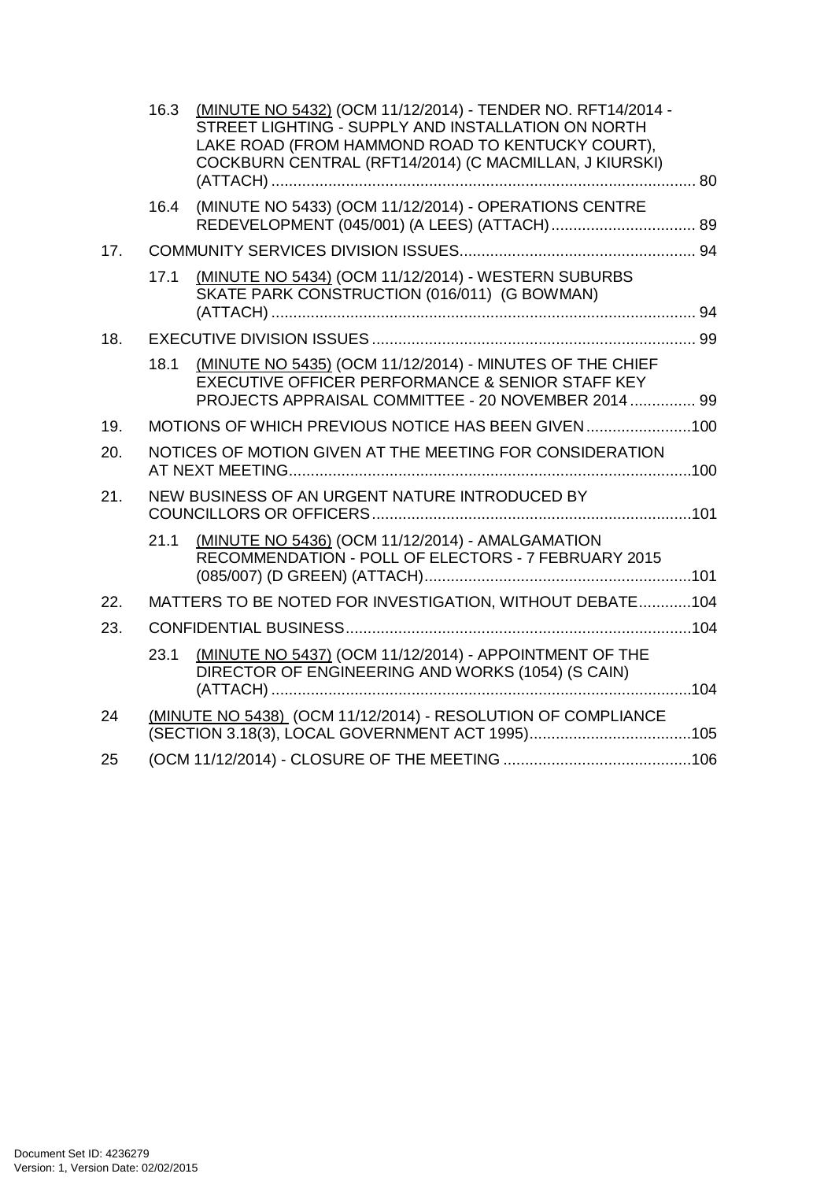16.3 <u>(MINUTE NO 5432)</u> (OCM 11/12/2014) - TENDER NO. RFT14/2014 - STREET LIGHTING - SUPPLY AND INSTALLATION ON NORTH LAKE ROAD (FROM HAMMOND ROAD TO KENTUCKY COURT), COCKBURN CENTRAL (RFT14/2014) (C MACMILLAN, J KIURSKI) (ATTACH) ................................................................................................ 80

16.4 (MINUTE NO 5433) (OCM 11/12/2014) - OPERATIONS CENTRE REDEVELOPMENT (045/001) (A LEES) (ATTACH) ................................. 89

17. COMMUNITY SERVICES DIVISION ISSUES...................................................... 94

17.1 <u>(MINUTE NO 5434)</u> (OCM 11/12/2014) - WESTERN SUBURBS SKATE PARK CONSTRUCTION (016/011) (G BOWMAN) (ATTACH) ................................................................................................ 94

18. EXECUTIVE DIVISION ISSUES ......................................................................... 99

18.1 <u>(MINUTE NO 5435)</u> (OCM 11/12/2014) - MINUTES OF THE CHIEF EXECUTIVE OFFICER PERFORMANCE & SENIOR STAFF KEY PROJECTS APPRAISAL COMMITTEE - 20 NOVEMBER 2014 ............... 99

19. MOTIONS OF WHICH PREVIOUS NOTICE HAS BEEN GIVEN ........................100

20. NOTICES OF MOTION GIVEN AT THE MEETING FOR CONSIDERATION AT NEXT MEETING............................................................................................100

21. NEW BUSINESS OF AN URGENT NATURE INTRODUCED BY COUNCILLORS OR OFFICERS.........................................................................101

21.1 <u>(MINUTE NO 5436)</u> (OCM 11/12/2014) - AMALGAMATION RECOMMENDATION - POLL OF ELECTORS - 7 FEBRUARY 2015 (085/007) (D GREEN) (ATTACH)..............................................................101

22. MATTERS TO BE NOTED FOR INVESTIGATION, WITHOUT DEBATE............104

23. CONFIDENTIAL BUSINESS...............................................................................104

23.1 <u>(MINUTE NO 5437)</u> (OCM 11/12/2014) - APPOINTMENT OF THE DIRECTOR OF ENGINEERING AND WORKS (1054) (S CAIN) (ATTACH) ................................................................................................104

24 <u>(MINUTE NO 5438)</u> (OCM 11/12/2014) - RESOLUTION OF COMPLIANCE (SECTION 3.18(3), LOCAL GOVERNMENT ACT 1995).....................................105

25 (OCM 11/12/2014) - CLOSURE OF THE MEETING ...........................................106

Document Set ID: 4236279
Version: 1, Version Date: 02/02/2015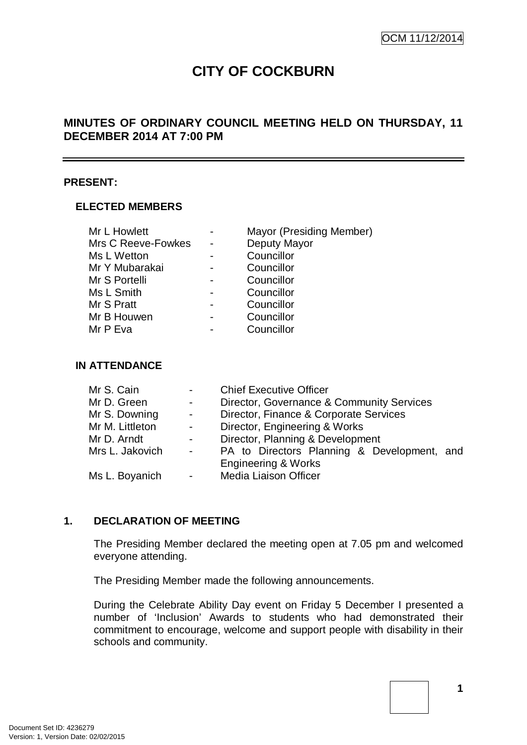OCM 11/12/2014

# CITY OF COCKBURN

## MINUTES OF ORDINARY COUNCIL MEETING HELD ON THURSDAY, 11 DECEMBER 2014 AT 7:00 PM

**PRESENT:**

**ELECTED MEMBERS**

| | | |
|---|---|---|
| Mr L Howlett | - | Mayor (Presiding Member) |
| Mrs C Reeve-Fowkes | - | Deputy Mayor |
| Ms L Wetton | - | Councillor |
| Mr Y Mubarakai | - | Councillor |
| Mr S Portelli | - | Councillor |
| Ms L Smith | - | Councillor |
| Mr S Pratt | - | Councillor |
| Mr B Houwen | - | Councillor |
| Mr P Eva | - | Councillor |

**IN ATTENDANCE**

| | | |
|---|---|---|
| Mr S. Cain | - | Chief Executive Officer |
| Mr D. Green | - | Director, Governance & Community Services |
| Mr S. Downing | - | Director, Finance & Corporate Services |
| Mr M. Littleton | - | Director, Engineering & Works |
| Mr D. Arndt | - | Director, Planning & Development |
| Mrs L. Jakovich | - | PA to Directors Planning & Development, and Engineering & Works |
| Ms L. Boyanich | - | Media Liaison Officer |

### 1. DECLARATION OF MEETING

The Presiding Member declared the meeting open at 7.05 pm and welcomed everyone attending.

The Presiding Member made the following announcements.

During the Celebrate Ability Day event on Friday 5 December I presented a number of 'Inclusion' Awards to students who had demonstrated their commitment to encourage, welcome and support people with disability in their schools and community.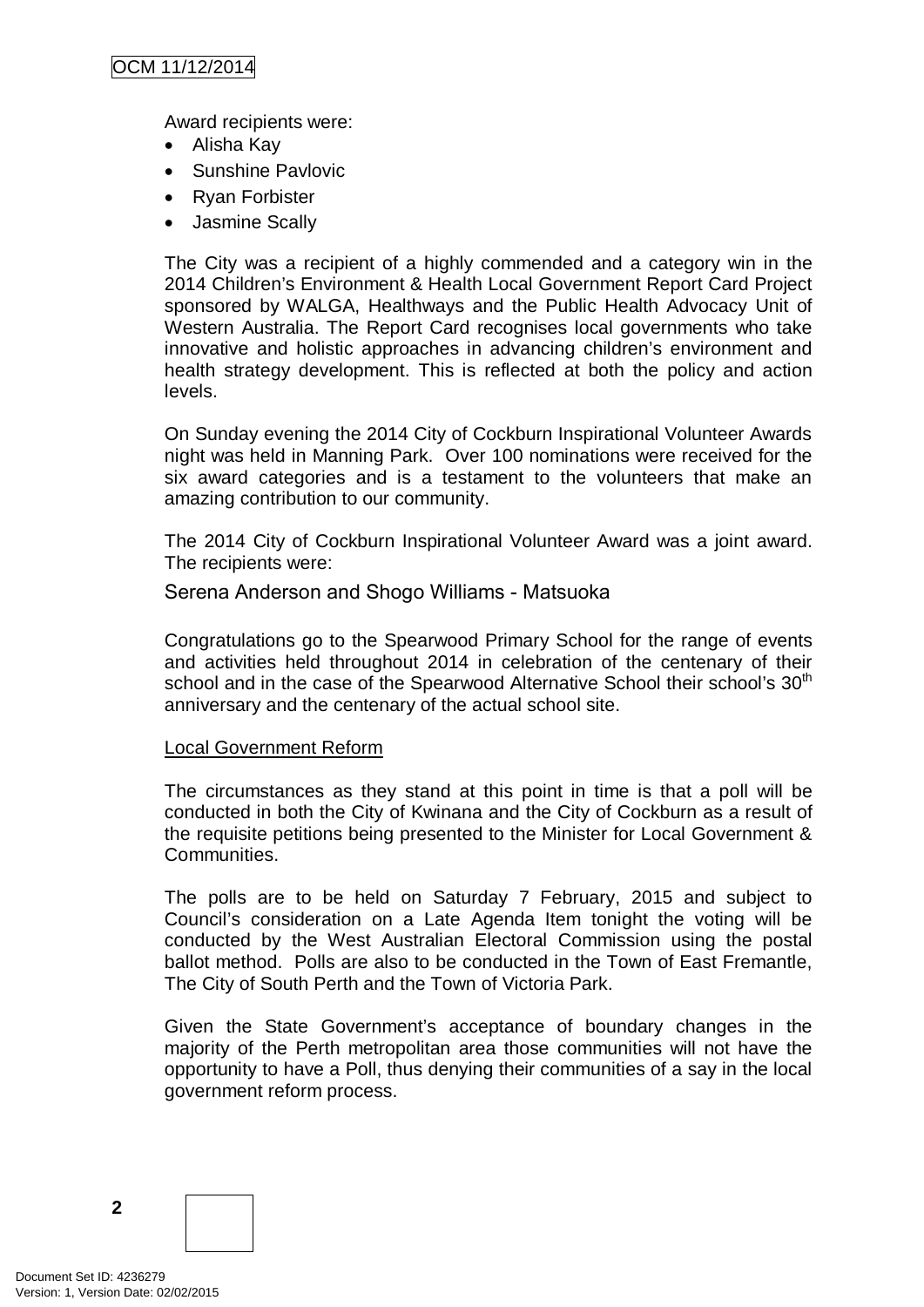Award recipients were:

- Alisha Kay
- Sunshine Pavlovic
- Ryan Forbister
- Jasmine Scally

The City was a recipient of a highly commended and a category win in the 2014 Children's Environment & Health Local Government Report Card Project sponsored by WALGA, Healthways and the Public Health Advocacy Unit of Western Australia. The Report Card recognises local governments who take innovative and holistic approaches in advancing children's environment and health strategy development. This is reflected at both the policy and action levels.

On Sunday evening the 2014 City of Cockburn Inspirational Volunteer Awards night was held in Manning Park. Over 100 nominations were received for the six award categories and is a testament to the volunteers that make an amazing contribution to our community.

The 2014 City of Cockburn Inspirational Volunteer Award was a joint award. The recipients were:

Serena Anderson and Shogo Williams - Matsuoka

Congratulations go to the Spearwood Primary School for the range of events and activities held throughout 2014 in celebration of the centenary of their school and in the case of the Spearwood Alternative School their school's 30th anniversary and the centenary of the actual school site.

<u>Local Government Reform</u>

The circumstances as they stand at this point in time is that a poll will be conducted in both the City of Kwinana and the City of Cockburn as a result of the requisite petitions being presented to the Minister for Local Government & Communities.

The polls are to be held on Saturday 7 February, 2015 and subject to Council's consideration on a Late Agenda Item tonight the voting will be conducted by the West Australian Electoral Commission using the postal ballot method. Polls are also to be conducted in the Town of East Fremantle, The City of South Perth and the Town of Victoria Park.

Given the State Government's acceptance of boundary changes in the majority of the Perth metropolitan area those communities will not have the opportunity to have a Poll, thus denying their communities of a say in the local government reform process.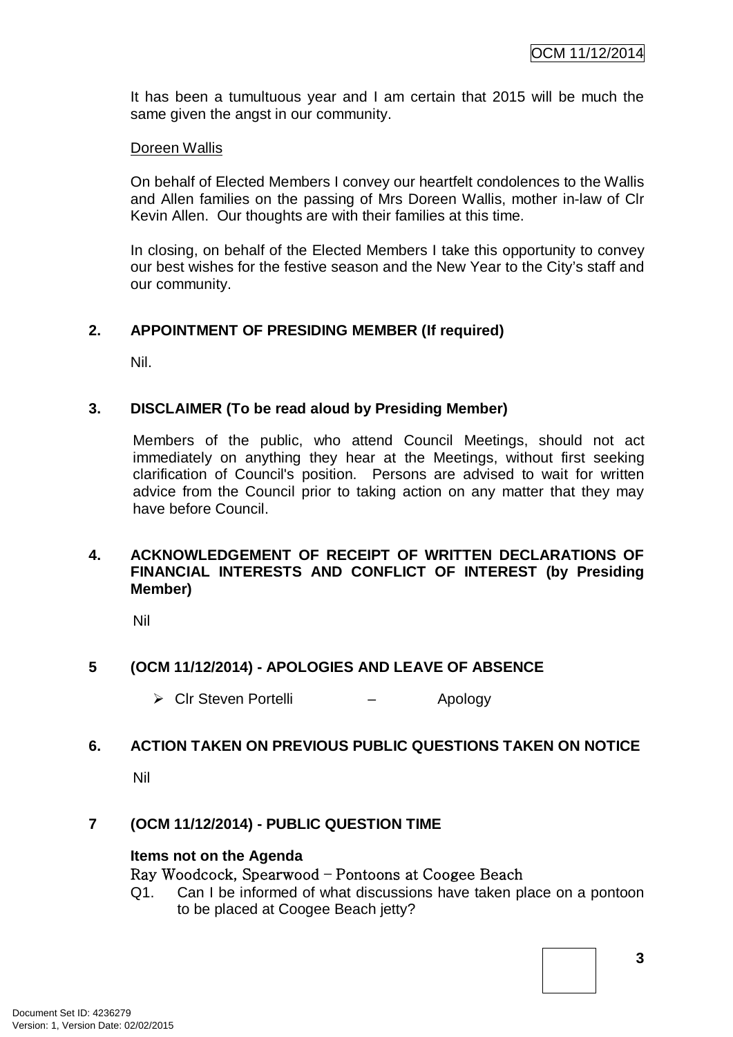It has been a tumultuous year and I am certain that 2015 will be much the same given the angst in our community.

Doreen Wallis

On behalf of Elected Members I convey our heartfelt condolences to the Wallis and Allen families on the passing of Mrs Doreen Wallis, mother in-law of Clr Kevin Allen. Our thoughts are with their families at this time.

In closing, on behalf of the Elected Members I take this opportunity to convey our best wishes for the festive season and the New Year to the City's staff and our community.

## 2. APPOINTMENT OF PRESIDING MEMBER (If required)

Nil.

## 3. DISCLAIMER (To be read aloud by Presiding Member)

Members of the public, who attend Council Meetings, should not act immediately on anything they hear at the Meetings, without first seeking clarification of Council's position. Persons are advised to wait for written advice from the Council prior to taking action on any matter that they may have before Council.

## 4. ACKNOWLEDGEMENT OF RECEIPT OF WRITTEN DECLARATIONS OF FINANCIAL INTERESTS AND CONFLICT OF INTEREST (by Presiding Member)

Nil

## 5 (OCM 11/12/2014) - APOLOGIES AND LEAVE OF ABSENCE

- Clr Steven Portelli – Apology

## 6. ACTION TAKEN ON PREVIOUS PUBLIC QUESTIONS TAKEN ON NOTICE

Nil

## 7 (OCM 11/12/2014) - PUBLIC QUESTION TIME

**Items not on the Agenda**

Ray Woodcock, Spearwood – Pontoons at Coogee Beach

Q1. Can I be informed of what discussions have taken place on a pontoon to be placed at Coogee Beach jetty?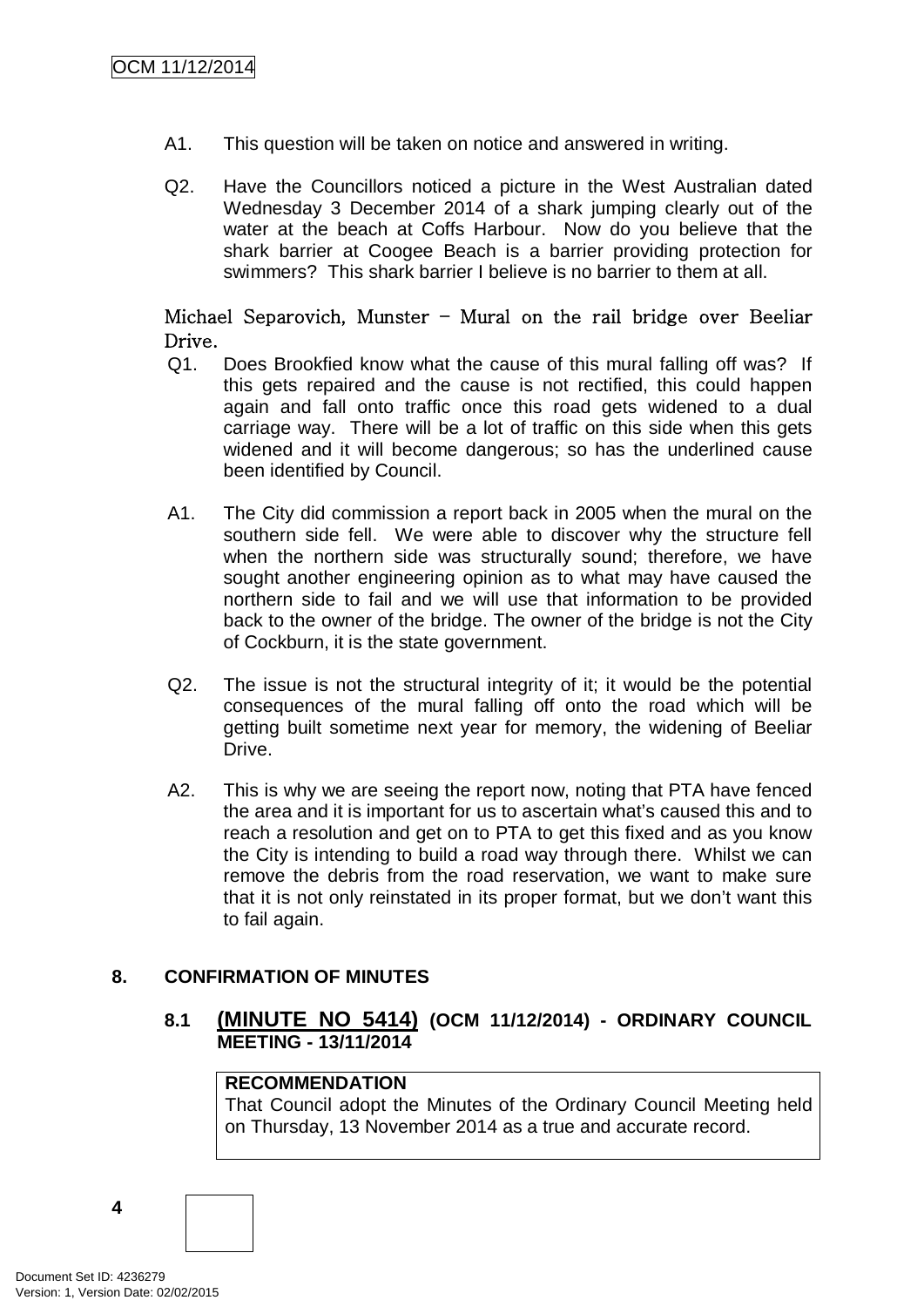A1. This question will be taken on notice and answered in writing.

Q2. Have the Councillors noticed a picture in the West Australian dated Wednesday 3 December 2014 of a shark jumping clearly out of the water at the beach at Coffs Harbour. Now do you believe that the shark barrier at Coogee Beach is a barrier providing protection for swimmers? This shark barrier I believe is no barrier to them at all.

Michael Separovich, Munster – Mural on the rail bridge over Beeliar Drive.

Q1. Does Brookfied know what the cause of this mural falling off was? If this gets repaired and the cause is not rectified, this could happen again and fall onto traffic once this road gets widened to a dual carriage way. There will be a lot of traffic on this side when this gets widened and it will become dangerous; so has the underlined cause been identified by Council.

A1. The City did commission a report back in 2005 when the mural on the southern side fell. We were able to discover why the structure fell when the northern side was structurally sound; therefore, we have sought another engineering opinion as to what may have caused the northern side to fail and we will use that information to be provided back to the owner of the bridge. The owner of the bridge is not the City of Cockburn, it is the state government.

Q2. The issue is not the structural integrity of it; it would be the potential consequences of the mural falling off onto the road which will be getting built sometime next year for memory, the widening of Beeliar Drive.

A2. This is why we are seeing the report now, noting that PTA have fenced the area and it is important for us to ascertain what's caused this and to reach a resolution and get on to PTA to get this fixed and as you know the City is intending to build a road way through there. Whilst we can remove the debris from the road reservation, we want to make sure that it is not only reinstated in its proper format, but we don't want this to fail again.

## 8. CONFIRMATION OF MINUTES

### 8.1 (MINUTE NO 5414) (OCM 11/12/2014) - ORDINARY COUNCIL MEETING - 13/11/2014

**RECOMMENDATION**

That Council adopt the Minutes of the Ordinary Council Meeting held on Thursday, 13 November 2014 as a true and accurate record.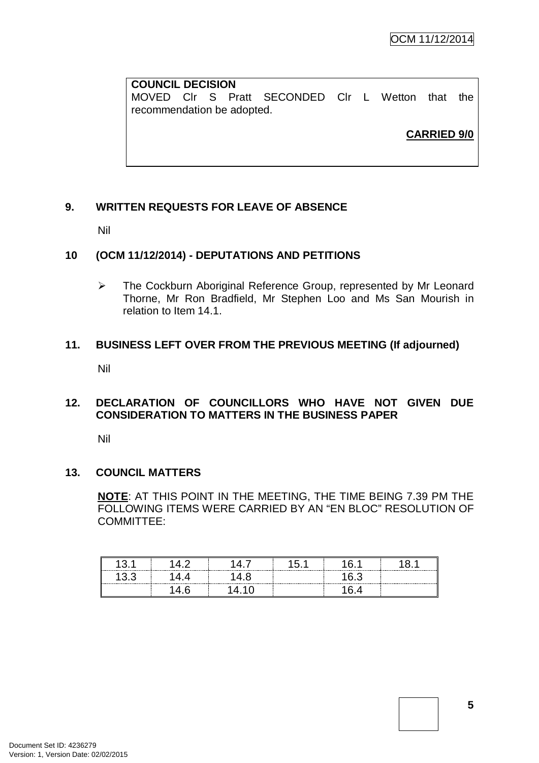**COUNCIL DECISION**
MOVED Clr S Pratt SECONDED Clr L Wetton that the recommendation be adopted.

**CARRIED 9/0**

## 9. WRITTEN REQUESTS FOR LEAVE OF ABSENCE

Nil

## 10 (OCM 11/12/2014) - DEPUTATIONS AND PETITIONS

- The Cockburn Aboriginal Reference Group, represented by Mr Leonard Thorne, Mr Ron Bradfield, Mr Stephen Loo and Ms San Mourish in relation to Item 14.1.

## 11. BUSINESS LEFT OVER FROM THE PREVIOUS MEETING (If adjourned)

Nil

## 12. DECLARATION OF COUNCILLORS WHO HAVE NOT GIVEN DUE CONSIDERATION TO MATTERS IN THE BUSINESS PAPER

Nil

## 13. COUNCIL MATTERS

**NOTE**: AT THIS POINT IN THE MEETING, THE TIME BEING 7.39 PM THE FOLLOWING ITEMS WERE CARRIED BY AN "EN BLOC" RESOLUTION OF COMMITTEE:

| | | | | | |
|---|---|---|---|---|---|
| 13.1 | 14.2 | 14.7 | 15.1 | 16.1 | 18.1 |
| 13.3 | 14.4 | 14.8 | | 16.3 | |
| | 14.6 | 14.10 | | 16.4 | |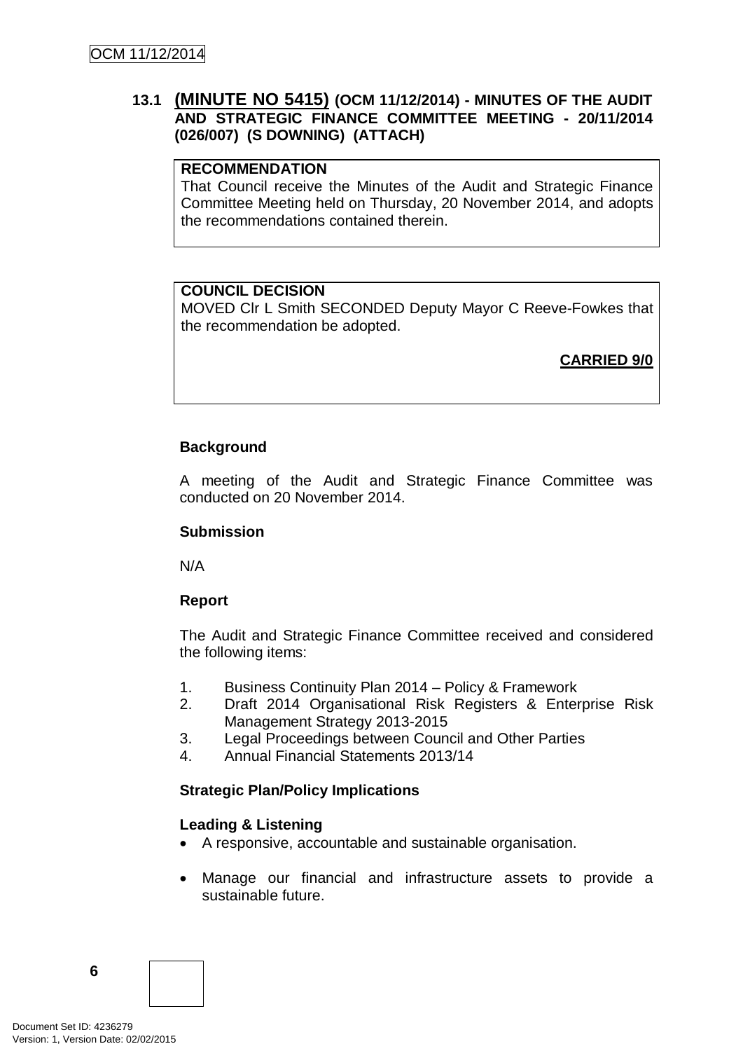### 13.1 (MINUTE NO 5415) (OCM 11/12/2014) - MINUTES OF THE AUDIT AND STRATEGIC FINANCE COMMITTEE MEETING - 20/11/2014 (026/007) (S DOWNING) (ATTACH)

**RECOMMENDATION**
That Council receive the Minutes of the Audit and Strategic Finance Committee Meeting held on Thursday, 20 November 2014, and adopts the recommendations contained therein.

**COUNCIL DECISION**
MOVED Clr L Smith SECONDED Deputy Mayor C Reeve-Fowkes that the recommendation be adopted.

**CARRIED 9/0**

**Background**

A meeting of the Audit and Strategic Finance Committee was conducted on 20 November 2014.

**Submission**

N/A

**Report**

The Audit and Strategic Finance Committee received and considered the following items:

1. Business Continuity Plan 2014 – Policy & Framework
2. Draft 2014 Organisational Risk Registers & Enterprise Risk Management Strategy 2013-2015
3. Legal Proceedings between Council and Other Parties
4. Annual Financial Statements 2013/14

**Strategic Plan/Policy Implications**

**Leading & Listening**

- A responsive, accountable and sustainable organisation.
- Manage our financial and infrastructure assets to provide a sustainable future.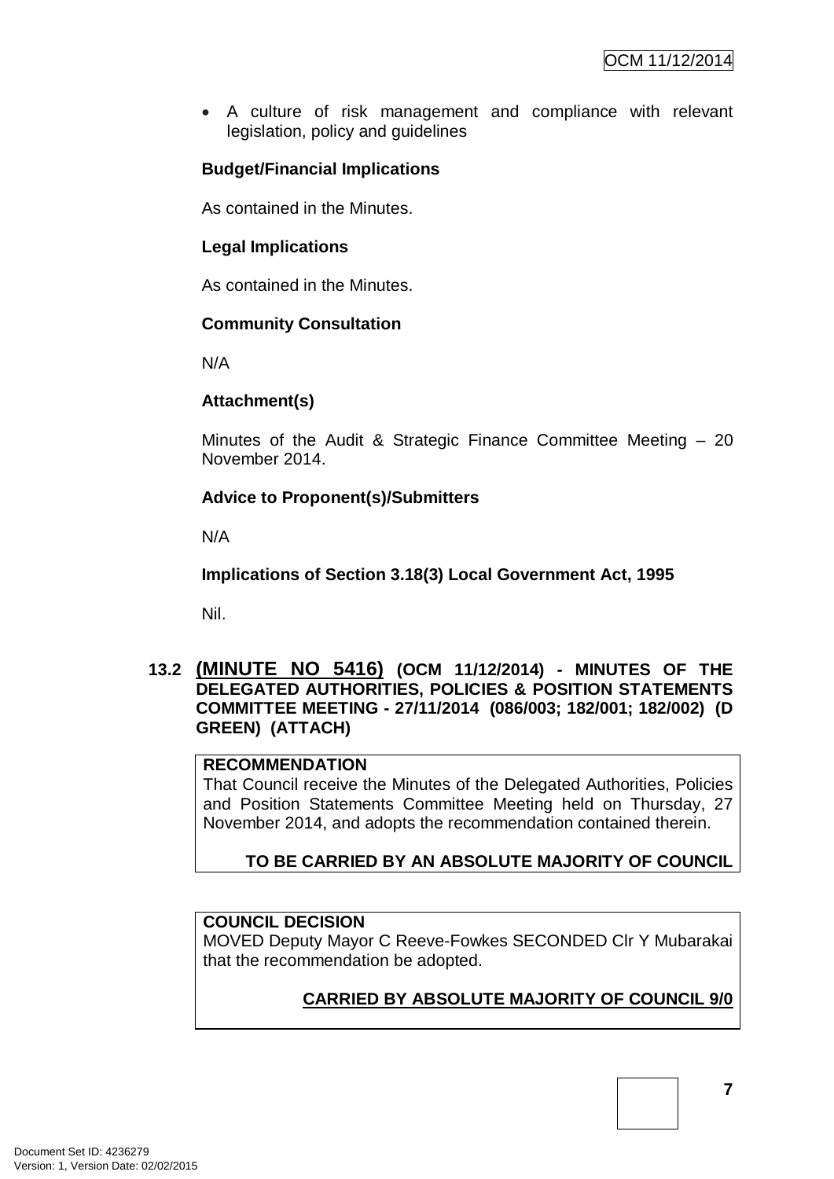- A culture of risk management and compliance with relevant legislation, policy and guidelines

**Budget/Financial Implications**

As contained in the Minutes.

**Legal Implications**

As contained in the Minutes.

**Community Consultation**

N/A

**Attachment(s)**

Minutes of the Audit & Strategic Finance Committee Meeting – 20 November 2014.

**Advice to Proponent(s)/Submitters**

N/A

**Implications of Section 3.18(3) Local Government Act, 1995**

Nil.

### 13.2 (MINUTE NO 5416) (OCM 11/12/2014) - MINUTES OF THE DELEGATED AUTHORITIES, POLICIES & POSITION STATEMENTS COMMITTEE MEETING - 27/11/2014 (086/003; 182/001; 182/002) (D GREEN) (ATTACH)

**RECOMMENDATION**

That Council receive the Minutes of the Delegated Authorities, Policies and Position Statements Committee Meeting held on Thursday, 27 November 2014, and adopts the recommendation contained therein.

**TO BE CARRIED BY AN ABSOLUTE MAJORITY OF COUNCIL**

**COUNCIL DECISION**

MOVED Deputy Mayor C Reeve-Fowkes SECONDED Clr Y Mubarakai that the recommendation be adopted.

**CARRIED BY ABSOLUTE MAJORITY OF COUNCIL 9/0**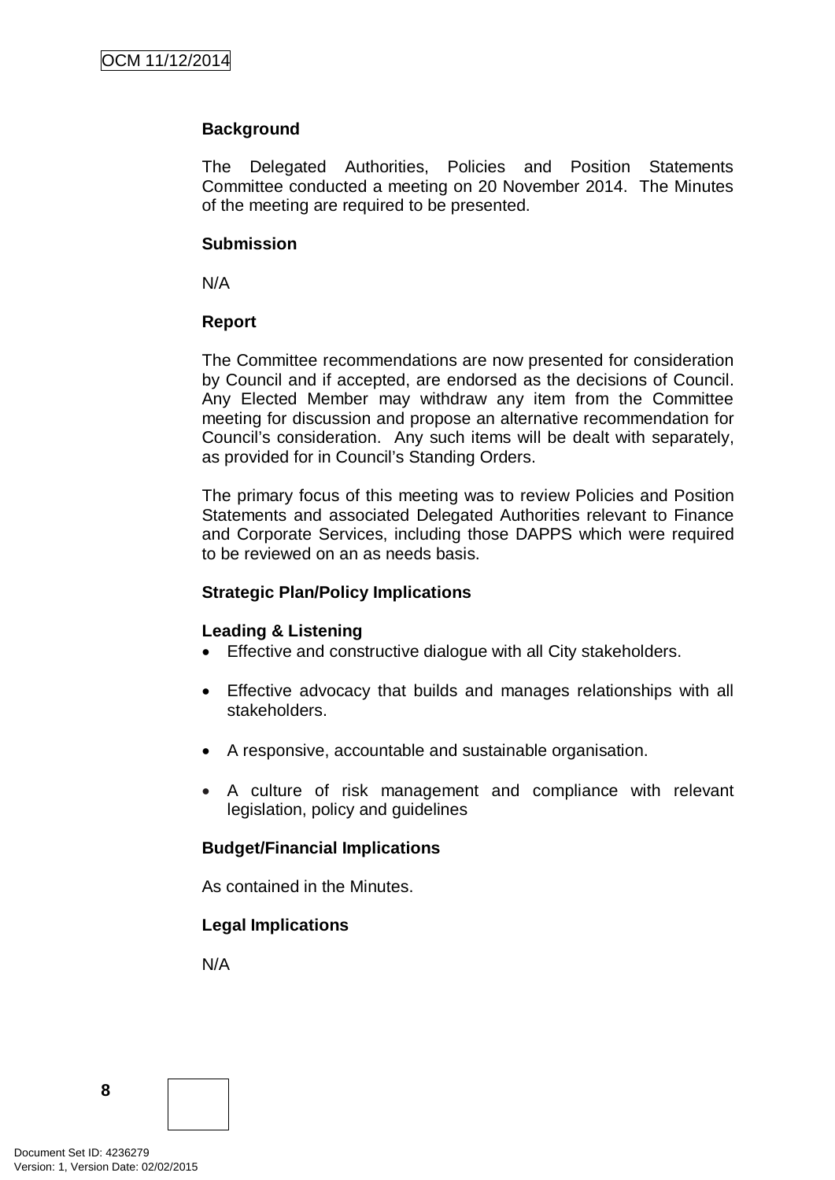**Background**

The Delegated Authorities, Policies and Position Statements Committee conducted a meeting on 20 November 2014. The Minutes of the meeting are required to be presented.

**Submission**

N/A

**Report**

The Committee recommendations are now presented for consideration by Council and if accepted, are endorsed as the decisions of Council. Any Elected Member may withdraw any item from the Committee meeting for discussion and propose an alternative recommendation for Council's consideration. Any such items will be dealt with separately, as provided for in Council's Standing Orders.

The primary focus of this meeting was to review Policies and Position Statements and associated Delegated Authorities relevant to Finance and Corporate Services, including those DAPPS which were required to be reviewed on an as needs basis.

**Strategic Plan/Policy Implications**

**Leading & Listening**

- Effective and constructive dialogue with all City stakeholders.
- Effective advocacy that builds and manages relationships with all stakeholders.
- A responsive, accountable and sustainable organisation.
- A culture of risk management and compliance with relevant legislation, policy and guidelines

**Budget/Financial Implications**

As contained in the Minutes.

**Legal Implications**

N/A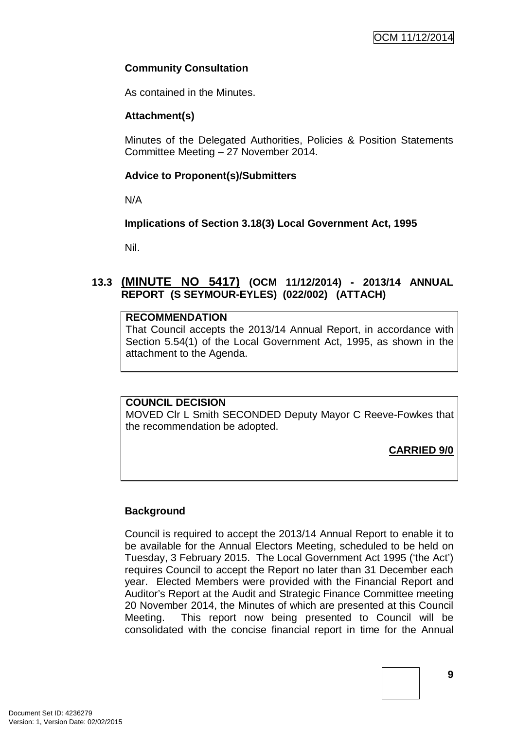**Community Consultation**

As contained in the Minutes.

**Attachment(s)**

Minutes of the Delegated Authorities, Policies & Position Statements Committee Meeting – 27 November 2014.

**Advice to Proponent(s)/Submitters**

N/A

**Implications of Section 3.18(3) Local Government Act, 1995**

Nil.

### 13.3 (MINUTE NO 5417) (OCM 11/12/2014) - 2013/14 ANNUAL REPORT (S SEYMOUR-EYLES) (022/002) (ATTACH)

**RECOMMENDATION**

That Council accepts the 2013/14 Annual Report, in accordance with Section 5.54(1) of the Local Government Act, 1995, as shown in the attachment to the Agenda.

**COUNCIL DECISION**

MOVED Clr L Smith SECONDED Deputy Mayor C Reeve-Fowkes that the recommendation be adopted.

**CARRIED 9/0**

**Background**

Council is required to accept the 2013/14 Annual Report to enable it to be available for the Annual Electors Meeting, scheduled to be held on Tuesday, 3 February 2015. The Local Government Act 1995 ('the Act') requires Council to accept the Report no later than 31 December each year. Elected Members were provided with the Financial Report and Auditor's Report at the Audit and Strategic Finance Committee meeting 20 November 2014, the Minutes of which are presented at this Council Meeting. This report now being presented to Council will be consolidated with the concise financial report in time for the Annual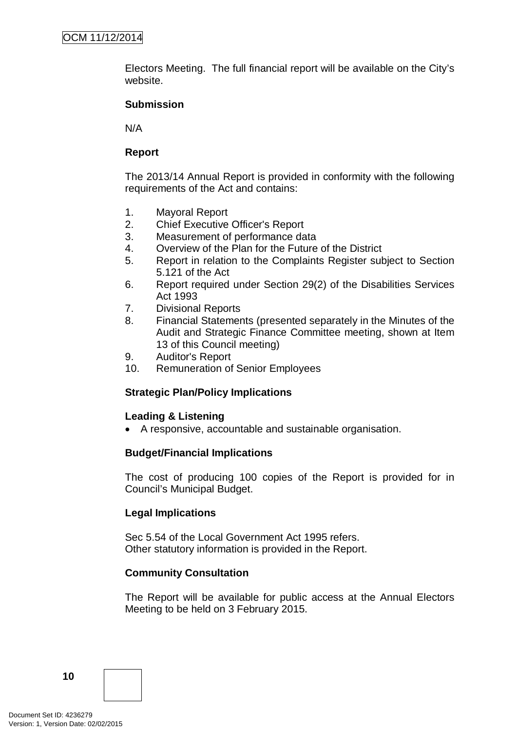Electors Meeting. The full financial report will be available on the City's website.

**Submission**

N/A

**Report**

The 2013/14 Annual Report is provided in conformity with the following requirements of the Act and contains:

1. Mayoral Report
2. Chief Executive Officer's Report
3. Measurement of performance data
4. Overview of the Plan for the Future of the District
5. Report in relation to the Complaints Register subject to Section 5.121 of the Act
6. Report required under Section 29(2) of the Disabilities Services Act 1993
7. Divisional Reports
8. Financial Statements (presented separately in the Minutes of the Audit and Strategic Finance Committee meeting, shown at Item 13 of this Council meeting)
9. Auditor's Report
10. Remuneration of Senior Employees

**Strategic Plan/Policy Implications**

**Leading & Listening**

- A responsive, accountable and sustainable organisation.

**Budget/Financial Implications**

The cost of producing 100 copies of the Report is provided for in Council's Municipal Budget.

**Legal Implications**

Sec 5.54 of the Local Government Act 1995 refers.
Other statutory information is provided in the Report.

**Community Consultation**

The Report will be available for public access at the Annual Electors Meeting to be held on 3 February 2015.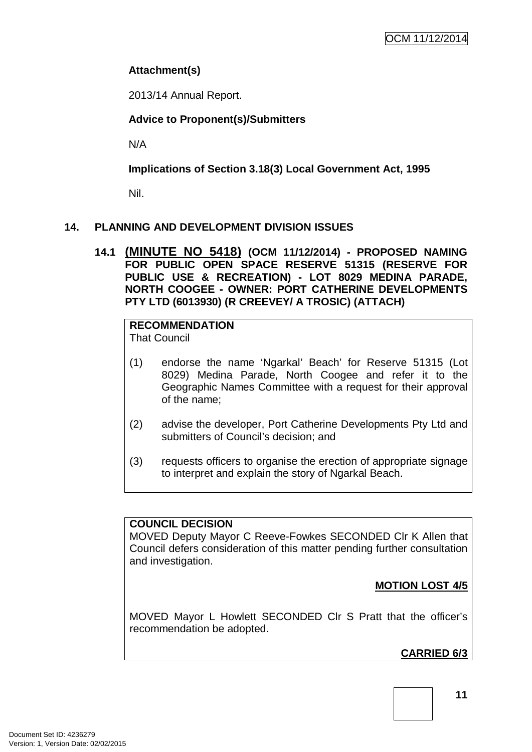**Attachment(s)**

2013/14 Annual Report.

**Advice to Proponent(s)/Submitters**

N/A

**Implications of Section 3.18(3) Local Government Act, 1995**

Nil.

## 14. PLANNING AND DEVELOPMENT DIVISION ISSUES

### 14.1 (MINUTE NO 5418) (OCM 11/12/2014) - PROPOSED NAMING FOR PUBLIC OPEN SPACE RESERVE 51315 (RESERVE FOR PUBLIC USE & RECREATION) - LOT 8029 MEDINA PARADE, NORTH COOGEE - OWNER: PORT CATHERINE DEVELOPMENTS PTY LTD (6013930) (R CREEVEY/ A TROSIC) (ATTACH)

**RECOMMENDATION**
That Council

(1) endorse the name 'Ngarkal' Beach' for Reserve 51315 (Lot 8029) Medina Parade, North Coogee and refer it to the Geographic Names Committee with a request for their approval of the name;

(2) advise the developer, Port Catherine Developments Pty Ltd and submitters of Council's decision; and

(3) requests officers to organise the erection of appropriate signage to interpret and explain the story of Ngarkal Beach.

**COUNCIL DECISION**
MOVED Deputy Mayor C Reeve-Fowkes SECONDED Clr K Allen that Council defers consideration of this matter pending further consultation and investigation.

**MOTION LOST 4/5**

MOVED Mayor L Howlett SECONDED Clr S Pratt that the officer's recommendation be adopted.

**CARRIED 6/3**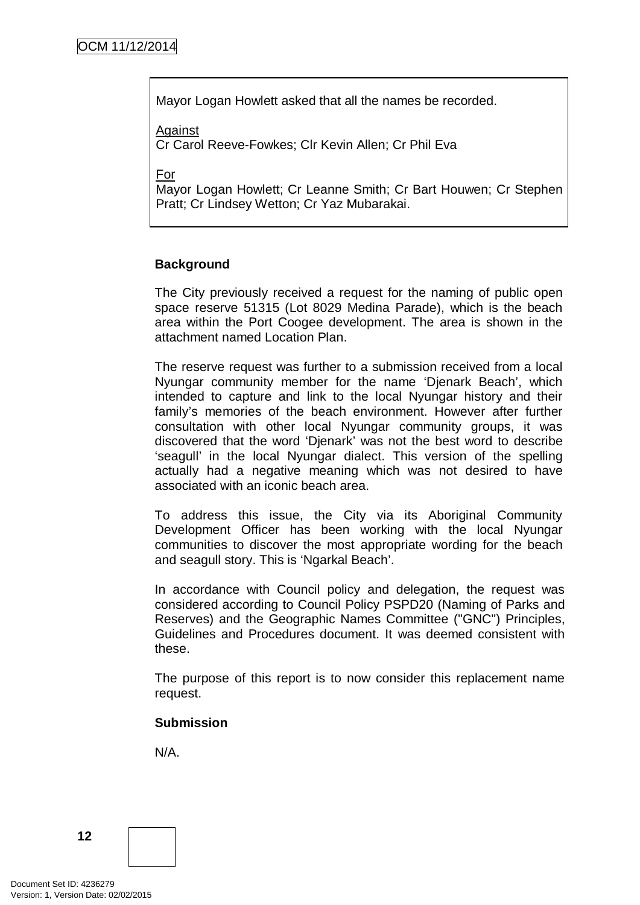Mayor Logan Howlett asked that all the names be recorded.

Against
Cr Carol Reeve-Fowkes; Clr Kevin Allen; Cr Phil Eva

For
Mayor Logan Howlett; Cr Leanne Smith; Cr Bart Houwen; Cr Stephen Pratt; Cr Lindsey Wetton; Cr Yaz Mubarakai.

**Background**

The City previously received a request for the naming of public open space reserve 51315 (Lot 8029 Medina Parade), which is the beach area within the Port Coogee development. The area is shown in the attachment named Location Plan.

The reserve request was further to a submission received from a local Nyungar community member for the name 'Djenark Beach', which intended to capture and link to the local Nyungar history and their family's memories of the beach environment. However after further consultation with other local Nyungar community groups, it was discovered that the word 'Djenark' was not the best word to describe 'seagull' in the local Nyungar dialect. This version of the spelling actually had a negative meaning which was not desired to have associated with an iconic beach area.

To address this issue, the City via its Aboriginal Community Development Officer has been working with the local Nyungar communities to discover the most appropriate wording for the beach and seagull story. This is 'Ngarkal Beach'.

In accordance with Council policy and delegation, the request was considered according to Council Policy PSPD20 (Naming of Parks and Reserves) and the Geographic Names Committee ("GNC") Principles, Guidelines and Procedures document. It was deemed consistent with these.

The purpose of this report is to now consider this replacement name request.

**Submission**

N/A.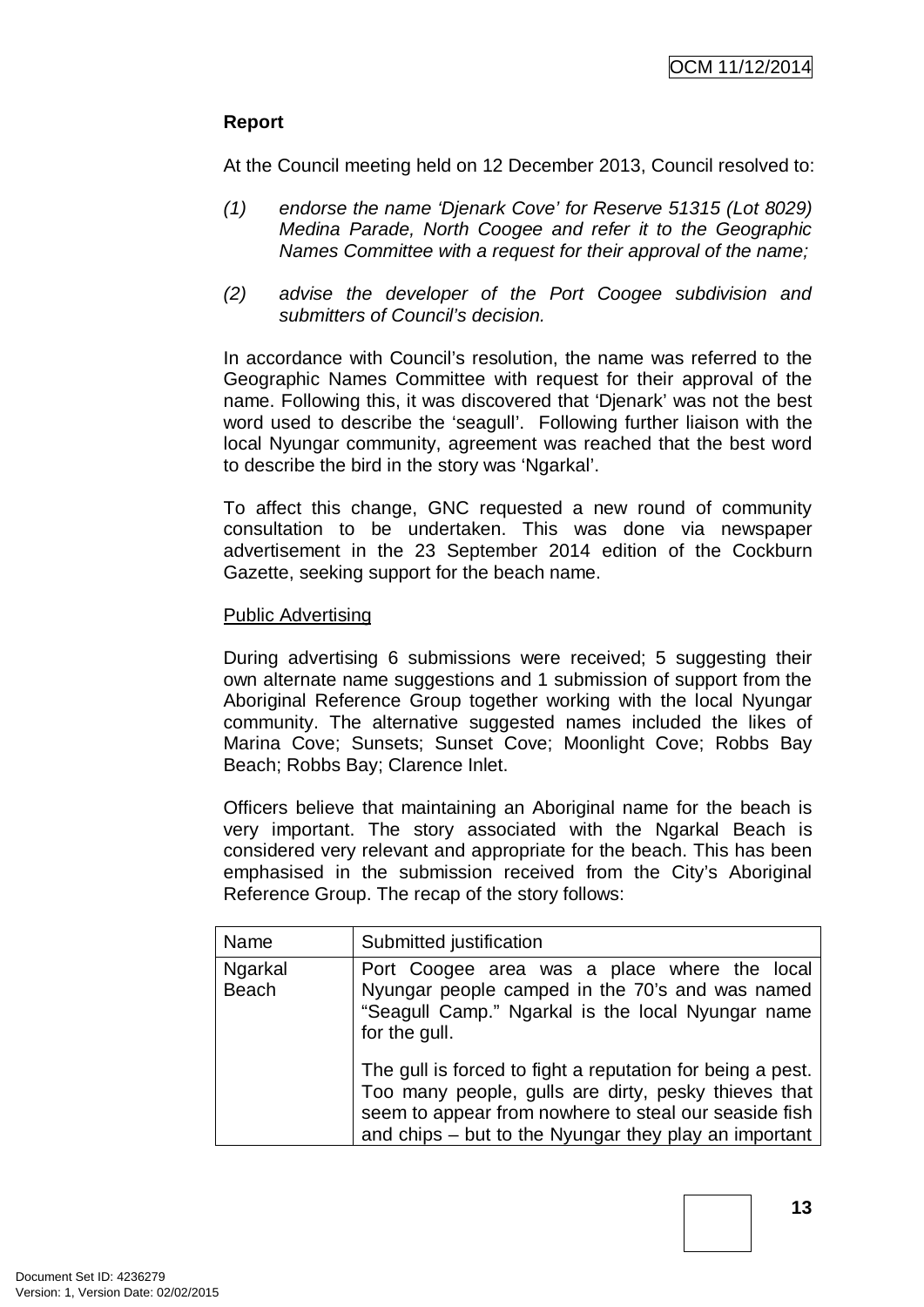**Report**

At the Council meeting held on 12 December 2013, Council resolved to:

(1) *endorse the name 'Djenark Cove' for Reserve 51315 (Lot 8029) Medina Parade, North Coogee and refer it to the Geographic Names Committee with a request for their approval of the name;*

(2) *advise the developer of the Port Coogee subdivision and submitters of Council's decision.*

In accordance with Council's resolution, the name was referred to the Geographic Names Committee with request for their approval of the name. Following this, it was discovered that 'Djenark' was not the best word used to describe the 'seagull'. Following further liaison with the local Nyungar community, agreement was reached that the best word to describe the bird in the story was 'Ngarkal'.

To affect this change, GNC requested a new round of community consultation to be undertaken. This was done via newspaper advertisement in the 23 September 2014 edition of the Cockburn Gazette, seeking support for the beach name.

Public Advertising

During advertising 6 submissions were received; 5 suggesting their own alternate name suggestions and 1 submission of support from the Aboriginal Reference Group together working with the local Nyungar community. The alternative suggested names included the likes of Marina Cove; Sunsets; Sunset Cove; Moonlight Cove; Robbs Bay Beach; Robbs Bay; Clarence Inlet.

Officers believe that maintaining an Aboriginal name for the beach is very important. The story associated with the Ngarkal Beach is considered very relevant and appropriate for the beach. This has been emphasised in the submission received from the City's Aboriginal Reference Group. The recap of the story follows:

| Name | Submitted justification |
|---|---|
| Ngarkal Beach | Port Coogee area was a place where the local Nyungar people camped in the 70's and was named "Seagull Camp." Ngarkal is the local Nyungar name for the gull.<br><br>The gull is forced to fight a reputation for being a pest. Too many people, gulls are dirty, pesky thieves that seem to appear from nowhere to steal our seaside fish and chips – but to the Nyungar they play an important |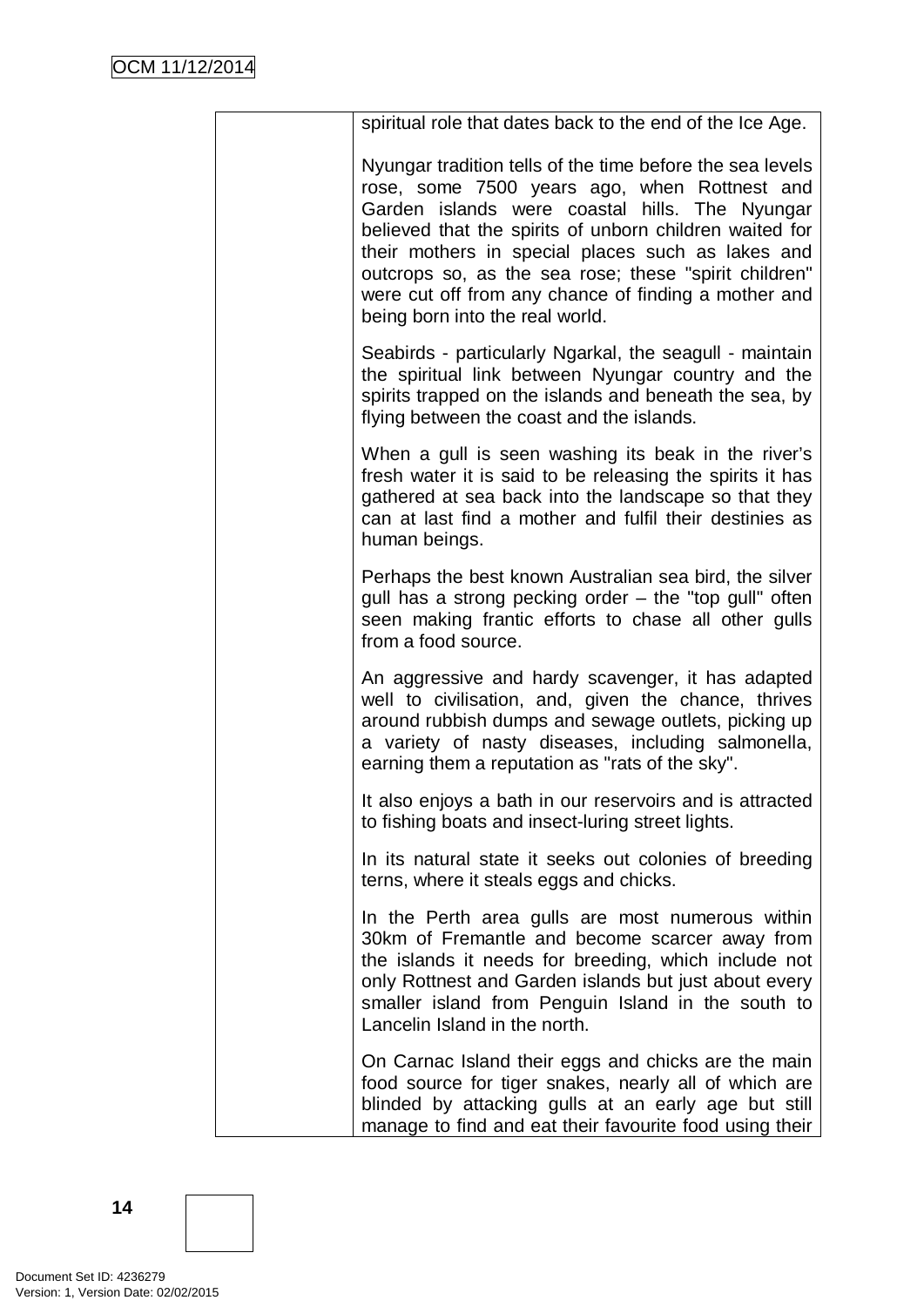| | |
|---|---|
| | spiritual role that dates back to the end of the Ice Age.<br><br>Nyungar tradition tells of the time before the sea levels rose, some 7500 years ago, when Rottnest and Garden islands were coastal hills. The Nyungar believed that the spirits of unborn children waited for their mothers in special places such as lakes and outcrops so, as the sea rose; these "spirit children" were cut off from any chance of finding a mother and being born into the real world.<br><br>Seabirds - particularly Ngarkal, the seagull - maintain the spiritual link between Nyungar country and the spirits trapped on the islands and beneath the sea, by flying between the coast and the islands.<br><br>When a gull is seen washing its beak in the river's fresh water it is said to be releasing the spirits it has gathered at sea back into the landscape so that they can at last find a mother and fulfil their destinies as human beings.<br><br>Perhaps the best known Australian sea bird, the silver gull has a strong pecking order – the "top gull" often seen making frantic efforts to chase all other gulls from a food source.<br><br>An aggressive and hardy scavenger, it has adapted well to civilisation, and, given the chance, thrives around rubbish dumps and sewage outlets, picking up a variety of nasty diseases, including salmonella, earning them a reputation as "rats of the sky".<br><br>It also enjoys a bath in our reservoirs and is attracted to fishing boats and insect-luring street lights.<br><br>In its natural state it seeks out colonies of breeding terns, where it steals eggs and chicks.<br><br>In the Perth area gulls are most numerous within 30km of Fremantle and become scarcer away from the islands it needs for breeding, which include not only Rottnest and Garden islands but just about every smaller island from Penguin Island in the south to Lancelin Island in the north.<br><br>On Carnac Island their eggs and chicks are the main food source for tiger snakes, nearly all of which are blinded by attacking gulls at an early age but still manage to find and eat their favourite food using their |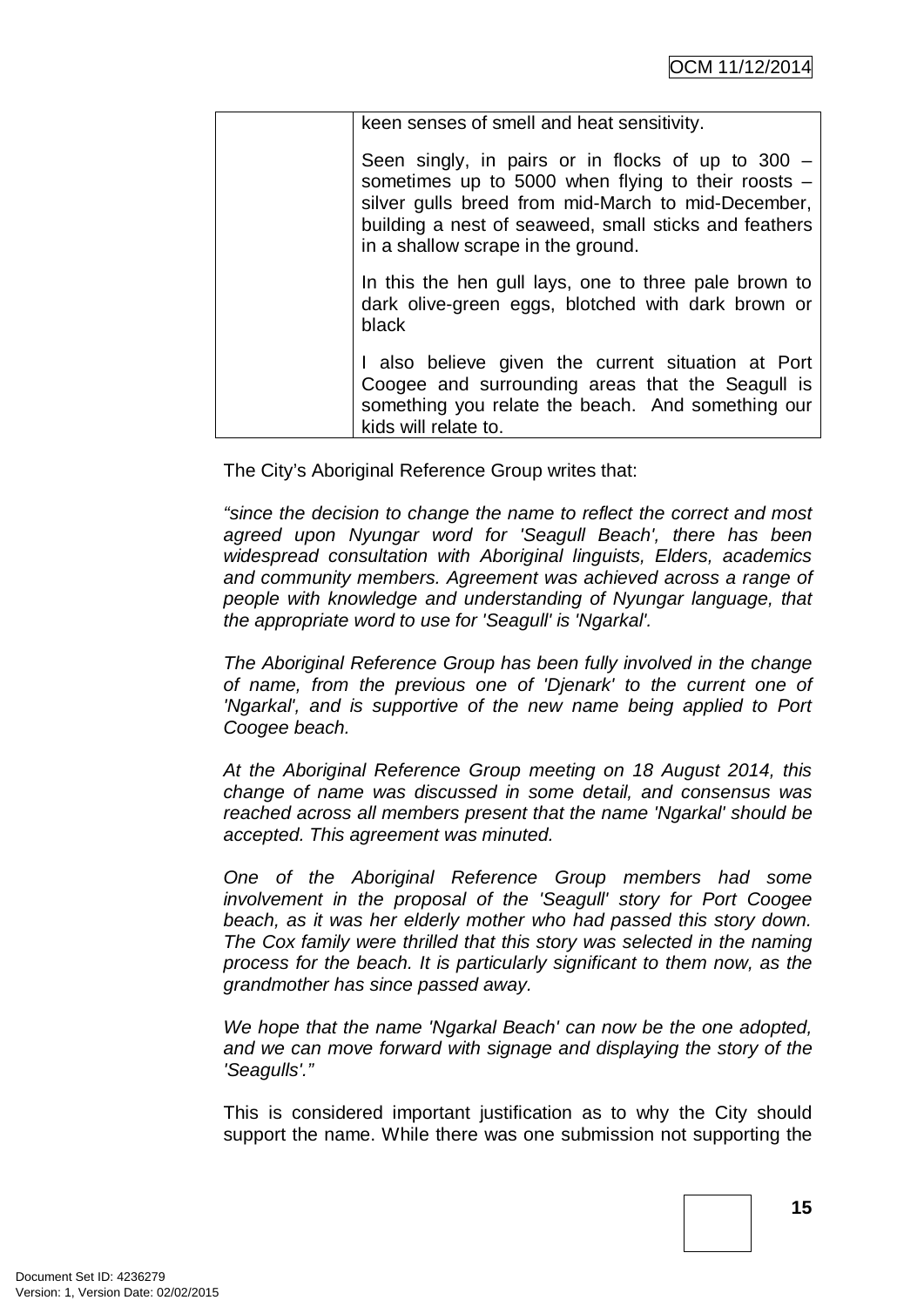|  | keen senses of smell and heat sensitivity.<br><br>Seen singly, in pairs or in flocks of up to 300 – sometimes up to 5000 when flying to their roosts – silver gulls breed from mid-March to mid-December, building a nest of seaweed, small sticks and feathers in a shallow scrape in the ground.<br><br>In this the hen gull lays, one to three pale brown to dark olive-green eggs, blotched with dark brown or black<br><br>I also believe given the current situation at Port Coogee and surrounding areas that the Seagull is something you relate the beach. And something our kids will relate to. |
|---|---|

The City's Aboriginal Reference Group writes that:

*"since the decision to change the name to reflect the correct and most agreed upon Nyungar word for 'Seagull Beach', there has been widespread consultation with Aboriginal linguists, Elders, academics and community members. Agreement was achieved across a range of people with knowledge and understanding of Nyungar language, that the appropriate word to use for 'Seagull' is 'Ngarkal'.*

*The Aboriginal Reference Group has been fully involved in the change of name, from the previous one of 'Djenark' to the current one of 'Ngarkal', and is supportive of the new name being applied to Port Coogee beach.*

*At the Aboriginal Reference Group meeting on 18 August 2014, this change of name was discussed in some detail, and consensus was reached across all members present that the name 'Ngarkal' should be accepted. This agreement was minuted.*

*One of the Aboriginal Reference Group members had some involvement in the proposal of the 'Seagull' story for Port Coogee beach, as it was her elderly mother who had passed this story down. The Cox family were thrilled that this story was selected in the naming process for the beach. It is particularly significant to them now, as the grandmother has since passed away.*

*We hope that the name 'Ngarkal Beach' can now be the one adopted, and we can move forward with signage and displaying the story of the 'Seagulls'."*

This is considered important justification as to why the City should support the name. While there was one submission not supporting the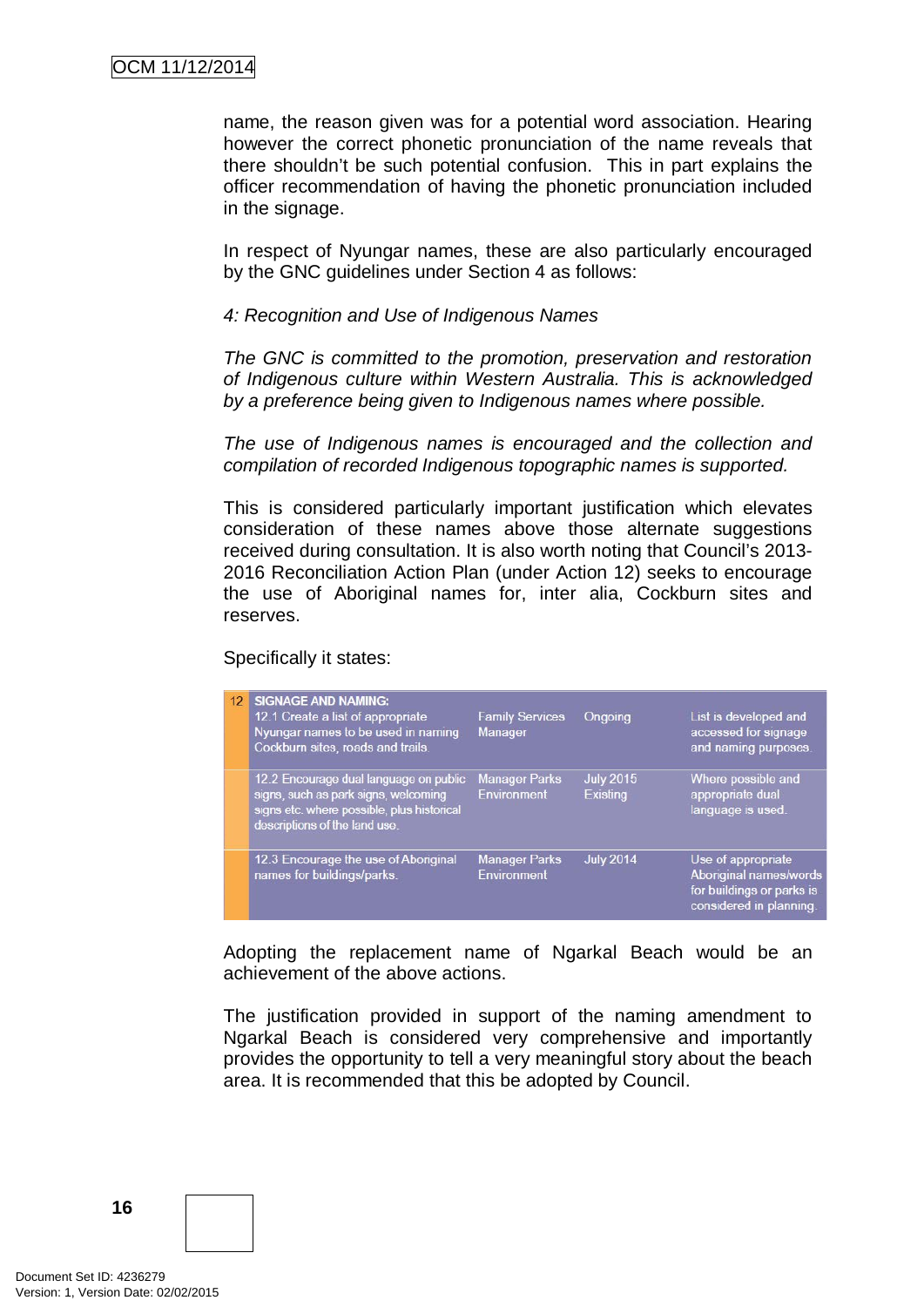name, the reason given was for a potential word association. Hearing however the correct phonetic pronunciation of the name reveals that there shouldn't be such potential confusion. This in part explains the officer recommendation of having the phonetic pronunciation included in the signage.

In respect of Nyungar names, these are also particularly encouraged by the GNC guidelines under Section 4 as follows:

*4: Recognition and Use of Indigenous Names*

*The GNC is committed to the promotion, preservation and restoration of Indigenous culture within Western Australia. This is acknowledged by a preference being given to Indigenous names where possible.*

*The use of Indigenous names is encouraged and the collection and compilation of recorded Indigenous topographic names is supported.*

This is considered particularly important justification which elevates consideration of these names above those alternate suggestions received during consultation. It is also worth noting that Council's 2013-2016 Reconciliation Action Plan (under Action 12) seeks to encourage the use of Aboriginal names for, inter alia, Cockburn sites and reserves.

Specifically it states:

| 12 | SIGNAGE AND NAMING: 12.1 Create a list of appropriate Nyungar names to be used in naming Cockburn sites, roads and trails. | Family Services Manager | Ongoing | List is developed and accessed for signage and naming purposes. |
|---|---|---|---|---|
| | 12.2 Encourage dual language on public signs, such as park signs, welcoming signs etc. where possible, plus historical descriptions of the land use. | Manager Parks Environment | July 2015 Existing | Where possible and appropriate dual language is used. |
| | 12.3 Encourage the use of Aboriginal names for buildings/parks. | Manager Parks Environment | July 2014 | Use of appropriate Aboriginal names/words for buildings or parks is considered in planning. |

Adopting the replacement name of Ngarkal Beach would be an achievement of the above actions.

The justification provided in support of the naming amendment to Ngarkal Beach is considered very comprehensive and importantly provides the opportunity to tell a very meaningful story about the beach area. It is recommended that this be adopted by Council.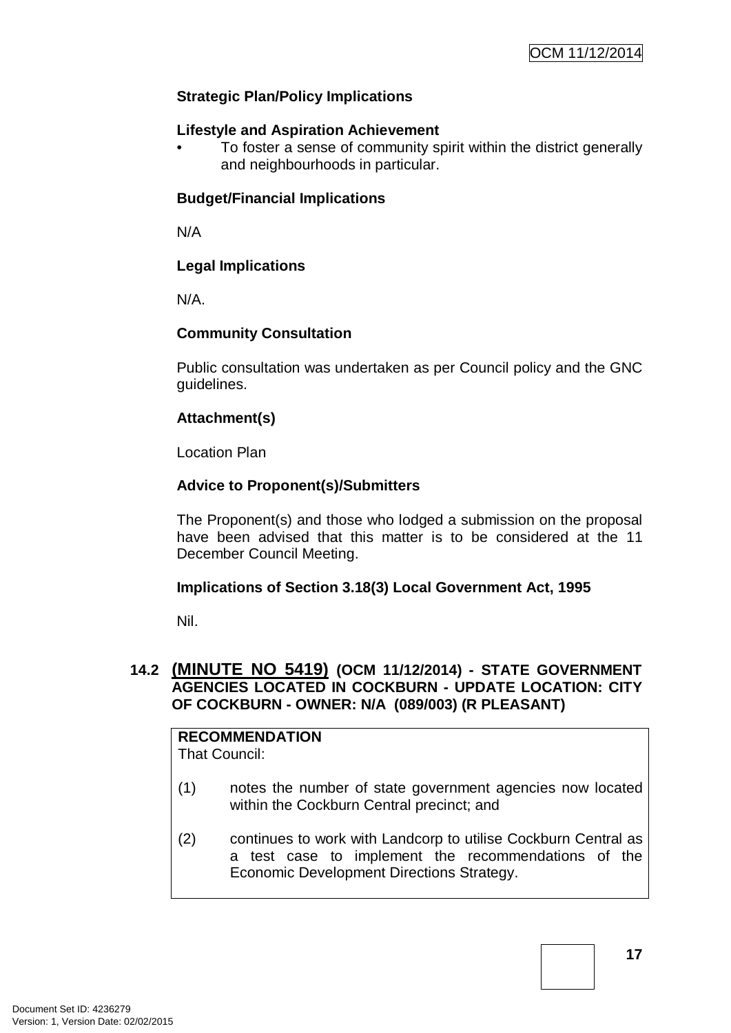**Strategic Plan/Policy Implications**

**Lifestyle and Aspiration Achievement**

- To foster a sense of community spirit within the district generally and neighbourhoods in particular.

**Budget/Financial Implications**

N/A

**Legal Implications**

N/A.

**Community Consultation**

Public consultation was undertaken as per Council policy and the GNC guidelines.

**Attachment(s)**

Location Plan

**Advice to Proponent(s)/Submitters**

The Proponent(s) and those who lodged a submission on the proposal have been advised that this matter is to be considered at the 11 December Council Meeting.

**Implications of Section 3.18(3) Local Government Act, 1995**

Nil.

## 14.2 (MINUTE NO 5419) (OCM 11/12/2014) - STATE GOVERNMENT AGENCIES LOCATED IN COCKBURN - UPDATE LOCATION: CITY OF COCKBURN - OWNER: N/A (089/003) (R PLEASANT)

**RECOMMENDATION**
That Council:

(1) notes the number of state government agencies now located within the Cockburn Central precinct; and

(2) continues to work with Landcorp to utilise Cockburn Central as a test case to implement the recommendations of the Economic Development Directions Strategy.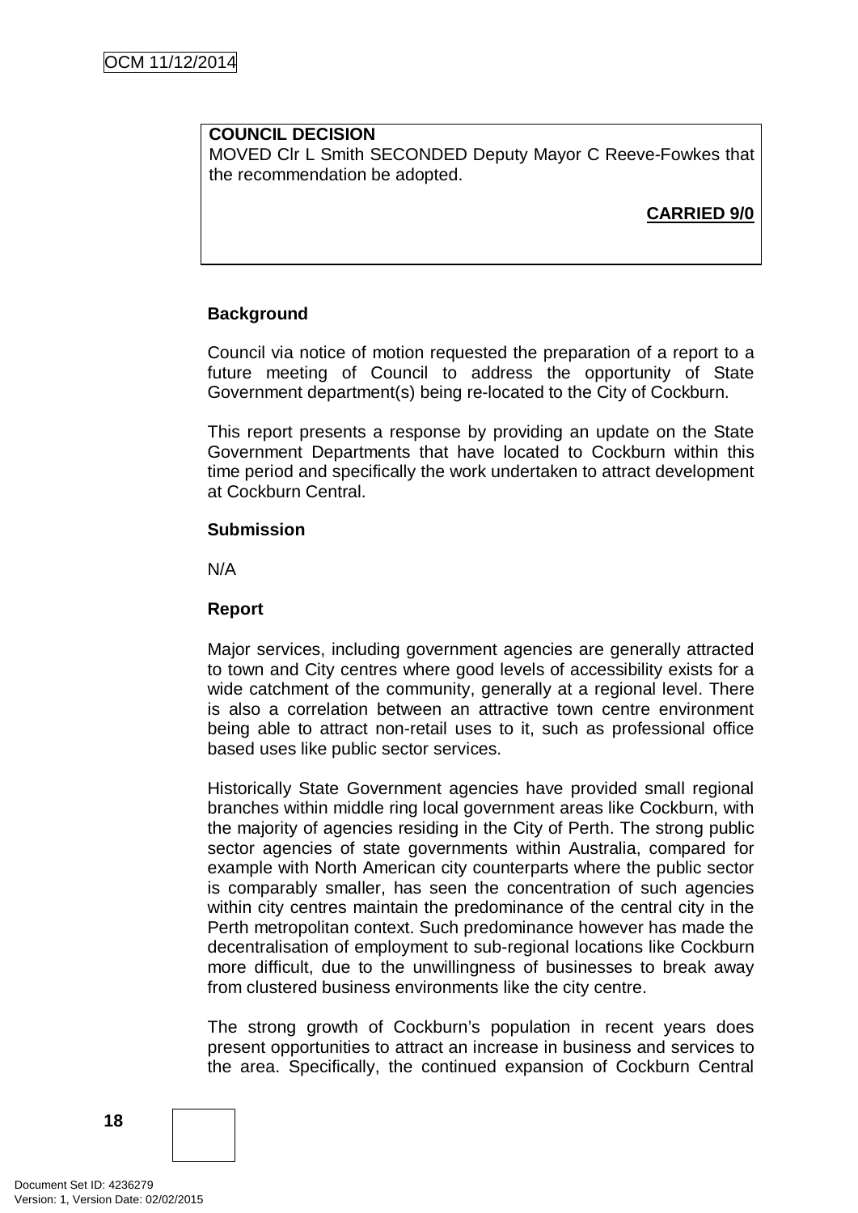**COUNCIL DECISION**

MOVED Clr L Smith SECONDED Deputy Mayor C Reeve-Fowkes that the recommendation be adopted.

**CARRIED 9/0**

**Background**

Council via notice of motion requested the preparation of a report to a future meeting of Council to address the opportunity of State Government department(s) being re-located to the City of Cockburn.

This report presents a response by providing an update on the State Government Departments that have located to Cockburn within this time period and specifically the work undertaken to attract development at Cockburn Central.

**Submission**

N/A

**Report**

Major services, including government agencies are generally attracted to town and City centres where good levels of accessibility exists for a wide catchment of the community, generally at a regional level. There is also a correlation between an attractive town centre environment being able to attract non-retail uses to it, such as professional office based uses like public sector services.

Historically State Government agencies have provided small regional branches within middle ring local government areas like Cockburn, with the majority of agencies residing in the City of Perth. The strong public sector agencies of state governments within Australia, compared for example with North American city counterparts where the public sector is comparably smaller, has seen the concentration of such agencies within city centres maintain the predominance of the central city in the Perth metropolitan context. Such predominance however has made the decentralisation of employment to sub-regional locations like Cockburn more difficult, due to the unwillingness of businesses to break away from clustered business environments like the city centre.

The strong growth of Cockburn's population in recent years does present opportunities to attract an increase in business and services to the area. Specifically, the continued expansion of Cockburn Central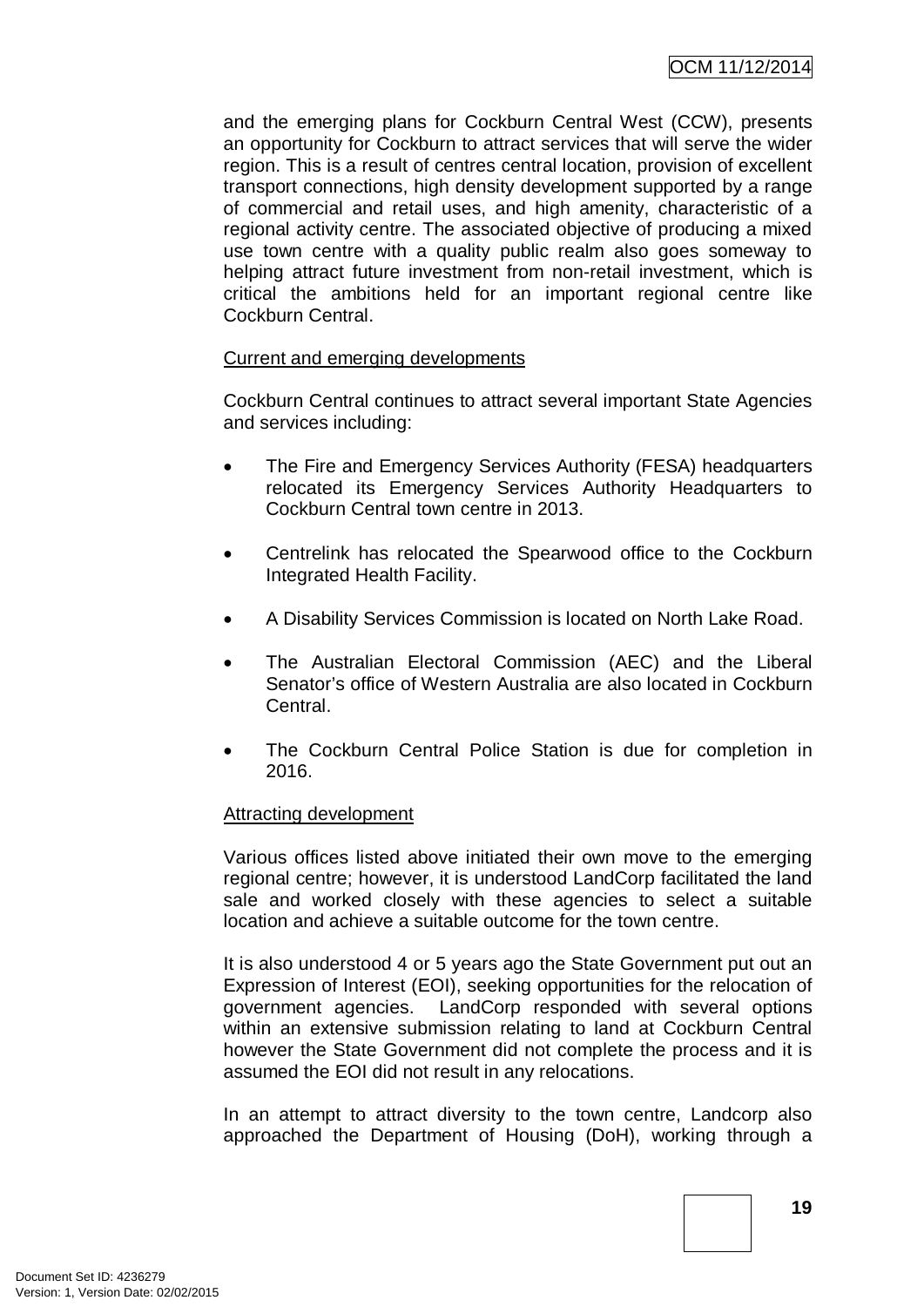and the emerging plans for Cockburn Central West (CCW), presents an opportunity for Cockburn to attract services that will serve the wider region. This is a result of centres central location, provision of excellent transport connections, high density development supported by a range of commercial and retail uses, and high amenity, characteristic of a regional activity centre. The associated objective of producing a mixed use town centre with a quality public realm also goes someway to helping attract future investment from non-retail investment, which is critical the ambitions held for an important regional centre like Cockburn Central.

Current and emerging developments

Cockburn Central continues to attract several important State Agencies and services including:

- The Fire and Emergency Services Authority (FESA) headquarters relocated its Emergency Services Authority Headquarters to Cockburn Central town centre in 2013.
- Centrelink has relocated the Spearwood office to the Cockburn Integrated Health Facility.
- A Disability Services Commission is located on North Lake Road.
- The Australian Electoral Commission (AEC) and the Liberal Senator's office of Western Australia are also located in Cockburn Central.
- The Cockburn Central Police Station is due for completion in 2016.

Attracting development

Various offices listed above initiated their own move to the emerging regional centre; however, it is understood LandCorp facilitated the land sale and worked closely with these agencies to select a suitable location and achieve a suitable outcome for the town centre.

It is also understood 4 or 5 years ago the State Government put out an Expression of Interest (EOI), seeking opportunities for the relocation of government agencies. LandCorp responded with several options within an extensive submission relating to land at Cockburn Central however the State Government did not complete the process and it is assumed the EOI did not result in any relocations.

In an attempt to attract diversity to the town centre, Landcorp also approached the Department of Housing (DoH), working through a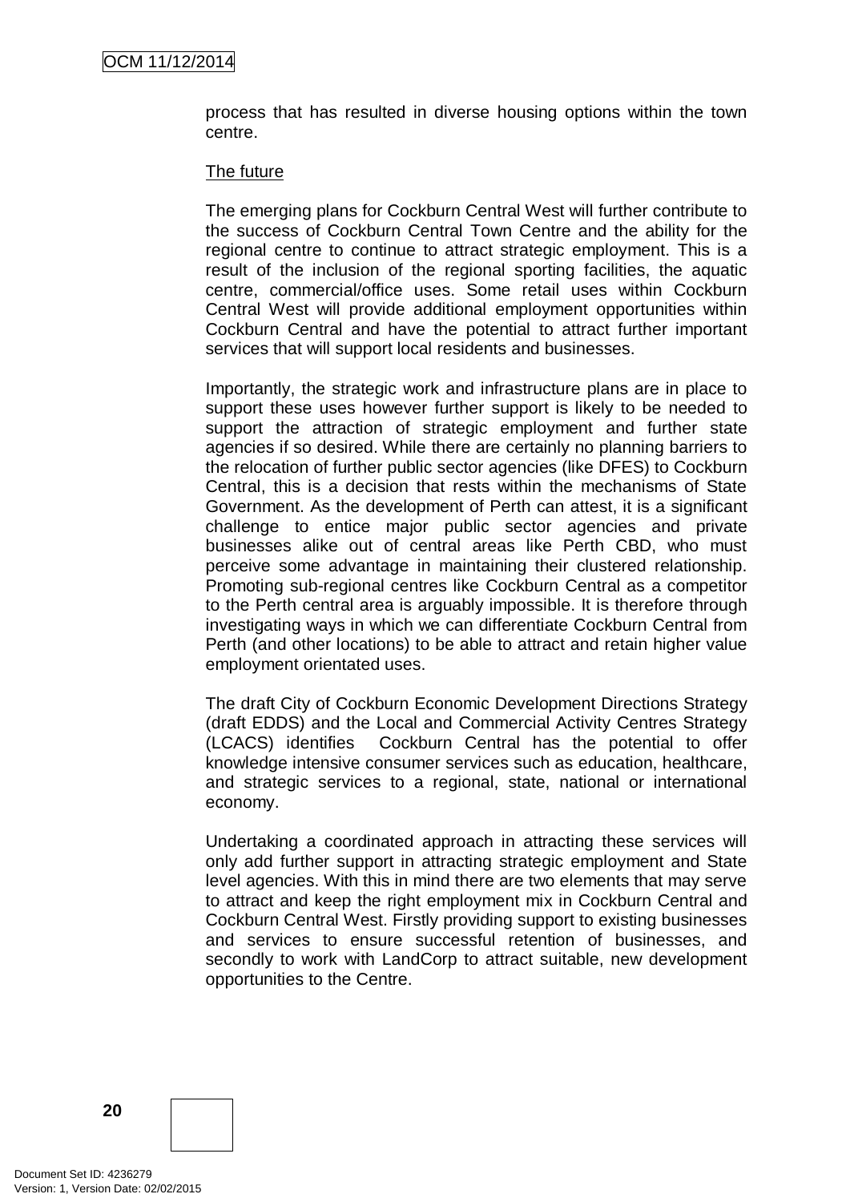process that has resulted in diverse housing options within the town centre.

The future

The emerging plans for Cockburn Central West will further contribute to the success of Cockburn Central Town Centre and the ability for the regional centre to continue to attract strategic employment. This is a result of the inclusion of the regional sporting facilities, the aquatic centre, commercial/office uses. Some retail uses within Cockburn Central West will provide additional employment opportunities within Cockburn Central and have the potential to attract further important services that will support local residents and businesses.

Importantly, the strategic work and infrastructure plans are in place to support these uses however further support is likely to be needed to support the attraction of strategic employment and further state agencies if so desired. While there are certainly no planning barriers to the relocation of further public sector agencies (like DFES) to Cockburn Central, this is a decision that rests within the mechanisms of State Government. As the development of Perth can attest, it is a significant challenge to entice major public sector agencies and private businesses alike out of central areas like Perth CBD, who must perceive some advantage in maintaining their clustered relationship. Promoting sub-regional centres like Cockburn Central as a competitor to the Perth central area is arguably impossible. It is therefore through investigating ways in which we can differentiate Cockburn Central from Perth (and other locations) to be able to attract and retain higher value employment orientated uses.

The draft City of Cockburn Economic Development Directions Strategy (draft EDDS) and the Local and Commercial Activity Centres Strategy (LCACS) identifies Cockburn Central has the potential to offer knowledge intensive consumer services such as education, healthcare, and strategic services to a regional, state, national or international economy.

Undertaking a coordinated approach in attracting these services will only add further support in attracting strategic employment and State level agencies. With this in mind there are two elements that may serve to attract and keep the right employment mix in Cockburn Central and Cockburn Central West. Firstly providing support to existing businesses and services to ensure successful retention of businesses, and secondly to work with LandCorp to attract suitable, new development opportunities to the Centre.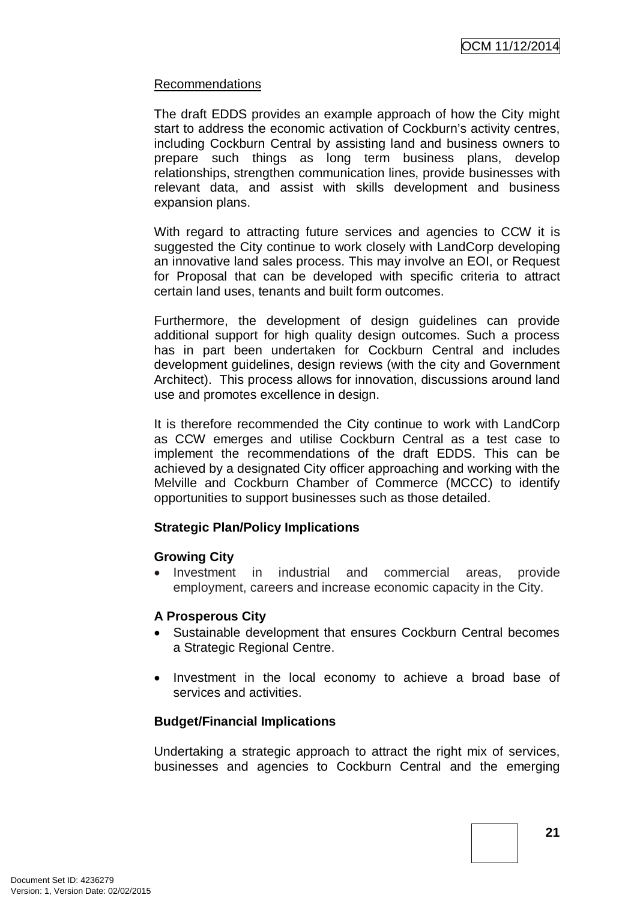Recommendations

The draft EDDS provides an example approach of how the City might start to address the economic activation of Cockburn's activity centres, including Cockburn Central by assisting land and business owners to prepare such things as long term business plans, develop relationships, strengthen communication lines, provide businesses with relevant data, and assist with skills development and business expansion plans.

With regard to attracting future services and agencies to CCW it is suggested the City continue to work closely with LandCorp developing an innovative land sales process. This may involve an EOI, or Request for Proposal that can be developed with specific criteria to attract certain land uses, tenants and built form outcomes.

Furthermore, the development of design guidelines can provide additional support for high quality design outcomes. Such a process has in part been undertaken for Cockburn Central and includes development guidelines, design reviews (with the city and Government Architect). This process allows for innovation, discussions around land use and promotes excellence in design.

It is therefore recommended the City continue to work with LandCorp as CCW emerges and utilise Cockburn Central as a test case to implement the recommendations of the draft EDDS. This can be achieved by a designated City officer approaching and working with the Melville and Cockburn Chamber of Commerce (MCCC) to identify opportunities to support businesses such as those detailed.

**Strategic Plan/Policy Implications**

**Growing City**

- Investment in industrial and commercial areas, provide employment, careers and increase economic capacity in the City.

**A Prosperous City**

- Sustainable development that ensures Cockburn Central becomes a Strategic Regional Centre.

- Investment in the local economy to achieve a broad base of services and activities.

**Budget/Financial Implications**

Undertaking a strategic approach to attract the right mix of services, businesses and agencies to Cockburn Central and the emerging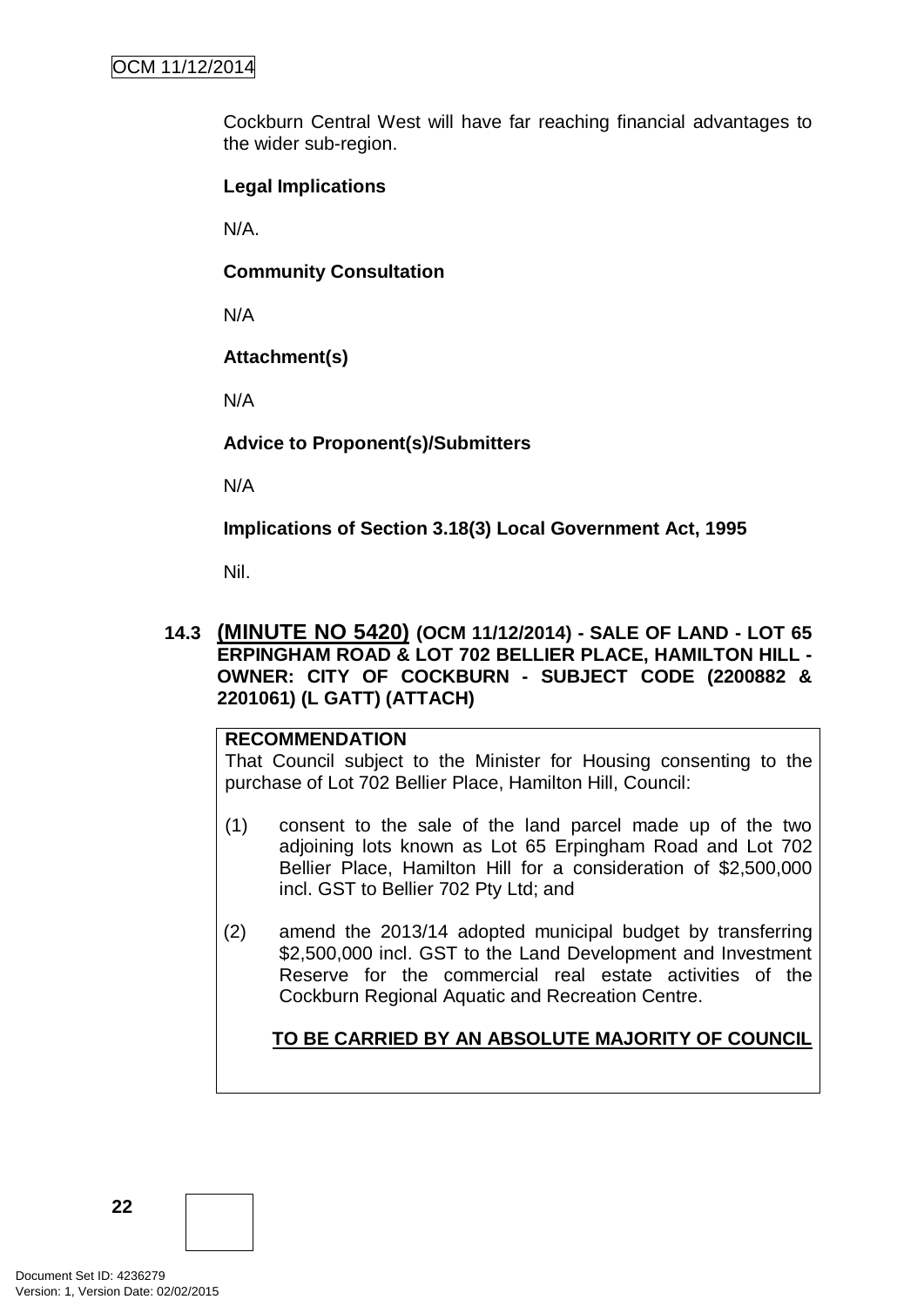Cockburn Central West will have far reaching financial advantages to the wider sub-region.

**Legal Implications**

N/A.

**Community Consultation**

N/A

**Attachment(s)**

N/A

**Advice to Proponent(s)/Submitters**

N/A

**Implications of Section 3.18(3) Local Government Act, 1995**

Nil.

### 14.3 (MINUTE NO 5420) (OCM 11/12/2014) - SALE OF LAND - LOT 65 ERPINGHAM ROAD & LOT 702 BELLIER PLACE, HAMILTON HILL - OWNER: CITY OF COCKBURN - SUBJECT CODE (2200882 & 2201061) (L GATT) (ATTACH)

**RECOMMENDATION**

That Council subject to the Minister for Housing consenting to the purchase of Lot 702 Bellier Place, Hamilton Hill, Council:

(1) consent to the sale of the land parcel made up of the two adjoining lots known as Lot 65 Erpingham Road and Lot 702 Bellier Place, Hamilton Hill for a consideration of $2,500,000 incl. GST to Bellier 702 Pty Ltd; and

(2) amend the 2013/14 adopted municipal budget by transferring $2,500,000 incl. GST to the Land Development and Investment Reserve for the commercial real estate activities of the Cockburn Regional Aquatic and Recreation Centre.

**TO BE CARRIED BY AN ABSOLUTE MAJORITY OF COUNCIL**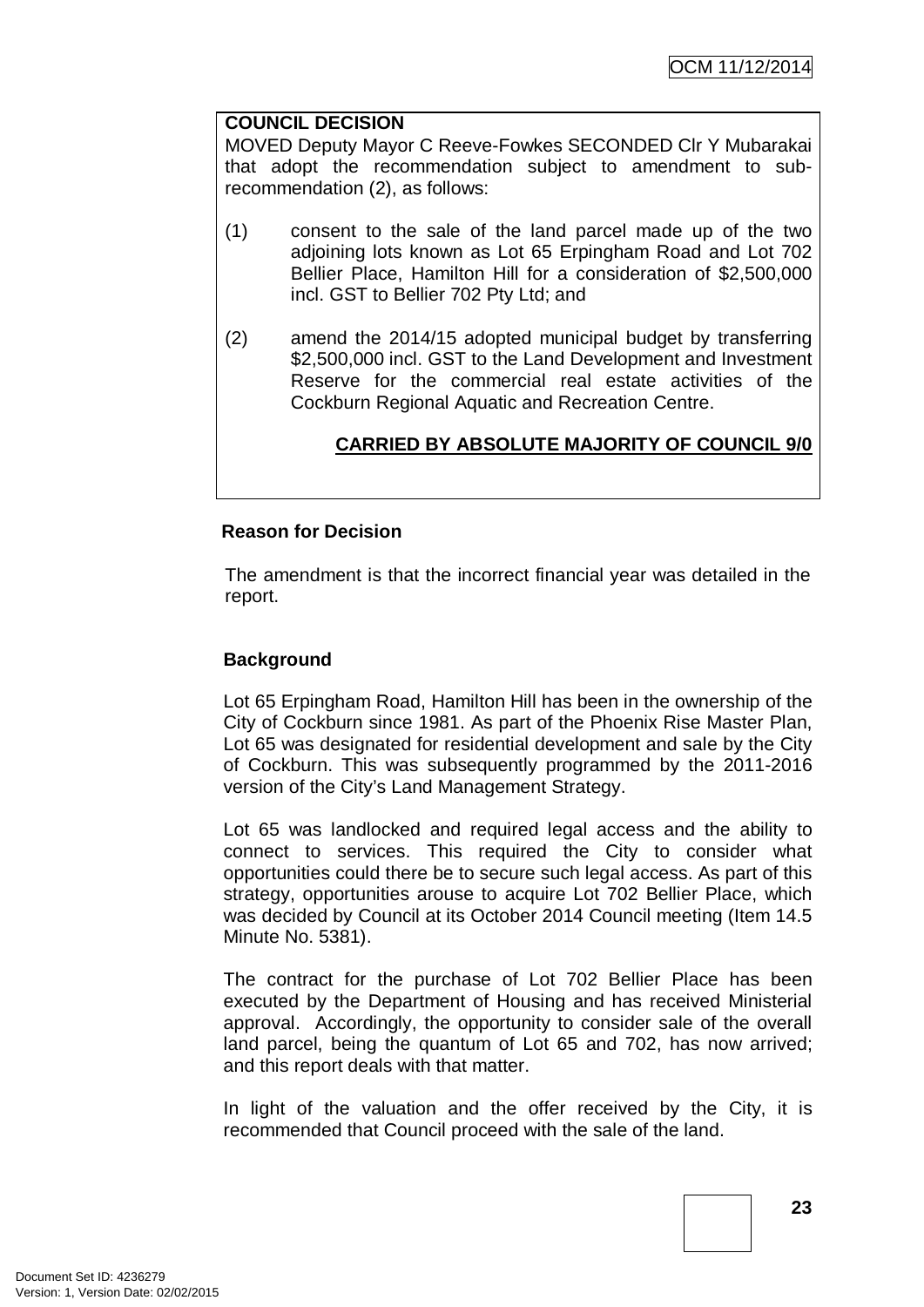**COUNCIL DECISION**

MOVED Deputy Mayor C Reeve-Fowkes SECONDED Clr Y Mubarakai that adopt the recommendation subject to amendment to sub-recommendation (2), as follows:

(1) consent to the sale of the land parcel made up of the two adjoining lots known as Lot 65 Erpingham Road and Lot 702 Bellier Place, Hamilton Hill for a consideration of $2,500,000 incl. GST to Bellier 702 Pty Ltd; and

(2) amend the 2014/15 adopted municipal budget by transferring $2,500,000 incl. GST to the Land Development and Investment Reserve for the commercial real estate activities of the Cockburn Regional Aquatic and Recreation Centre.

**CARRIED BY ABSOLUTE MAJORITY OF COUNCIL 9/0**

**Reason for Decision**

The amendment is that the incorrect financial year was detailed in the report.

**Background**

Lot 65 Erpingham Road, Hamilton Hill has been in the ownership of the City of Cockburn since 1981. As part of the Phoenix Rise Master Plan, Lot 65 was designated for residential development and sale by the City of Cockburn. This was subsequently programmed by the 2011-2016 version of the City's Land Management Strategy.

Lot 65 was landlocked and required legal access and the ability to connect to services. This required the City to consider what opportunities could there be to secure such legal access. As part of this strategy, opportunities arouse to acquire Lot 702 Bellier Place, which was decided by Council at its October 2014 Council meeting (Item 14.5 Minute No. 5381).

The contract for the purchase of Lot 702 Bellier Place has been executed by the Department of Housing and has received Ministerial approval. Accordingly, the opportunity to consider sale of the overall land parcel, being the quantum of Lot 65 and 702, has now arrived; and this report deals with that matter.

In light of the valuation and the offer received by the City, it is recommended that Council proceed with the sale of the land.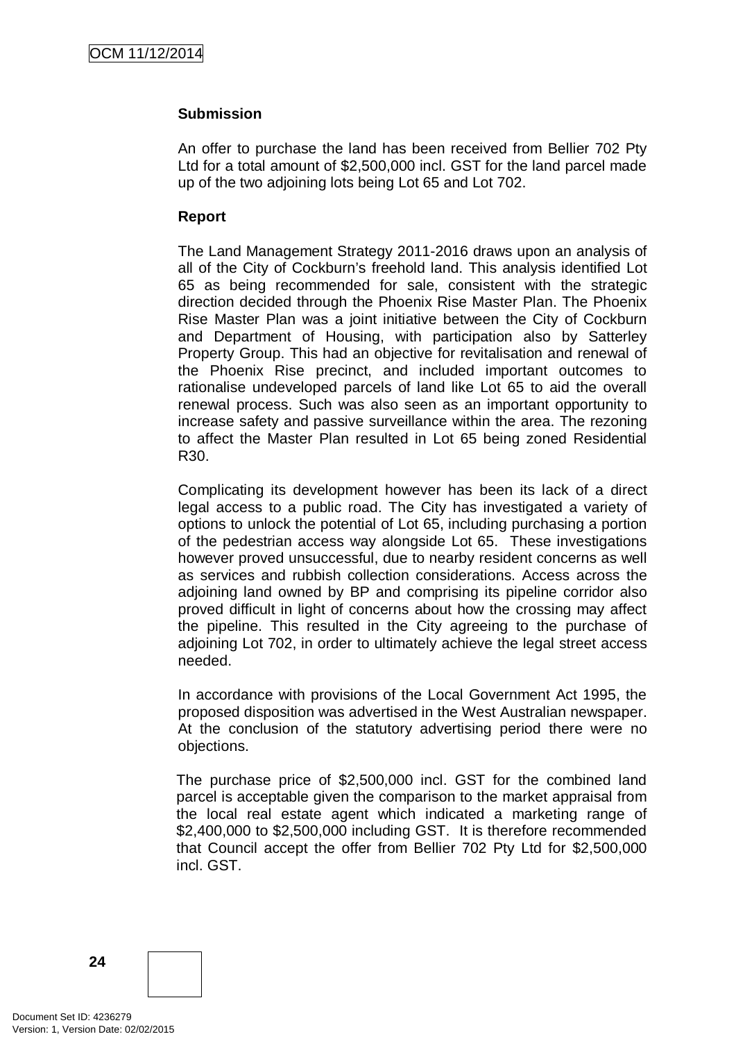**Submission**

An offer to purchase the land has been received from Bellier 702 Pty Ltd for a total amount of $2,500,000 incl. GST for the land parcel made up of the two adjoining lots being Lot 65 and Lot 702.

**Report**

The Land Management Strategy 2011-2016 draws upon an analysis of all of the City of Cockburn's freehold land. This analysis identified Lot 65 as being recommended for sale, consistent with the strategic direction decided through the Phoenix Rise Master Plan. The Phoenix Rise Master Plan was a joint initiative between the City of Cockburn and Department of Housing, with participation also by Satterley Property Group. This had an objective for revitalisation and renewal of the Phoenix Rise precinct, and included important outcomes to rationalise undeveloped parcels of land like Lot 65 to aid the overall renewal process. Such was also seen as an important opportunity to increase safety and passive surveillance within the area. The rezoning to affect the Master Plan resulted in Lot 65 being zoned Residential R30.

Complicating its development however has been its lack of a direct legal access to a public road. The City has investigated a variety of options to unlock the potential of Lot 65, including purchasing a portion of the pedestrian access way alongside Lot 65. These investigations however proved unsuccessful, due to nearby resident concerns as well as services and rubbish collection considerations. Access across the adjoining land owned by BP and comprising its pipeline corridor also proved difficult in light of concerns about how the crossing may affect the pipeline. This resulted in the City agreeing to the purchase of adjoining Lot 702, in order to ultimately achieve the legal street access needed.

In accordance with provisions of the Local Government Act 1995, the proposed disposition was advertised in the West Australian newspaper. At the conclusion of the statutory advertising period there were no objections.

The purchase price of $2,500,000 incl. GST for the combined land parcel is acceptable given the comparison to the market appraisal from the local real estate agent which indicated a marketing range of $2,400,000 to $2,500,000 including GST. It is therefore recommended that Council accept the offer from Bellier 702 Pty Ltd for $2,500,000 incl. GST.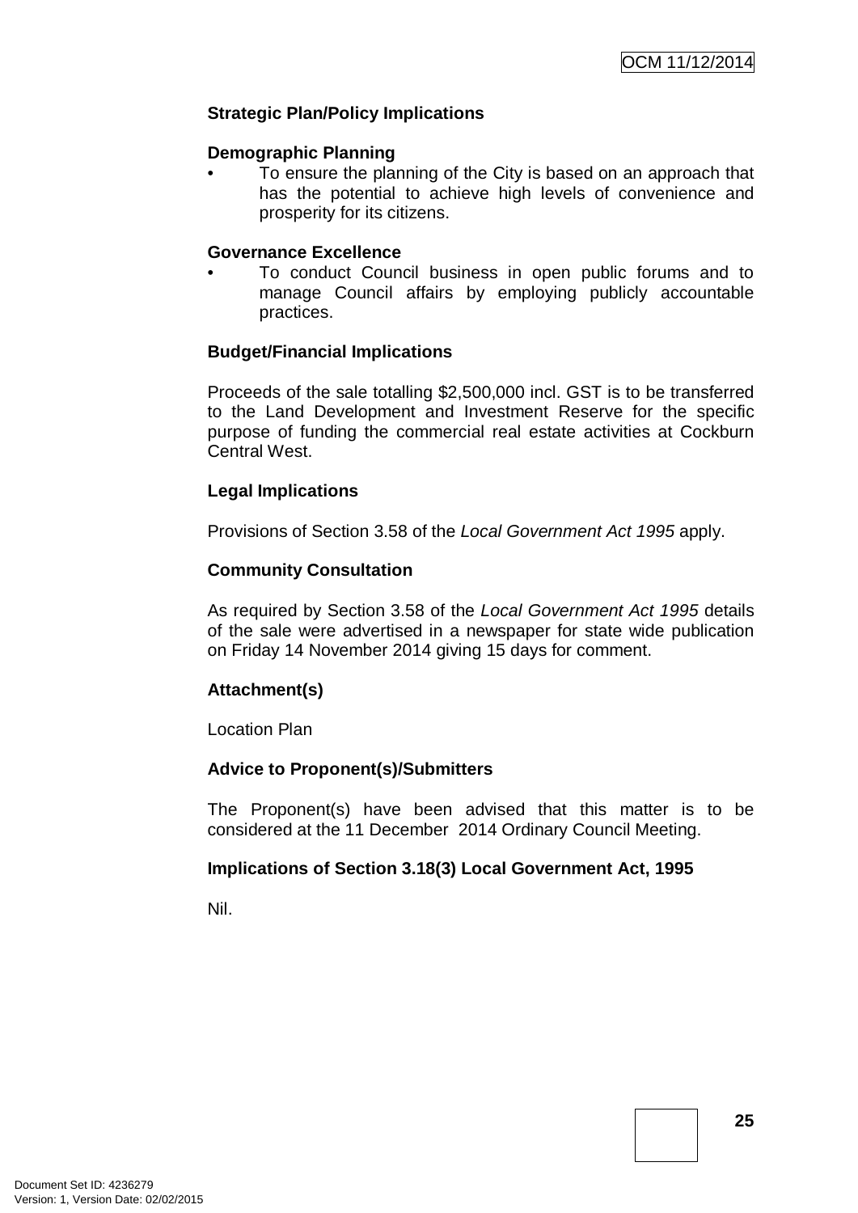**Strategic Plan/Policy Implications**

**Demographic Planning**

- To ensure the planning of the City is based on an approach that has the potential to achieve high levels of convenience and prosperity for its citizens.

**Governance Excellence**

- To conduct Council business in open public forums and to manage Council affairs by employing publicly accountable practices.

**Budget/Financial Implications**

Proceeds of the sale totalling $2,500,000 incl. GST is to be transferred to the Land Development and Investment Reserve for the specific purpose of funding the commercial real estate activities at Cockburn Central West.

**Legal Implications**

Provisions of Section 3.58 of the *Local Government Act 1995* apply.

**Community Consultation**

As required by Section 3.58 of the *Local Government Act 1995* details of the sale were advertised in a newspaper for state wide publication on Friday 14 November 2014 giving 15 days for comment.

**Attachment(s)**

Location Plan

**Advice to Proponent(s)/Submitters**

The Proponent(s) have been advised that this matter is to be considered at the 11 December 2014 Ordinary Council Meeting.

**Implications of Section 3.18(3) Local Government Act, 1995**

Nil.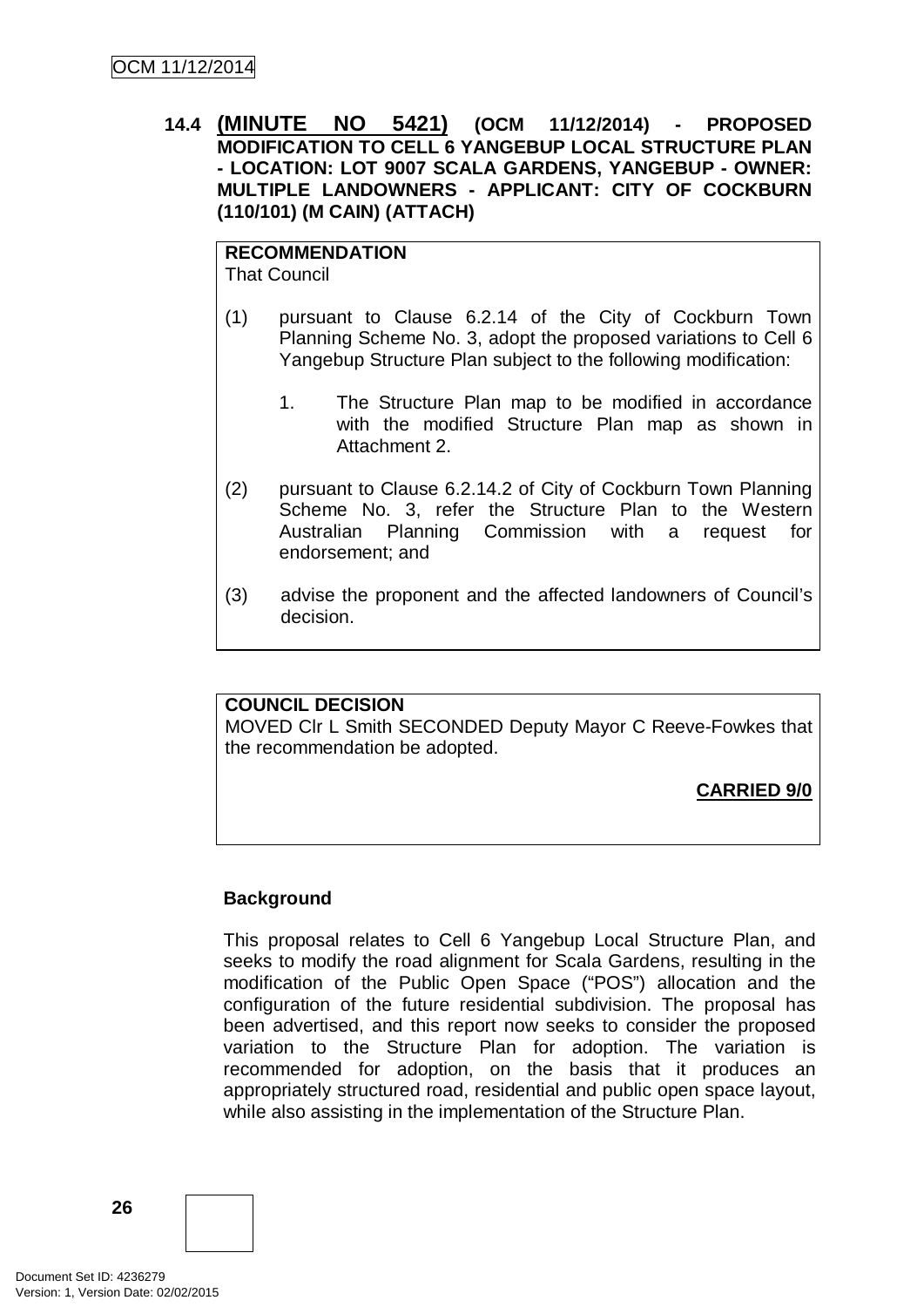**14.4 (MINUTE NO 5421) (OCM 11/12/2014) - PROPOSED MODIFICATION TO CELL 6 YANGEBUP LOCAL STRUCTURE PLAN - LOCATION: LOT 9007 SCALA GARDENS, YANGEBUP - OWNER: MULTIPLE LANDOWNERS - APPLICANT: CITY OF COCKBURN (110/101) (M CAIN) (ATTACH)**

**RECOMMENDATION**
That Council

(1) pursuant to Clause 6.2.14 of the City of Cockburn Town Planning Scheme No. 3, adopt the proposed variations to Cell 6 Yangebup Structure Plan subject to the following modification:

   1. The Structure Plan map to be modified in accordance with the modified Structure Plan map as shown in Attachment 2.

(2) pursuant to Clause 6.2.14.2 of City of Cockburn Town Planning Scheme No. 3, refer the Structure Plan to the Western Australian Planning Commission with a request for endorsement; and

(3) advise the proponent and the affected landowners of Council's decision.

**COUNCIL DECISION**
MOVED Clr L Smith SECONDED Deputy Mayor C Reeve-Fowkes that the recommendation be adopted.

**CARRIED 9/0**

**Background**

This proposal relates to Cell 6 Yangebup Local Structure Plan, and seeks to modify the road alignment for Scala Gardens, resulting in the modification of the Public Open Space ("POS") allocation and the configuration of the future residential subdivision. The proposal has been advertised, and this report now seeks to consider the proposed variation to the Structure Plan for adoption. The variation is recommended for adoption, on the basis that it produces an appropriately structured road, residential and public open space layout, while also assisting in the implementation of the Structure Plan.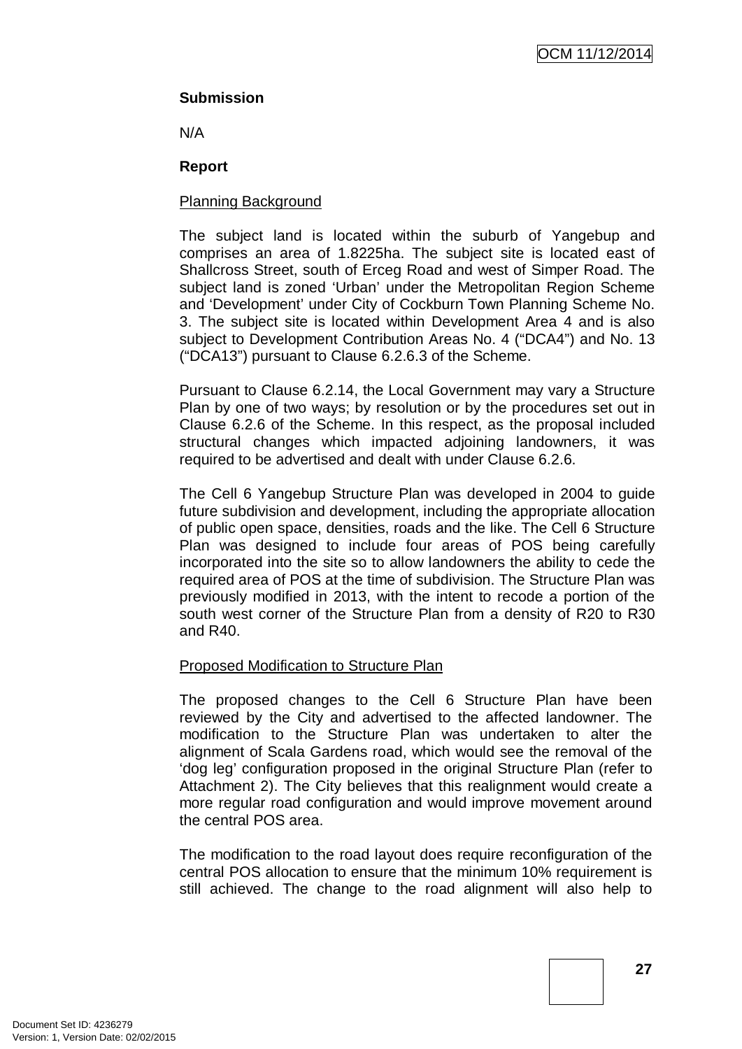**Submission**

N/A

**Report**

Planning Background

The subject land is located within the suburb of Yangebup and comprises an area of 1.8225ha. The subject site is located east of Shallcross Street, south of Erceg Road and west of Simper Road. The subject land is zoned 'Urban' under the Metropolitan Region Scheme and 'Development' under City of Cockburn Town Planning Scheme No. 3. The subject site is located within Development Area 4 and is also subject to Development Contribution Areas No. 4 ("DCA4") and No. 13 ("DCA13") pursuant to Clause 6.2.6.3 of the Scheme.

Pursuant to Clause 6.2.14, the Local Government may vary a Structure Plan by one of two ways; by resolution or by the procedures set out in Clause 6.2.6 of the Scheme. In this respect, as the proposal included structural changes which impacted adjoining landowners, it was required to be advertised and dealt with under Clause 6.2.6.

The Cell 6 Yangebup Structure Plan was developed in 2004 to guide future subdivision and development, including the appropriate allocation of public open space, densities, roads and the like. The Cell 6 Structure Plan was designed to include four areas of POS being carefully incorporated into the site so to allow landowners the ability to cede the required area of POS at the time of subdivision. The Structure Plan was previously modified in 2013, with the intent to recode a portion of the south west corner of the Structure Plan from a density of R20 to R30 and R40.

Proposed Modification to Structure Plan

The proposed changes to the Cell 6 Structure Plan have been reviewed by the City and advertised to the affected landowner. The modification to the Structure Plan was undertaken to alter the alignment of Scala Gardens road, which would see the removal of the 'dog leg' configuration proposed in the original Structure Plan (refer to Attachment 2). The City believes that this realignment would create a more regular road configuration and would improve movement around the central POS area.

The modification to the road layout does require reconfiguration of the central POS allocation to ensure that the minimum 10% requirement is still achieved. The change to the road alignment will also help to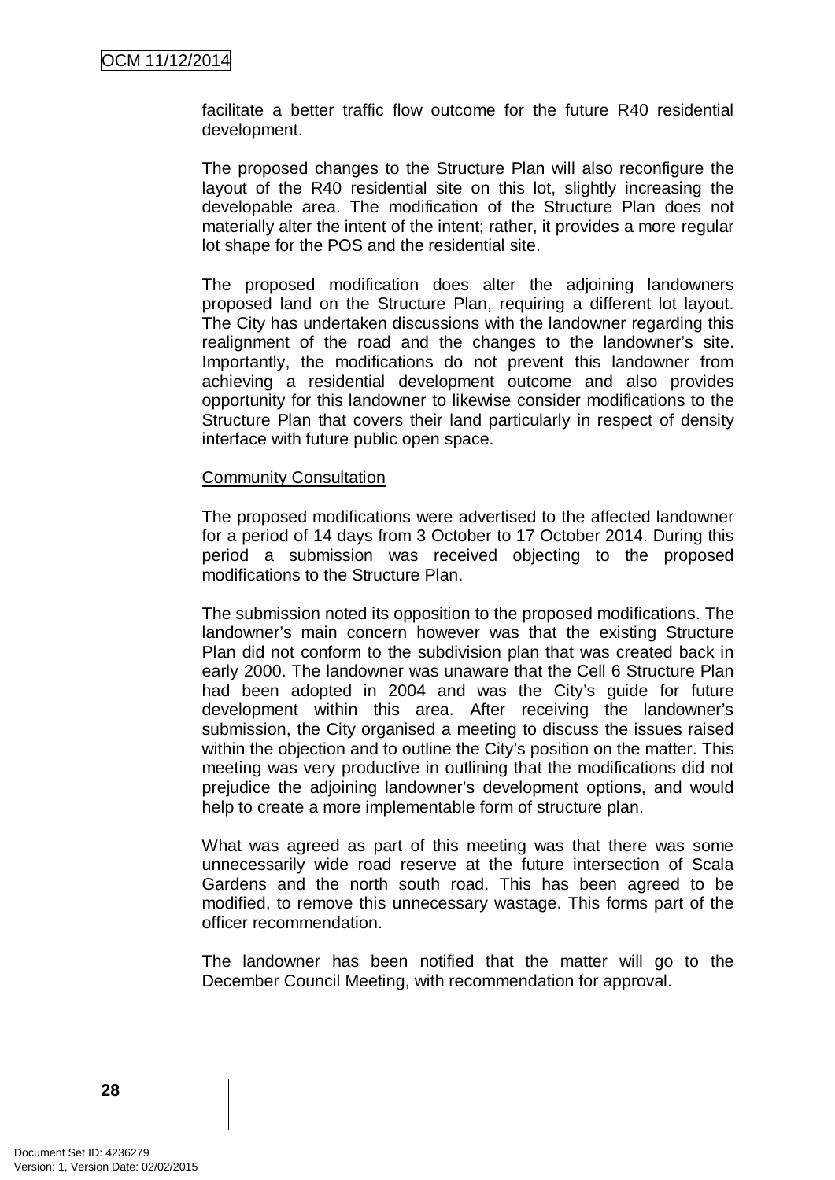facilitate a better traffic flow outcome for the future R40 residential development.

The proposed changes to the Structure Plan will also reconfigure the layout of the R40 residential site on this lot, slightly increasing the developable area. The modification of the Structure Plan does not materially alter the intent of the intent; rather, it provides a more regular lot shape for the POS and the residential site.

The proposed modification does alter the adjoining landowners proposed land on the Structure Plan, requiring a different lot layout. The City has undertaken discussions with the landowner regarding this realignment of the road and the changes to the landowner's site. Importantly, the modifications do not prevent this landowner from achieving a residential development outcome and also provides opportunity for this landowner to likewise consider modifications to the Structure Plan that covers their land particularly in respect of density interface with future public open space.

Community Consultation

The proposed modifications were advertised to the affected landowner for a period of 14 days from 3 October to 17 October 2014. During this period a submission was received objecting to the proposed modifications to the Structure Plan.

The submission noted its opposition to the proposed modifications. The landowner's main concern however was that the existing Structure Plan did not conform to the subdivision plan that was created back in early 2000. The landowner was unaware that the Cell 6 Structure Plan had been adopted in 2004 and was the City's guide for future development within this area. After receiving the landowner's submission, the City organised a meeting to discuss the issues raised within the objection and to outline the City's position on the matter. This meeting was very productive in outlining that the modifications did not prejudice the adjoining landowner's development options, and would help to create a more implementable form of structure plan.

What was agreed as part of this meeting was that there was some unnecessarily wide road reserve at the future intersection of Scala Gardens and the north south road. This has been agreed to be modified, to remove this unnecessary wastage. This forms part of the officer recommendation.

The landowner has been notified that the matter will go to the December Council Meeting, with recommendation for approval.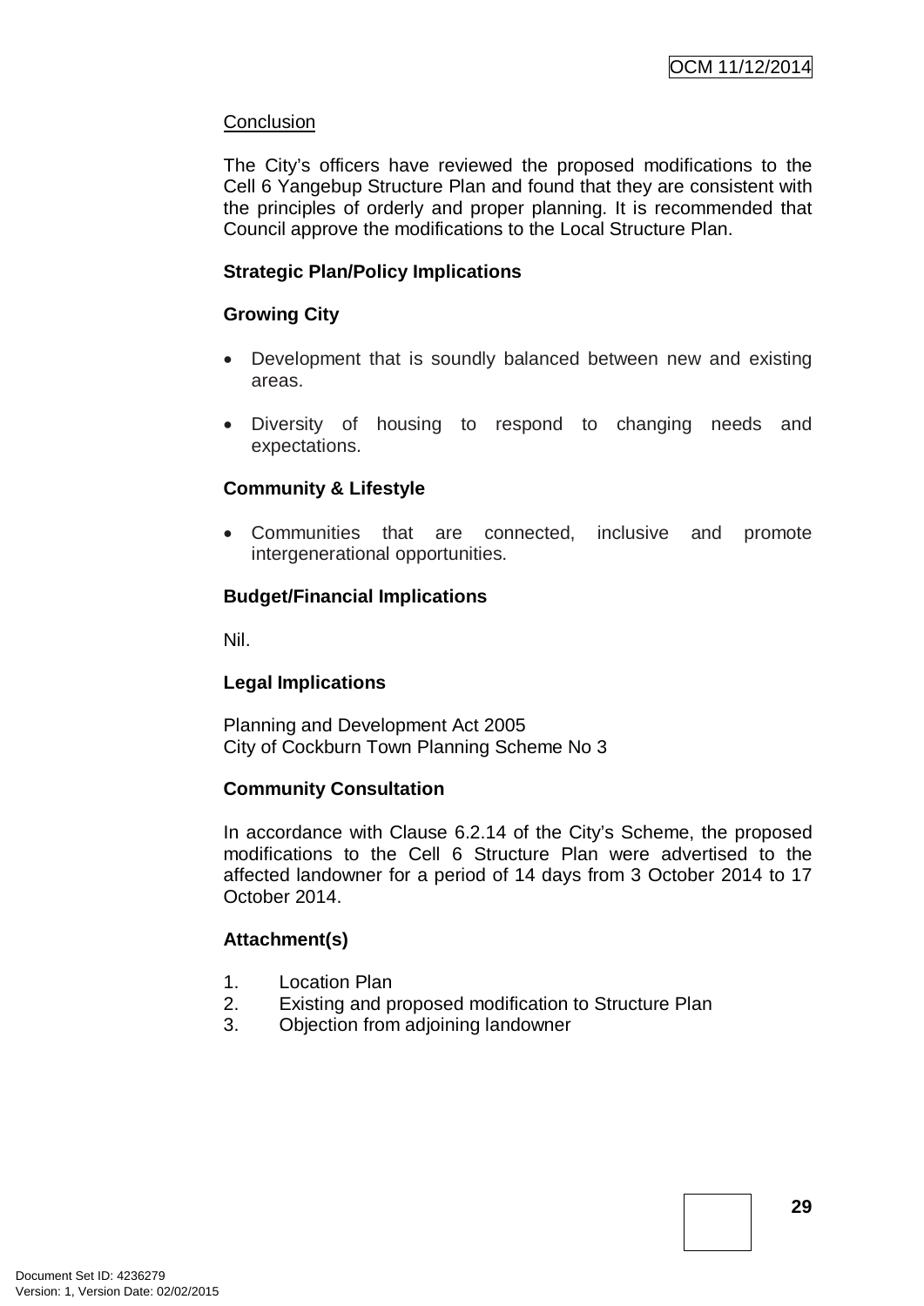Conclusion

The City's officers have reviewed the proposed modifications to the Cell 6 Yangebup Structure Plan and found that they are consistent with the principles of orderly and proper planning. It is recommended that Council approve the modifications to the Local Structure Plan.

**Strategic Plan/Policy Implications**

**Growing City**

- Development that is soundly balanced between new and existing areas.
- Diversity of housing to respond to changing needs and expectations.

**Community & Lifestyle**

- Communities that are connected, inclusive and promote intergenerational opportunities.

**Budget/Financial Implications**

Nil.

**Legal Implications**

Planning and Development Act 2005
City of Cockburn Town Planning Scheme No 3

**Community Consultation**

In accordance with Clause 6.2.14 of the City's Scheme, the proposed modifications to the Cell 6 Structure Plan were advertised to the affected landowner for a period of 14 days from 3 October 2014 to 17 October 2014.

**Attachment(s)**

1. Location Plan
2. Existing and proposed modification to Structure Plan
3. Objection from adjoining landowner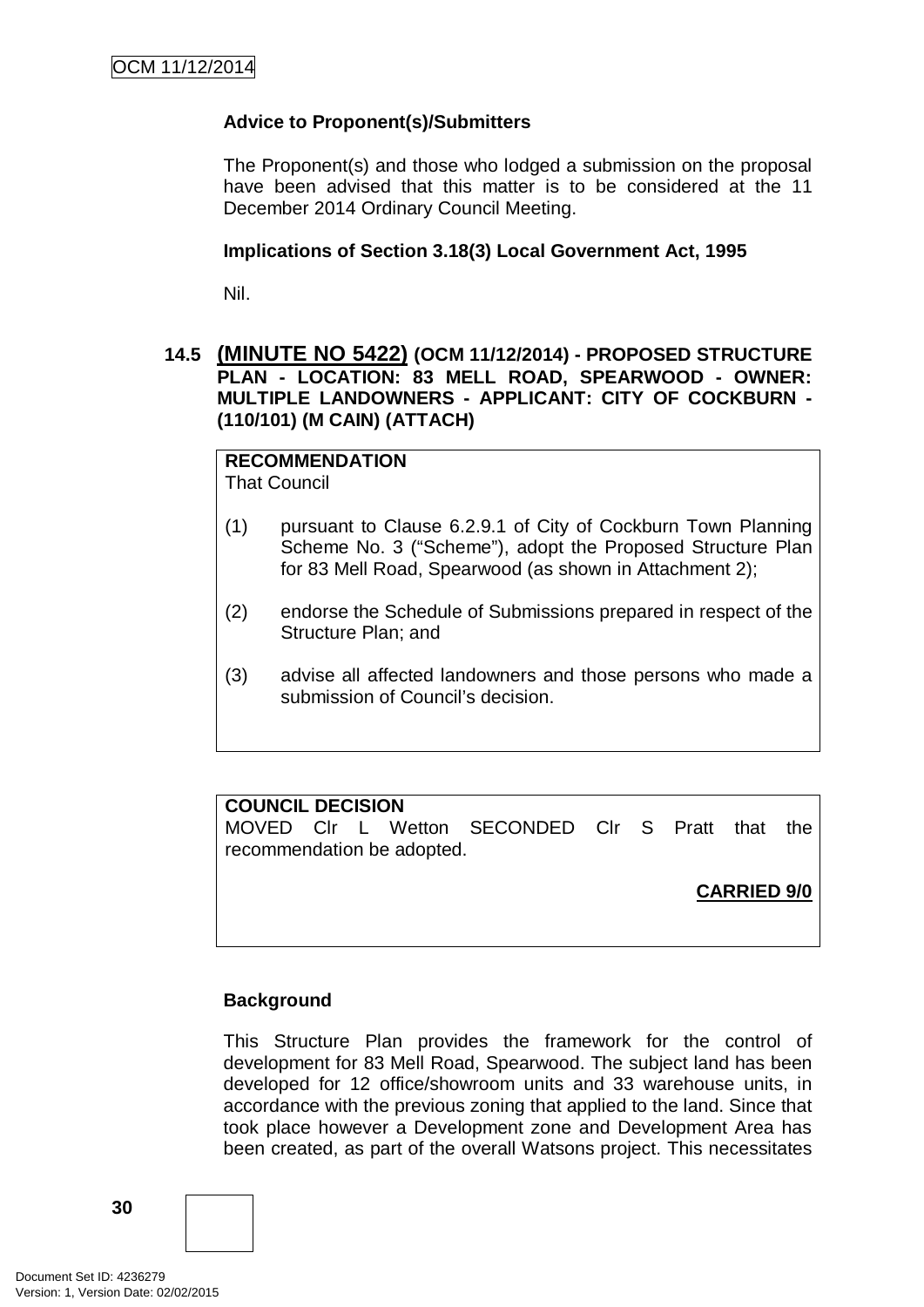**Advice to Proponent(s)/Submitters**

The Proponent(s) and those who lodged a submission on the proposal have been advised that this matter is to be considered at the 11 December 2014 Ordinary Council Meeting.

**Implications of Section 3.18(3) Local Government Act, 1995**

Nil.

### 14.5 (MINUTE NO 5422) (OCM 11/12/2014) - PROPOSED STRUCTURE PLAN - LOCATION: 83 MELL ROAD, SPEARWOOD - OWNER: MULTIPLE LANDOWNERS - APPLICANT: CITY OF COCKBURN - (110/101) (M CAIN) (ATTACH)

**RECOMMENDATION**
That Council

(1) pursuant to Clause 6.2.9.1 of City of Cockburn Town Planning Scheme No. 3 ("Scheme"), adopt the Proposed Structure Plan for 83 Mell Road, Spearwood (as shown in Attachment 2);

(2) endorse the Schedule of Submissions prepared in respect of the Structure Plan; and

(3) advise all affected landowners and those persons who made a submission of Council's decision.

**COUNCIL DECISION**
MOVED Clr L Wetton SECONDED Clr S Pratt that the recommendation be adopted.

**CARRIED 9/0**

**Background**

This Structure Plan provides the framework for the control of development for 83 Mell Road, Spearwood. The subject land has been developed for 12 office/showroom units and 33 warehouse units, in accordance with the previous zoning that applied to the land. Since that took place however a Development zone and Development Area has been created, as part of the overall Watsons project. This necessitates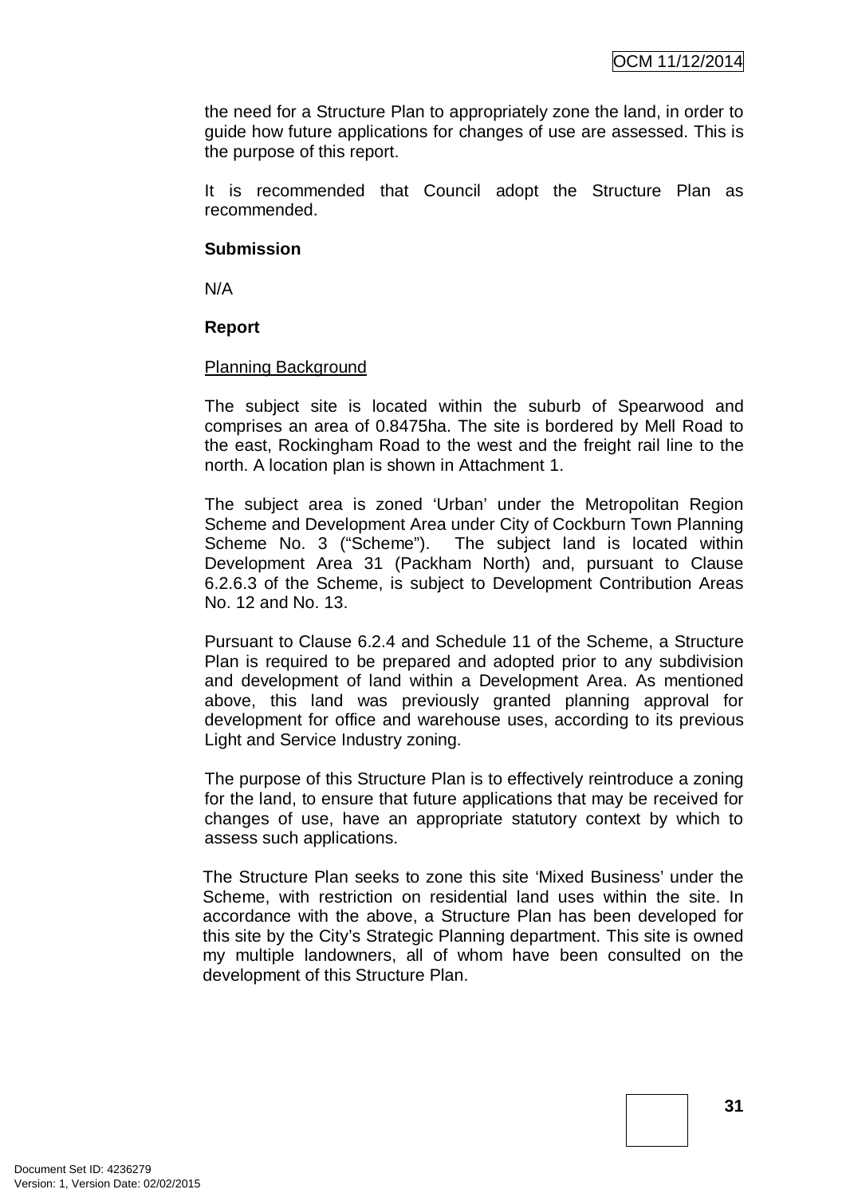the need for a Structure Plan to appropriately zone the land, in order to guide how future applications for changes of use are assessed. This is the purpose of this report.

It is recommended that Council adopt the Structure Plan as recommended.

**Submission**

N/A

**Report**

Planning Background

The subject site is located within the suburb of Spearwood and comprises an area of 0.8475ha. The site is bordered by Mell Road to the east, Rockingham Road to the west and the freight rail line to the north. A location plan is shown in Attachment 1.

The subject area is zoned 'Urban' under the Metropolitan Region Scheme and Development Area under City of Cockburn Town Planning Scheme No. 3 ("Scheme"). The subject land is located within Development Area 31 (Packham North) and, pursuant to Clause 6.2.6.3 of the Scheme, is subject to Development Contribution Areas No. 12 and No. 13.

Pursuant to Clause 6.2.4 and Schedule 11 of the Scheme, a Structure Plan is required to be prepared and adopted prior to any subdivision and development of land within a Development Area. As mentioned above, this land was previously granted planning approval for development for office and warehouse uses, according to its previous Light and Service Industry zoning.

The purpose of this Structure Plan is to effectively reintroduce a zoning for the land, to ensure that future applications that may be received for changes of use, have an appropriate statutory context by which to assess such applications.

The Structure Plan seeks to zone this site 'Mixed Business' under the Scheme, with restriction on residential land uses within the site. In accordance with the above, a Structure Plan has been developed for this site by the City's Strategic Planning department. This site is owned my multiple landowners, all of whom have been consulted on the development of this Structure Plan.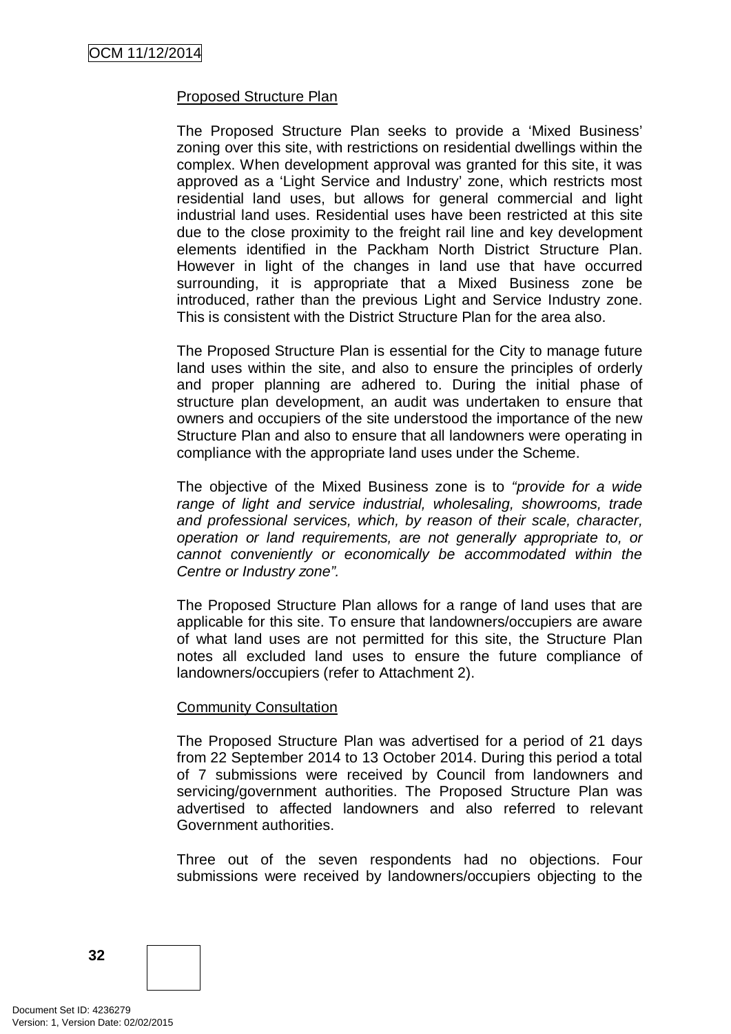Proposed Structure Plan

The Proposed Structure Plan seeks to provide a 'Mixed Business' zoning over this site, with restrictions on residential dwellings within the complex. When development approval was granted for this site, it was approved as a 'Light Service and Industry' zone, which restricts most residential land uses, but allows for general commercial and light industrial land uses. Residential uses have been restricted at this site due to the close proximity to the freight rail line and key development elements identified in the Packham North District Structure Plan. However in light of the changes in land use that have occurred surrounding, it is appropriate that a Mixed Business zone be introduced, rather than the previous Light and Service Industry zone. This is consistent with the District Structure Plan for the area also.

The Proposed Structure Plan is essential for the City to manage future land uses within the site, and also to ensure the principles of orderly and proper planning are adhered to. During the initial phase of structure plan development, an audit was undertaken to ensure that owners and occupiers of the site understood the importance of the new Structure Plan and also to ensure that all landowners were operating in compliance with the appropriate land uses under the Scheme.

The objective of the Mixed Business zone is to *"provide for a wide range of light and service industrial, wholesaling, showrooms, trade and professional services, which, by reason of their scale, character, operation or land requirements, are not generally appropriate to, or cannot conveniently or economically be accommodated within the Centre or Industry zone".*

The Proposed Structure Plan allows for a range of land uses that are applicable for this site. To ensure that landowners/occupiers are aware of what land uses are not permitted for this site, the Structure Plan notes all excluded land uses to ensure the future compliance of landowners/occupiers (refer to Attachment 2).

Community Consultation

The Proposed Structure Plan was advertised for a period of 21 days from 22 September 2014 to 13 October 2014. During this period a total of 7 submissions were received by Council from landowners and servicing/government authorities. The Proposed Structure Plan was advertised to affected landowners and also referred to relevant Government authorities.

Three out of the seven respondents had no objections. Four submissions were received by landowners/occupiers objecting to the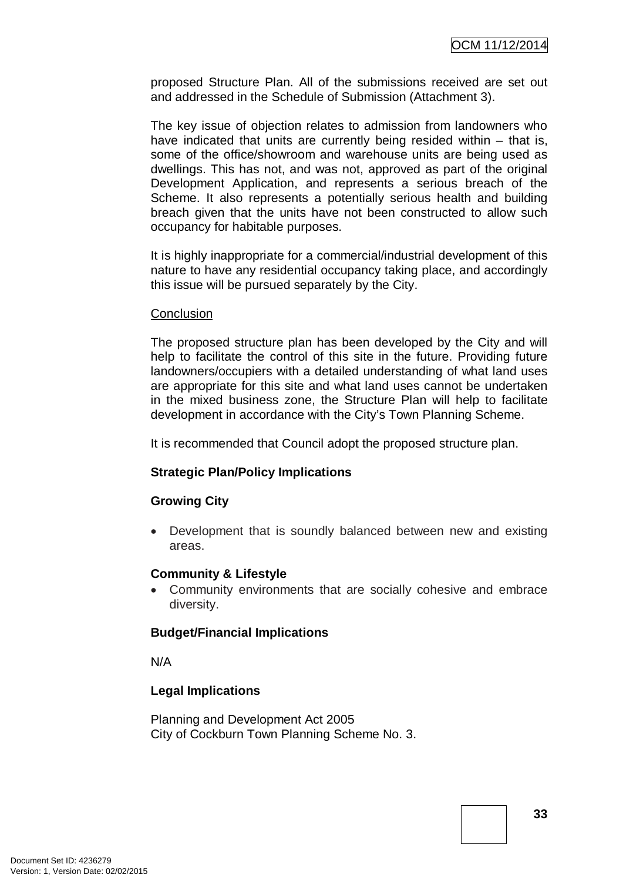proposed Structure Plan. All of the submissions received are set out and addressed in the Schedule of Submission (Attachment 3).

The key issue of objection relates to admission from landowners who have indicated that units are currently being resided within – that is, some of the office/showroom and warehouse units are being used as dwellings. This has not, and was not, approved as part of the original Development Application, and represents a serious breach of the Scheme. It also represents a potentially serious health and building breach given that the units have not been constructed to allow such occupancy for habitable purposes.

It is highly inappropriate for a commercial/industrial development of this nature to have any residential occupancy taking place, and accordingly this issue will be pursued separately by the City.

<u>Conclusion</u>

The proposed structure plan has been developed by the City and will help to facilitate the control of this site in the future. Providing future landowners/occupiers with a detailed understanding of what land uses are appropriate for this site and what land uses cannot be undertaken in the mixed business zone, the Structure Plan will help to facilitate development in accordance with the City's Town Planning Scheme.

It is recommended that Council adopt the proposed structure plan.

**Strategic Plan/Policy Implications**

**Growing City**

- Development that is soundly balanced between new and existing areas.

**Community & Lifestyle**

- Community environments that are socially cohesive and embrace diversity.

**Budget/Financial Implications**

N/A

**Legal Implications**

Planning and Development Act 2005
City of Cockburn Town Planning Scheme No. 3.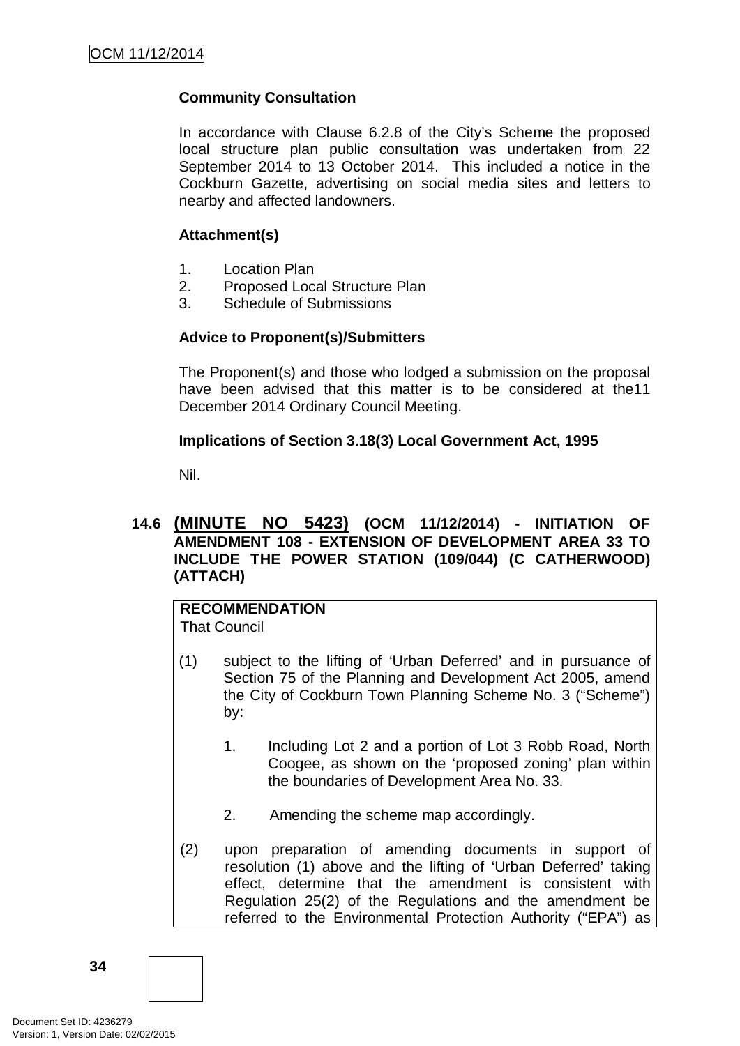**Community Consultation**

In accordance with Clause 6.2.8 of the City's Scheme the proposed local structure plan public consultation was undertaken from 22 September 2014 to 13 October 2014. This included a notice in the Cockburn Gazette, advertising on social media sites and letters to nearby and affected landowners.

**Attachment(s)**

1. Location Plan
2. Proposed Local Structure Plan
3. Schedule of Submissions

**Advice to Proponent(s)/Submitters**

The Proponent(s) and those who lodged a submission on the proposal have been advised that this matter is to be considered at the11 December 2014 Ordinary Council Meeting.

**Implications of Section 3.18(3) Local Government Act, 1995**

Nil.

### 14.6 (MINUTE NO 5423) (OCM 11/12/2014) - INITIATION OF AMENDMENT 108 - EXTENSION OF DEVELOPMENT AREA 33 TO INCLUDE THE POWER STATION (109/044) (C CATHERWOOD) (ATTACH)

**RECOMMENDATION**
That Council

(1) subject to the lifting of 'Urban Deferred' and in pursuance of Section 75 of the Planning and Development Act 2005, amend the City of Cockburn Town Planning Scheme No. 3 ("Scheme") by:

1. Including Lot 2 and a portion of Lot 3 Robb Road, North Coogee, as shown on the 'proposed zoning' plan within the boundaries of Development Area No. 33.

2. Amending the scheme map accordingly.

(2) upon preparation of amending documents in support of resolution (1) above and the lifting of 'Urban Deferred' taking effect, determine that the amendment is consistent with Regulation 25(2) of the Regulations and the amendment be referred to the Environmental Protection Authority ("EPA") as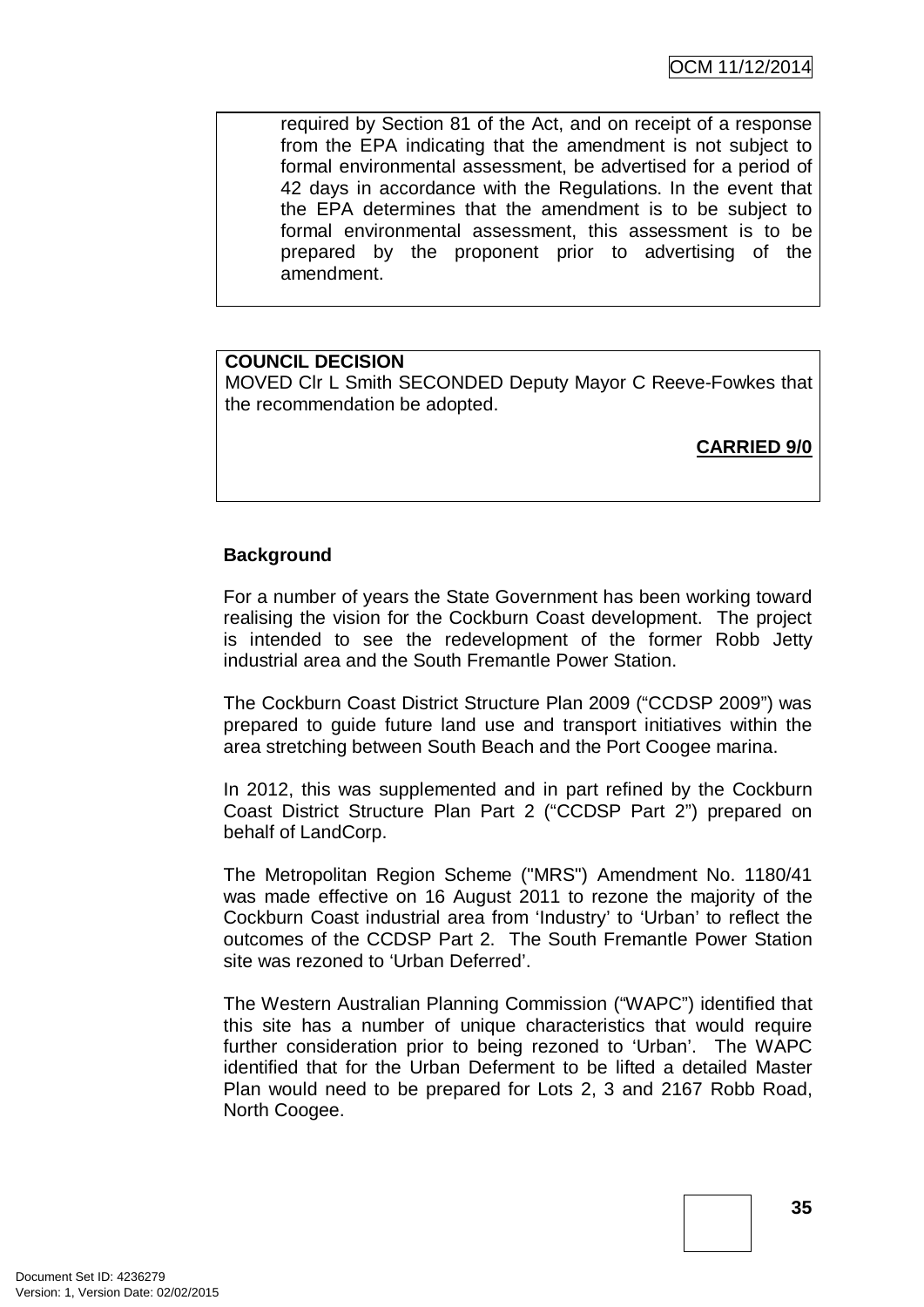required by Section 81 of the Act, and on receipt of a response from the EPA indicating that the amendment is not subject to formal environmental assessment, be advertised for a period of 42 days in accordance with the Regulations. In the event that the EPA determines that the amendment is to be subject to formal environmental assessment, this assessment is to be prepared by the proponent prior to advertising of the amendment.

**COUNCIL DECISION**
MOVED Clr L Smith SECONDED Deputy Mayor C Reeve-Fowkes that the recommendation be adopted.

**CARRIED 9/0**

**Background**

For a number of years the State Government has been working toward realising the vision for the Cockburn Coast development. The project is intended to see the redevelopment of the former Robb Jetty industrial area and the South Fremantle Power Station.

The Cockburn Coast District Structure Plan 2009 ("CCDSP 2009") was prepared to guide future land use and transport initiatives within the area stretching between South Beach and the Port Coogee marina.

In 2012, this was supplemented and in part refined by the Cockburn Coast District Structure Plan Part 2 ("CCDSP Part 2") prepared on behalf of LandCorp.

The Metropolitan Region Scheme ("MRS") Amendment No. 1180/41 was made effective on 16 August 2011 to rezone the majority of the Cockburn Coast industrial area from 'Industry' to 'Urban' to reflect the outcomes of the CCDSP Part 2. The South Fremantle Power Station site was rezoned to 'Urban Deferred'.

The Western Australian Planning Commission ("WAPC") identified that this site has a number of unique characteristics that would require further consideration prior to being rezoned to 'Urban'. The WAPC identified that for the Urban Deferment to be lifted a detailed Master Plan would need to be prepared for Lots 2, 3 and 2167 Robb Road, North Coogee.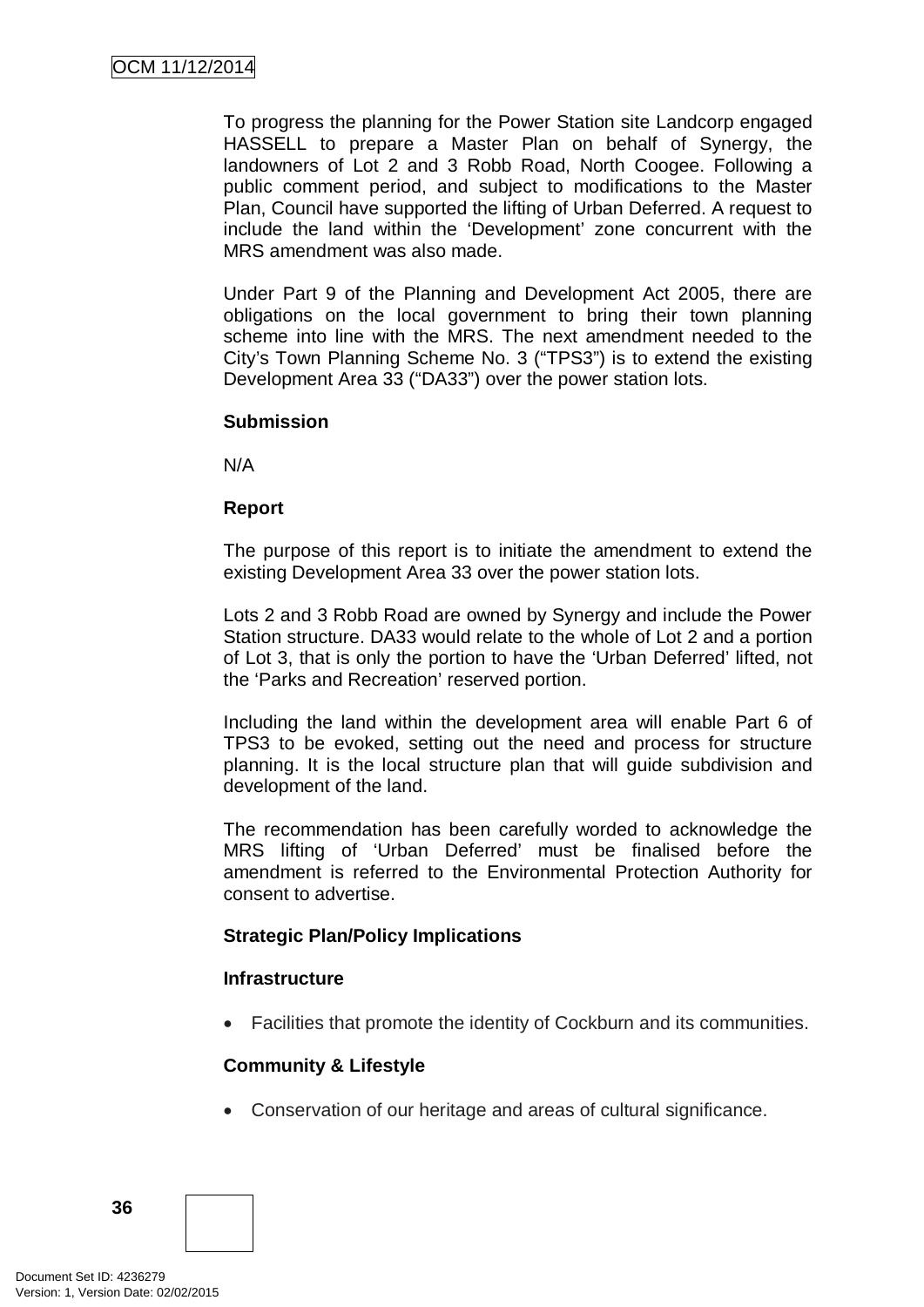To progress the planning for the Power Station site Landcorp engaged HASSELL to prepare a Master Plan on behalf of Synergy, the landowners of Lot 2 and 3 Robb Road, North Coogee. Following a public comment period, and subject to modifications to the Master Plan, Council have supported the lifting of Urban Deferred. A request to include the land within the 'Development' zone concurrent with the MRS amendment was also made.

Under Part 9 of the Planning and Development Act 2005, there are obligations on the local government to bring their town planning scheme into line with the MRS. The next amendment needed to the City's Town Planning Scheme No. 3 ("TPS3") is to extend the existing Development Area 33 ("DA33") over the power station lots.

**Submission**

N/A

**Report**

The purpose of this report is to initiate the amendment to extend the existing Development Area 33 over the power station lots.

Lots 2 and 3 Robb Road are owned by Synergy and include the Power Station structure. DA33 would relate to the whole of Lot 2 and a portion of Lot 3, that is only the portion to have the 'Urban Deferred' lifted, not the 'Parks and Recreation' reserved portion.

Including the land within the development area will enable Part 6 of TPS3 to be evoked, setting out the need and process for structure planning. It is the local structure plan that will guide subdivision and development of the land.

The recommendation has been carefully worded to acknowledge the MRS lifting of 'Urban Deferred' must be finalised before the amendment is referred to the Environmental Protection Authority for consent to advertise.

**Strategic Plan/Policy Implications**

**Infrastructure**

- Facilities that promote the identity of Cockburn and its communities.

**Community & Lifestyle**

- Conservation of our heritage and areas of cultural significance.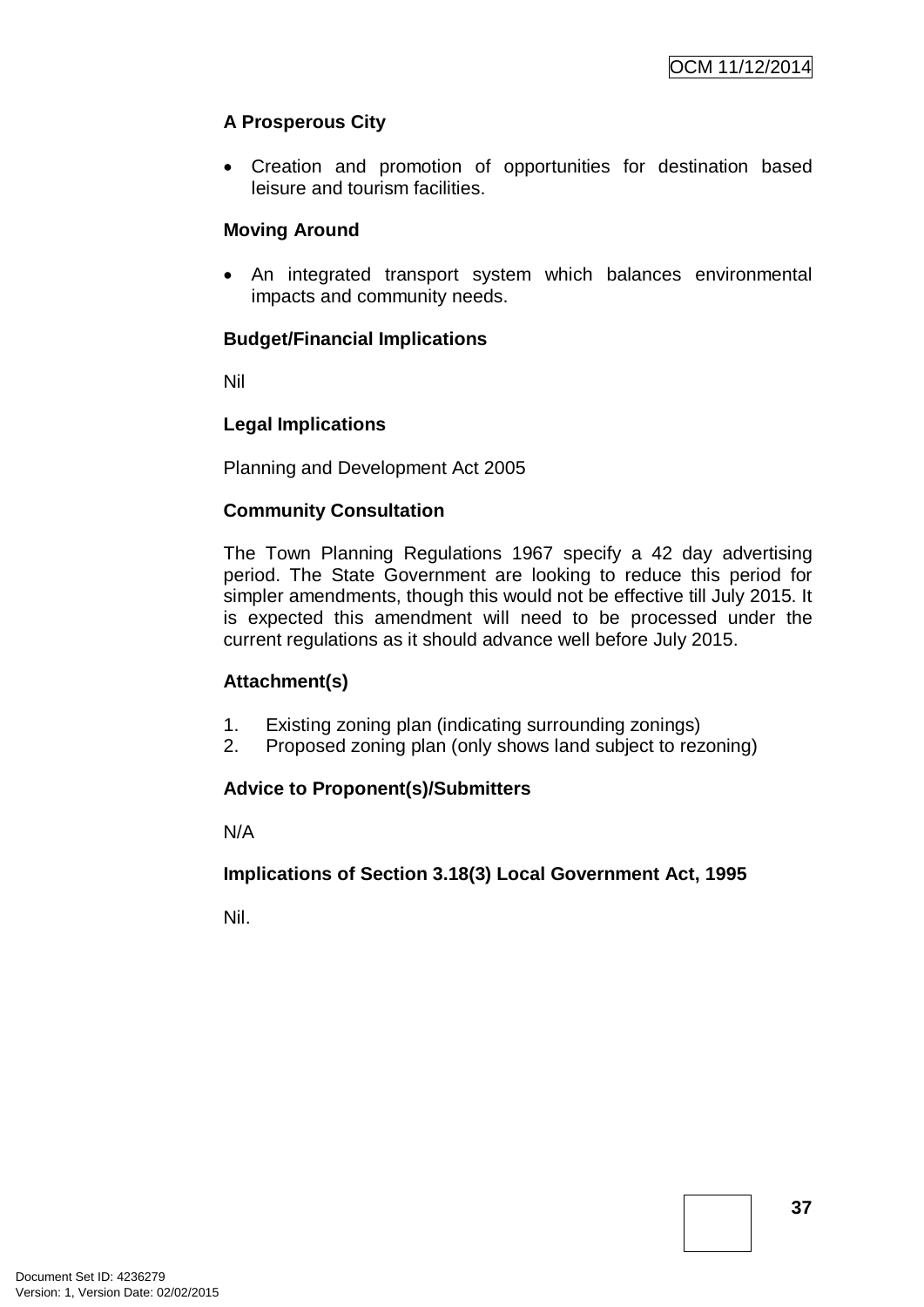**A Prosperous City**

- Creation and promotion of opportunities for destination based leisure and tourism facilities.

**Moving Around**

- An integrated transport system which balances environmental impacts and community needs.

**Budget/Financial Implications**

Nil

**Legal Implications**

Planning and Development Act 2005

**Community Consultation**

The Town Planning Regulations 1967 specify a 42 day advertising period. The State Government are looking to reduce this period for simpler amendments, though this would not be effective till July 2015. It is expected this amendment will need to be processed under the current regulations as it should advance well before July 2015.

**Attachment(s)**

1. Existing zoning plan (indicating surrounding zonings)
2. Proposed zoning plan (only shows land subject to rezoning)

**Advice to Proponent(s)/Submitters**

N/A

**Implications of Section 3.18(3) Local Government Act, 1995**

Nil.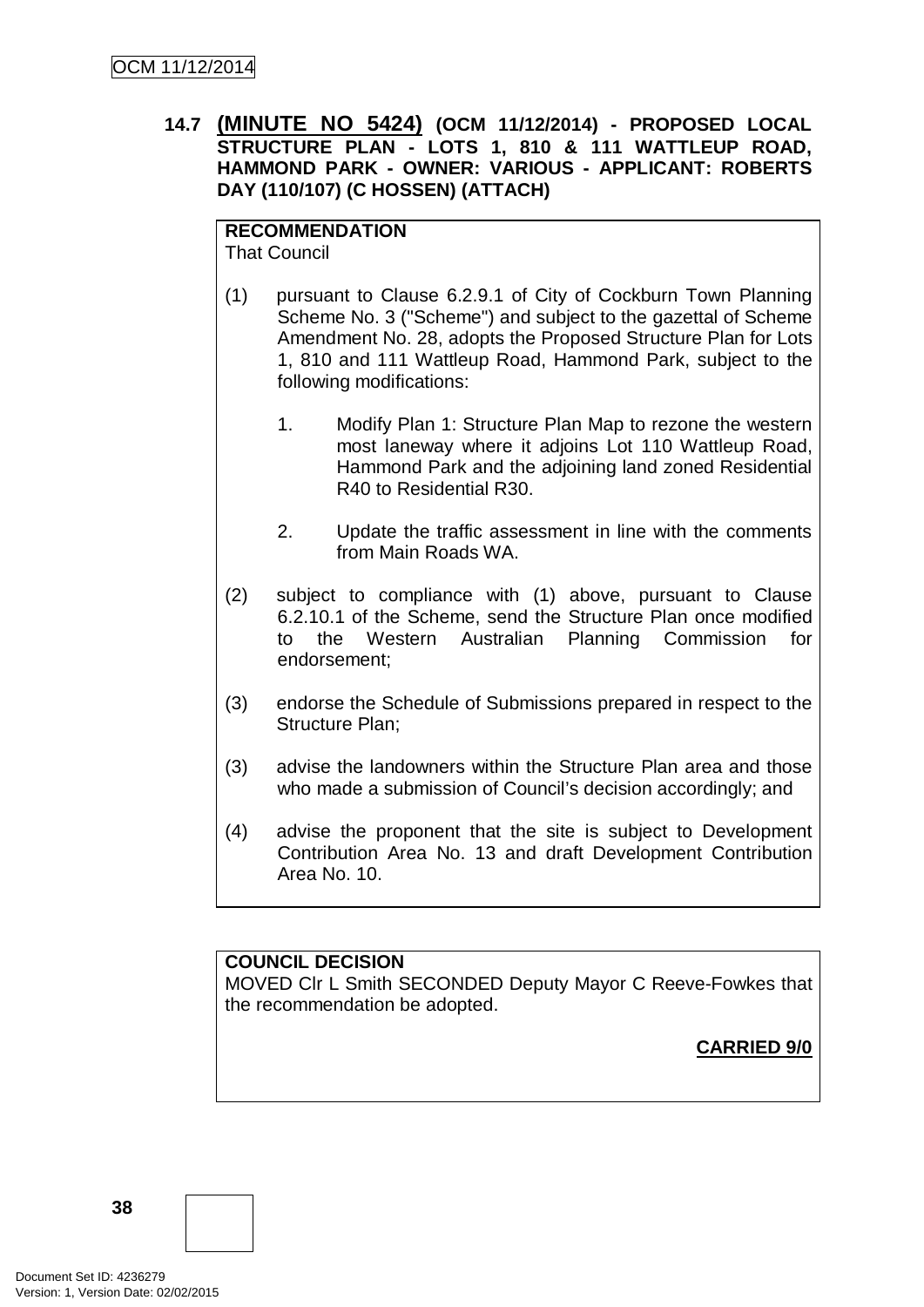## 14.7 (MINUTE NO 5424) (OCM 11/12/2014) - PROPOSED LOCAL STRUCTURE PLAN - LOTS 1, 810 & 111 WATTLEUP ROAD, HAMMOND PARK - OWNER: VARIOUS - APPLICANT: ROBERTS DAY (110/107) (C HOSSEN) (ATTACH)

**RECOMMENDATION**
That Council

(1) pursuant to Clause 6.2.9.1 of City of Cockburn Town Planning Scheme No. 3 ("Scheme") and subject to the gazettal of Scheme Amendment No. 28, adopts the Proposed Structure Plan for Lots 1, 810 and 111 Wattleup Road, Hammond Park, subject to the following modifications:

   1. Modify Plan 1: Structure Plan Map to rezone the western most laneway where it adjoins Lot 110 Wattleup Road, Hammond Park and the adjoining land zoned Residential R40 to Residential R30.

   2. Update the traffic assessment in line with the comments from Main Roads WA.

(2) subject to compliance with (1) above, pursuant to Clause 6.2.10.1 of the Scheme, send the Structure Plan once modified to the Western Australian Planning Commission for endorsement;

(3) endorse the Schedule of Submissions prepared in respect to the Structure Plan;

(3) advise the landowners within the Structure Plan area and those who made a submission of Council's decision accordingly; and

(4) advise the proponent that the site is subject to Development Contribution Area No. 13 and draft Development Contribution Area No. 10.

**COUNCIL DECISION**
MOVED Clr L Smith SECONDED Deputy Mayor C Reeve-Fowkes that the recommendation be adopted.

**CARRIED 9/0**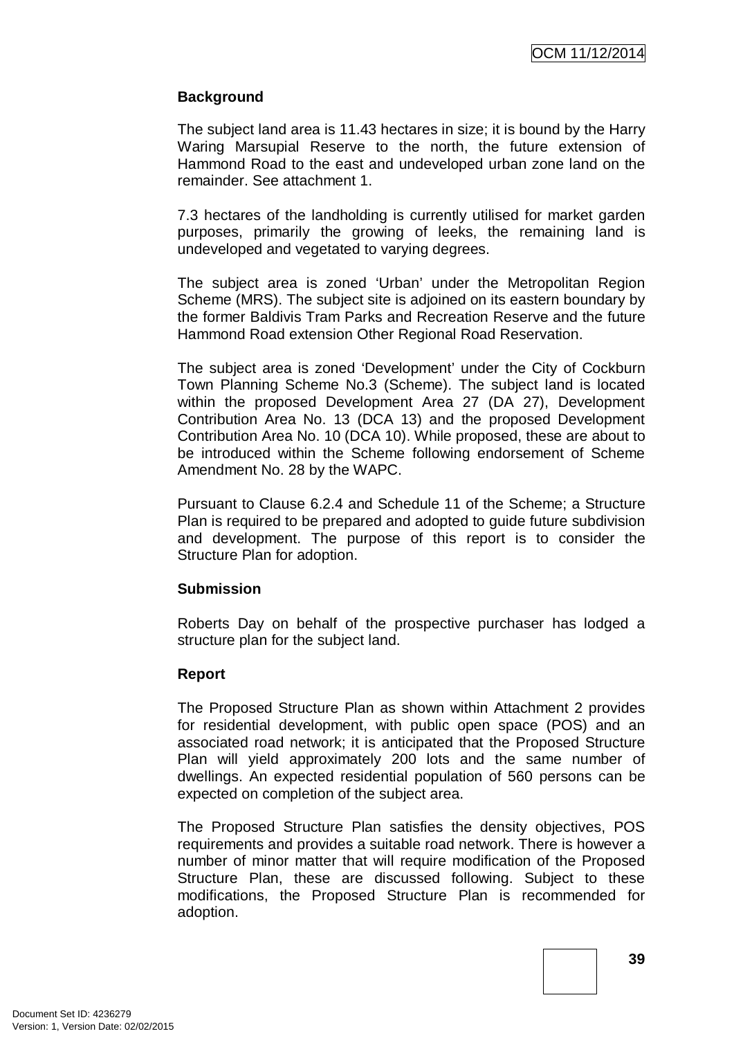**Background**

The subject land area is 11.43 hectares in size; it is bound by the Harry Waring Marsupial Reserve to the north, the future extension of Hammond Road to the east and undeveloped urban zone land on the remainder. See attachment 1.

7.3 hectares of the landholding is currently utilised for market garden purposes, primarily the growing of leeks, the remaining land is undeveloped and vegetated to varying degrees.

The subject area is zoned 'Urban' under the Metropolitan Region Scheme (MRS). The subject site is adjoined on its eastern boundary by the former Baldivis Tram Parks and Recreation Reserve and the future Hammond Road extension Other Regional Road Reservation.

The subject area is zoned 'Development' under the City of Cockburn Town Planning Scheme No.3 (Scheme). The subject land is located within the proposed Development Area 27 (DA 27), Development Contribution Area No. 13 (DCA 13) and the proposed Development Contribution Area No. 10 (DCA 10). While proposed, these are about to be introduced within the Scheme following endorsement of Scheme Amendment No. 28 by the WAPC.

Pursuant to Clause 6.2.4 and Schedule 11 of the Scheme; a Structure Plan is required to be prepared and adopted to guide future subdivision and development. The purpose of this report is to consider the Structure Plan for adoption.

**Submission**

Roberts Day on behalf of the prospective purchaser has lodged a structure plan for the subject land.

**Report**

The Proposed Structure Plan as shown within Attachment 2 provides for residential development, with public open space (POS) and an associated road network; it is anticipated that the Proposed Structure Plan will yield approximately 200 lots and the same number of dwellings. An expected residential population of 560 persons can be expected on completion of the subject area.

The Proposed Structure Plan satisfies the density objectives, POS requirements and provides a suitable road network. There is however a number of minor matter that will require modification of the Proposed Structure Plan, these are discussed following. Subject to these modifications, the Proposed Structure Plan is recommended for adoption.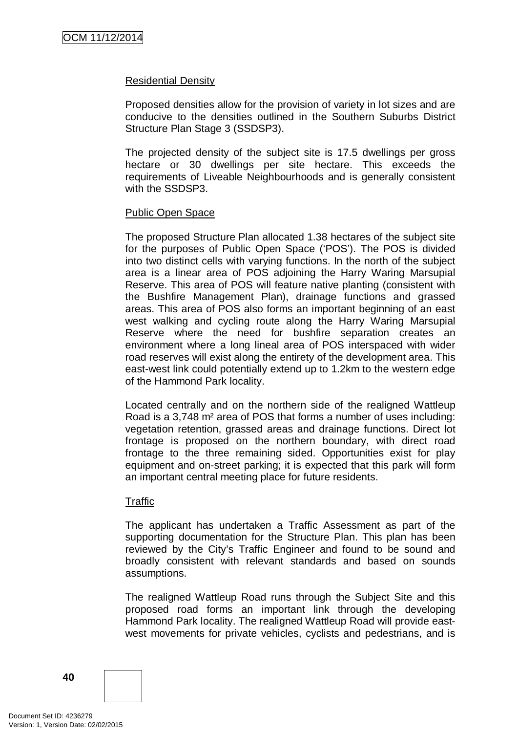<u>Residential Density</u>

Proposed densities allow for the provision of variety in lot sizes and are conducive to the densities outlined in the Southern Suburbs District Structure Plan Stage 3 (SSDSP3).

The projected density of the subject site is 17.5 dwellings per gross hectare or 30 dwellings per site hectare. This exceeds the requirements of Liveable Neighbourhoods and is generally consistent with the SSDSP3.

<u>Public Open Space</u>

The proposed Structure Plan allocated 1.38 hectares of the subject site for the purposes of Public Open Space ('POS'). The POS is divided into two distinct cells with varying functions. In the north of the subject area is a linear area of POS adjoining the Harry Waring Marsupial Reserve. This area of POS will feature native planting (consistent with the Bushfire Management Plan), drainage functions and grassed areas. This area of POS also forms an important beginning of an east west walking and cycling route along the Harry Waring Marsupial Reserve where the need for bushfire separation creates an environment where a long lineal area of POS interspaced with wider road reserves will exist along the entirety of the development area. This east-west link could potentially extend up to 1.2km to the western edge of the Hammond Park locality.

Located centrally and on the northern side of the realigned Wattleup Road is a 3,748 m² area of POS that forms a number of uses including: vegetation retention, grassed areas and drainage functions. Direct lot frontage is proposed on the northern boundary, with direct road frontage to the three remaining sided. Opportunities exist for play equipment and on-street parking; it is expected that this park will form an important central meeting place for future residents.

<u>Traffic</u>

The applicant has undertaken a Traffic Assessment as part of the supporting documentation for the Structure Plan. This plan has been reviewed by the City's Traffic Engineer and found to be sound and broadly consistent with relevant standards and based on sounds assumptions.

The realigned Wattleup Road runs through the Subject Site and this proposed road forms an important link through the developing Hammond Park locality. The realigned Wattleup Road will provide east-west movements for private vehicles, cyclists and pedestrians, and is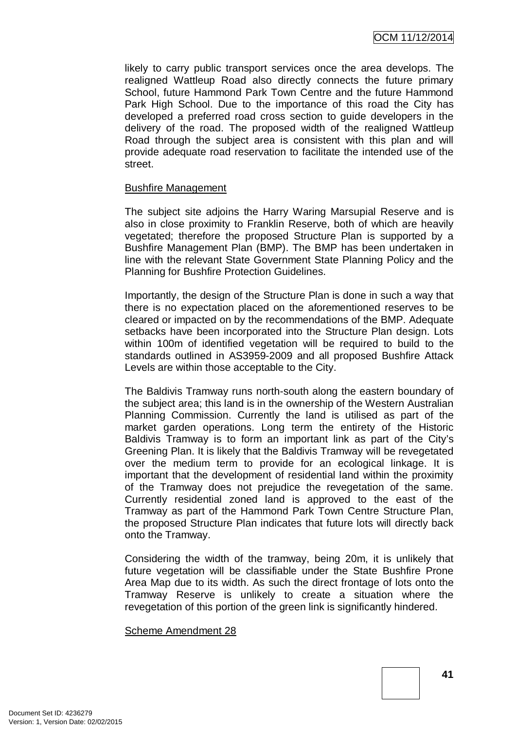likely to carry public transport services once the area develops. The realigned Wattleup Road also directly connects the future primary School, future Hammond Park Town Centre and the future Hammond Park High School. Due to the importance of this road the City has developed a preferred road cross section to guide developers in the delivery of the road. The proposed width of the realigned Wattleup Road through the subject area is consistent with this plan and will provide adequate road reservation to facilitate the intended use of the street.

Bushfire Management

The subject site adjoins the Harry Waring Marsupial Reserve and is also in close proximity to Franklin Reserve, both of which are heavily vegetated; therefore the proposed Structure Plan is supported by a Bushfire Management Plan (BMP). The BMP has been undertaken in line with the relevant State Government State Planning Policy and the Planning for Bushfire Protection Guidelines.

Importantly, the design of the Structure Plan is done in such a way that there is no expectation placed on the aforementioned reserves to be cleared or impacted on by the recommendations of the BMP. Adequate setbacks have been incorporated into the Structure Plan design. Lots within 100m of identified vegetation will be required to build to the standards outlined in AS3959-2009 and all proposed Bushfire Attack Levels are within those acceptable to the City.

The Baldivis Tramway runs north-south along the eastern boundary of the subject area; this land is in the ownership of the Western Australian Planning Commission. Currently the land is utilised as part of the market garden operations. Long term the entirety of the Historic Baldivis Tramway is to form an important link as part of the City's Greening Plan. It is likely that the Baldivis Tramway will be revegetated over the medium term to provide for an ecological linkage. It is important that the development of residential land within the proximity of the Tramway does not prejudice the revegetation of the same. Currently residential zoned land is approved to the east of the Tramway as part of the Hammond Park Town Centre Structure Plan, the proposed Structure Plan indicates that future lots will directly back onto the Tramway.

Considering the width of the tramway, being 20m, it is unlikely that future vegetation will be classifiable under the State Bushfire Prone Area Map due to its width. As such the direct frontage of lots onto the Tramway Reserve is unlikely to create a situation where the revegetation of this portion of the green link is significantly hindered.

Scheme Amendment 28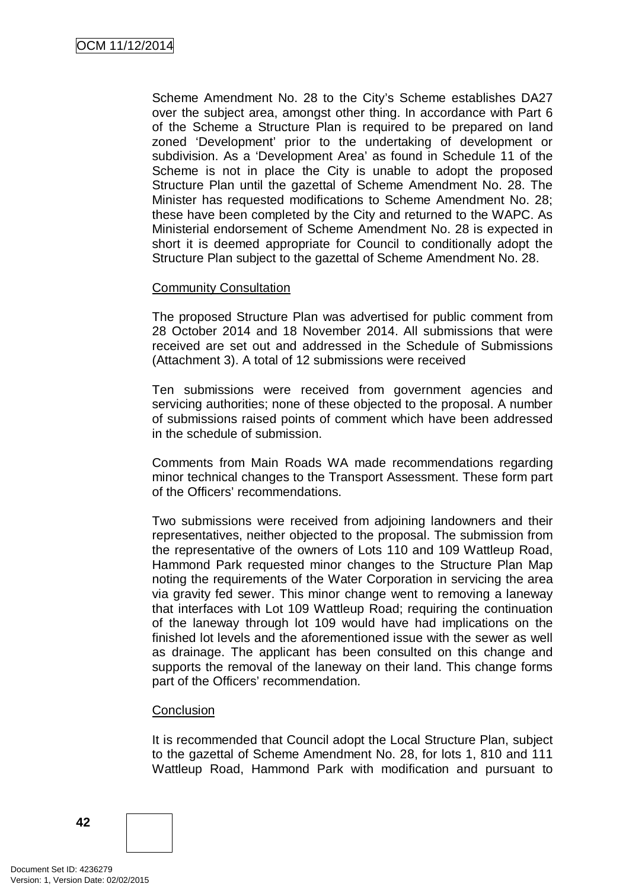Scheme Amendment No. 28 to the City's Scheme establishes DA27 over the subject area, amongst other thing. In accordance with Part 6 of the Scheme a Structure Plan is required to be prepared on land zoned 'Development' prior to the undertaking of development or subdivision. As a 'Development Area' as found in Schedule 11 of the Scheme is not in place the City is unable to adopt the proposed Structure Plan until the gazettal of Scheme Amendment No. 28. The Minister has requested modifications to Scheme Amendment No. 28; these have been completed by the City and returned to the WAPC. As Ministerial endorsement of Scheme Amendment No. 28 is expected in short it is deemed appropriate for Council to conditionally adopt the Structure Plan subject to the gazettal of Scheme Amendment No. 28.

Community Consultation

The proposed Structure Plan was advertised for public comment from 28 October 2014 and 18 November 2014. All submissions that were received are set out and addressed in the Schedule of Submissions (Attachment 3). A total of 12 submissions were received

Ten submissions were received from government agencies and servicing authorities; none of these objected to the proposal. A number of submissions raised points of comment which have been addressed in the schedule of submission.

Comments from Main Roads WA made recommendations regarding minor technical changes to the Transport Assessment. These form part of the Officers' recommendations.

Two submissions were received from adjoining landowners and their representatives, neither objected to the proposal. The submission from the representative of the owners of Lots 110 and 109 Wattleup Road, Hammond Park requested minor changes to the Structure Plan Map noting the requirements of the Water Corporation in servicing the area via gravity fed sewer. This minor change went to removing a laneway that interfaces with Lot 109 Wattleup Road; requiring the continuation of the laneway through lot 109 would have had implications on the finished lot levels and the aforementioned issue with the sewer as well as drainage. The applicant has been consulted on this change and supports the removal of the laneway on their land. This change forms part of the Officers' recommendation.

Conclusion

It is recommended that Council adopt the Local Structure Plan, subject to the gazettal of Scheme Amendment No. 28, for lots 1, 810 and 111 Wattleup Road, Hammond Park with modification and pursuant to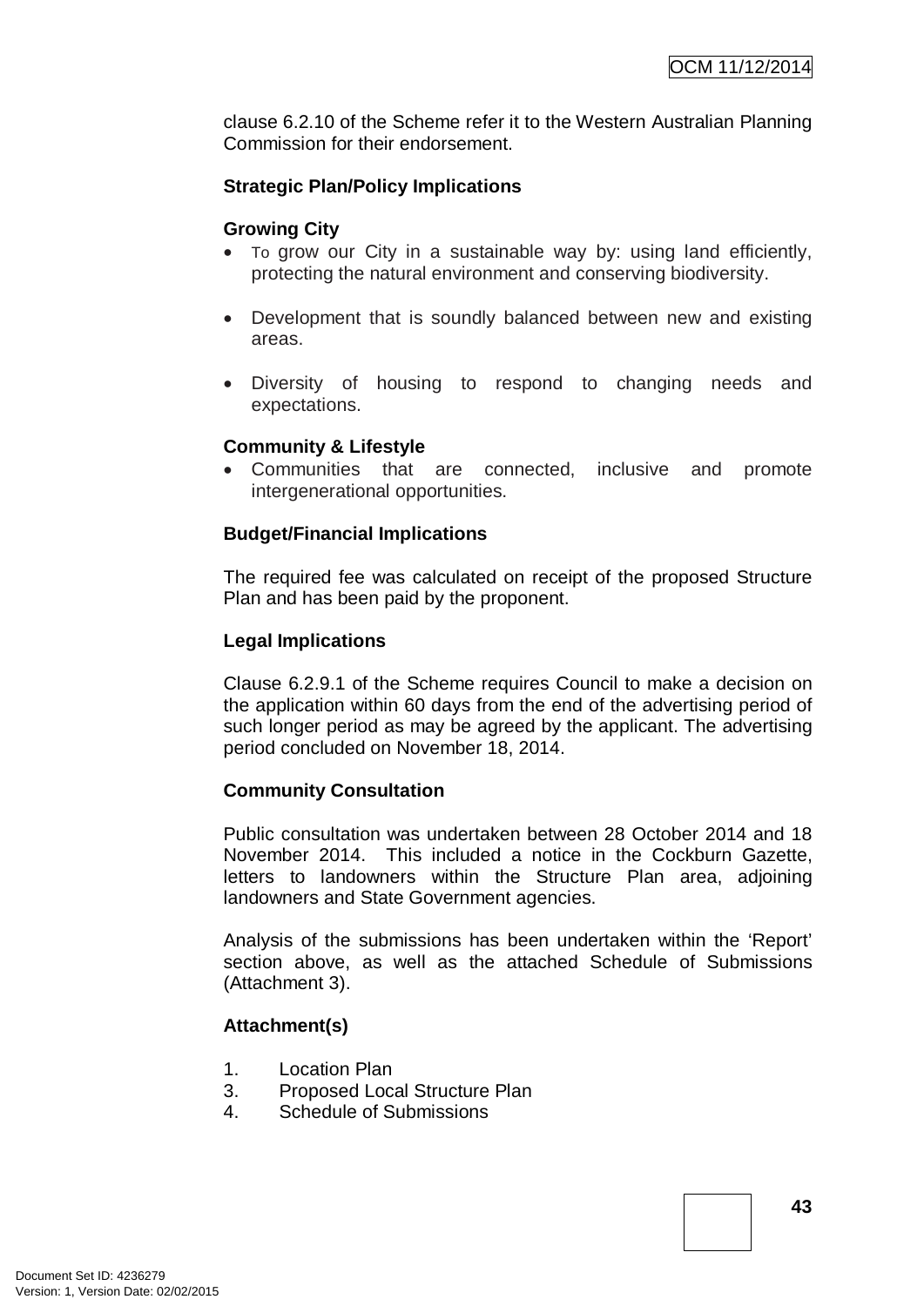clause 6.2.10 of the Scheme refer it to the Western Australian Planning Commission for their endorsement.

**Strategic Plan/Policy Implications**

**Growing City**

- To grow our City in a sustainable way by: using land efficiently, protecting the natural environment and conserving biodiversity.

- Development that is soundly balanced between new and existing areas.

- Diversity of housing to respond to changing needs and expectations.

**Community & Lifestyle**

- Communities that are connected, inclusive and promote intergenerational opportunities.

**Budget/Financial Implications**

The required fee was calculated on receipt of the proposed Structure Plan and has been paid by the proponent.

**Legal Implications**

Clause 6.2.9.1 of the Scheme requires Council to make a decision on the application within 60 days from the end of the advertising period of such longer period as may be agreed by the applicant. The advertising period concluded on November 18, 2014.

**Community Consultation**

Public consultation was undertaken between 28 October 2014 and 18 November 2014. This included a notice in the Cockburn Gazette, letters to landowners within the Structure Plan area, adjoining landowners and State Government agencies.

Analysis of the submissions has been undertaken within the 'Report' section above, as well as the attached Schedule of Submissions (Attachment 3).

**Attachment(s)**

1. Location Plan
3. Proposed Local Structure Plan
4. Schedule of Submissions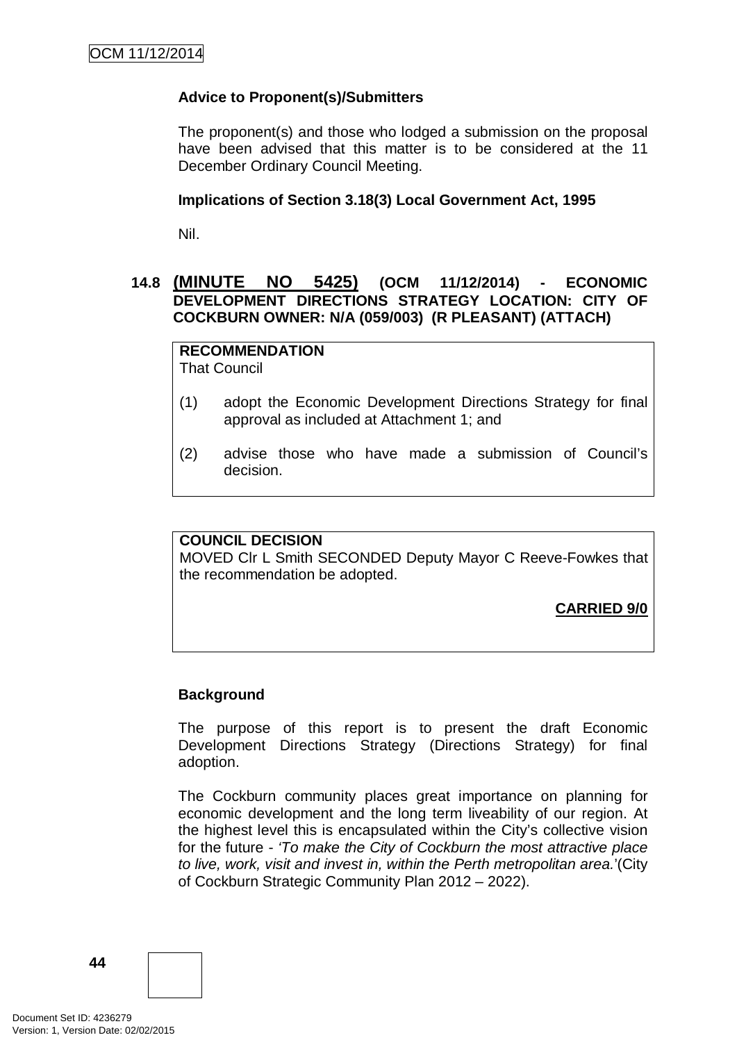**Advice to Proponent(s)/Submitters**

The proponent(s) and those who lodged a submission on the proposal have been advised that this matter is to be considered at the 11 December Ordinary Council Meeting.

**Implications of Section 3.18(3) Local Government Act, 1995**

Nil.

## 14.8 (MINUTE NO 5425) (OCM 11/12/2014) - ECONOMIC DEVELOPMENT DIRECTIONS STRATEGY LOCATION: CITY OF COCKBURN OWNER: N/A (059/003) (R PLEASANT) (ATTACH)

**RECOMMENDATION**
That Council

(1) adopt the Economic Development Directions Strategy for final approval as included at Attachment 1; and

(2) advise those who have made a submission of Council's decision.

**COUNCIL DECISION**
MOVED Clr L Smith SECONDED Deputy Mayor C Reeve-Fowkes that the recommendation be adopted.

**CARRIED 9/0**

**Background**

The purpose of this report is to present the draft Economic Development Directions Strategy (Directions Strategy) for final adoption.

The Cockburn community places great importance on planning for economic development and the long term liveability of our region. At the highest level this is encapsulated within the City's collective vision for the future - *'To make the City of Cockburn the most attractive place to live, work, visit and invest in, within the Perth metropolitan area.'*(City of Cockburn Strategic Community Plan 2012 – 2022).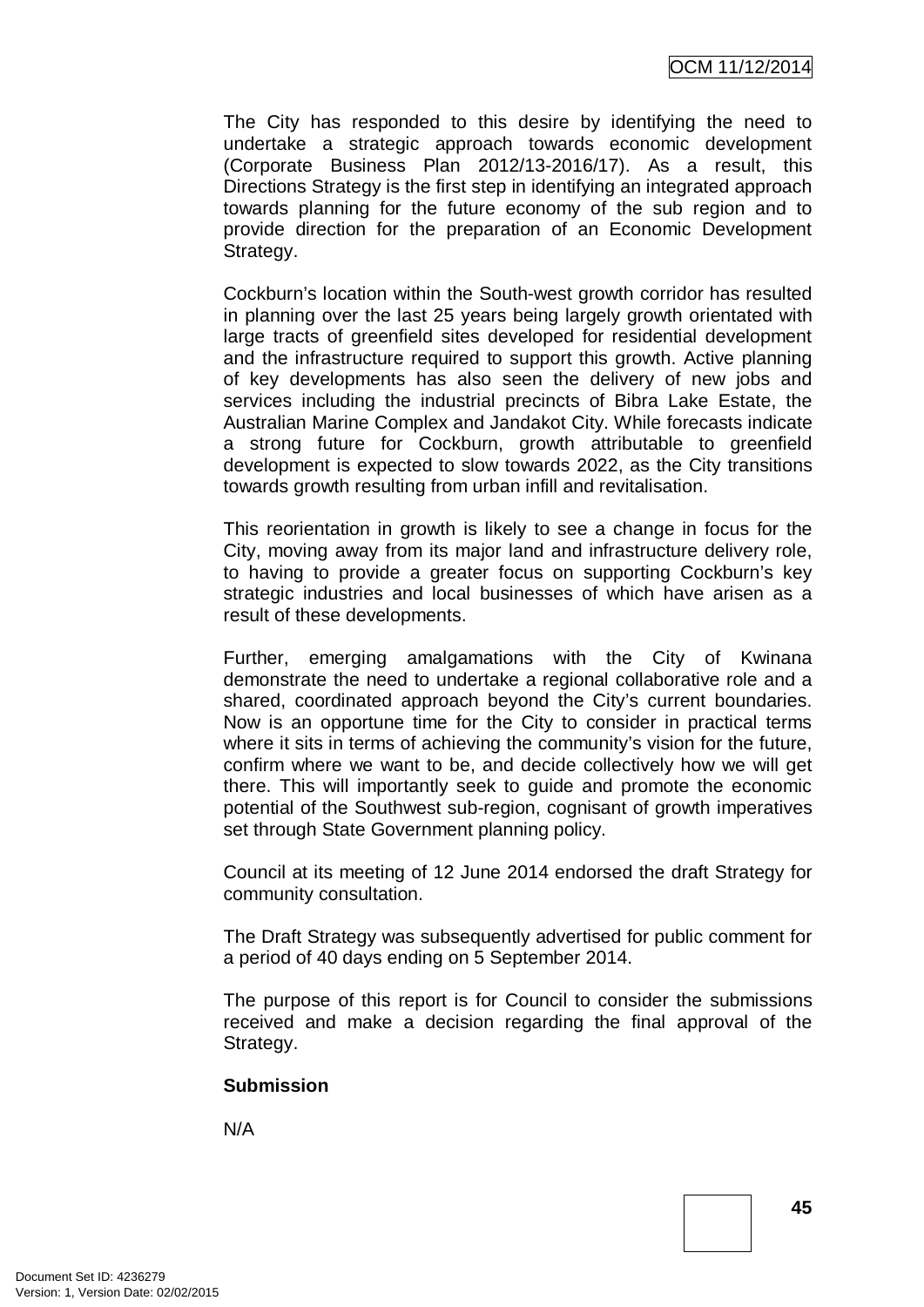The City has responded to this desire by identifying the need to undertake a strategic approach towards economic development (Corporate Business Plan 2012/13-2016/17). As a result, this Directions Strategy is the first step in identifying an integrated approach towards planning for the future economy of the sub region and to provide direction for the preparation of an Economic Development Strategy.

Cockburn's location within the South-west growth corridor has resulted in planning over the last 25 years being largely growth orientated with large tracts of greenfield sites developed for residential development and the infrastructure required to support this growth. Active planning of key developments has also seen the delivery of new jobs and services including the industrial precincts of Bibra Lake Estate, the Australian Marine Complex and Jandakot City. While forecasts indicate a strong future for Cockburn, growth attributable to greenfield development is expected to slow towards 2022, as the City transitions towards growth resulting from urban infill and revitalisation.

This reorientation in growth is likely to see a change in focus for the City, moving away from its major land and infrastructure delivery role, to having to provide a greater focus on supporting Cockburn's key strategic industries and local businesses of which have arisen as a result of these developments.

Further, emerging amalgamations with the City of Kwinana demonstrate the need to undertake a regional collaborative role and a shared, coordinated approach beyond the City's current boundaries. Now is an opportune time for the City to consider in practical terms where it sits in terms of achieving the community's vision for the future, confirm where we want to be, and decide collectively how we will get there. This will importantly seek to guide and promote the economic potential of the Southwest sub-region, cognisant of growth imperatives set through State Government planning policy.

Council at its meeting of 12 June 2014 endorsed the draft Strategy for community consultation.

The Draft Strategy was subsequently advertised for public comment for a period of 40 days ending on 5 September 2014.

The purpose of this report is for Council to consider the submissions received and make a decision regarding the final approval of the Strategy.

**Submission**

N/A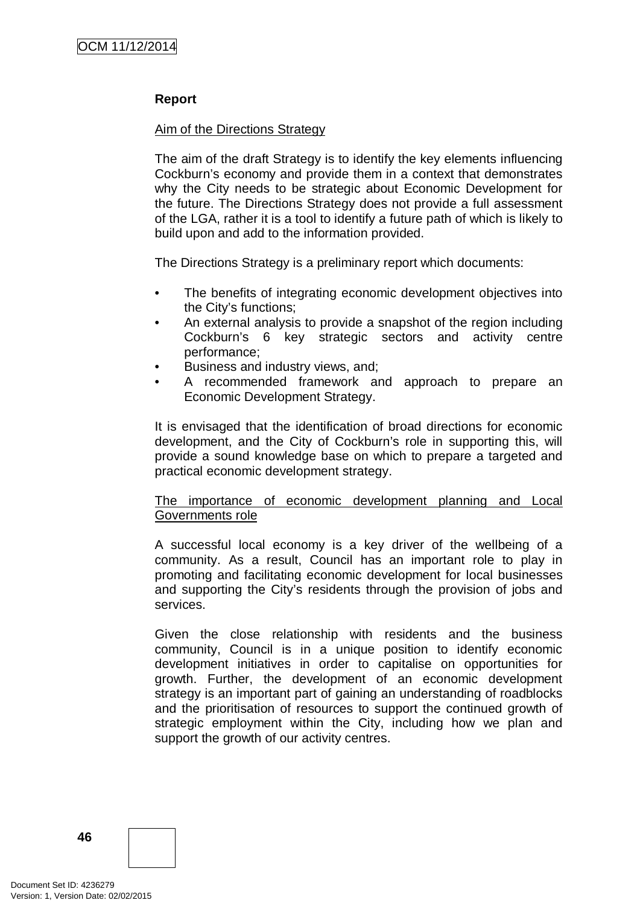**Report**

Aim of the Directions Strategy

The aim of the draft Strategy is to identify the key elements influencing Cockburn's economy and provide them in a context that demonstrates why the City needs to be strategic about Economic Development for the future. The Directions Strategy does not provide a full assessment of the LGA, rather it is a tool to identify a future path of which is likely to build upon and add to the information provided.

The Directions Strategy is a preliminary report which documents:

- The benefits of integrating economic development objectives into the City's functions;
- An external analysis to provide a snapshot of the region including Cockburn's 6 key strategic sectors and activity centre performance;
- Business and industry views, and;
- A recommended framework and approach to prepare an Economic Development Strategy.

It is envisaged that the identification of broad directions for economic development, and the City of Cockburn's role in supporting this, will provide a sound knowledge base on which to prepare a targeted and practical economic development strategy.

The importance of economic development planning and Local Governments role

A successful local economy is a key driver of the wellbeing of a community. As a result, Council has an important role to play in promoting and facilitating economic development for local businesses and supporting the City's residents through the provision of jobs and services.

Given the close relationship with residents and the business community, Council is in a unique position to identify economic development initiatives in order to capitalise on opportunities for growth. Further, the development of an economic development strategy is an important part of gaining an understanding of roadblocks and the prioritisation of resources to support the continued growth of strategic employment within the City, including how we plan and support the growth of our activity centres.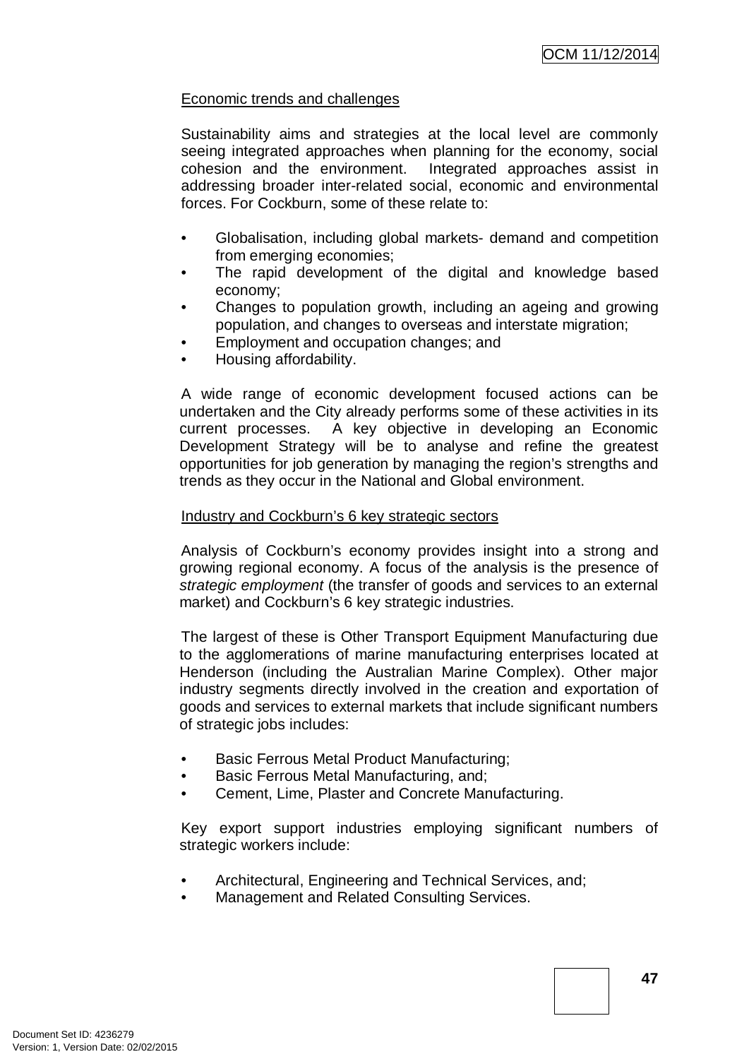Economic trends and challenges

Sustainability aims and strategies at the local level are commonly seeing integrated approaches when planning for the economy, social cohesion and the environment. Integrated approaches assist in addressing broader inter-related social, economic and environmental forces. For Cockburn, some of these relate to:

- Globalisation, including global markets- demand and competition from emerging economies;
- The rapid development of the digital and knowledge based economy;
- Changes to population growth, including an ageing and growing population, and changes to overseas and interstate migration;
- Employment and occupation changes; and
- Housing affordability.

A wide range of economic development focused actions can be undertaken and the City already performs some of these activities in its current processes. A key objective in developing an Economic Development Strategy will be to analyse and refine the greatest opportunities for job generation by managing the region's strengths and trends as they occur in the National and Global environment.

Industry and Cockburn's 6 key strategic sectors

Analysis of Cockburn's economy provides insight into a strong and growing regional economy. A focus of the analysis is the presence of *strategic employment* (the transfer of goods and services to an external market) and Cockburn's 6 key strategic industries.

The largest of these is Other Transport Equipment Manufacturing due to the agglomerations of marine manufacturing enterprises located at Henderson (including the Australian Marine Complex). Other major industry segments directly involved in the creation and exportation of goods and services to external markets that include significant numbers of strategic jobs includes:

- Basic Ferrous Metal Product Manufacturing;
- Basic Ferrous Metal Manufacturing, and;
- Cement, Lime, Plaster and Concrete Manufacturing.

Key export support industries employing significant numbers of strategic workers include:

- Architectural, Engineering and Technical Services, and;
- Management and Related Consulting Services.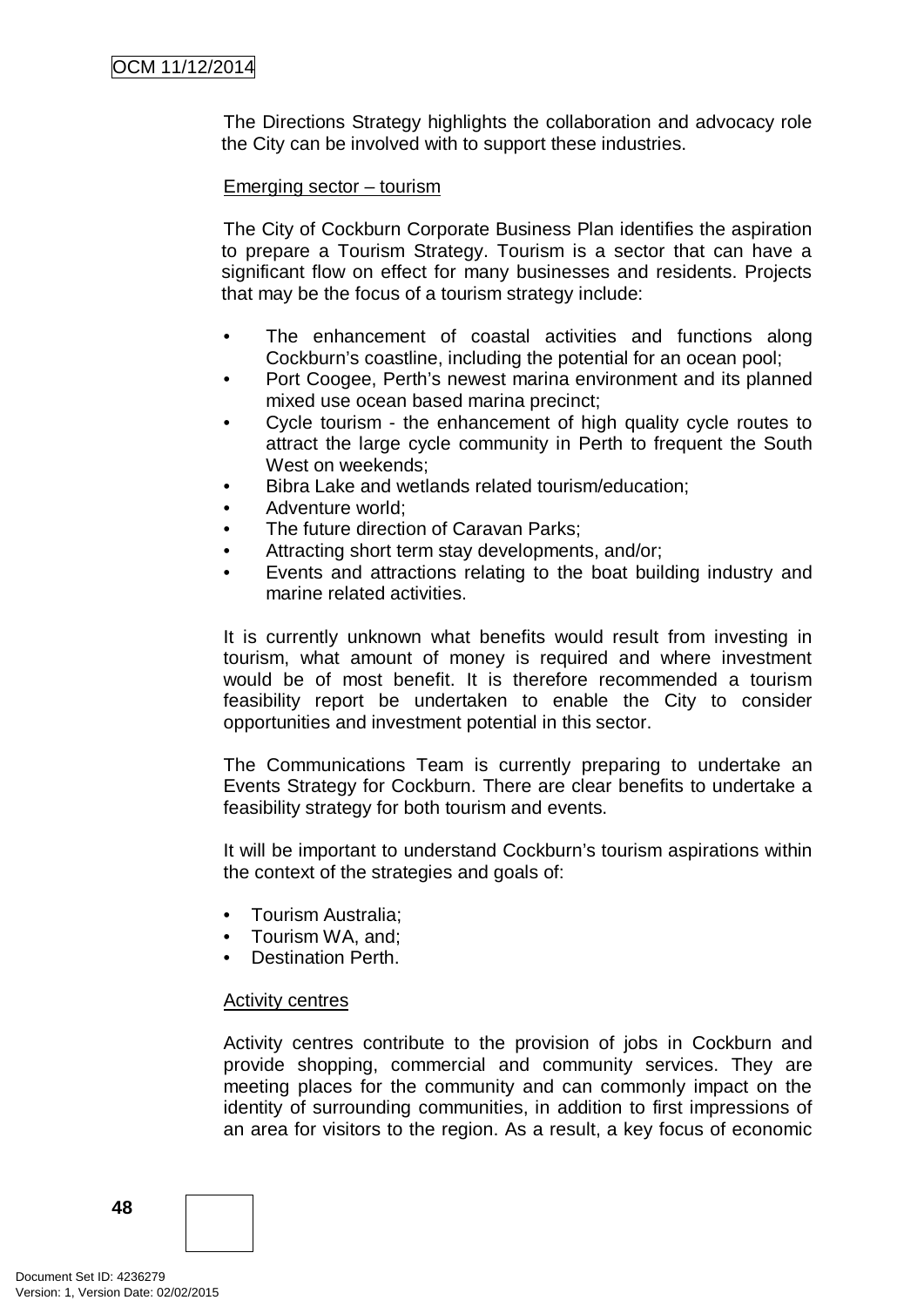The Directions Strategy highlights the collaboration and advocacy role the City can be involved with to support these industries.

Emerging sector – tourism

The City of Cockburn Corporate Business Plan identifies the aspiration to prepare a Tourism Strategy. Tourism is a sector that can have a significant flow on effect for many businesses and residents. Projects that may be the focus of a tourism strategy include:

- The enhancement of coastal activities and functions along Cockburn's coastline, including the potential for an ocean pool;
- Port Coogee, Perth's newest marina environment and its planned mixed use ocean based marina precinct;
- Cycle tourism - the enhancement of high quality cycle routes to attract the large cycle community in Perth to frequent the South West on weekends;
- Bibra Lake and wetlands related tourism/education;
- Adventure world;
- The future direction of Caravan Parks;
- Attracting short term stay developments, and/or;
- Events and attractions relating to the boat building industry and marine related activities.

It is currently unknown what benefits would result from investing in tourism, what amount of money is required and where investment would be of most benefit. It is therefore recommended a tourism feasibility report be undertaken to enable the City to consider opportunities and investment potential in this sector.

The Communications Team is currently preparing to undertake an Events Strategy for Cockburn. There are clear benefits to undertake a feasibility strategy for both tourism and events.

It will be important to understand Cockburn's tourism aspirations within the context of the strategies and goals of:

- Tourism Australia;
- Tourism WA, and;
- Destination Perth.

Activity centres

Activity centres contribute to the provision of jobs in Cockburn and provide shopping, commercial and community services. They are meeting places for the community and can commonly impact on the identity of surrounding communities, in addition to first impressions of an area for visitors to the region. As a result, a key focus of economic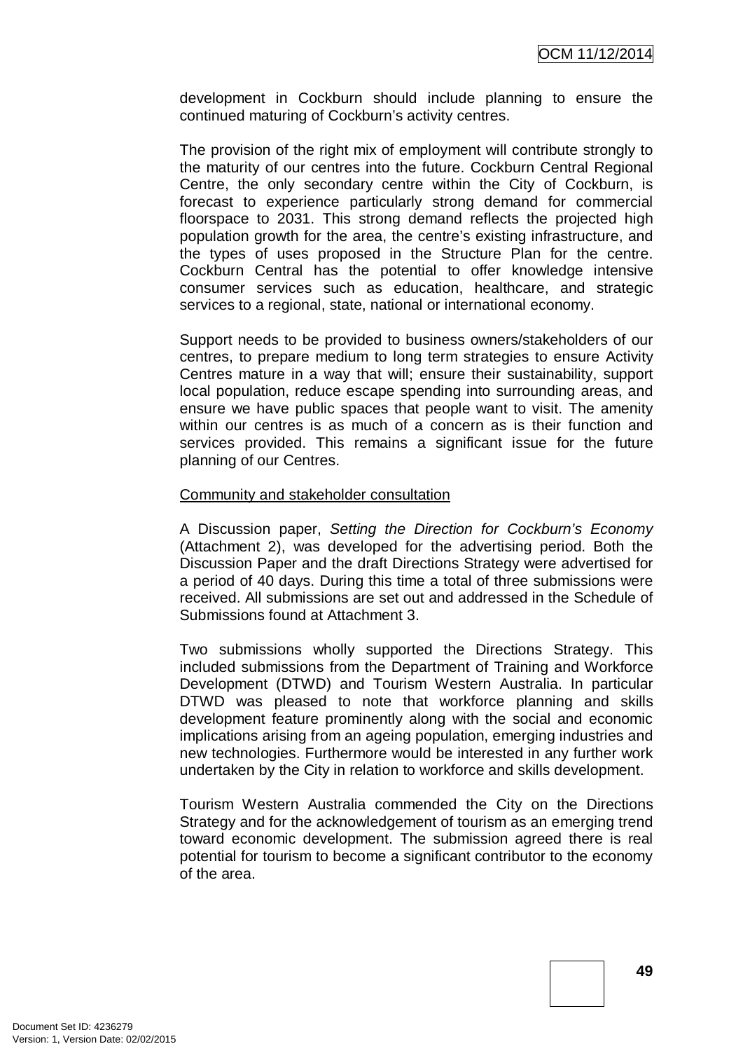development in Cockburn should include planning to ensure the continued maturing of Cockburn's activity centres.

The provision of the right mix of employment will contribute strongly to the maturity of our centres into the future. Cockburn Central Regional Centre, the only secondary centre within the City of Cockburn, is forecast to experience particularly strong demand for commercial floorspace to 2031. This strong demand reflects the projected high population growth for the area, the centre's existing infrastructure, and the types of uses proposed in the Structure Plan for the centre. Cockburn Central has the potential to offer knowledge intensive consumer services such as education, healthcare, and strategic services to a regional, state, national or international economy.

Support needs to be provided to business owners/stakeholders of our centres, to prepare medium to long term strategies to ensure Activity Centres mature in a way that will; ensure their sustainability, support local population, reduce escape spending into surrounding areas, and ensure we have public spaces that people want to visit. The amenity within our centres is as much of a concern as is their function and services provided. This remains a significant issue for the future planning of our Centres.

<u>Community and stakeholder consultation</u>

A Discussion paper, *Setting the Direction for Cockburn's Economy* (Attachment 2), was developed for the advertising period. Both the Discussion Paper and the draft Directions Strategy were advertised for a period of 40 days. During this time a total of three submissions were received. All submissions are set out and addressed in the Schedule of Submissions found at Attachment 3.

Two submissions wholly supported the Directions Strategy. This included submissions from the Department of Training and Workforce Development (DTWD) and Tourism Western Australia. In particular DTWD was pleased to note that workforce planning and skills development feature prominently along with the social and economic implications arising from an ageing population, emerging industries and new technologies. Furthermore would be interested in any further work undertaken by the City in relation to workforce and skills development.

Tourism Western Australia commended the City on the Directions Strategy and for the acknowledgement of tourism as an emerging trend toward economic development. The submission agreed there is real potential for tourism to become a significant contributor to the economy of the area.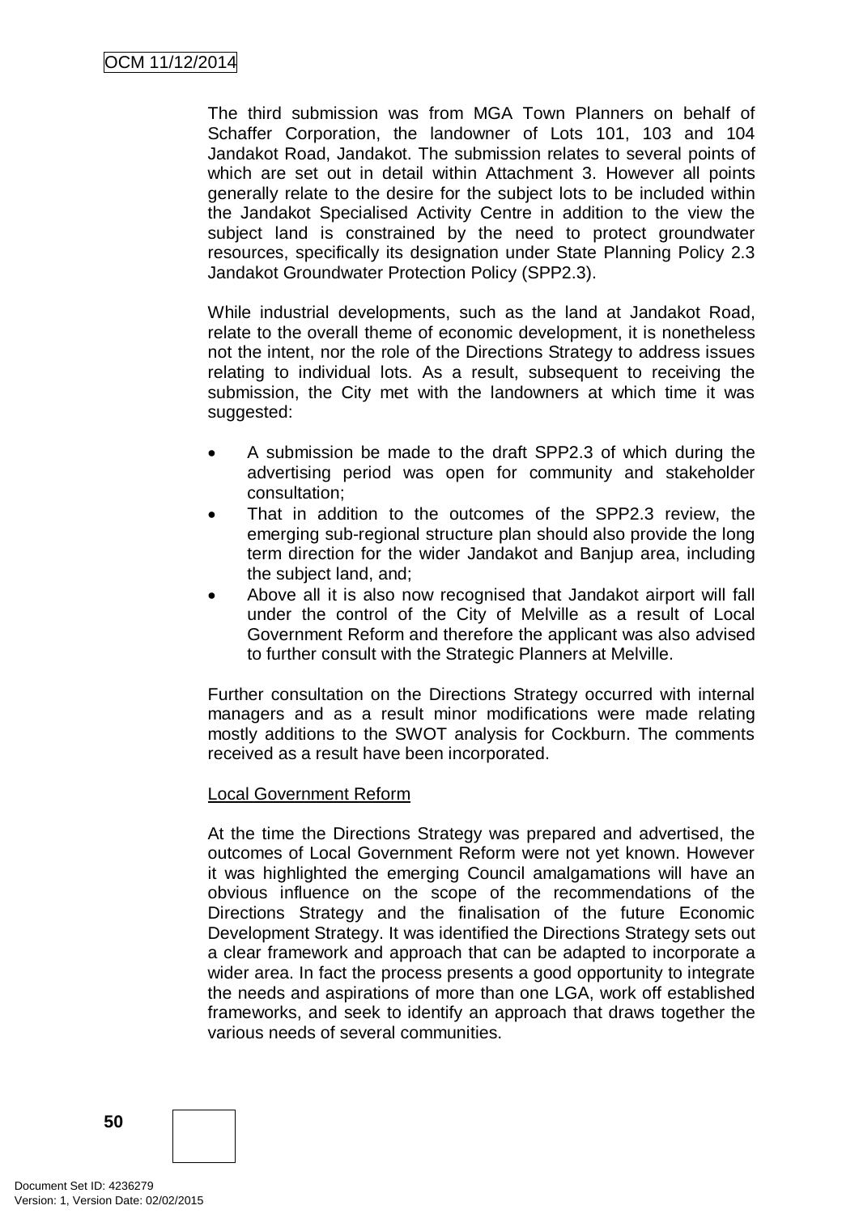The third submission was from MGA Town Planners on behalf of Schaffer Corporation, the landowner of Lots 101, 103 and 104 Jandakot Road, Jandakot. The submission relates to several points of which are set out in detail within Attachment 3. However all points generally relate to the desire for the subject lots to be included within the Jandakot Specialised Activity Centre in addition to the view the subject land is constrained by the need to protect groundwater resources, specifically its designation under State Planning Policy 2.3 Jandakot Groundwater Protection Policy (SPP2.3).

While industrial developments, such as the land at Jandakot Road, relate to the overall theme of economic development, it is nonetheless not the intent, nor the role of the Directions Strategy to address issues relating to individual lots. As a result, subsequent to receiving the submission, the City met with the landowners at which time it was suggested:

- A submission be made to the draft SPP2.3 of which during the advertising period was open for community and stakeholder consultation;
- That in addition to the outcomes of the SPP2.3 review, the emerging sub-regional structure plan should also provide the long term direction for the wider Jandakot and Banjup area, including the subject land, and;
- Above all it is also now recognised that Jandakot airport will fall under the control of the City of Melville as a result of Local Government Reform and therefore the applicant was also advised to further consult with the Strategic Planners at Melville.

Further consultation on the Directions Strategy occurred with internal managers and as a result minor modifications were made relating mostly additions to the SWOT analysis for Cockburn. The comments received as a result have been incorporated.

Local Government Reform

At the time the Directions Strategy was prepared and advertised, the outcomes of Local Government Reform were not yet known. However it was highlighted the emerging Council amalgamations will have an obvious influence on the scope of the recommendations of the Directions Strategy and the finalisation of the future Economic Development Strategy. It was identified the Directions Strategy sets out a clear framework and approach that can be adapted to incorporate a wider area. In fact the process presents a good opportunity to integrate the needs and aspirations of more than one LGA, work off established frameworks, and seek to identify an approach that draws together the various needs of several communities.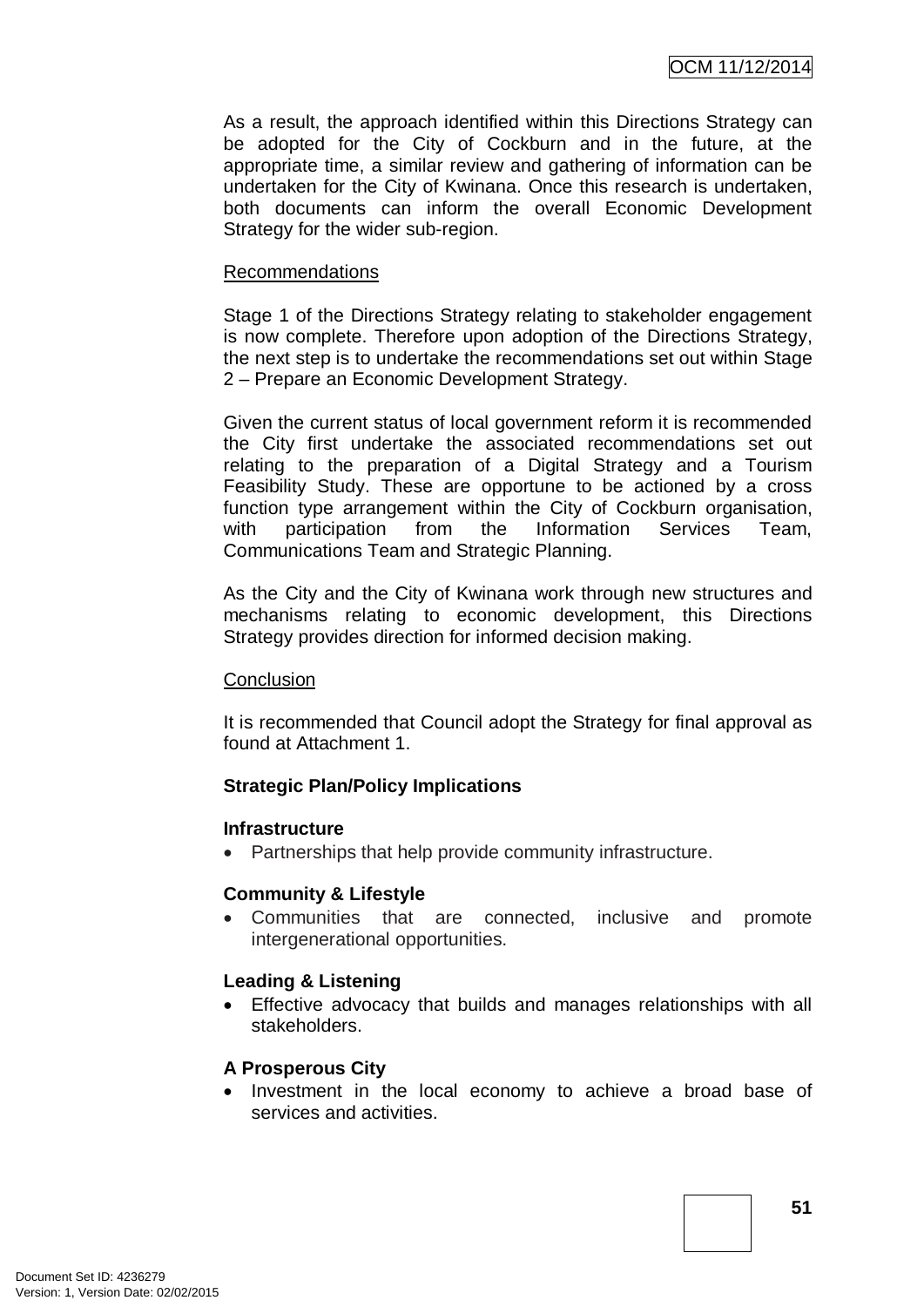As a result, the approach identified within this Directions Strategy can be adopted for the City of Cockburn and in the future, at the appropriate time, a similar review and gathering of information can be undertaken for the City of Kwinana. Once this research is undertaken, both documents can inform the overall Economic Development Strategy for the wider sub-region.

Recommendations

Stage 1 of the Directions Strategy relating to stakeholder engagement is now complete. Therefore upon adoption of the Directions Strategy, the next step is to undertake the recommendations set out within Stage 2 – Prepare an Economic Development Strategy.

Given the current status of local government reform it is recommended the City first undertake the associated recommendations set out relating to the preparation of a Digital Strategy and a Tourism Feasibility Study. These are opportune to be actioned by a cross function type arrangement within the City of Cockburn organisation, with participation from the Information Services Team, Communications Team and Strategic Planning.

As the City and the City of Kwinana work through new structures and mechanisms relating to economic development, this Directions Strategy provides direction for informed decision making.

Conclusion

It is recommended that Council adopt the Strategy for final approval as found at Attachment 1.

**Strategic Plan/Policy Implications**

**Infrastructure**

- Partnerships that help provide community infrastructure.

**Community & Lifestyle**

- Communities that are connected, inclusive and promote intergenerational opportunities.

**Leading & Listening**

- Effective advocacy that builds and manages relationships with all stakeholders.

**A Prosperous City**

- Investment in the local economy to achieve a broad base of services and activities.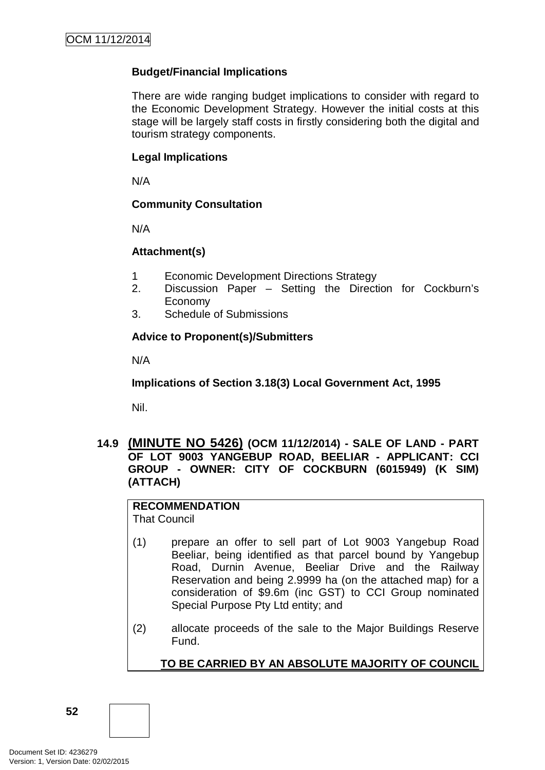**Budget/Financial Implications**

There are wide ranging budget implications to consider with regard to the Economic Development Strategy. However the initial costs at this stage will be largely staff costs in firstly considering both the digital and tourism strategy components.

**Legal Implications**

N/A

**Community Consultation**

N/A

**Attachment(s)**

1 Economic Development Directions Strategy
2. Discussion Paper – Setting the Direction for Cockburn's Economy
3. Schedule of Submissions

**Advice to Proponent(s)/Submitters**

N/A

**Implications of Section 3.18(3) Local Government Act, 1995**

Nil.

## 14.9 (MINUTE NO 5426) (OCM 11/12/2014) - SALE OF LAND - PART OF LOT 9003 YANGEBUP ROAD, BEELIAR - APPLICANT: CCI GROUP - OWNER: CITY OF COCKBURN (6015949) (K SIM) (ATTACH)

**RECOMMENDATION**
That Council

(1) prepare an offer to sell part of Lot 9003 Yangebup Road Beeliar, being identified as that parcel bound by Yangebup Road, Durnin Avenue, Beeliar Drive and the Railway Reservation and being 2.9999 ha (on the attached map) for a consideration of $9.6m (inc GST) to CCI Group nominated Special Purpose Pty Ltd entity; and

(2) allocate proceeds of the sale to the Major Buildings Reserve Fund.

**TO BE CARRIED BY AN ABSOLUTE MAJORITY OF COUNCIL**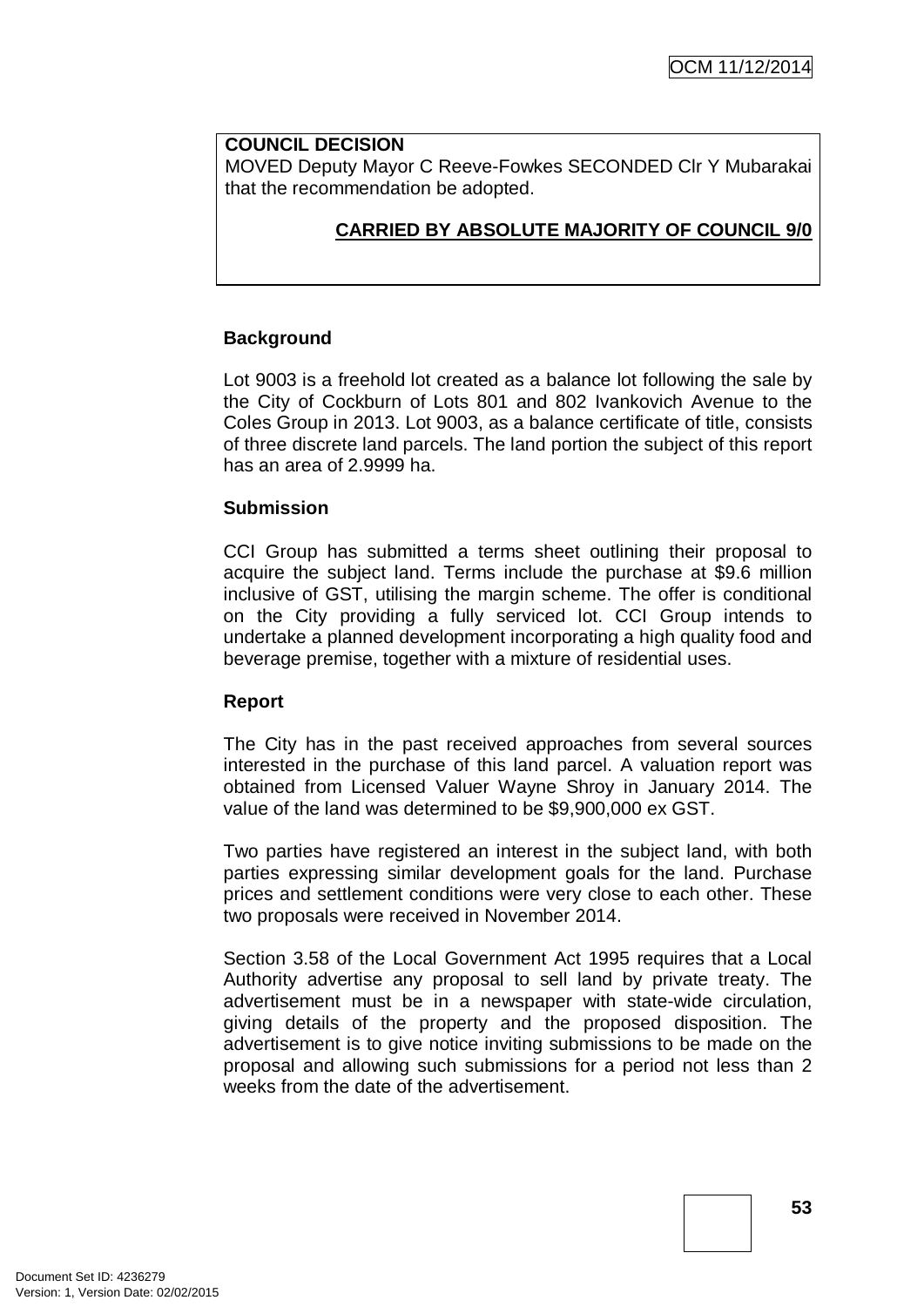**COUNCIL DECISION**
MOVED Deputy Mayor C Reeve-Fowkes SECONDED Clr Y Mubarakai that the recommendation be adopted.

**CARRIED BY ABSOLUTE MAJORITY OF COUNCIL 9/0**

**Background**

Lot 9003 is a freehold lot created as a balance lot following the sale by the City of Cockburn of Lots 801 and 802 Ivankovich Avenue to the Coles Group in 2013. Lot 9003, as a balance certificate of title, consists of three discrete land parcels. The land portion the subject of this report has an area of 2.9999 ha.

**Submission**

CCI Group has submitted a terms sheet outlining their proposal to acquire the subject land. Terms include the purchase at $9.6 million inclusive of GST, utilising the margin scheme. The offer is conditional on the City providing a fully serviced lot. CCI Group intends to undertake a planned development incorporating a high quality food and beverage premise, together with a mixture of residential uses.

**Report**

The City has in the past received approaches from several sources interested in the purchase of this land parcel. A valuation report was obtained from Licensed Valuer Wayne Shroy in January 2014. The value of the land was determined to be $9,900,000 ex GST.

Two parties have registered an interest in the subject land, with both parties expressing similar development goals for the land. Purchase prices and settlement conditions were very close to each other. These two proposals were received in November 2014.

Section 3.58 of the Local Government Act 1995 requires that a Local Authority advertise any proposal to sell land by private treaty. The advertisement must be in a newspaper with state-wide circulation, giving details of the property and the proposed disposition. The advertisement is to give notice inviting submissions to be made on the proposal and allowing such submissions for a period not less than 2 weeks from the date of the advertisement.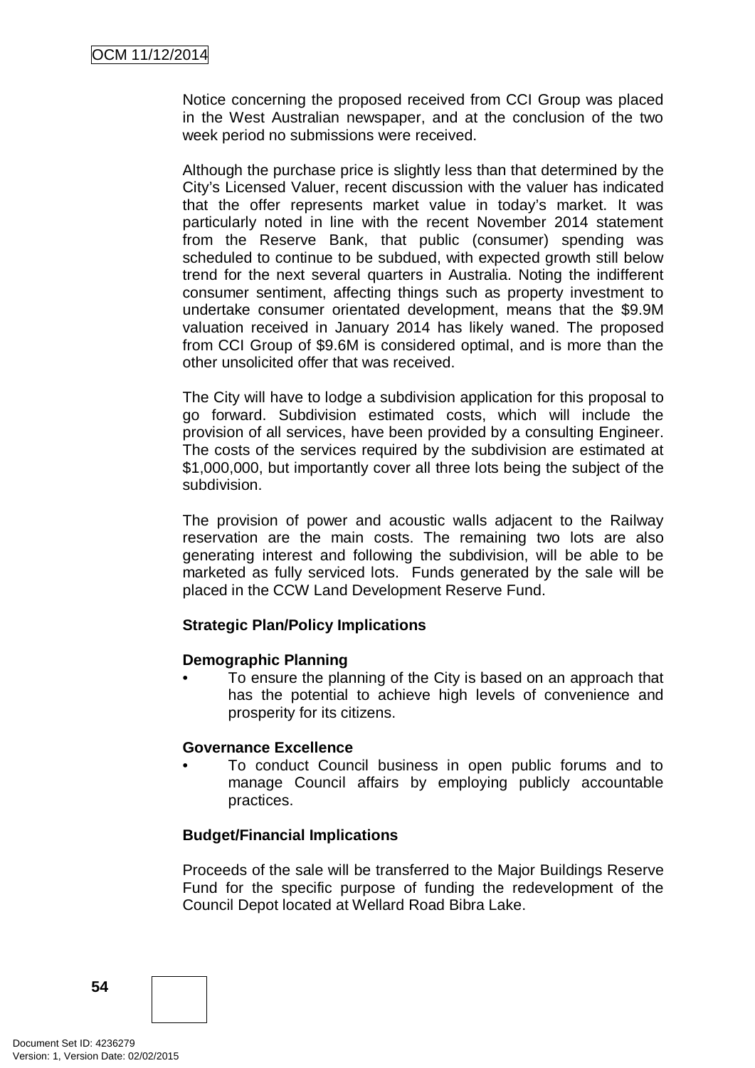Notice concerning the proposed received from CCI Group was placed in the West Australian newspaper, and at the conclusion of the two week period no submissions were received.

Although the purchase price is slightly less than that determined by the City's Licensed Valuer, recent discussion with the valuer has indicated that the offer represents market value in today's market. It was particularly noted in line with the recent November 2014 statement from the Reserve Bank, that public (consumer) spending was scheduled to continue to be subdued, with expected growth still below trend for the next several quarters in Australia. Noting the indifferent consumer sentiment, affecting things such as property investment to undertake consumer orientated development, means that the $9.9M valuation received in January 2014 has likely waned. The proposed from CCI Group of $9.6M is considered optimal, and is more than the other unsolicited offer that was received.

The City will have to lodge a subdivision application for this proposal to go forward. Subdivision estimated costs, which will include the provision of all services, have been provided by a consulting Engineer. The costs of the services required by the subdivision are estimated at $1,000,000, but importantly cover all three lots being the subject of the subdivision.

The provision of power and acoustic walls adjacent to the Railway reservation are the main costs. The remaining two lots are also generating interest and following the subdivision, will be able to be marketed as fully serviced lots. Funds generated by the sale will be placed in the CCW Land Development Reserve Fund.

**Strategic Plan/Policy Implications**

**Demographic Planning**

- To ensure the planning of the City is based on an approach that has the potential to achieve high levels of convenience and prosperity for its citizens.

**Governance Excellence**

- To conduct Council business in open public forums and to manage Council affairs by employing publicly accountable practices.

**Budget/Financial Implications**

Proceeds of the sale will be transferred to the Major Buildings Reserve Fund for the specific purpose of funding the redevelopment of the Council Depot located at Wellard Road Bibra Lake.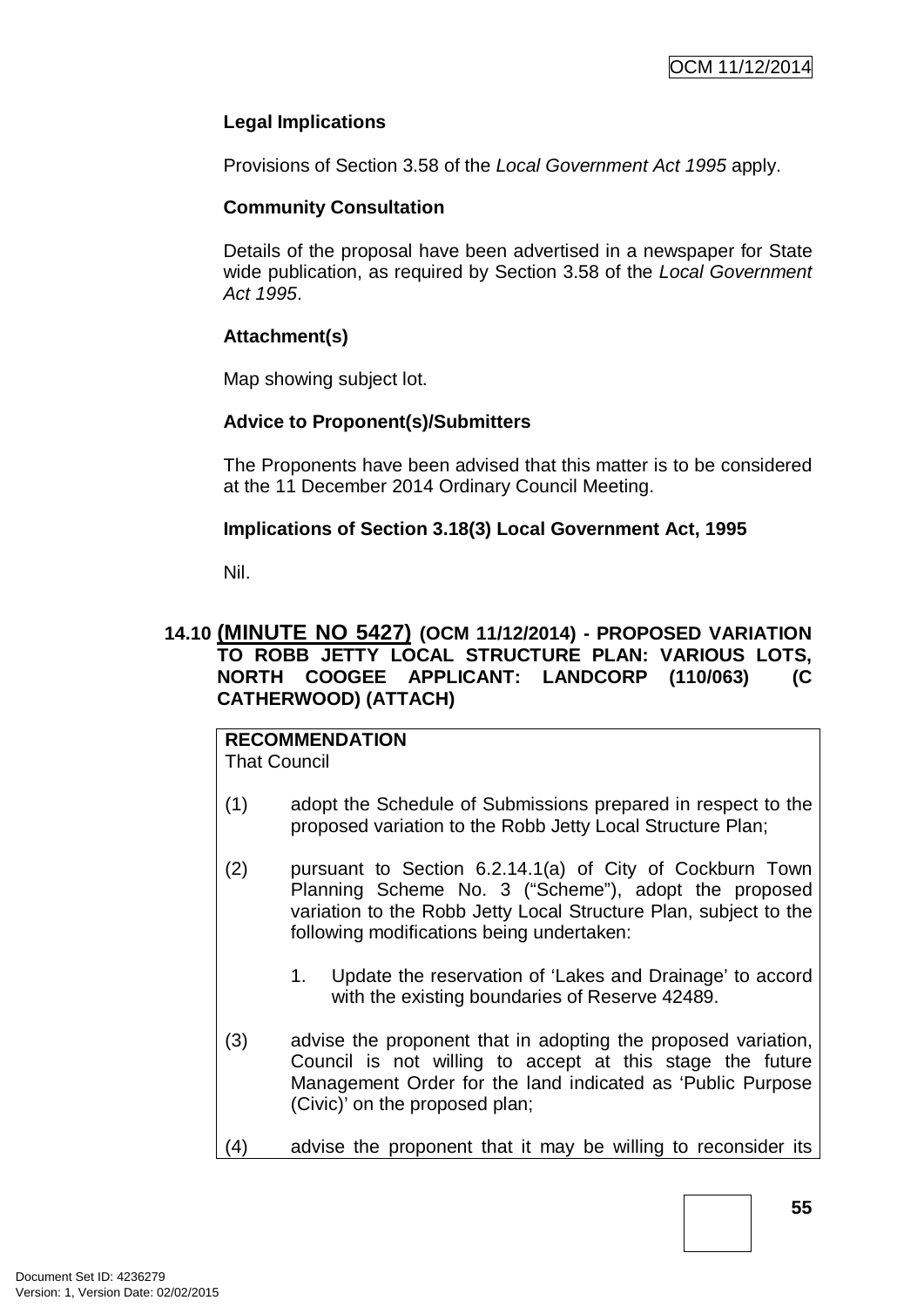**Legal Implications**

Provisions of Section 3.58 of the *Local Government Act 1995* apply.

**Community Consultation**

Details of the proposal have been advertised in a newspaper for State wide publication, as required by Section 3.58 of the *Local Government Act 1995*.

**Attachment(s)**

Map showing subject lot.

**Advice to Proponent(s)/Submitters**

The Proponents have been advised that this matter is to be considered at the 11 December 2014 Ordinary Council Meeting.

**Implications of Section 3.18(3) Local Government Act, 1995**

Nil.

## 14.10 (MINUTE NO 5427) (OCM 11/12/2014) - PROPOSED VARIATION TO ROBB JETTY LOCAL STRUCTURE PLAN: VARIOUS LOTS, NORTH COOGEE APPLICANT: LANDCORP (110/063) (C CATHERWOOD) (ATTACH)

**RECOMMENDATION**
That Council

(1) adopt the Schedule of Submissions prepared in respect to the proposed variation to the Robb Jetty Local Structure Plan;

(2) pursuant to Section 6.2.14.1(a) of City of Cockburn Town Planning Scheme No. 3 ("Scheme"), adopt the proposed variation to the Robb Jetty Local Structure Plan, subject to the following modifications being undertaken:

1. Update the reservation of 'Lakes and Drainage' to accord with the existing boundaries of Reserve 42489.

(3) advise the proponent that in adopting the proposed variation, Council is not willing to accept at this stage the future Management Order for the land indicated as 'Public Purpose (Civic)' on the proposed plan;

(4) advise the proponent that it may be willing to reconsider its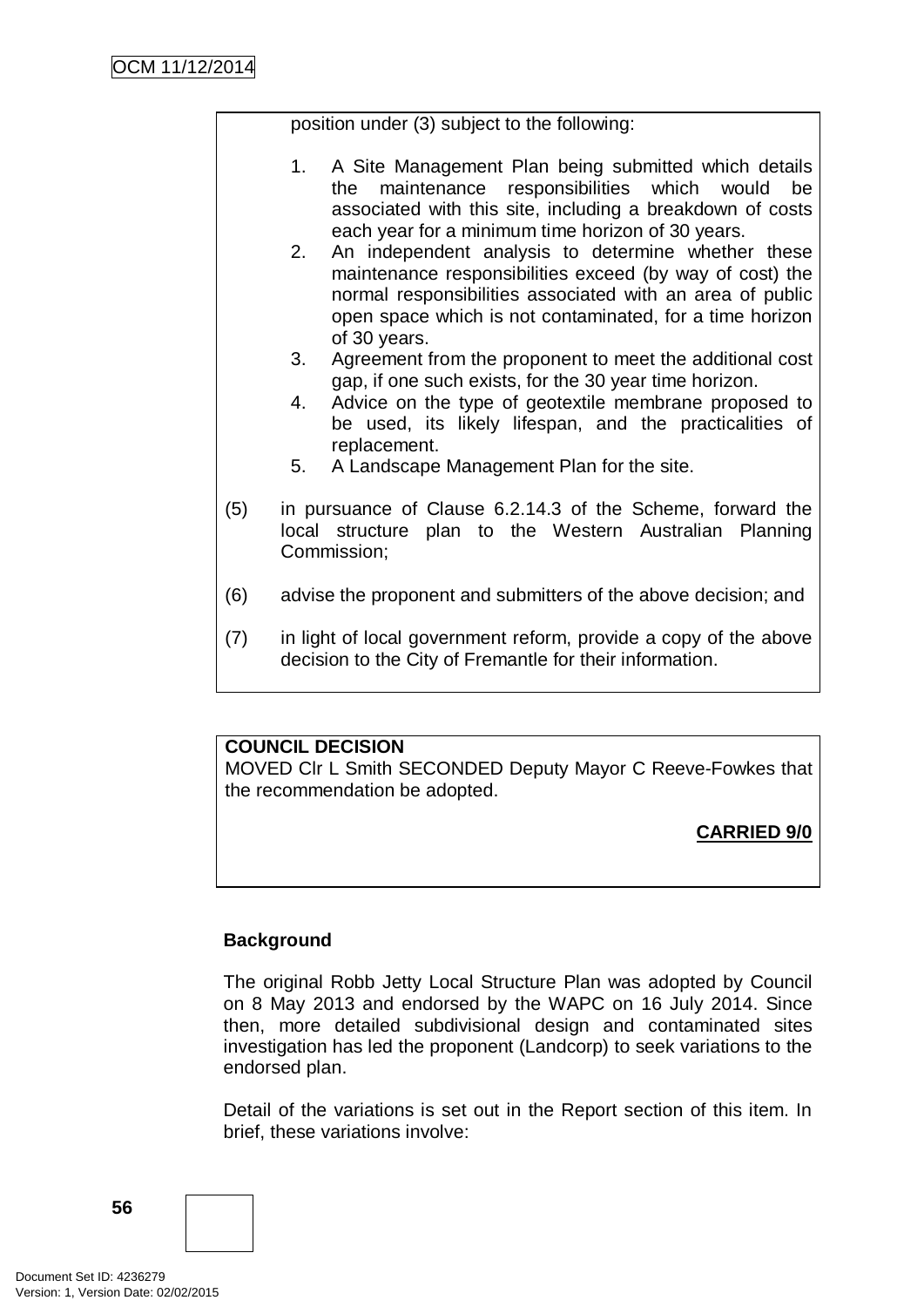position under (3) subject to the following:

1. A Site Management Plan being submitted which details the maintenance responsibilities which would be associated with this site, including a breakdown of costs each year for a minimum time horizon of 30 years.
2. An independent analysis to determine whether these maintenance responsibilities exceed (by way of cost) the normal responsibilities associated with an area of public open space which is not contaminated, for a time horizon of 30 years.
3. Agreement from the proponent to meet the additional cost gap, if one such exists, for the 30 year time horizon.
4. Advice on the type of geotextile membrane proposed to be used, its likely lifespan, and the practicalities of replacement.
5. A Landscape Management Plan for the site.

(5) in pursuance of Clause 6.2.14.3 of the Scheme, forward the local structure plan to the Western Australian Planning Commission;

(6) advise the proponent and submitters of the above decision; and

(7) in light of local government reform, provide a copy of the above decision to the City of Fremantle for their information.

**COUNCIL DECISION**

MOVED Clr L Smith SECONDED Deputy Mayor C Reeve-Fowkes that the recommendation be adopted.

**CARRIED 9/0**

**Background**

The original Robb Jetty Local Structure Plan was adopted by Council on 8 May 2013 and endorsed by the WAPC on 16 July 2014. Since then, more detailed subdivisional design and contaminated sites investigation has led the proponent (Landcorp) to seek variations to the endorsed plan.

Detail of the variations is set out in the Report section of this item. In brief, these variations involve: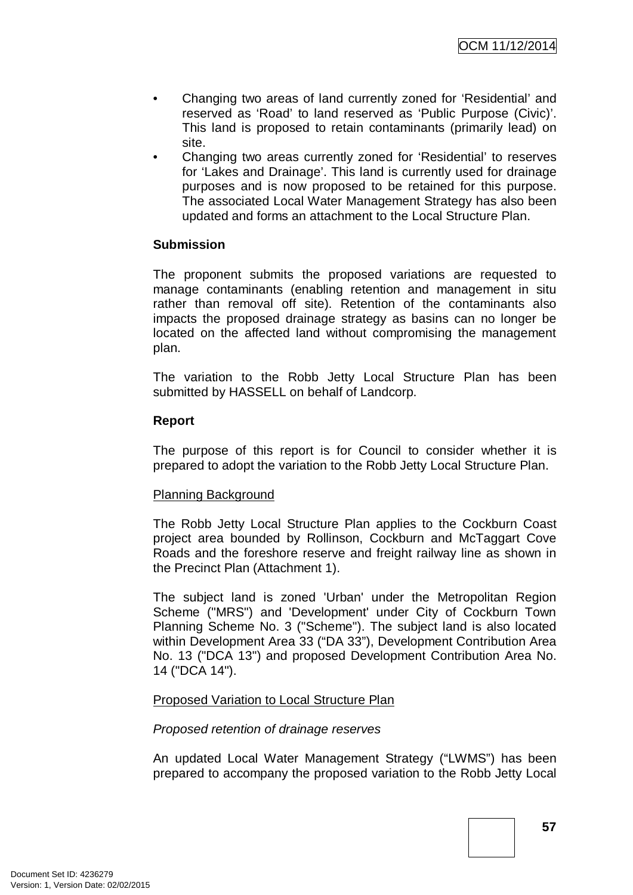- Changing two areas of land currently zoned for 'Residential' and reserved as 'Road' to land reserved as 'Public Purpose (Civic)'. This land is proposed to retain contaminants (primarily lead) on site.
- Changing two areas currently zoned for 'Residential' to reserves for 'Lakes and Drainage'. This land is currently used for drainage purposes and is now proposed to be retained for this purpose. The associated Local Water Management Strategy has also been updated and forms an attachment to the Local Structure Plan.

**Submission**

The proponent submits the proposed variations are requested to manage contaminants (enabling retention and management in situ rather than removal off site). Retention of the contaminants also impacts the proposed drainage strategy as basins can no longer be located on the affected land without compromising the management plan.

The variation to the Robb Jetty Local Structure Plan has been submitted by HASSELL on behalf of Landcorp.

**Report**

The purpose of this report is for Council to consider whether it is prepared to adopt the variation to the Robb Jetty Local Structure Plan.

Planning Background

The Robb Jetty Local Structure Plan applies to the Cockburn Coast project area bounded by Rollinson, Cockburn and McTaggart Cove Roads and the foreshore reserve and freight railway line as shown in the Precinct Plan (Attachment 1).

The subject land is zoned 'Urban' under the Metropolitan Region Scheme ("MRS") and 'Development' under City of Cockburn Town Planning Scheme No. 3 ("Scheme"). The subject land is also located within Development Area 33 ("DA 33"), Development Contribution Area No. 13 ("DCA 13") and proposed Development Contribution Area No. 14 ("DCA 14").

Proposed Variation to Local Structure Plan

*Proposed retention of drainage reserves*

An updated Local Water Management Strategy ("LWMS") has been prepared to accompany the proposed variation to the Robb Jetty Local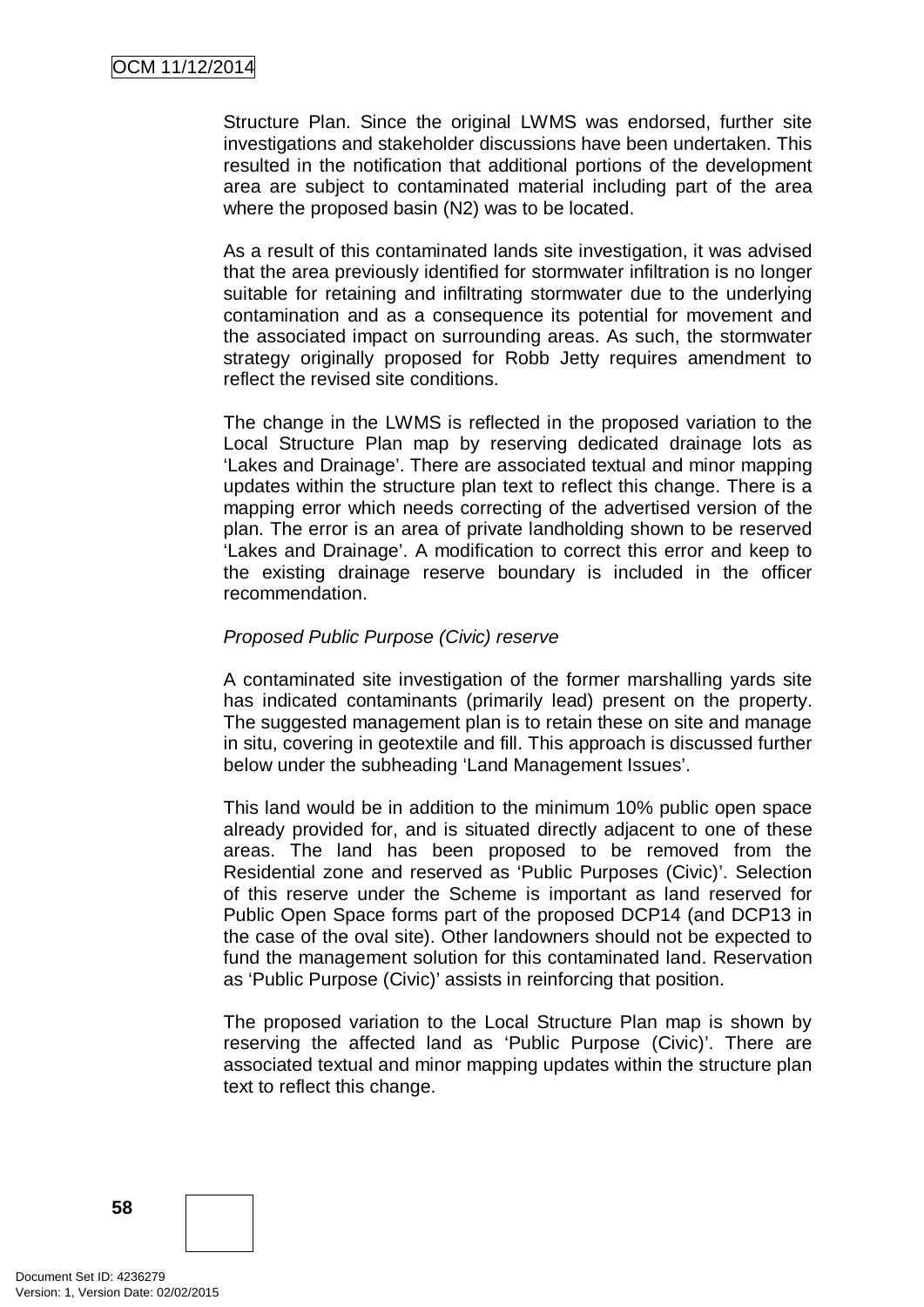Structure Plan. Since the original LWMS was endorsed, further site investigations and stakeholder discussions have been undertaken. This resulted in the notification that additional portions of the development area are subject to contaminated material including part of the area where the proposed basin (N2) was to be located.

As a result of this contaminated lands site investigation, it was advised that the area previously identified for stormwater infiltration is no longer suitable for retaining and infiltrating stormwater due to the underlying contamination and as a consequence its potential for movement and the associated impact on surrounding areas. As such, the stormwater strategy originally proposed for Robb Jetty requires amendment to reflect the revised site conditions.

The change in the LWMS is reflected in the proposed variation to the Local Structure Plan map by reserving dedicated drainage lots as 'Lakes and Drainage'. There are associated textual and minor mapping updates within the structure plan text to reflect this change. There is a mapping error which needs correcting of the advertised version of the plan. The error is an area of private landholding shown to be reserved 'Lakes and Drainage'. A modification to correct this error and keep to the existing drainage reserve boundary is included in the officer recommendation.

*Proposed Public Purpose (Civic) reserve*

A contaminated site investigation of the former marshalling yards site has indicated contaminants (primarily lead) present on the property. The suggested management plan is to retain these on site and manage in situ, covering in geotextile and fill. This approach is discussed further below under the subheading 'Land Management Issues'.

This land would be in addition to the minimum 10% public open space already provided for, and is situated directly adjacent to one of these areas. The land has been proposed to be removed from the Residential zone and reserved as 'Public Purposes (Civic)'. Selection of this reserve under the Scheme is important as land reserved for Public Open Space forms part of the proposed DCP14 (and DCP13 in the case of the oval site). Other landowners should not be expected to fund the management solution for this contaminated land. Reservation as 'Public Purpose (Civic)' assists in reinforcing that position.

The proposed variation to the Local Structure Plan map is shown by reserving the affected land as 'Public Purpose (Civic)'. There are associated textual and minor mapping updates within the structure plan text to reflect this change.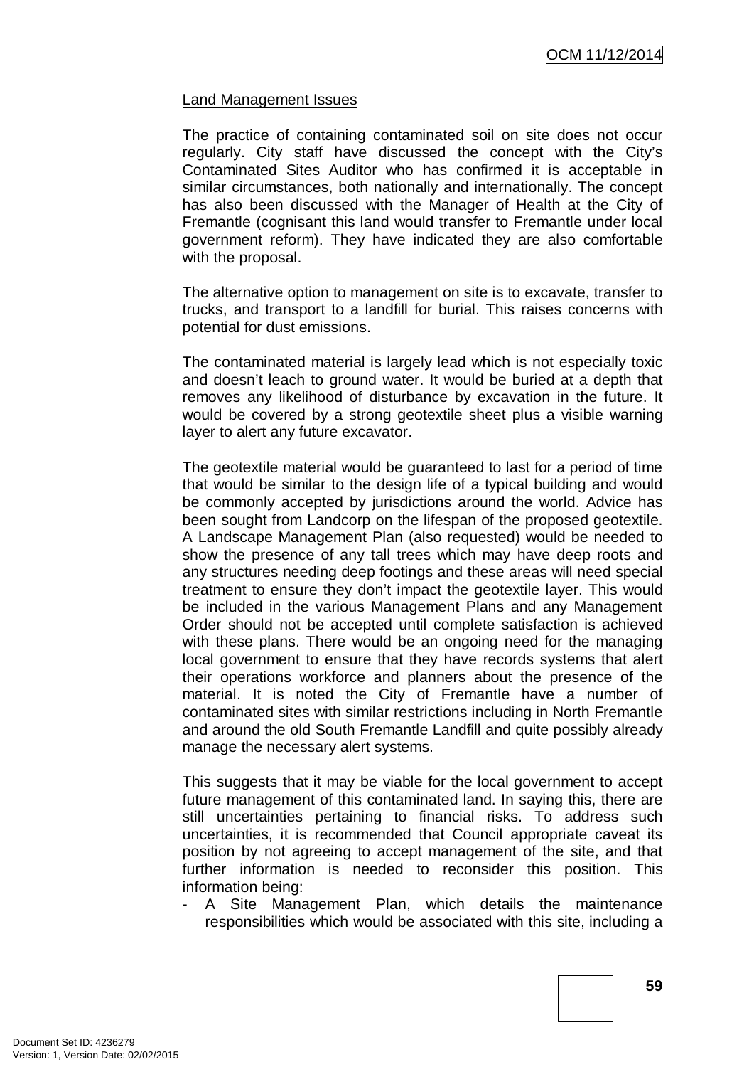Land Management Issues

The practice of containing contaminated soil on site does not occur regularly. City staff have discussed the concept with the City's Contaminated Sites Auditor who has confirmed it is acceptable in similar circumstances, both nationally and internationally. The concept has also been discussed with the Manager of Health at the City of Fremantle (cognisant this land would transfer to Fremantle under local government reform). They have indicated they are also comfortable with the proposal.

The alternative option to management on site is to excavate, transfer to trucks, and transport to a landfill for burial. This raises concerns with potential for dust emissions.

The contaminated material is largely lead which is not especially toxic and doesn't leach to ground water. It would be buried at a depth that removes any likelihood of disturbance by excavation in the future. It would be covered by a strong geotextile sheet plus a visible warning layer to alert any future excavator.

The geotextile material would be guaranteed to last for a period of time that would be similar to the design life of a typical building and would be commonly accepted by jurisdictions around the world. Advice has been sought from Landcorp on the lifespan of the proposed geotextile. A Landscape Management Plan (also requested) would be needed to show the presence of any tall trees which may have deep roots and any structures needing deep footings and these areas will need special treatment to ensure they don't impact the geotextile layer. This would be included in the various Management Plans and any Management Order should not be accepted until complete satisfaction is achieved with these plans. There would be an ongoing need for the managing local government to ensure that they have records systems that alert their operations workforce and planners about the presence of the material. It is noted the City of Fremantle have a number of contaminated sites with similar restrictions including in North Fremantle and around the old South Fremantle Landfill and quite possibly already manage the necessary alert systems.

This suggests that it may be viable for the local government to accept future management of this contaminated land. In saying this, there are still uncertainties pertaining to financial risks. To address such uncertainties, it is recommended that Council appropriate caveat its position by not agreeing to accept management of the site, and that further information is needed to reconsider this position. This information being:

- A Site Management Plan, which details the maintenance responsibilities which would be associated with this site, including a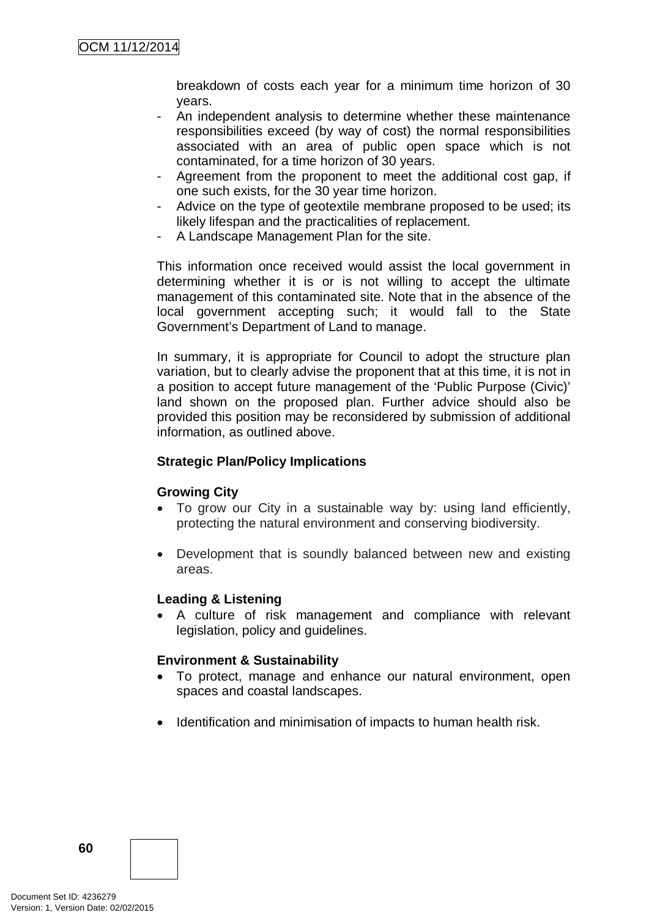breakdown of costs each year for a minimum time horizon of 30 years.

- An independent analysis to determine whether these maintenance responsibilities exceed (by way of cost) the normal responsibilities associated with an area of public open space which is not contaminated, for a time horizon of 30 years.
- Agreement from the proponent to meet the additional cost gap, if one such exists, for the 30 year time horizon.
- Advice on the type of geotextile membrane proposed to be used; its likely lifespan and the practicalities of replacement.
- A Landscape Management Plan for the site.

This information once received would assist the local government in determining whether it is or is not willing to accept the ultimate management of this contaminated site. Note that in the absence of the local government accepting such; it would fall to the State Government's Department of Land to manage.

In summary, it is appropriate for Council to adopt the structure plan variation, but to clearly advise the proponent that at this time, it is not in a position to accept future management of the 'Public Purpose (Civic)' land shown on the proposed plan. Further advice should also be provided this position may be reconsidered by submission of additional information, as outlined above.

**Strategic Plan/Policy Implications**

**Growing City**

- To grow our City in a sustainable way by: using land efficiently, protecting the natural environment and conserving biodiversity.
- Development that is soundly balanced between new and existing areas.

**Leading & Listening**

- A culture of risk management and compliance with relevant legislation, policy and guidelines.

**Environment & Sustainability**

- To protect, manage and enhance our natural environment, open spaces and coastal landscapes.
- Identification and minimisation of impacts to human health risk.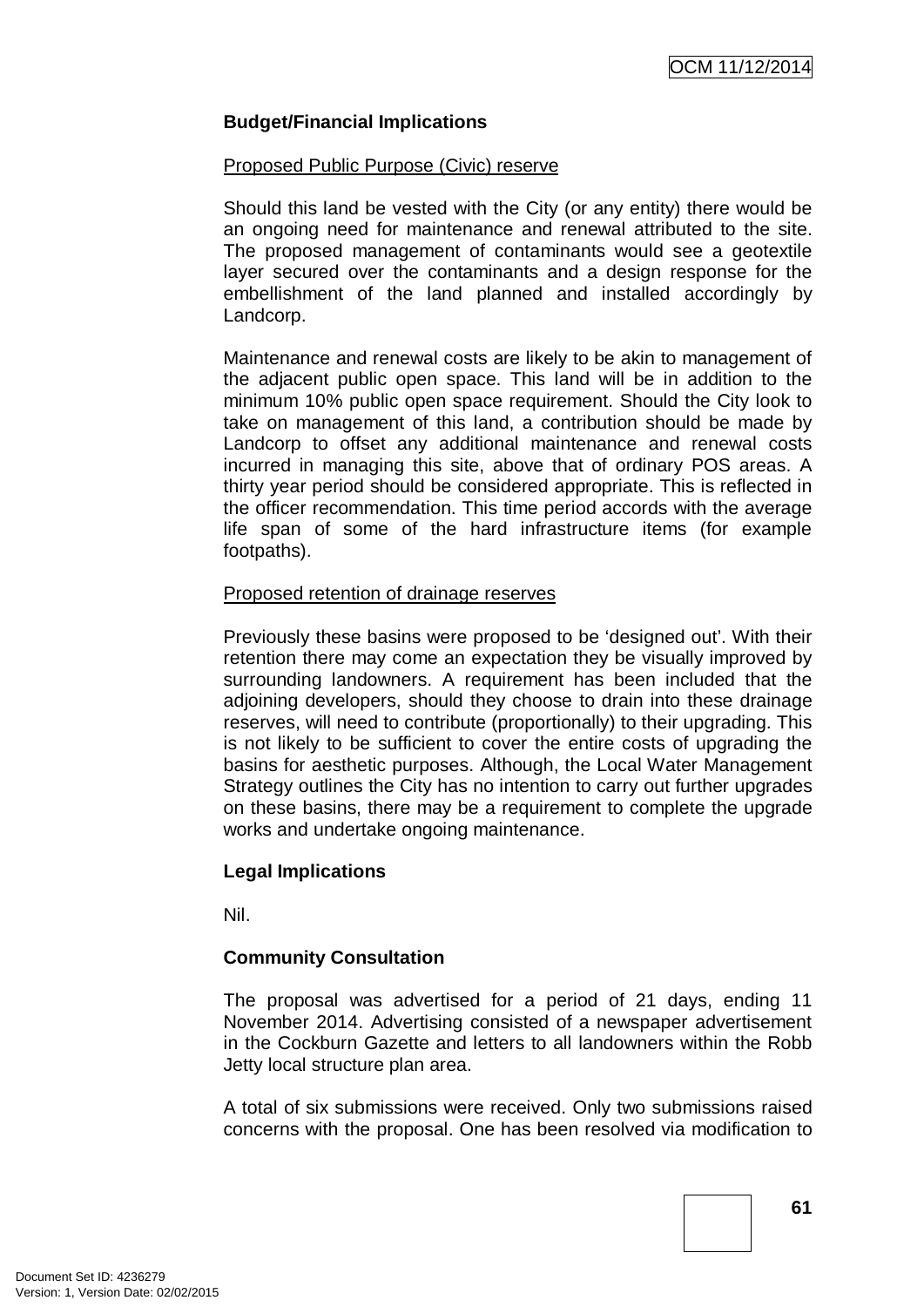### Budget/Financial Implications

Proposed Public Purpose (Civic) reserve

Should this land be vested with the City (or any entity) there would be an ongoing need for maintenance and renewal attributed to the site. The proposed management of contaminants would see a geotextile layer secured over the contaminants and a design response for the embellishment of the land planned and installed accordingly by Landcorp.

Maintenance and renewal costs are likely to be akin to management of the adjacent public open space. This land will be in addition to the minimum 10% public open space requirement. Should the City look to take on management of this land, a contribution should be made by Landcorp to offset any additional maintenance and renewal costs incurred in managing this site, above that of ordinary POS areas. A thirty year period should be considered appropriate. This is reflected in the officer recommendation. This time period accords with the average life span of some of the hard infrastructure items (for example footpaths).

Proposed retention of drainage reserves

Previously these basins were proposed to be 'designed out'. With their retention there may come an expectation they be visually improved by surrounding landowners. A requirement has been included that the adjoining developers, should they choose to drain into these drainage reserves, will need to contribute (proportionally) to their upgrading. This is not likely to be sufficient to cover the entire costs of upgrading the basins for aesthetic purposes. Although, the Local Water Management Strategy outlines the City has no intention to carry out further upgrades on these basins, there may be a requirement to complete the upgrade works and undertake ongoing maintenance.

### Legal Implications

Nil.

### Community Consultation

The proposal was advertised for a period of 21 days, ending 11 November 2014. Advertising consisted of a newspaper advertisement in the Cockburn Gazette and letters to all landowners within the Robb Jetty local structure plan area.

A total of six submissions were received. Only two submissions raised concerns with the proposal. One has been resolved via modification to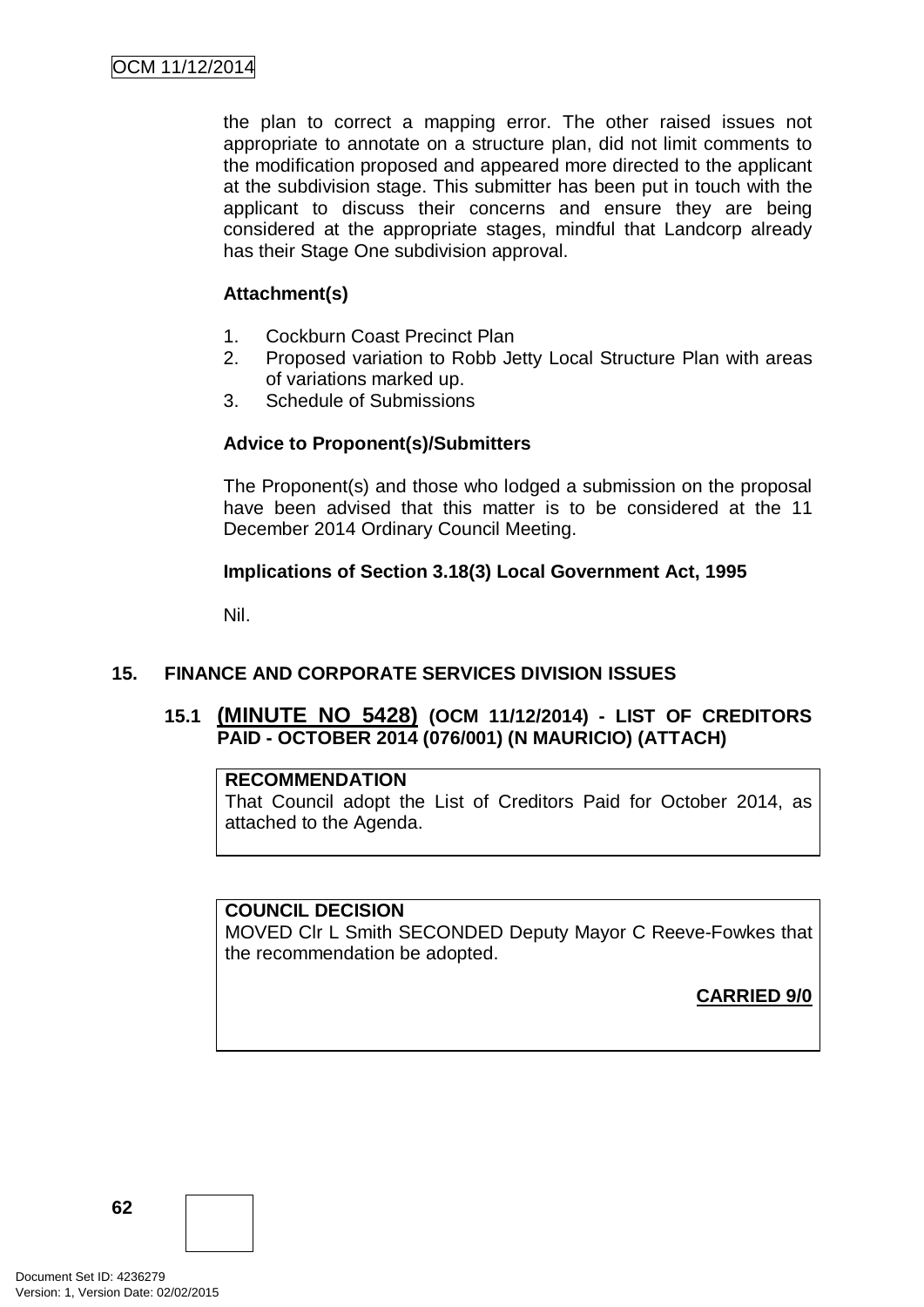the plan to correct a mapping error. The other raised issues not appropriate to annotate on a structure plan, did not limit comments to the modification proposed and appeared more directed to the applicant at the subdivision stage. This submitter has been put in touch with the applicant to discuss their concerns and ensure they are being considered at the appropriate stages, mindful that Landcorp already has their Stage One subdivision approval.

**Attachment(s)**

1. Cockburn Coast Precinct Plan
2. Proposed variation to Robb Jetty Local Structure Plan with areas of variations marked up.
3. Schedule of Submissions

**Advice to Proponent(s)/Submitters**

The Proponent(s) and those who lodged a submission on the proposal have been advised that this matter is to be considered at the 11 December 2014 Ordinary Council Meeting.

**Implications of Section 3.18(3) Local Government Act, 1995**

Nil.

## 15. FINANCE AND CORPORATE SERVICES DIVISION ISSUES

### 15.1 (MINUTE NO 5428) (OCM 11/12/2014) - LIST OF CREDITORS PAID - OCTOBER 2014 (076/001) (N MAURICIO) (ATTACH)

**RECOMMENDATION**
That Council adopt the List of Creditors Paid for October 2014, as attached to the Agenda.

**COUNCIL DECISION**
MOVED Clr L Smith SECONDED Deputy Mayor C Reeve-Fowkes that the recommendation be adopted.

**CARRIED 9/0**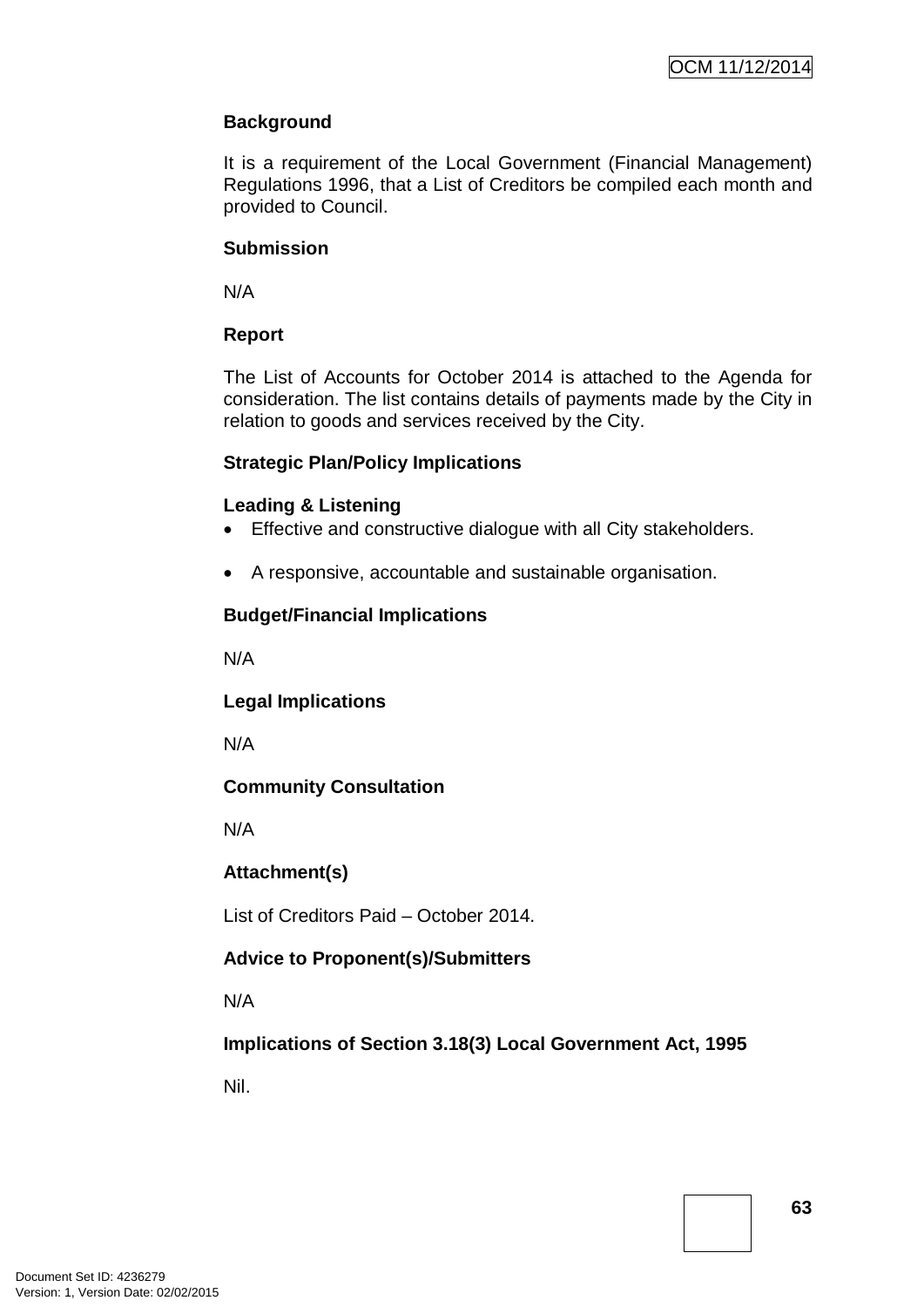**Background**

It is a requirement of the Local Government (Financial Management) Regulations 1996, that a List of Creditors be compiled each month and provided to Council.

**Submission**

N/A

**Report**

The List of Accounts for October 2014 is attached to the Agenda for consideration. The list contains details of payments made by the City in relation to goods and services received by the City.

**Strategic Plan/Policy Implications**

**Leading & Listening**

- Effective and constructive dialogue with all City stakeholders.
- A responsive, accountable and sustainable organisation.

**Budget/Financial Implications**

N/A

**Legal Implications**

N/A

**Community Consultation**

N/A

**Attachment(s)**

List of Creditors Paid – October 2014.

**Advice to Proponent(s)/Submitters**

N/A

**Implications of Section 3.18(3) Local Government Act, 1995**

Nil.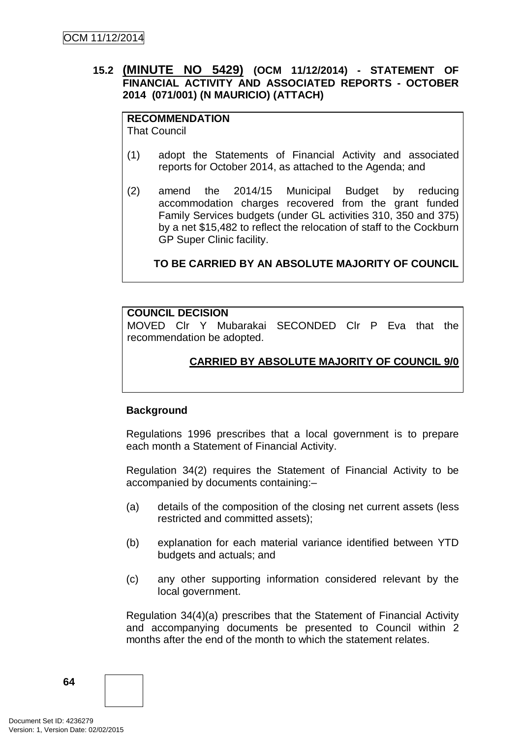## 15.2 (MINUTE NO 5429) (OCM 11/12/2014) - STATEMENT OF FINANCIAL ACTIVITY AND ASSOCIATED REPORTS - OCTOBER 2014 (071/001) (N MAURICIO) (ATTACH)

**RECOMMENDATION**
That Council

(1) adopt the Statements of Financial Activity and associated reports for October 2014, as attached to the Agenda; and

(2) amend the 2014/15 Municipal Budget by reducing accommodation charges recovered from the grant funded Family Services budgets (under GL activities 310, 350 and 375) by a net $15,482 to reflect the relocation of staff to the Cockburn GP Super Clinic facility.

**TO BE CARRIED BY AN ABSOLUTE MAJORITY OF COUNCIL**

**COUNCIL DECISION**
MOVED Clr Y Mubarakai SECONDED Clr P Eva that the recommendation be adopted.

**CARRIED BY ABSOLUTE MAJORITY OF COUNCIL 9/0**

**Background**

Regulations 1996 prescribes that a local government is to prepare each month a Statement of Financial Activity.

Regulation 34(2) requires the Statement of Financial Activity to be accompanied by documents containing:–

(a) details of the composition of the closing net current assets (less restricted and committed assets);

(b) explanation for each material variance identified between YTD budgets and actuals; and

(c) any other supporting information considered relevant by the local government.

Regulation 34(4)(a) prescribes that the Statement of Financial Activity and accompanying documents be presented to Council within 2 months after the end of the month to which the statement relates.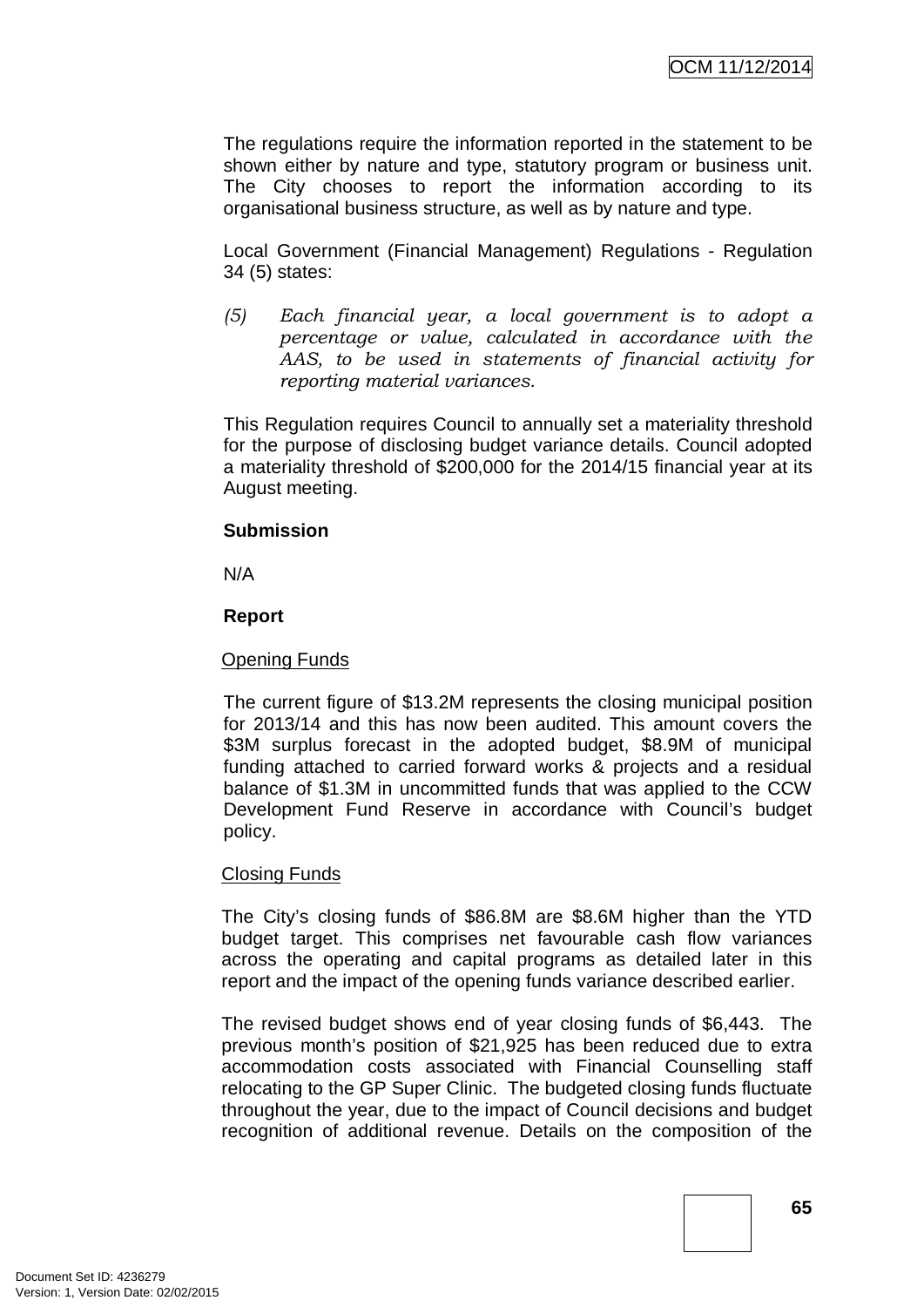The regulations require the information reported in the statement to be shown either by nature and type, statutory program or business unit. The City chooses to report the information according to its organisational business structure, as well as by nature and type.

Local Government (Financial Management) Regulations - Regulation 34 (5) states:

*(5) Each financial year, a local government is to adopt a percentage or value, calculated in accordance with the AAS, to be used in statements of financial activity for reporting material variances.*

This Regulation requires Council to annually set a materiality threshold for the purpose of disclosing budget variance details. Council adopted a materiality threshold of $200,000 for the 2014/15 financial year at its August meeting.

**Submission**

N/A

**Report**

Opening Funds

The current figure of $13.2M represents the closing municipal position for 2013/14 and this has now been audited. This amount covers the $3M surplus forecast in the adopted budget, $8.9M of municipal funding attached to carried forward works & projects and a residual balance of $1.3M in uncommitted funds that was applied to the CCW Development Fund Reserve in accordance with Council's budget policy.

Closing Funds

The City's closing funds of $86.8M are $8.6M higher than the YTD budget target. This comprises net favourable cash flow variances across the operating and capital programs as detailed later in this report and the impact of the opening funds variance described earlier.

The revised budget shows end of year closing funds of $6,443. The previous month's position of $21,925 has been reduced due to extra accommodation costs associated with Financial Counselling staff relocating to the GP Super Clinic. The budgeted closing funds fluctuate throughout the year, due to the impact of Council decisions and budget recognition of additional revenue. Details on the composition of the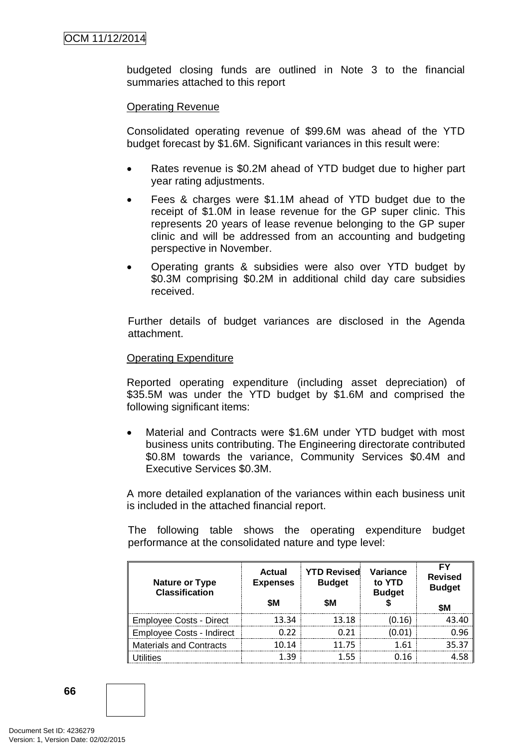budgeted closing funds are outlined in Note 3 to the financial summaries attached to this report

Operating Revenue

Consolidated operating revenue of $99.6M was ahead of the YTD budget forecast by $1.6M. Significant variances in this result were:

- Rates revenue is $0.2M ahead of YTD budget due to higher part year rating adjustments.
- Fees & charges were $1.1M ahead of YTD budget due to the receipt of $1.0M in lease revenue for the GP super clinic. This represents 20 years of lease revenue belonging to the GP super clinic and will be addressed from an accounting and budgeting perspective in November.
- Operating grants & subsidies were also over YTD budget by $0.3M comprising $0.2M in additional child day care subsidies received.

Further details of budget variances are disclosed in the Agenda attachment.

Operating Expenditure

Reported operating expenditure (including asset depreciation) of $35.5M was under the YTD budget by $1.6M and comprised the following significant items:

- Material and Contracts were $1.6M under YTD budget with most business units contributing. The Engineering directorate contributed $0.8M towards the variance, Community Services $0.4M and Executive Services $0.3M.

A more detailed explanation of the variances within each business unit is included in the attached financial report.

The following table shows the operating expenditure budget performance at the consolidated nature and type level:

| Nature or Type Classification | Actual Expenses $M | YTD Revised Budget $M | Variance to YTD Budget $ | FY Revised Budget $M |
|---|---|---|---|---|
| Employee Costs - Direct | 13.34 | 13.18 | (0.16) | 43.40 |
| Employee Costs - Indirect | 0.22 | 0.21 | (0.01) | 0.96 |
| Materials and Contracts | 10.14 | 11.75 | 1.61 | 35.37 |
| Utilities | 1.39 | 1.55 | 0.16 | 4.58 |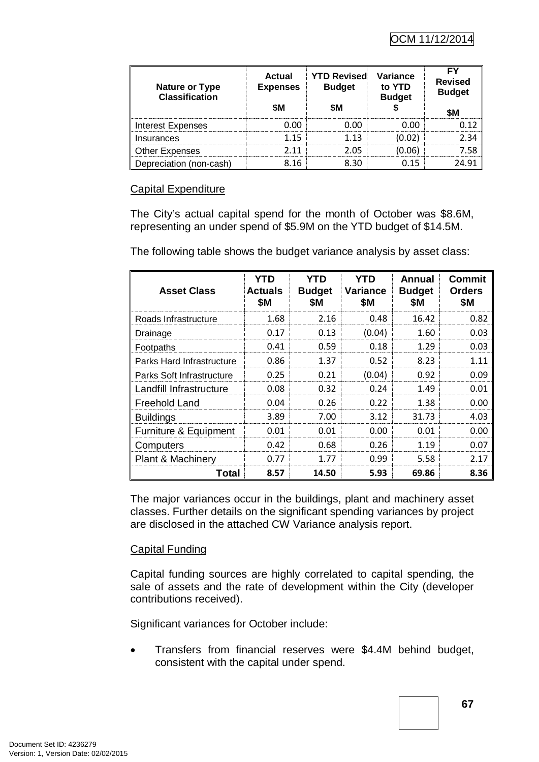| Nature or Type Classification | Actual Expenses $M | YTD Revised Budget $M | Variance to YTD Budget $ | FY Revised Budget $M |
|---|---|---|---|---|
| Interest Expenses | 0.00 | 0.00 | 0.00 | 0.12 |
| Insurances | 1.15 | 1.13 | (0.02) | 2.34 |
| Other Expenses | 2.11 | 2.05 | (0.06) | 7.58 |
| Depreciation (non-cash) | 8.16 | 8.30 | 0.15 | 24.91 |

<u>Capital Expenditure</u>

The City's actual capital spend for the month of October was $8.6M, representing an under spend of $5.9M on the YTD budget of $14.5M.

The following table shows the budget variance analysis by asset class:

| Asset Class | YTD Actuals $M | YTD Budget $M | YTD Variance $M | Annual Budget $M | Commit Orders $M |
|---|---|---|---|---|---|
| Roads Infrastructure | 1.68 | 2.16 | 0.48 | 16.42 | 0.82 |
| Drainage | 0.17 | 0.13 | (0.04) | 1.60 | 0.03 |
| Footpaths | 0.41 | 0.59 | 0.18 | 1.29 | 0.03 |
| Parks Hard Infrastructure | 0.86 | 1.37 | 0.52 | 8.23 | 1.11 |
| Parks Soft Infrastructure | 0.25 | 0.21 | (0.04) | 0.92 | 0.09 |
| Landfill Infrastructure | 0.08 | 0.32 | 0.24 | 1.49 | 0.01 |
| Freehold Land | 0.04 | 0.26 | 0.22 | 1.38 | 0.00 |
| Buildings | 3.89 | 7.00 | 3.12 | 31.73 | 4.03 |
| Furniture & Equipment | 0.01 | 0.01 | 0.00 | 0.01 | 0.00 |
| Computers | 0.42 | 0.68 | 0.26 | 1.19 | 0.07 |
| Plant & Machinery | 0.77 | 1.77 | 0.99 | 5.58 | 2.17 |
| **Total** | **8.57** | **14.50** | **5.93** | **69.86** | **8.36** |

The major variances occur in the buildings, plant and machinery asset classes. Further details on the significant spending variances by project are disclosed in the attached CW Variance analysis report.

<u>Capital Funding</u>

Capital funding sources are highly correlated to capital spending, the sale of assets and the rate of development within the City (developer contributions received).

Significant variances for October include:

- Transfers from financial reserves were $4.4M behind budget, consistent with the capital under spend.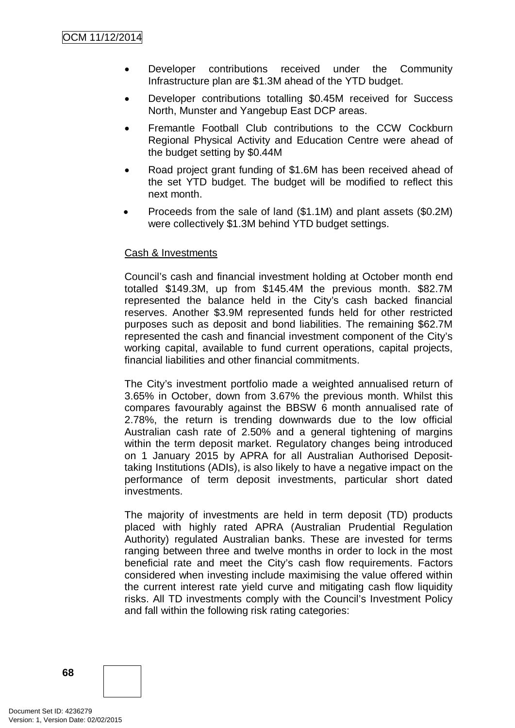- Developer contributions received under the Community Infrastructure plan are $1.3M ahead of the YTD budget.
- Developer contributions totalling $0.45M received for Success North, Munster and Yangebup East DCP areas.
- Fremantle Football Club contributions to the CCW Cockburn Regional Physical Activity and Education Centre were ahead of the budget setting by $0.44M
- Road project grant funding of $1.6M has been received ahead of the set YTD budget. The budget will be modified to reflect this next month.
- Proceeds from the sale of land ($1.1M) and plant assets ($0.2M) were collectively $1.3M behind YTD budget settings.

Cash & Investments

Council's cash and financial investment holding at October month end totalled $149.3M, up from $145.4M the previous month. $82.7M represented the balance held in the City's cash backed financial reserves. Another $3.9M represented funds held for other restricted purposes such as deposit and bond liabilities. The remaining $62.7M represented the cash and financial investment component of the City's working capital, available to fund current operations, capital projects, financial liabilities and other financial commitments.

The City's investment portfolio made a weighted annualised return of 3.65% in October, down from 3.67% the previous month. Whilst this compares favourably against the BBSW 6 month annualised rate of 2.78%, the return is trending downwards due to the low official Australian cash rate of 2.50% and a general tightening of margins within the term deposit market. Regulatory changes being introduced on 1 January 2015 by APRA for all Australian Authorised Deposit-taking Institutions (ADIs), is also likely to have a negative impact on the performance of term deposit investments, particular short dated investments.

The majority of investments are held in term deposit (TD) products placed with highly rated APRA (Australian Prudential Regulation Authority) regulated Australian banks. These are invested for terms ranging between three and twelve months in order to lock in the most beneficial rate and meet the City's cash flow requirements. Factors considered when investing include maximising the value offered within the current interest rate yield curve and mitigating cash flow liquidity risks. All TD investments comply with the Council's Investment Policy and fall within the following risk rating categories: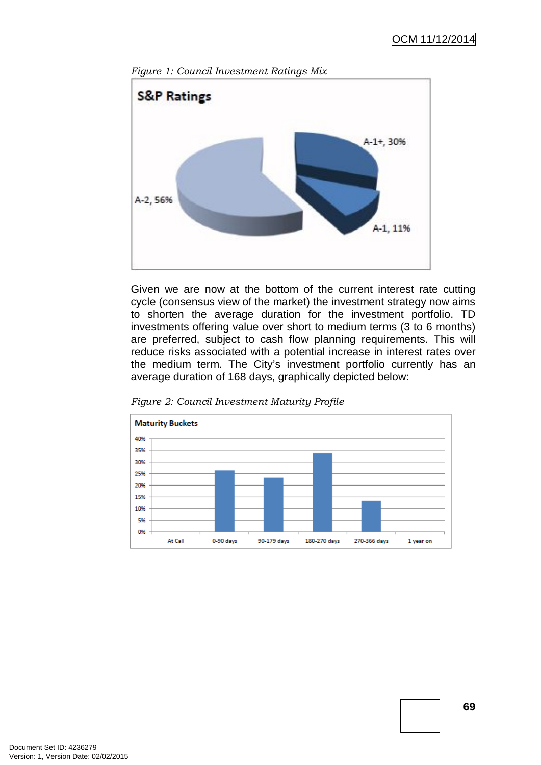*Figure 1: Council Investment Ratings Mix*

Given we are now at the bottom of the current interest rate cutting cycle (consensus view of the market) the investment strategy now aims to shorten the average duration for the investment portfolio. TD investments offering value over short to medium terms (3 to 6 months) are preferred, subject to cash flow planning requirements. This will reduce risks associated with a potential increase in interest rates over the medium term. The City's investment portfolio currently has an average duration of 168 days, graphically depicted below:

*Figure 2: Council Investment Maturity Profile*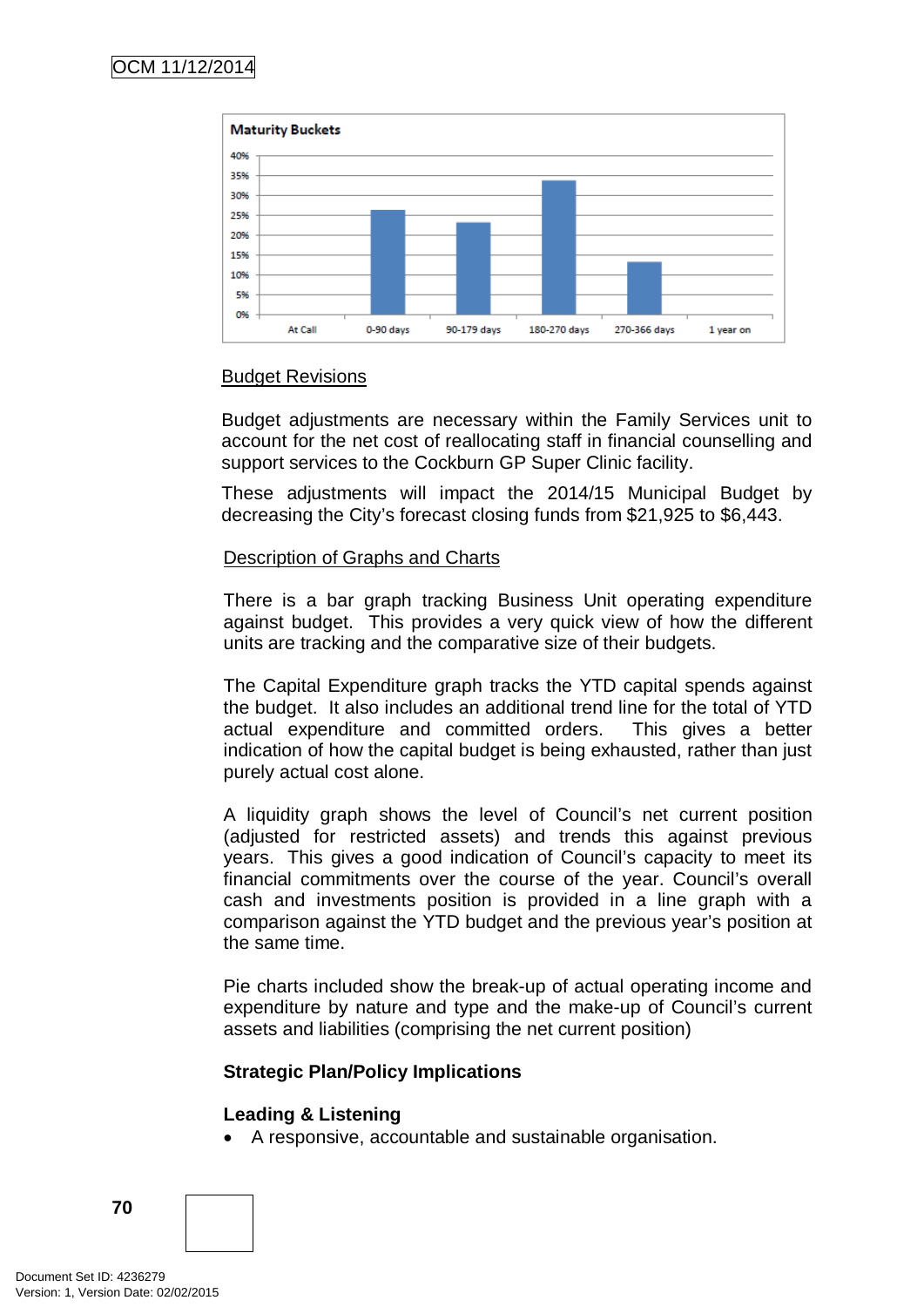**Maturity Buckets**

| At Call | 0-90 days | 90-179 days | 180-270 days | 270-366 days | 1 year on |
|---|---|---|---|---|---|
| 0% | ~26% | ~23% | ~34% | ~13% | 0% |

Budget Revisions

Budget adjustments are necessary within the Family Services unit to account for the net cost of reallocating staff in financial counselling and support services to the Cockburn GP Super Clinic facility.

These adjustments will impact the 2014/15 Municipal Budget by decreasing the City's forecast closing funds from $21,925 to $6,443.

Description of Graphs and Charts

There is a bar graph tracking Business Unit operating expenditure against budget. This provides a very quick view of how the different units are tracking and the comparative size of their budgets.

The Capital Expenditure graph tracks the YTD capital spends against the budget. It also includes an additional trend line for the total of YTD actual expenditure and committed orders. This gives a better indication of how the capital budget is being exhausted, rather than just purely actual cost alone.

A liquidity graph shows the level of Council's net current position (adjusted for restricted assets) and trends this against previous years. This gives a good indication of Council's capacity to meet its financial commitments over the course of the year. Council's overall cash and investments position is provided in a line graph with a comparison against the YTD budget and the previous year's position at the same time.

Pie charts included show the break-up of actual operating income and expenditure by nature and type and the make-up of Council's current assets and liabilities (comprising the net current position)

**Strategic Plan/Policy Implications**

**Leading & Listening**

- A responsive, accountable and sustainable organisation.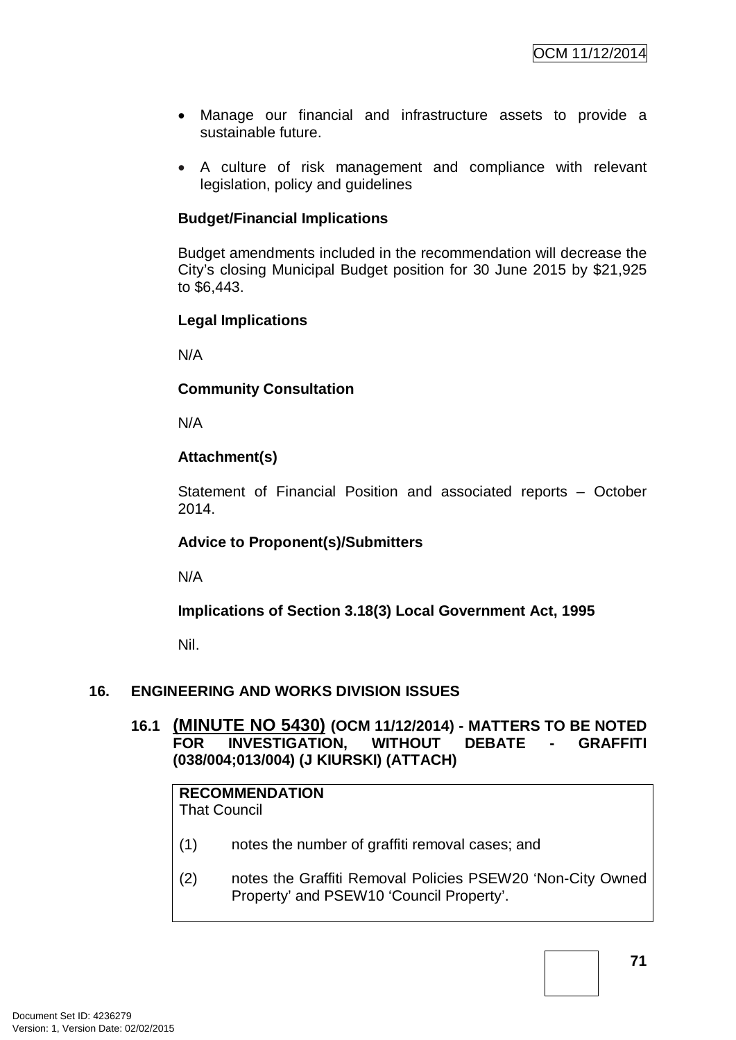- Manage our financial and infrastructure assets to provide a sustainable future.

- A culture of risk management and compliance with relevant legislation, policy and guidelines

**Budget/Financial Implications**

Budget amendments included in the recommendation will decrease the City's closing Municipal Budget position for 30 June 2015 by $21,925 to $6,443.

**Legal Implications**

N/A

**Community Consultation**

N/A

**Attachment(s)**

Statement of Financial Position and associated reports – October 2014.

**Advice to Proponent(s)/Submitters**

N/A

**Implications of Section 3.18(3) Local Government Act, 1995**

Nil.

## 16. ENGINEERING AND WORKS DIVISION ISSUES

### 16.1 (MINUTE NO 5430) (OCM 11/12/2014) - MATTERS TO BE NOTED FOR INVESTIGATION, WITHOUT DEBATE - GRAFFITI (038/004;013/004) (J KIURSKI) (ATTACH)

**RECOMMENDATION**
That Council

(1) notes the number of graffiti removal cases; and

(2) notes the Graffiti Removal Policies PSEW20 'Non-City Owned Property' and PSEW10 'Council Property'.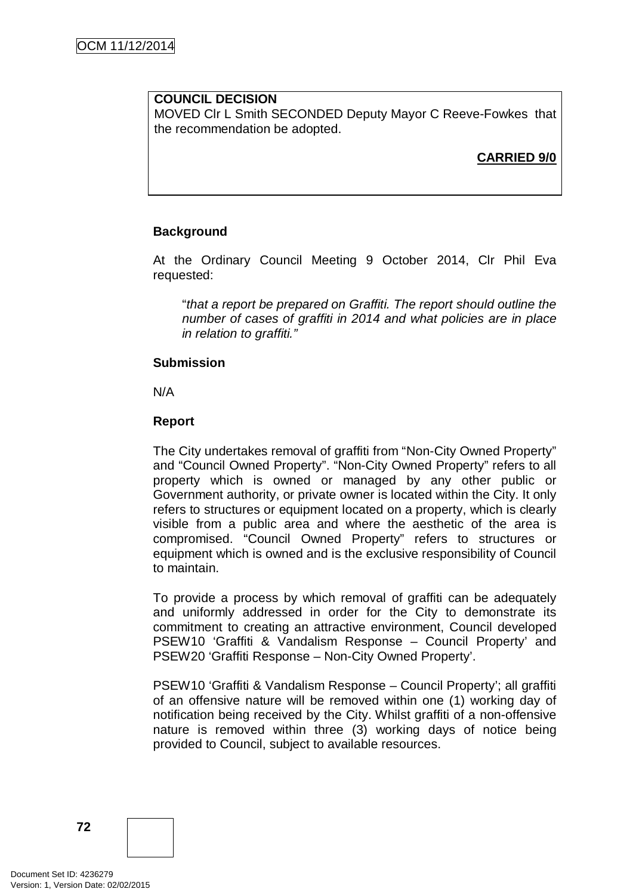**COUNCIL DECISION**

MOVED Clr L Smith SECONDED Deputy Mayor C Reeve-Fowkes that the recommendation be adopted.

**CARRIED 9/0**

**Background**

At the Ordinary Council Meeting 9 October 2014, Clr Phil Eva requested:

> "*that a report be prepared on Graffiti. The report should outline the number of cases of graffiti in 2014 and what policies are in place in relation to graffiti.*"

**Submission**

N/A

**Report**

The City undertakes removal of graffiti from "Non-City Owned Property" and "Council Owned Property". "Non-City Owned Property" refers to all property which is owned or managed by any other public or Government authority, or private owner is located within the City. It only refers to structures or equipment located on a property, which is clearly visible from a public area and where the aesthetic of the area is compromised. "Council Owned Property" refers to structures or equipment which is owned and is the exclusive responsibility of Council to maintain.

To provide a process by which removal of graffiti can be adequately and uniformly addressed in order for the City to demonstrate its commitment to creating an attractive environment, Council developed PSEW10 'Graffiti & Vandalism Response – Council Property' and PSEW20 'Graffiti Response – Non-City Owned Property'.

PSEW10 'Graffiti & Vandalism Response – Council Property'; all graffiti of an offensive nature will be removed within one (1) working day of notification being received by the City. Whilst graffiti of a non-offensive nature is removed within three (3) working days of notice being provided to Council, subject to available resources.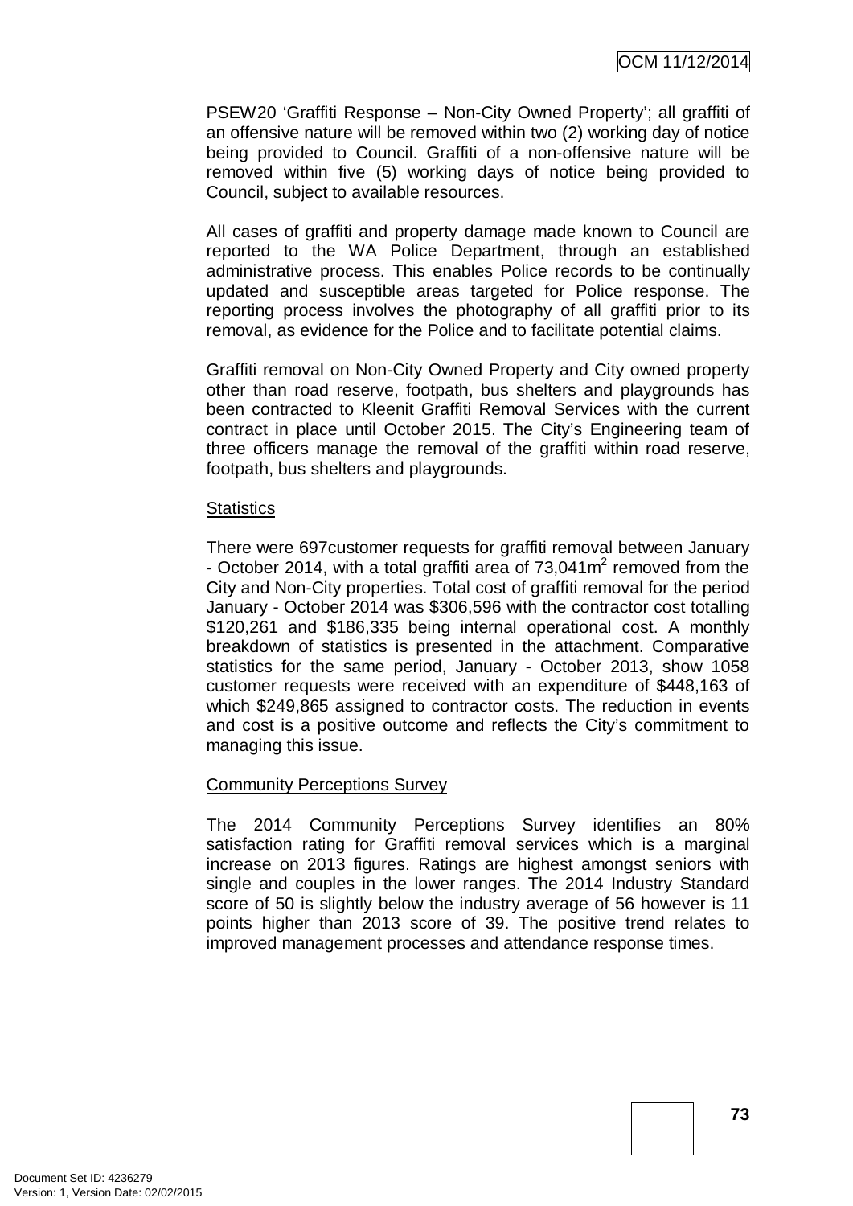PSEW20 'Graffiti Response – Non-City Owned Property'; all graffiti of an offensive nature will be removed within two (2) working day of notice being provided to Council. Graffiti of a non-offensive nature will be removed within five (5) working days of notice being provided to Council, subject to available resources.

All cases of graffiti and property damage made known to Council are reported to the WA Police Department, through an established administrative process. This enables Police records to be continually updated and susceptible areas targeted for Police response. The reporting process involves the photography of all graffiti prior to its removal, as evidence for the Police and to facilitate potential claims.

Graffiti removal on Non-City Owned Property and City owned property other than road reserve, footpath, bus shelters and playgrounds has been contracted to Kleenit Graffiti Removal Services with the current contract in place until October 2015. The City's Engineering team of three officers manage the removal of the graffiti within road reserve, footpath, bus shelters and playgrounds.

<u>Statistics</u>

There were 697customer requests for graffiti removal between January - October 2014, with a total graffiti area of 73,041m$^2$ removed from the City and Non-City properties. Total cost of graffiti removal for the period January - October 2014 was $306,596 with the contractor cost totalling $120,261 and $186,335 being internal operational cost. A monthly breakdown of statistics is presented in the attachment. Comparative statistics for the same period, January - October 2013, show 1058 customer requests were received with an expenditure of $448,163 of which $249,865 assigned to contractor costs. The reduction in events and cost is a positive outcome and reflects the City's commitment to managing this issue.

<u>Community Perceptions Survey</u>

The 2014 Community Perceptions Survey identifies an 80% satisfaction rating for Graffiti removal services which is a marginal increase on 2013 figures. Ratings are highest amongst seniors with single and couples in the lower ranges. The 2014 Industry Standard score of 50 is slightly below the industry average of 56 however is 11 points higher than 2013 score of 39. The positive trend relates to improved management processes and attendance response times.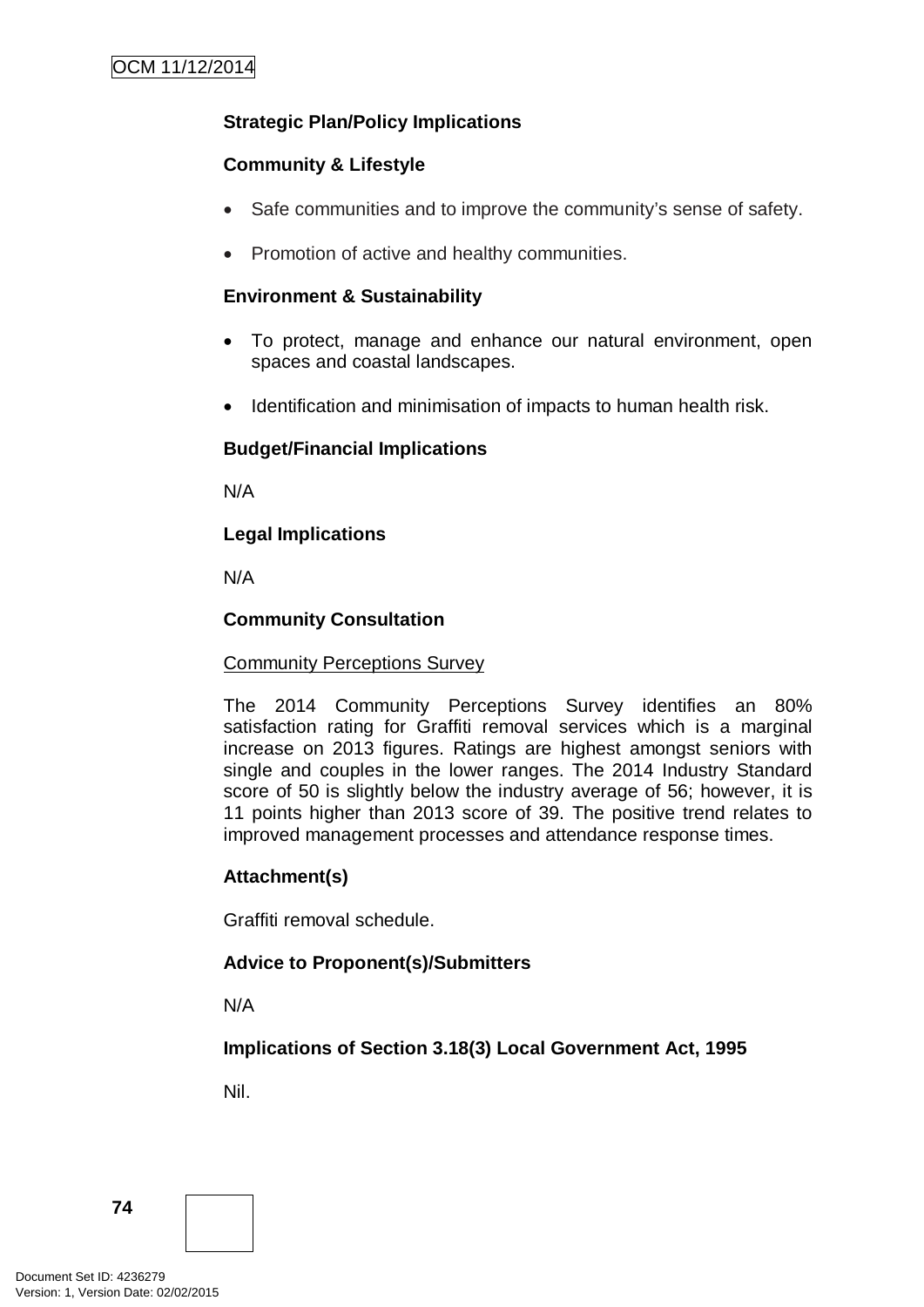**Strategic Plan/Policy Implications**

**Community & Lifestyle**

- Safe communities and to improve the community's sense of safety.
- Promotion of active and healthy communities.

**Environment & Sustainability**

- To protect, manage and enhance our natural environment, open spaces and coastal landscapes.
- Identification and minimisation of impacts to human health risk.

**Budget/Financial Implications**

N/A

**Legal Implications**

N/A

**Community Consultation**

Community Perceptions Survey

The 2014 Community Perceptions Survey identifies an 80% satisfaction rating for Graffiti removal services which is a marginal increase on 2013 figures. Ratings are highest amongst seniors with single and couples in the lower ranges. The 2014 Industry Standard score of 50 is slightly below the industry average of 56; however, it is 11 points higher than 2013 score of 39. The positive trend relates to improved management processes and attendance response times.

**Attachment(s)**

Graffiti removal schedule.

**Advice to Proponent(s)/Submitters**

N/A

**Implications of Section 3.18(3) Local Government Act, 1995**

Nil.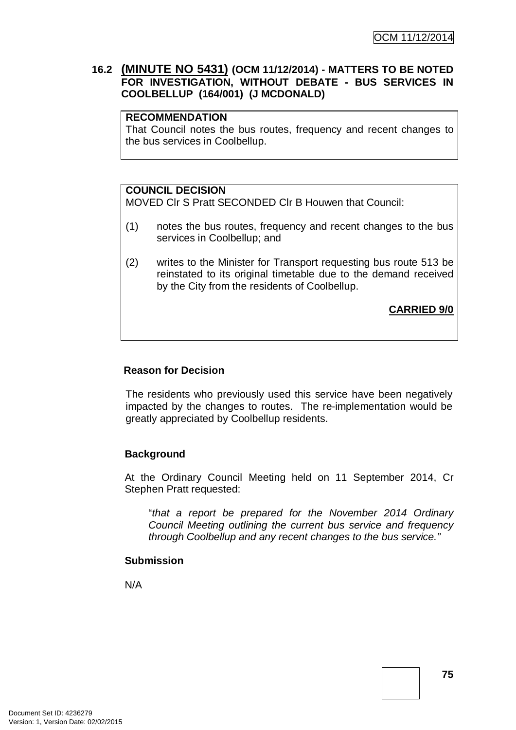## 16.2 **(MINUTE NO 5431)** (OCM 11/12/2014) - MATTERS TO BE NOTED FOR INVESTIGATION, WITHOUT DEBATE - BUS SERVICES IN COOLBELLUP (164/001) (J MCDONALD)

**RECOMMENDATION**

That Council notes the bus routes, frequency and recent changes to the bus services in Coolbellup.

**COUNCIL DECISION**

MOVED Clr S Pratt SECONDED Clr B Houwen that Council:

(1) notes the bus routes, frequency and recent changes to the bus services in Coolbellup; and

(2) writes to the Minister for Transport requesting bus route 513 be reinstated to its original timetable due to the demand received by the City from the residents of Coolbellup.

**CARRIED 9/0**

**Reason for Decision**

The residents who previously used this service have been negatively impacted by the changes to routes. The re-implementation would be greatly appreciated by Coolbellup residents.

**Background**

At the Ordinary Council Meeting held on 11 September 2014, Cr Stephen Pratt requested:

> "*that a report be prepared for the November 2014 Ordinary Council Meeting outlining the current bus service and frequency through Coolbellup and any recent changes to the bus service.*"

**Submission**

N/A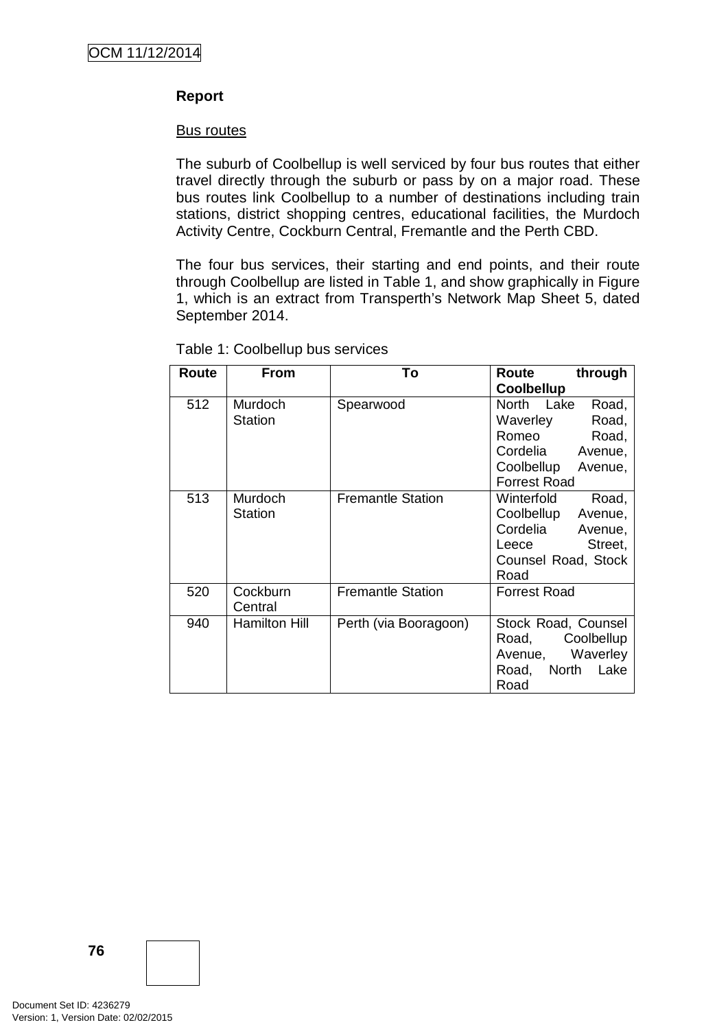**Report**

Bus routes

The suburb of Coolbellup is well serviced by four bus routes that either travel directly through the suburb or pass by on a major road. These bus routes link Coolbellup to a number of destinations including train stations, district shopping centres, educational facilities, the Murdoch Activity Centre, Cockburn Central, Fremantle and the Perth CBD.

The four bus services, their starting and end points, and their route through Coolbellup are listed in Table 1, and show graphically in Figure 1, which is an extract from Transperth's Network Map Sheet 5, dated September 2014.

Table 1: Coolbellup bus services

| Route | From | To | Route through Coolbellup |
|---|---|---|---|
| 512 | Murdoch Station | Spearwood | North Lake Road, Waverley Road, Romeo Road, Cordelia Avenue, Coolbellup Avenue, Forrest Road |
| 513 | Murdoch Station | Fremantle Station | Winterfold Road, Coolbellup Avenue, Cordelia Avenue, Leece Street, Counsel Road, Stock Road |
| 520 | Cockburn Central | Fremantle Station | Forrest Road |
| 940 | Hamilton Hill | Perth (via Booragoon) | Stock Road, Counsel Road, Coolbellup Avenue, Waverley Road, North Lake Road |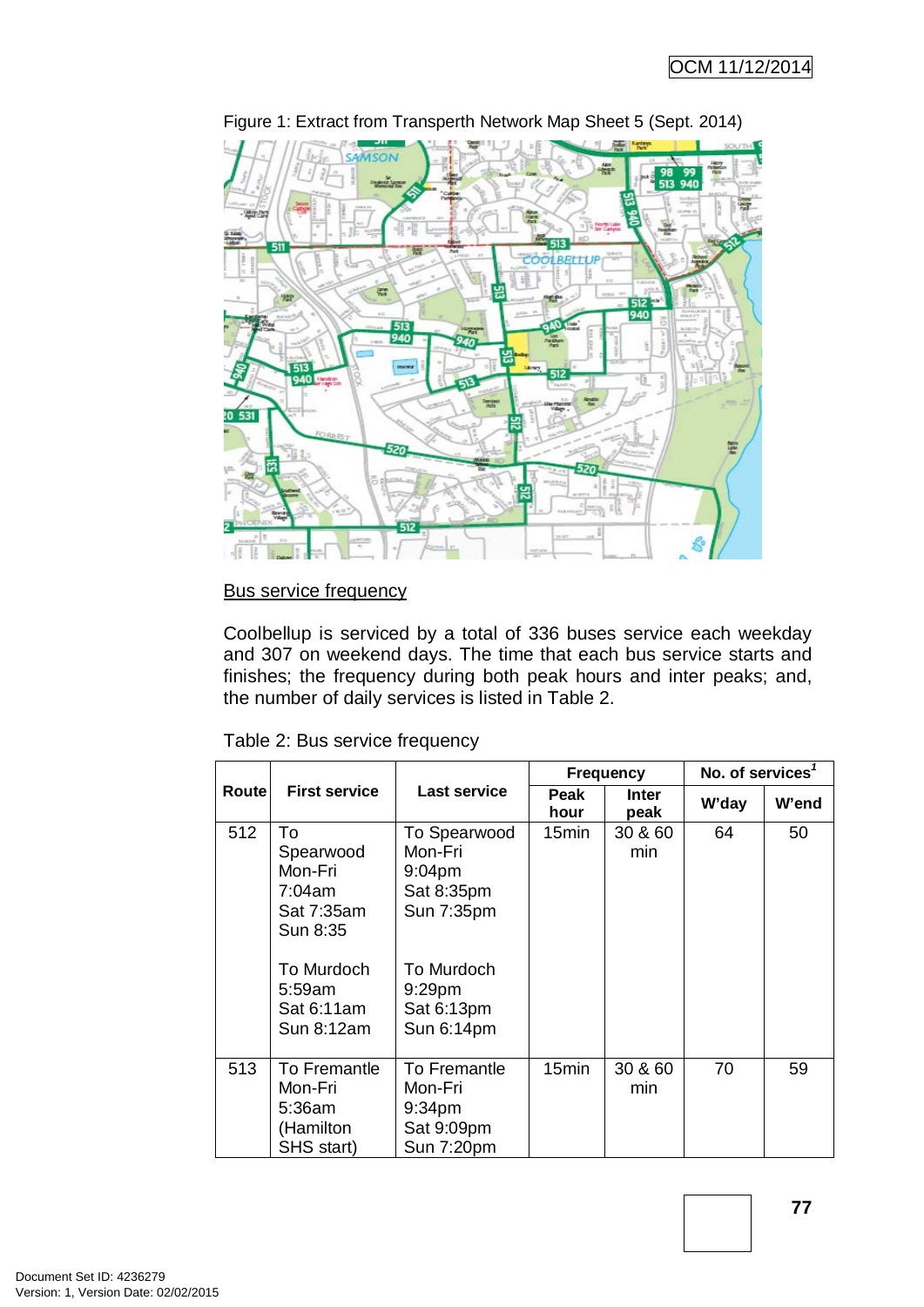Figure 1: Extract from Transperth Network Map Sheet 5 (Sept. 2014)

Bus service frequency

Coolbellup is serviced by a total of 336 buses service each weekday and 307 on weekend days. The time that each bus service starts and finishes; the frequency during both peak hours and inter peaks; and, the number of daily services is listed in Table 2.

Table 2: Bus service frequency

| Route | First service | Last service | Frequency | | No. of services[1] | |
|---|---|---|---|---|---|---|
| | | | Peak hour | Inter peak | W'day | W'end |
| 512 | To Spearwood Mon-Fri 7:04am Sat 7:35am Sun 8:35<br><br>To Murdoch 5:59am Sat 6:11am Sun 8:12am | To Spearwood Mon-Fri 9:04pm Sat 8:35pm Sun 7:35pm<br><br>To Murdoch 9:29pm Sat 6:13pm Sun 6:14pm | 15min | 30 & 60 min | 64 | 50 |
| 513 | To Fremantle Mon-Fri 5:36am (Hamilton SHS start) | To Fremantle Mon-Fri 9:34pm Sat 9:09pm Sun 7:20pm | 15min | 30 & 60 min | 70 | 59 |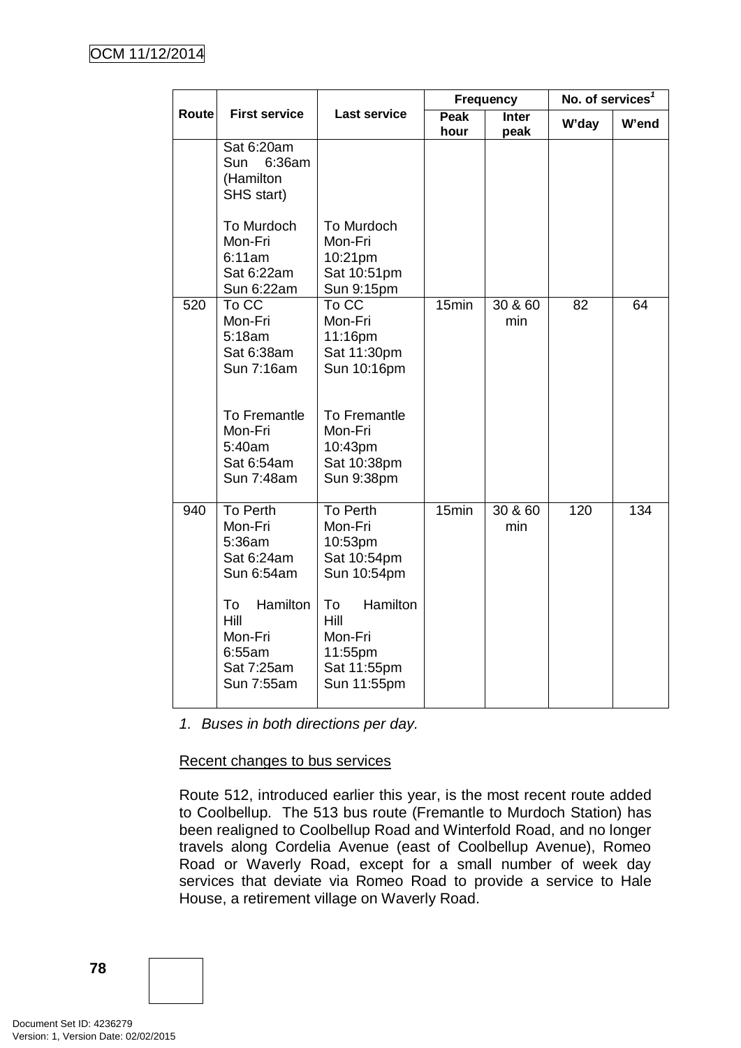| Route | First service | Last service | Frequency | | No. of services[1] | |
|---|---|---|---|---|---|---|
| | | | Peak hour | Inter peak | W'day | W'end |
| | Sat 6:20am<br>Sun 6:36am<br>(Hamilton SHS start)<br><br>To Murdoch<br>Mon-Fri<br>6:11am<br>Sat 6:22am<br>Sun 6:22am | To Murdoch<br>Mon-Fri<br>10:21pm<br>Sat 10:51pm<br>Sun 9:15pm | | | | |
| 520 | To CC<br>Mon-Fri<br>5:18am<br>Sat 6:38am<br>Sun 7:16am<br><br>To Fremantle<br>Mon-Fri<br>5:40am<br>Sat 6:54am<br>Sun 7:48am | To CC<br>Mon-Fri<br>11:16pm<br>Sat 11:30pm<br>Sun 10:16pm<br><br>To Fremantle<br>Mon-Fri<br>10:43pm<br>Sat 10:38pm<br>Sun 9:38pm | 15min | 30 & 60 min | 82 | 64 |
| 940 | To Perth<br>Mon-Fri<br>5:36am<br>Sat 6:24am<br>Sun 6:54am<br><br>To Hamilton Hill<br>Mon-Fri<br>6:55am<br>Sat 7:25am<br>Sun 7:55am | To Perth<br>Mon-Fri<br>10:53pm<br>Sat 10:54pm<br>Sun 10:54pm<br><br>To Hamilton Hill<br>Mon-Fri<br>11:55pm<br>Sat 11:55pm<br>Sun 11:55pm | 15min | 30 & 60 min | 120 | 134 |

1. *Buses in both directions per day.*

Recent changes to bus services

Route 512, introduced earlier this year, is the most recent route added to Coolbellup. The 513 bus route (Fremantle to Murdoch Station) has been realigned to Coolbellup Road and Winterfold Road, and no longer travels along Cordelia Avenue (east of Coolbellup Avenue), Romeo Road or Waverly Road, except for a small number of week day services that deviate via Romeo Road to provide a service to Hale House, a retirement village on Waverly Road.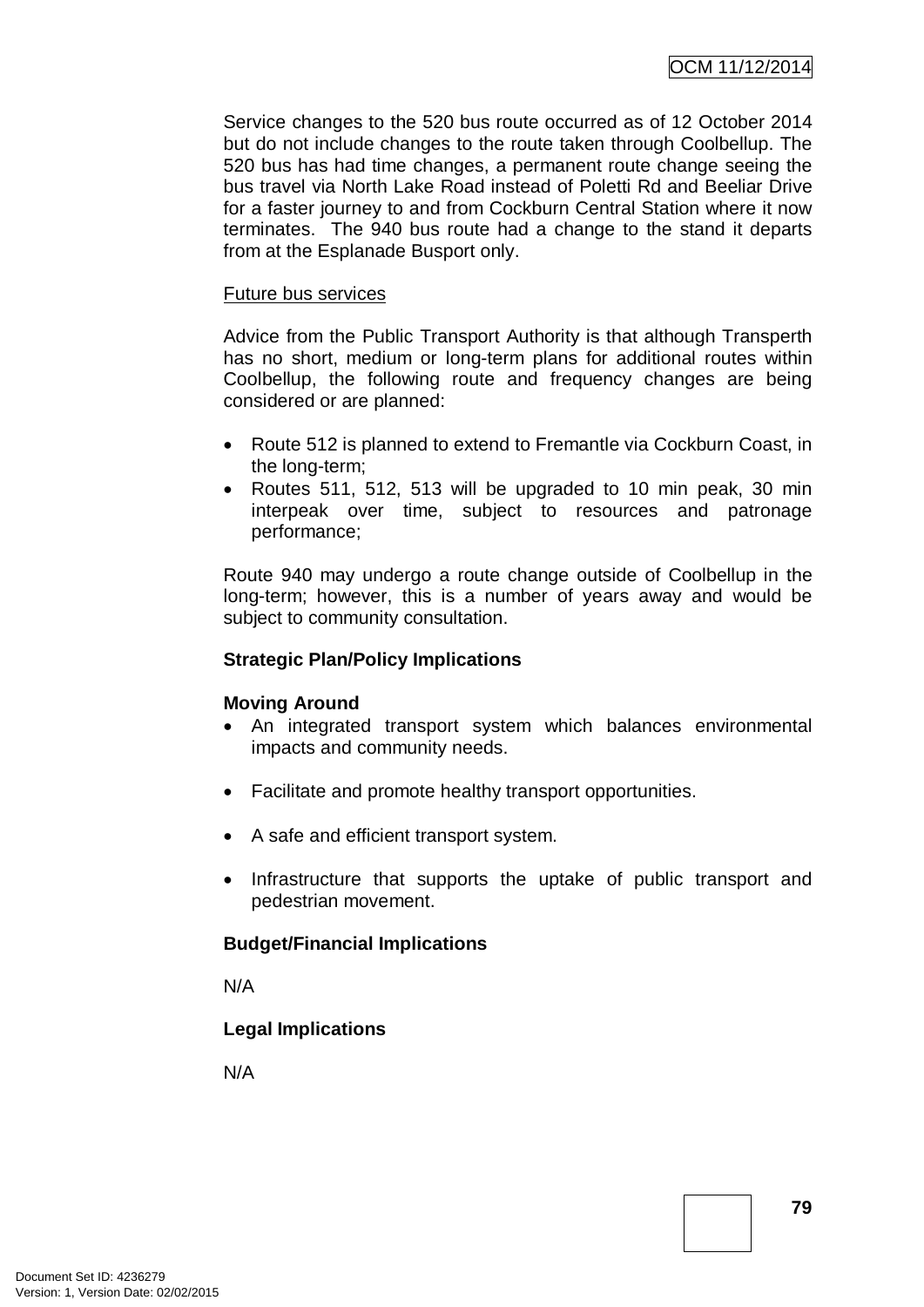Service changes to the 520 bus route occurred as of 12 October 2014 but do not include changes to the route taken through Coolbellup. The 520 bus has had time changes, a permanent route change seeing the bus travel via North Lake Road instead of Poletti Rd and Beeliar Drive for a faster journey to and from Cockburn Central Station where it now terminates. The 940 bus route had a change to the stand it departs from at the Esplanade Busport only.

<u>Future bus services</u>

Advice from the Public Transport Authority is that although Transperth has no short, medium or long-term plans for additional routes within Coolbellup, the following route and frequency changes are being considered or are planned:

- Route 512 is planned to extend to Fremantle via Cockburn Coast, in the long-term;
- Routes 511, 512, 513 will be upgraded to 10 min peak, 30 min interpeak over time, subject to resources and patronage performance;

Route 940 may undergo a route change outside of Coolbellup in the long-term; however, this is a number of years away and would be subject to community consultation.

**Strategic Plan/Policy Implications**

**Moving Around**

- An integrated transport system which balances environmental impacts and community needs.
- Facilitate and promote healthy transport opportunities.
- A safe and efficient transport system.
- Infrastructure that supports the uptake of public transport and pedestrian movement.

**Budget/Financial Implications**

N/A

**Legal Implications**

N/A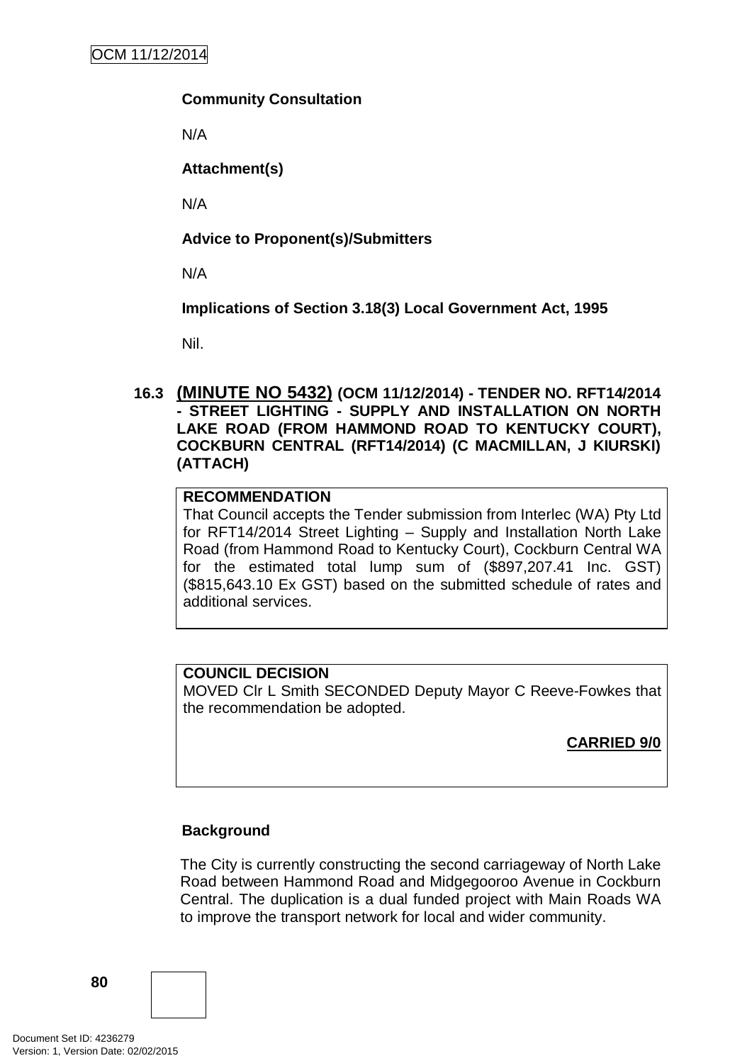**Community Consultation**

N/A

**Attachment(s)**

N/A

**Advice to Proponent(s)/Submitters**

N/A

**Implications of Section 3.18(3) Local Government Act, 1995**

Nil.

### 16.3 (MINUTE NO 5432) (OCM 11/12/2014) - TENDER NO. RFT14/2014 - STREET LIGHTING - SUPPLY AND INSTALLATION ON NORTH LAKE ROAD (FROM HAMMOND ROAD TO KENTUCKY COURT), COCKBURN CENTRAL (RFT14/2014) (C MACMILLAN, J KIURSKI) (ATTACH)

**RECOMMENDATION**

That Council accepts the Tender submission from Interlec (WA) Pty Ltd for RFT14/2014 Street Lighting – Supply and Installation North Lake Road (from Hammond Road to Kentucky Court), Cockburn Central WA for the estimated total lump sum of ($897,207.41 Inc. GST) ($815,643.10 Ex GST) based on the submitted schedule of rates and additional services.

**COUNCIL DECISION**

MOVED Clr L Smith SECONDED Deputy Mayor C Reeve-Fowkes that the recommendation be adopted.

**CARRIED 9/0**

**Background**

The City is currently constructing the second carriageway of North Lake Road between Hammond Road and Midgegooroo Avenue in Cockburn Central. The duplication is a dual funded project with Main Roads WA to improve the transport network for local and wider community.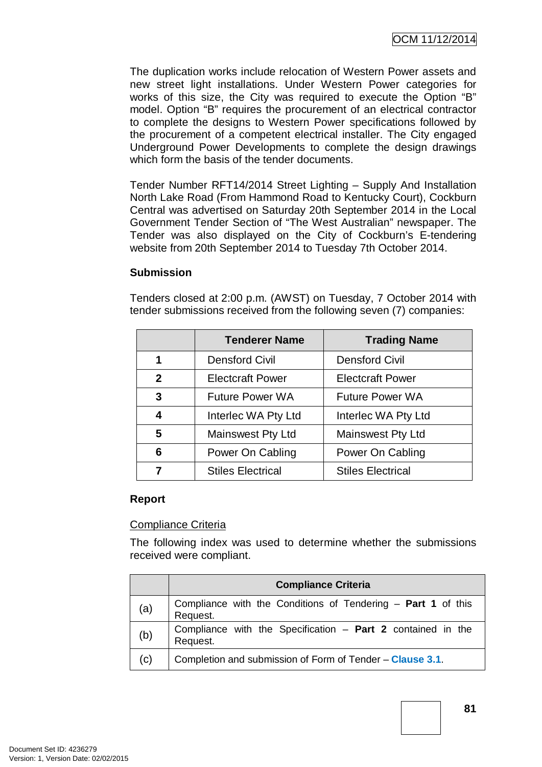The duplication works include relocation of Western Power assets and new street light installations. Under Western Power categories for works of this size, the City was required to execute the Option "B" model. Option "B" requires the procurement of an electrical contractor to complete the designs to Western Power specifications followed by the procurement of a competent electrical installer. The City engaged Underground Power Developments to complete the design drawings which form the basis of the tender documents.

Tender Number RFT14/2014 Street Lighting – Supply And Installation North Lake Road (From Hammond Road to Kentucky Court), Cockburn Central was advertised on Saturday 20th September 2014 in the Local Government Tender Section of "The West Australian" newspaper. The Tender was also displayed on the City of Cockburn's E-tendering website from 20th September 2014 to Tuesday 7th October 2014.

**Submission**

Tenders closed at 2:00 p.m. (AWST) on Tuesday, 7 October 2014 with tender submissions received from the following seven (7) companies:

| | Tenderer Name | Trading Name |
|---|---|---|
| **1** | Densford Civil | Densford Civil |
| **2** | Electcraft Power | Electcraft Power |
| **3** | Future Power WA | Future Power WA |
| **4** | Interlec WA Pty Ltd | Interlec WA Pty Ltd |
| **5** | Mainswest Pty Ltd | Mainswest Pty Ltd |
| **6** | Power On Cabling | Power On Cabling |
| **7** | Stiles Electrical | Stiles Electrical |

**Report**

<u>Compliance Criteria</u>

The following index was used to determine whether the submissions received were compliant.

| | Compliance Criteria |
|---|---|
| (a) | Compliance with the Conditions of Tendering – **Part 1** of this Request. |
| (b) | Compliance with the Specification – **Part 2** contained in the Request. |
| (c) | Completion and submission of Form of Tender – **Clause 3.1**. |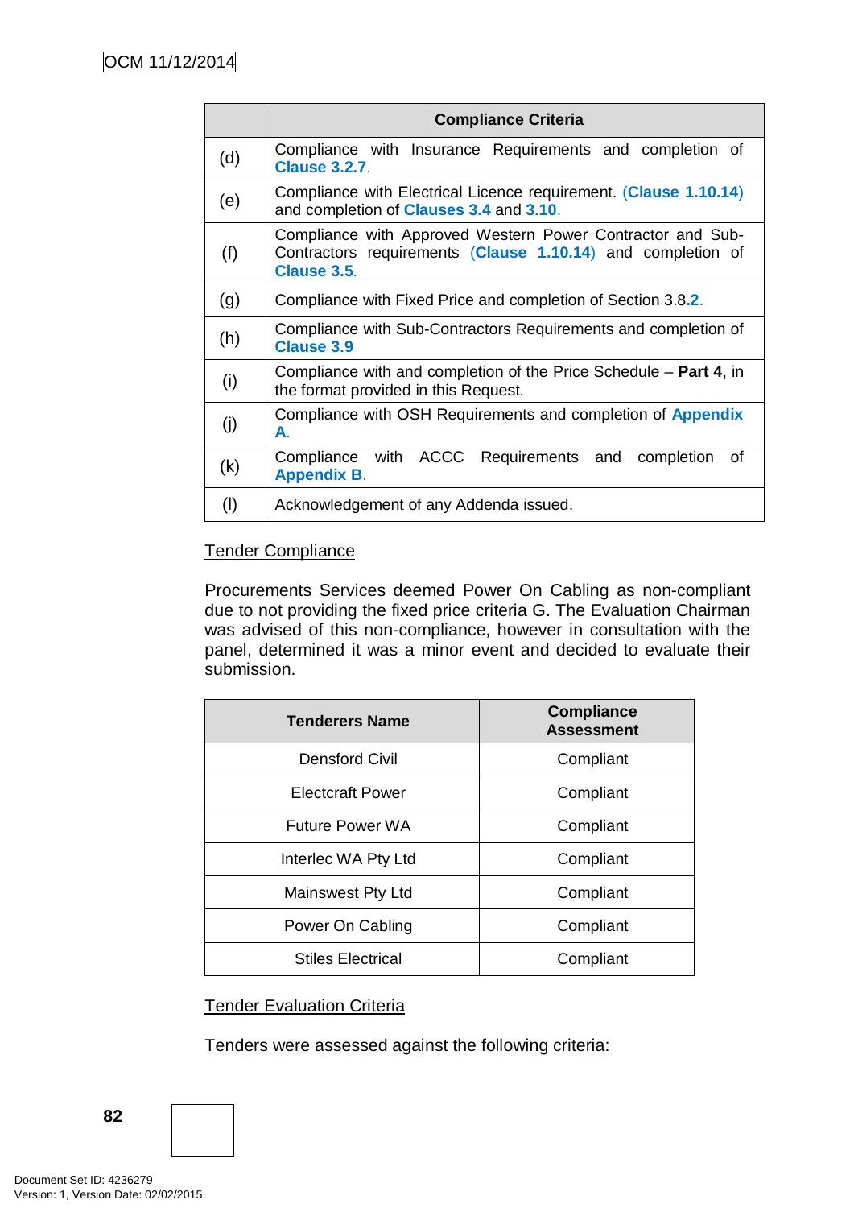| | Compliance Criteria |
|---|---|
| (d) | Compliance with Insurance Requirements and completion of **Clause 3.2.7**. |
| (e) | Compliance with Electrical Licence requirement. (**Clause 1.10.14**) and completion of **Clauses 3.4** and **3.10**. |
| (f) | Compliance with Approved Western Power Contractor and Sub-Contractors requirements (**Clause 1.10.14**) and completion of **Clause 3.5**. |
| (g) | Compliance with Fixed Price and completion of Section 3.8.**2**. |
| (h) | Compliance with Sub-Contractors Requirements and completion of **Clause 3.9** |
| (i) | Compliance with and completion of the Price Schedule – **Part 4**, in the format provided in this Request. |
| (j) | Compliance with OSH Requirements and completion of **Appendix A**. |
| (k) | Compliance with ACCC Requirements and completion of **Appendix B**. |
| (l) | Acknowledgement of any Addenda issued. |

Tender Compliance

Procurements Services deemed Power On Cabling as non-compliant due to not providing the fixed price criteria G. The Evaluation Chairman was advised of this non-compliance, however in consultation with the panel, determined it was a minor event and decided to evaluate their submission.

| Tenderers Name | Compliance Assessment |
|---|---|
| Densford Civil | Compliant |
| Electcraft Power | Compliant |
| Future Power WA | Compliant |
| Interlec WA Pty Ltd | Compliant |
| Mainswest Pty Ltd | Compliant |
| Power On Cabling | Compliant |
| Stiles Electrical | Compliant |

Tender Evaluation Criteria

Tenders were assessed against the following criteria: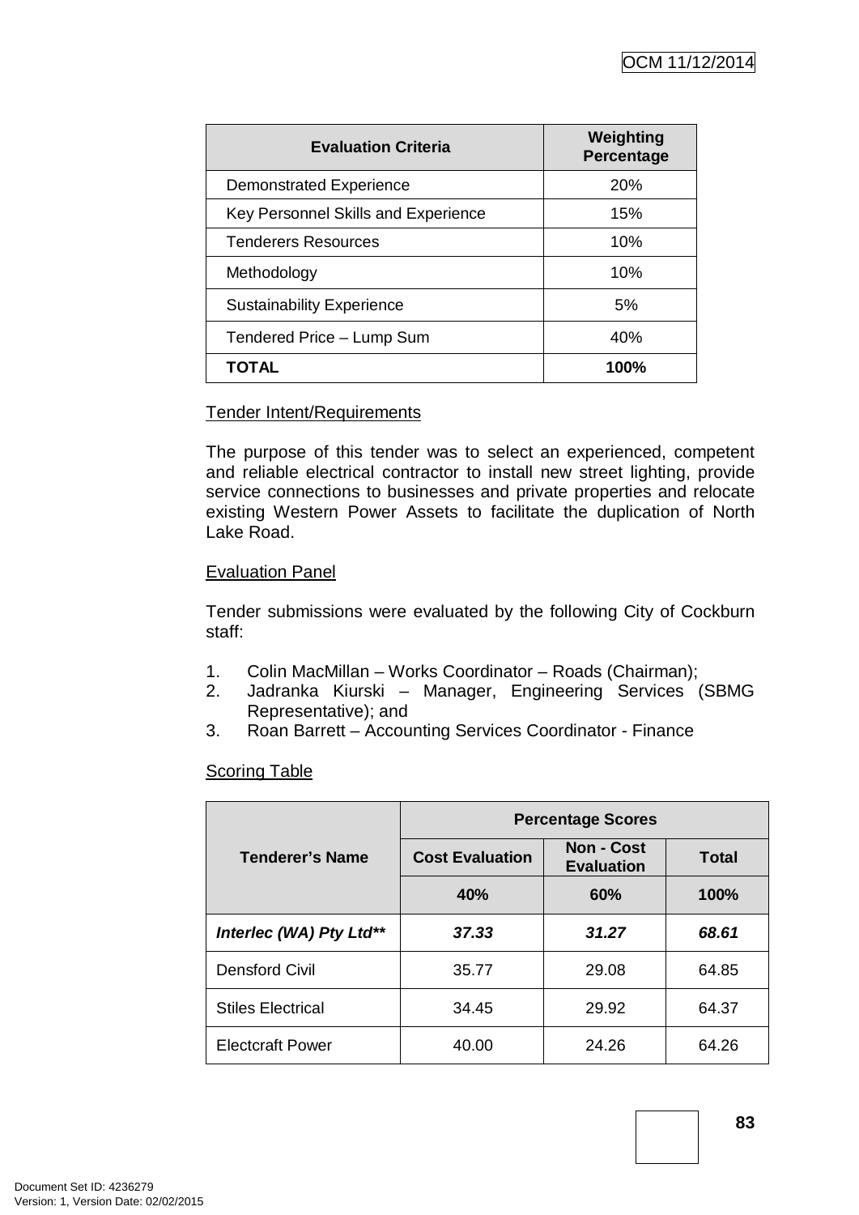| Evaluation Criteria | Weighting Percentage |
|---|---|
| Demonstrated Experience | 20% |
| Key Personnel Skills and Experience | 15% |
| Tenderers Resources | 10% |
| Methodology | 10% |
| Sustainability Experience | 5% |
| Tendered Price – Lump Sum | 40% |
| **TOTAL** | **100%** |

Tender Intent/Requirements

The purpose of this tender was to select an experienced, competent and reliable electrical contractor to install new street lighting, provide service connections to businesses and private properties and relocate existing Western Power Assets to facilitate the duplication of North Lake Road.

Evaluation Panel

Tender submissions were evaluated by the following City of Cockburn staff:

1. Colin MacMillan – Works Coordinator – Roads (Chairman);
2. Jadranka Kiurski – Manager, Engineering Services (SBMG Representative); and
3. Roan Barrett – Accounting Services Coordinator - Finance

Scoring Table

| Tenderer's Name | Percentage Scores | | |
|---|---|---|---|
| | Cost Evaluation | Non - Cost Evaluation | Total |
| | 40% | 60% | 100% |
| ***Interlec (WA) Pty Ltd**** | ***37.33*** | ***31.27*** | ***68.61*** |
| Densford Civil | 35.77 | 29.08 | 64.85 |
| Stiles Electrical | 34.45 | 29.92 | 64.37 |
| Electcraft Power | 40.00 | 24.26 | 64.26 |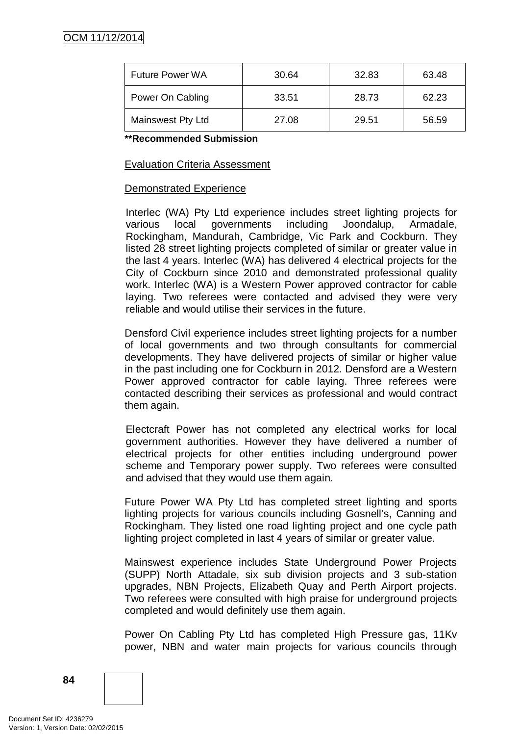| Future Power WA | 30.64 | 32.83 | 63.48 |
|---|---|---|---|
| Power On Cabling | 33.51 | 28.73 | 62.23 |
| Mainswest Pty Ltd | 27.08 | 29.51 | 56.59 |

**\*\*Recommended Submission**

Evaluation Criteria Assessment

Demonstrated Experience

Interlec (WA) Pty Ltd experience includes street lighting projects for various local governments including Joondalup, Armadale, Rockingham, Mandurah, Cambridge, Vic Park and Cockburn. They listed 28 street lighting projects completed of similar or greater value in the last 4 years. Interlec (WA) has delivered 4 electrical projects for the City of Cockburn since 2010 and demonstrated professional quality work. Interlec (WA) is a Western Power approved contractor for cable laying. Two referees were contacted and advised they were very reliable and would utilise their services in the future.

Densford Civil experience includes street lighting projects for a number of local governments and two through consultants for commercial developments. They have delivered projects of similar or higher value in the past including one for Cockburn in 2012. Densford are a Western Power approved contractor for cable laying. Three referees were contacted describing their services as professional and would contract them again.

Electcraft Power has not completed any electrical works for local government authorities. However they have delivered a number of electrical projects for other entities including underground power scheme and Temporary power supply. Two referees were consulted and advised that they would use them again.

Future Power WA Pty Ltd has completed street lighting and sports lighting projects for various councils including Gosnell's, Canning and Rockingham. They listed one road lighting project and one cycle path lighting project completed in last 4 years of similar or greater value.

Mainswest experience includes State Underground Power Projects (SUPP) North Attadale, six sub division projects and 3 sub-station upgrades, NBN Projects, Elizabeth Quay and Perth Airport projects. Two referees were consulted with high praise for underground projects completed and would definitely use them again.

Power On Cabling Pty Ltd has completed High Pressure gas, 11Kv power, NBN and water main projects for various councils through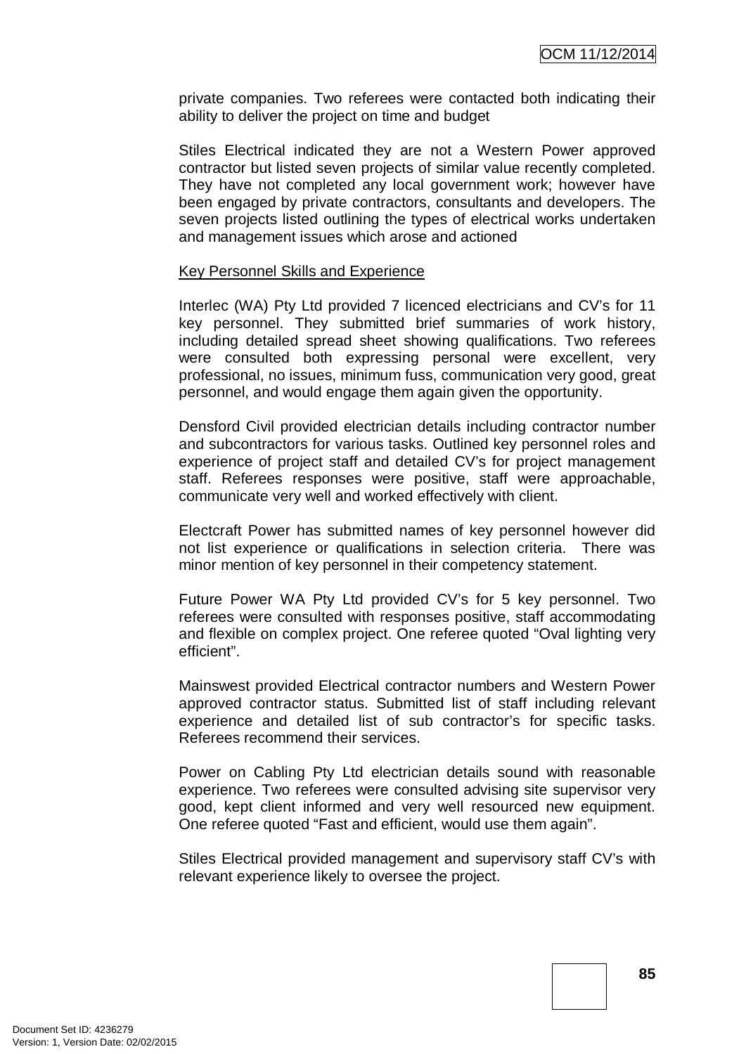private companies. Two referees were contacted both indicating their ability to deliver the project on time and budget

Stiles Electrical indicated they are not a Western Power approved contractor but listed seven projects of similar value recently completed. They have not completed any local government work; however have been engaged by private contractors, consultants and developers. The seven projects listed outlining the types of electrical works undertaken and management issues which arose and actioned

Key Personnel Skills and Experience

Interlec (WA) Pty Ltd provided 7 licenced electricians and CV's for 11 key personnel. They submitted brief summaries of work history, including detailed spread sheet showing qualifications. Two referees were consulted both expressing personal were excellent, very professional, no issues, minimum fuss, communication very good, great personnel, and would engage them again given the opportunity.

Densford Civil provided electrician details including contractor number and subcontractors for various tasks. Outlined key personnel roles and experience of project staff and detailed CV's for project management staff. Referees responses were positive, staff were approachable, communicate very well and worked effectively with client.

Electcraft Power has submitted names of key personnel however did not list experience or qualifications in selection criteria. There was minor mention of key personnel in their competency statement.

Future Power WA Pty Ltd provided CV's for 5 key personnel. Two referees were consulted with responses positive, staff accommodating and flexible on complex project. One referee quoted "Oval lighting very efficient".

Mainswest provided Electrical contractor numbers and Western Power approved contractor status. Submitted list of staff including relevant experience and detailed list of sub contractor's for specific tasks. Referees recommend their services.

Power on Cabling Pty Ltd electrician details sound with reasonable experience. Two referees were consulted advising site supervisor very good, kept client informed and very well resourced new equipment. One referee quoted "Fast and efficient, would use them again".

Stiles Electrical provided management and supervisory staff CV's with relevant experience likely to oversee the project.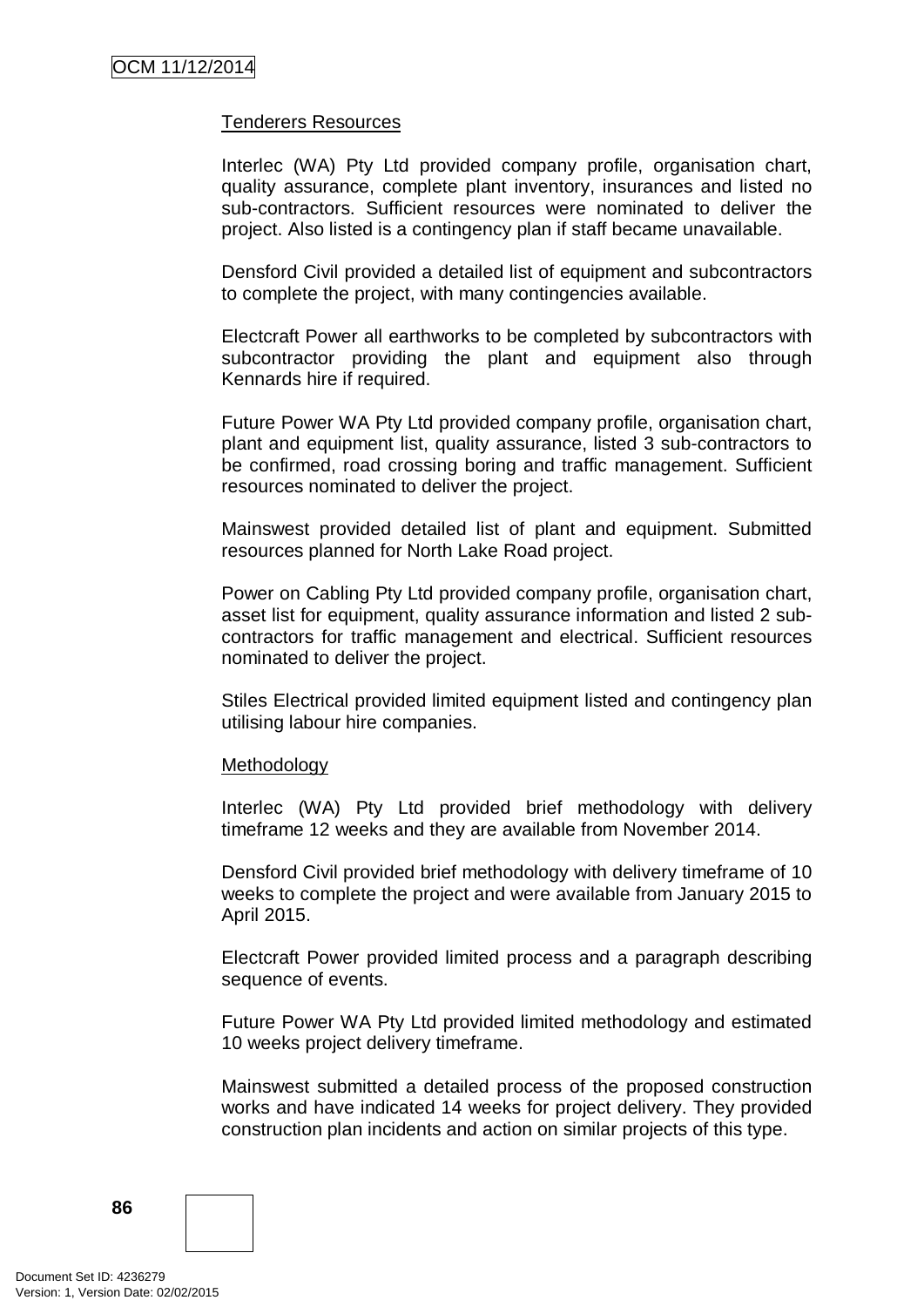Tenderers Resources

Interlec (WA) Pty Ltd provided company profile, organisation chart, quality assurance, complete plant inventory, insurances and listed no sub-contractors. Sufficient resources were nominated to deliver the project. Also listed is a contingency plan if staff became unavailable.

Densford Civil provided a detailed list of equipment and subcontractors to complete the project, with many contingencies available.

Electcraft Power all earthworks to be completed by subcontractors with subcontractor providing the plant and equipment also through Kennards hire if required.

Future Power WA Pty Ltd provided company profile, organisation chart, plant and equipment list, quality assurance, listed 3 sub-contractors to be confirmed, road crossing boring and traffic management. Sufficient resources nominated to deliver the project.

Mainswest provided detailed list of plant and equipment. Submitted resources planned for North Lake Road project.

Power on Cabling Pty Ltd provided company profile, organisation chart, asset list for equipment, quality assurance information and listed 2 sub-contractors for traffic management and electrical. Sufficient resources nominated to deliver the project.

Stiles Electrical provided limited equipment listed and contingency plan utilising labour hire companies.

Methodology

Interlec (WA) Pty Ltd provided brief methodology with delivery timeframe 12 weeks and they are available from November 2014.

Densford Civil provided brief methodology with delivery timeframe of 10 weeks to complete the project and were available from January 2015 to April 2015.

Electcraft Power provided limited process and a paragraph describing sequence of events.

Future Power WA Pty Ltd provided limited methodology and estimated 10 weeks project delivery timeframe.

Mainswest submitted a detailed process of the proposed construction works and have indicated 14 weeks for project delivery. They provided construction plan incidents and action on similar projects of this type.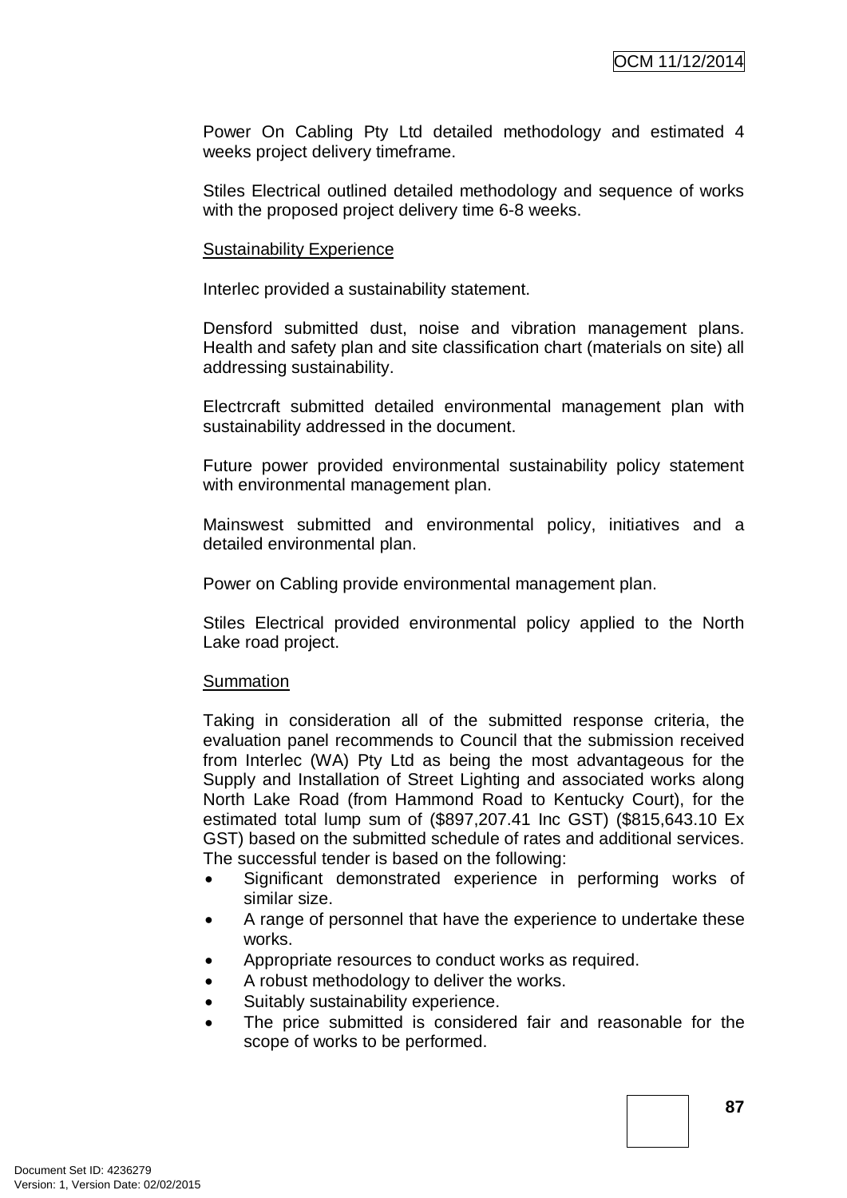Power On Cabling Pty Ltd detailed methodology and estimated 4 weeks project delivery timeframe.

Stiles Electrical outlined detailed methodology and sequence of works with the proposed project delivery time 6-8 weeks.

Sustainability Experience

Interlec provided a sustainability statement.

Densford submitted dust, noise and vibration management plans. Health and safety plan and site classification chart (materials on site) all addressing sustainability.

Electrcraft submitted detailed environmental management plan with sustainability addressed in the document.

Future power provided environmental sustainability policy statement with environmental management plan.

Mainswest submitted and environmental policy, initiatives and a detailed environmental plan.

Power on Cabling provide environmental management plan.

Stiles Electrical provided environmental policy applied to the North Lake road project.

Summation

Taking in consideration all of the submitted response criteria, the evaluation panel recommends to Council that the submission received from Interlec (WA) Pty Ltd as being the most advantageous for the Supply and Installation of Street Lighting and associated works along North Lake Road (from Hammond Road to Kentucky Court), for the estimated total lump sum of ($897,207.41 Inc GST) ($815,643.10 Ex GST) based on the submitted schedule of rates and additional services. The successful tender is based on the following:

- Significant demonstrated experience in performing works of similar size.
- A range of personnel that have the experience to undertake these works.
- Appropriate resources to conduct works as required.
- A robust methodology to deliver the works.
- Suitably sustainability experience.
- The price submitted is considered fair and reasonable for the scope of works to be performed.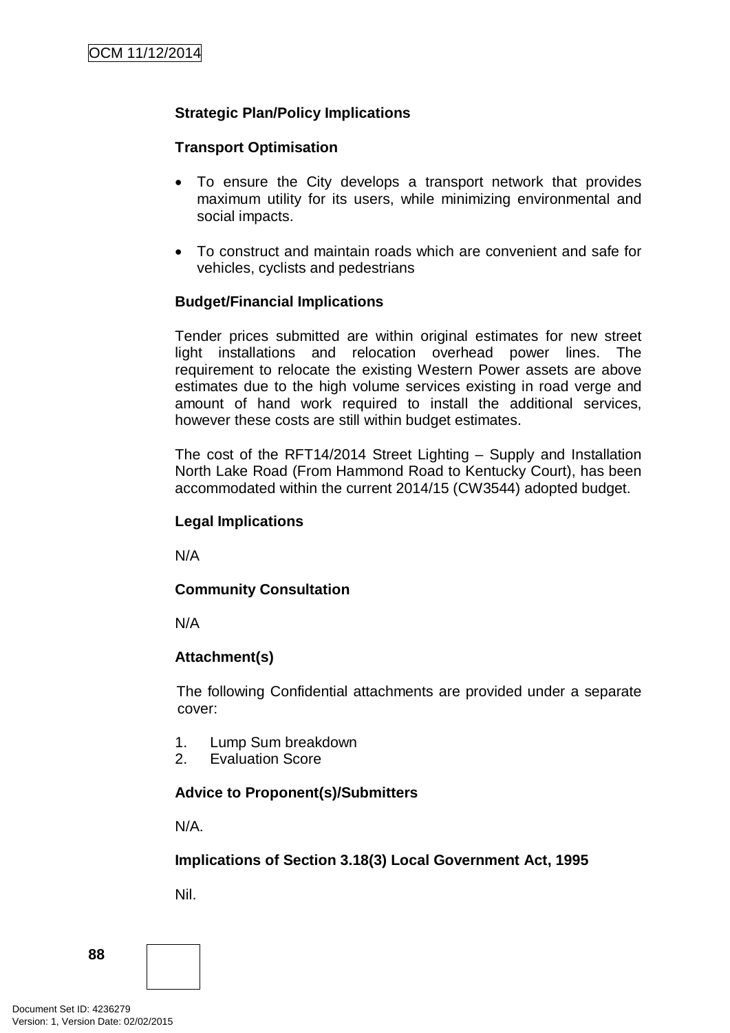**Strategic Plan/Policy Implications**

**Transport Optimisation**

- To ensure the City develops a transport network that provides maximum utility for its users, while minimizing environmental and social impacts.
- To construct and maintain roads which are convenient and safe for vehicles, cyclists and pedestrians

**Budget/Financial Implications**

Tender prices submitted are within original estimates for new street light installations and relocation overhead power lines. The requirement to relocate the existing Western Power assets are above estimates due to the high volume services existing in road verge and amount of hand work required to install the additional services, however these costs are still within budget estimates.

The cost of the RFT14/2014 Street Lighting – Supply and Installation North Lake Road (From Hammond Road to Kentucky Court), has been accommodated within the current 2014/15 (CW3544) adopted budget.

**Legal Implications**

N/A

**Community Consultation**

N/A

**Attachment(s)**

The following Confidential attachments are provided under a separate cover:

1. Lump Sum breakdown
2. Evaluation Score

**Advice to Proponent(s)/Submitters**

N/A.

**Implications of Section 3.18(3) Local Government Act, 1995**

Nil.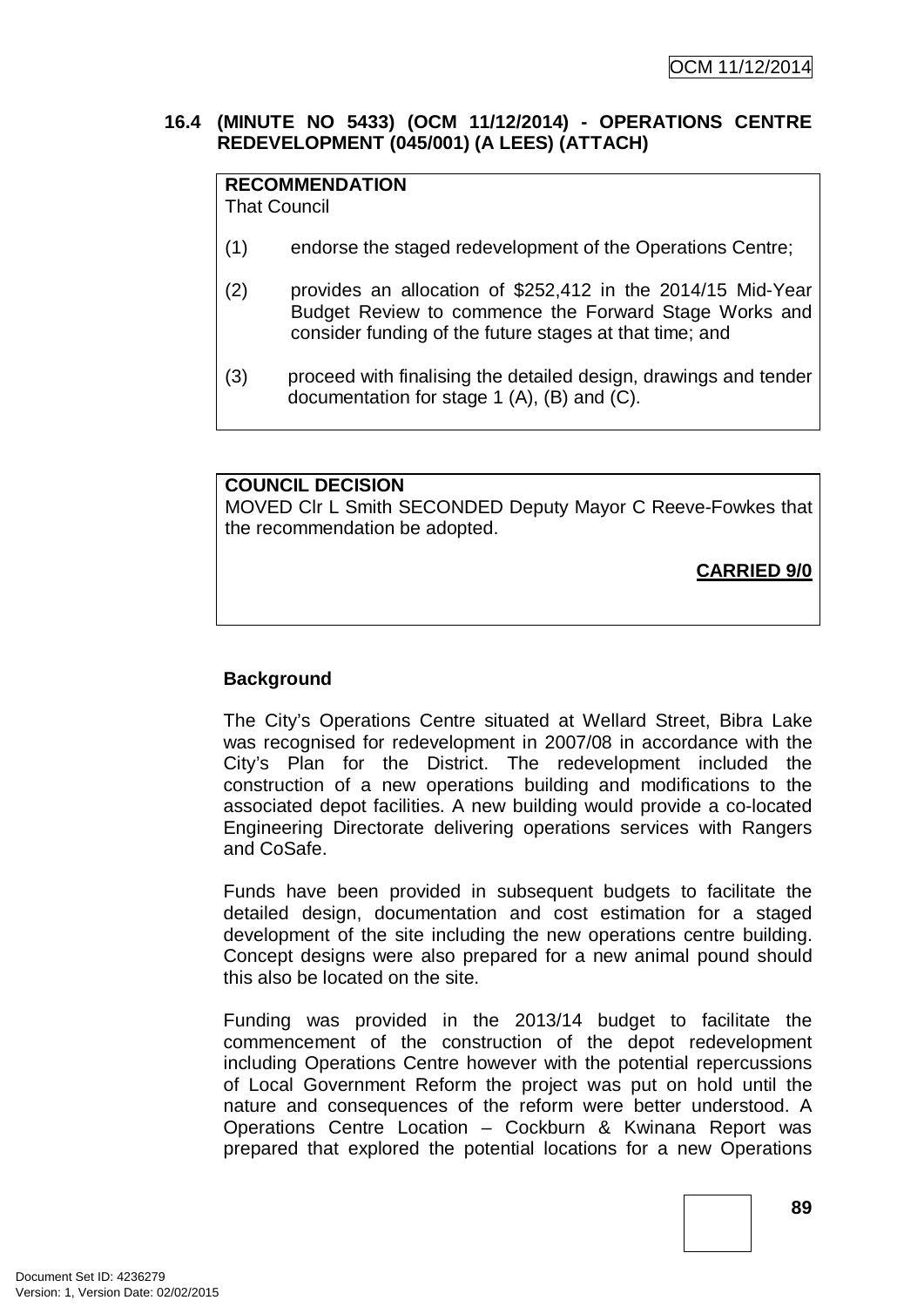### 16.4 (MINUTE NO 5433) (OCM 11/12/2014) - OPERATIONS CENTRE REDEVELOPMENT (045/001) (A LEES) (ATTACH)

**RECOMMENDATION**
That Council

(1) endorse the staged redevelopment of the Operations Centre;

(2) provides an allocation of $252,412 in the 2014/15 Mid-Year Budget Review to commence the Forward Stage Works and consider funding of the future stages at that time; and

(3) proceed with finalising the detailed design, drawings and tender documentation for stage 1 (A), (B) and (C).

**COUNCIL DECISION**
MOVED Clr L Smith SECONDED Deputy Mayor C Reeve-Fowkes that the recommendation be adopted.

**CARRIED 9/0**

**Background**

The City's Operations Centre situated at Wellard Street, Bibra Lake was recognised for redevelopment in 2007/08 in accordance with the City's Plan for the District. The redevelopment included the construction of a new operations building and modifications to the associated depot facilities. A new building would provide a co-located Engineering Directorate delivering operations services with Rangers and CoSafe.

Funds have been provided in subsequent budgets to facilitate the detailed design, documentation and cost estimation for a staged development of the site including the new operations centre building. Concept designs were also prepared for a new animal pound should this also be located on the site.

Funding was provided in the 2013/14 budget to facilitate the commencement of the construction of the depot redevelopment including Operations Centre however with the potential repercussions of Local Government Reform the project was put on hold until the nature and consequences of the reform were better understood. A Operations Centre Location – Cockburn & Kwinana Report was prepared that explored the potential locations for a new Operations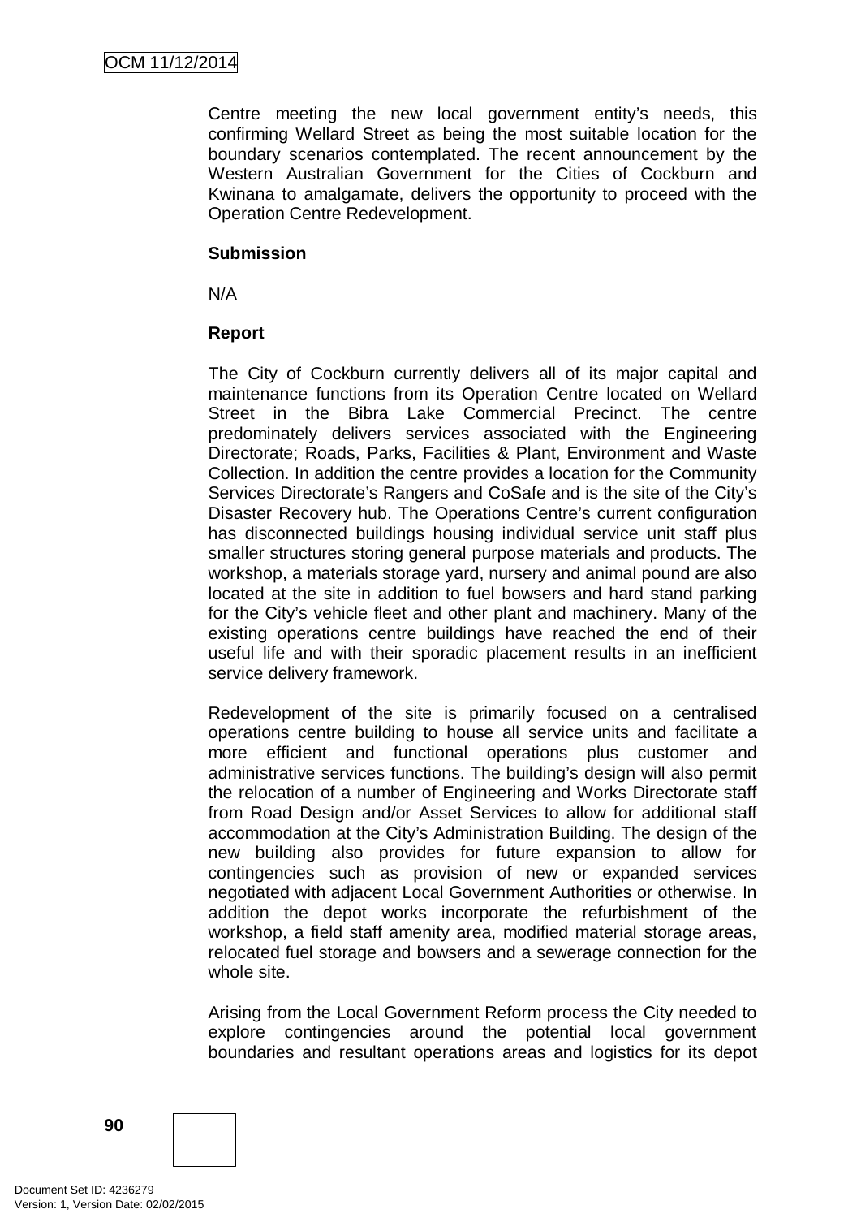Centre meeting the new local government entity's needs, this confirming Wellard Street as being the most suitable location for the boundary scenarios contemplated. The recent announcement by the Western Australian Government for the Cities of Cockburn and Kwinana to amalgamate, delivers the opportunity to proceed with the Operation Centre Redevelopment.

**Submission**

N/A

**Report**

The City of Cockburn currently delivers all of its major capital and maintenance functions from its Operation Centre located on Wellard Street in the Bibra Lake Commercial Precinct. The centre predominately delivers services associated with the Engineering Directorate; Roads, Parks, Facilities & Plant, Environment and Waste Collection. In addition the centre provides a location for the Community Services Directorate's Rangers and CoSafe and is the site of the City's Disaster Recovery hub. The Operations Centre's current configuration has disconnected buildings housing individual service unit staff plus smaller structures storing general purpose materials and products. The workshop, a materials storage yard, nursery and animal pound are also located at the site in addition to fuel bowsers and hard stand parking for the City's vehicle fleet and other plant and machinery. Many of the existing operations centre buildings have reached the end of their useful life and with their sporadic placement results in an inefficient service delivery framework.

Redevelopment of the site is primarily focused on a centralised operations centre building to house all service units and facilitate a more efficient and functional operations plus customer and administrative services functions. The building's design will also permit the relocation of a number of Engineering and Works Directorate staff from Road Design and/or Asset Services to allow for additional staff accommodation at the City's Administration Building. The design of the new building also provides for future expansion to allow for contingencies such as provision of new or expanded services negotiated with adjacent Local Government Authorities or otherwise. In addition the depot works incorporate the refurbishment of the workshop, a field staff amenity area, modified material storage areas, relocated fuel storage and bowsers and a sewerage connection for the whole site.

Arising from the Local Government Reform process the City needed to explore contingencies around the potential local government boundaries and resultant operations areas and logistics for its depot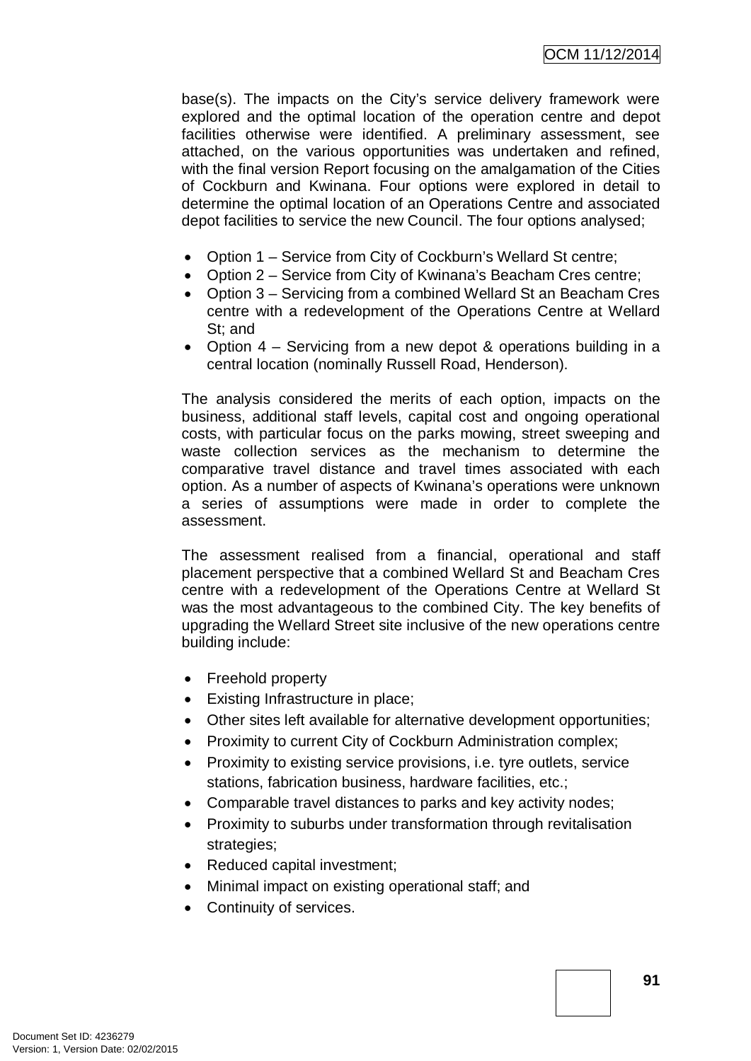base(s). The impacts on the City's service delivery framework were explored and the optimal location of the operation centre and depot facilities otherwise were identified. A preliminary assessment, see attached, on the various opportunities was undertaken and refined, with the final version Report focusing on the amalgamation of the Cities of Cockburn and Kwinana. Four options were explored in detail to determine the optimal location of an Operations Centre and associated depot facilities to service the new Council. The four options analysed;

- Option 1 – Service from City of Cockburn's Wellard St centre;
- Option 2 – Service from City of Kwinana's Beacham Cres centre;
- Option 3 – Servicing from a combined Wellard St an Beacham Cres centre with a redevelopment of the Operations Centre at Wellard St; and
- Option 4 – Servicing from a new depot & operations building in a central location (nominally Russell Road, Henderson).

The analysis considered the merits of each option, impacts on the business, additional staff levels, capital cost and ongoing operational costs, with particular focus on the parks mowing, street sweeping and waste collection services as the mechanism to determine the comparative travel distance and travel times associated with each option. As a number of aspects of Kwinana's operations were unknown a series of assumptions were made in order to complete the assessment.

The assessment realised from a financial, operational and staff placement perspective that a combined Wellard St and Beacham Cres centre with a redevelopment of the Operations Centre at Wellard St was the most advantageous to the combined City. The key benefits of upgrading the Wellard Street site inclusive of the new operations centre building include:

- Freehold property
- Existing Infrastructure in place;
- Other sites left available for alternative development opportunities;
- Proximity to current City of Cockburn Administration complex;
- Proximity to existing service provisions, i.e. tyre outlets, service stations, fabrication business, hardware facilities, etc.;
- Comparable travel distances to parks and key activity nodes;
- Proximity to suburbs under transformation through revitalisation strategies;
- Reduced capital investment;
- Minimal impact on existing operational staff; and
- Continuity of services.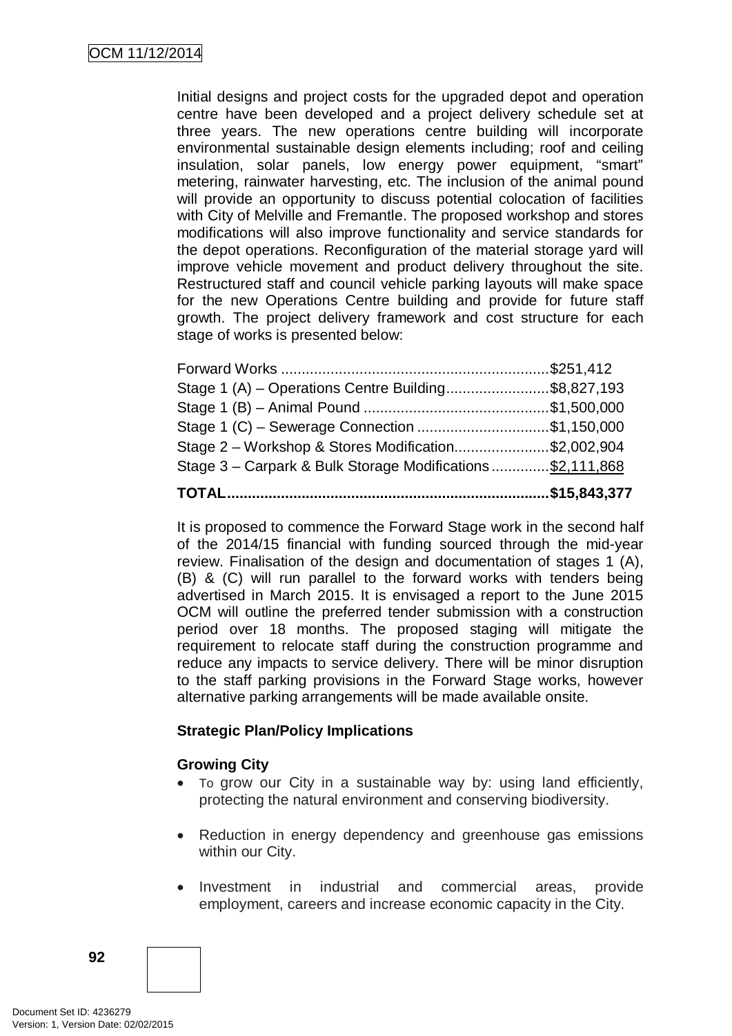Initial designs and project costs for the upgraded depot and operation centre have been developed and a project delivery schedule set at three years. The new operations centre building will incorporate environmental sustainable design elements including; roof and ceiling insulation, solar panels, low energy power equipment, “smart” metering, rainwater harvesting, etc. The inclusion of the animal pound will provide an opportunity to discuss potential colocation of facilities with City of Melville and Fremantle. The proposed workshop and stores modifications will also improve functionality and service standards for the depot operations. Reconfiguration of the material storage yard will improve vehicle movement and product delivery throughout the site. Restructured staff and council vehicle parking layouts will make space for the new Operations Centre building and provide for future staff growth. The project delivery framework and cost structure for each stage of works is presented below:

| Stage | Cost |
|---|---|
| Forward Works | $251,412 |
| Stage 1 (A) – Operations Centre Building | $8,827,193 |
| Stage 1 (B) – Animal Pound | $1,500,000 |
| Stage 1 (C) – Sewerage Connection | $1,150,000 |
| Stage 2 – Workshop & Stores Modification | $2,002,904 |
| Stage 3 – Carpark & Bulk Storage Modifications | $2,111,868 |
| **TOTAL** | **$15,843,377** |

It is proposed to commence the Forward Stage work in the second half of the 2014/15 financial with funding sourced through the mid-year review. Finalisation of the design and documentation of stages 1 (A), (B) & (C) will run parallel to the forward works with tenders being advertised in March 2015. It is envisaged a report to the June 2015 OCM will outline the preferred tender submission with a construction period over 18 months. The proposed staging will mitigate the requirement to relocate staff during the construction programme and reduce any impacts to service delivery. There will be minor disruption to the staff parking provisions in the Forward Stage works, however alternative parking arrangements will be made available onsite.

**Strategic Plan/Policy Implications**

**Growing City**

- To grow our City in a sustainable way by: using land efficiently, protecting the natural environment and conserving biodiversity.
- Reduction in energy dependency and greenhouse gas emissions within our City.
- Investment in industrial and commercial areas, provide employment, careers and increase economic capacity in the City.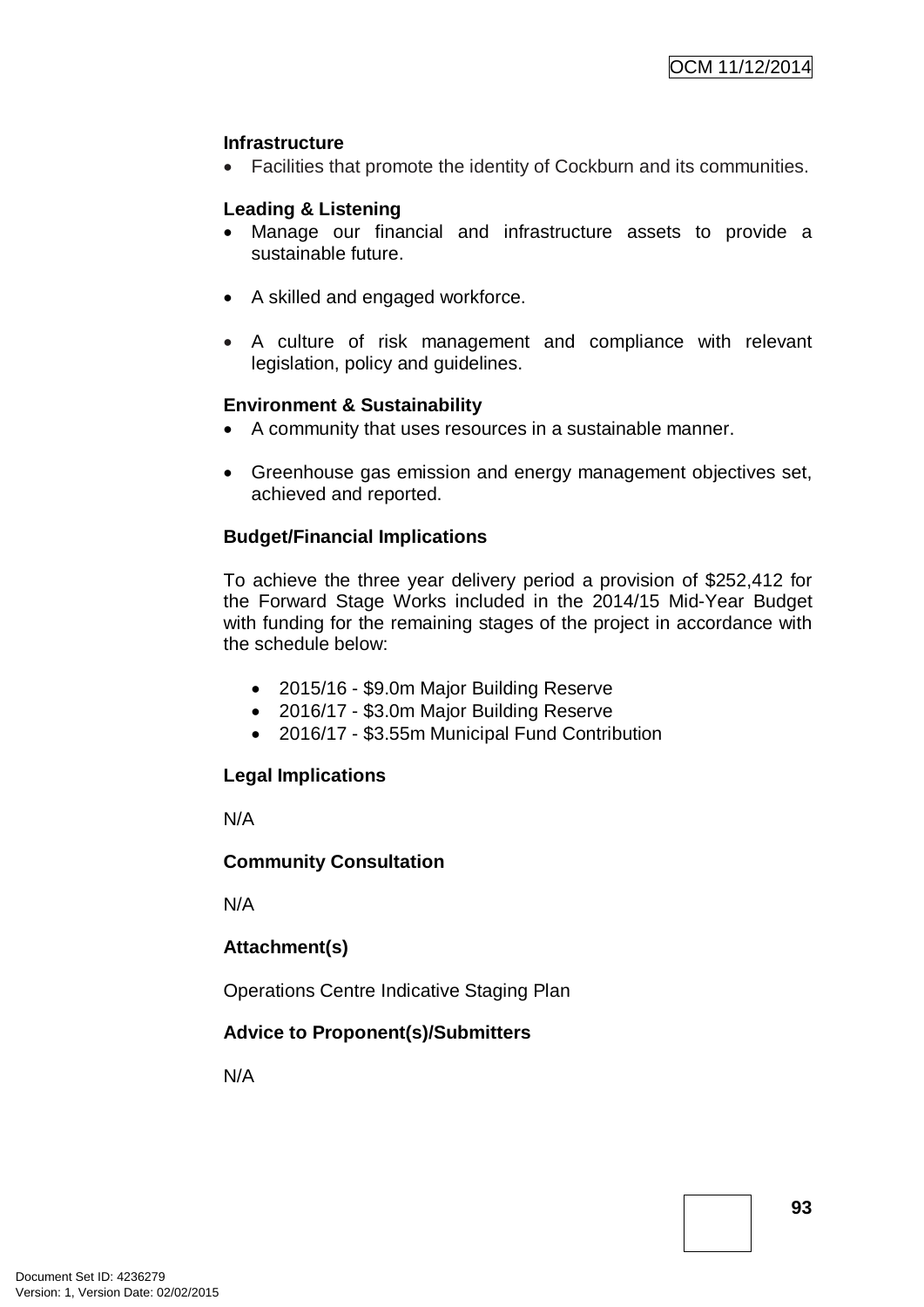**Infrastructure**

- Facilities that promote the identity of Cockburn and its communities.

**Leading & Listening**

- Manage our financial and infrastructure assets to provide a sustainable future.
- A skilled and engaged workforce.
- A culture of risk management and compliance with relevant legislation, policy and guidelines.

**Environment & Sustainability**

- A community that uses resources in a sustainable manner.
- Greenhouse gas emission and energy management objectives set, achieved and reported.

**Budget/Financial Implications**

To achieve the three year delivery period a provision of $252,412 for the Forward Stage Works included in the 2014/15 Mid-Year Budget with funding for the remaining stages of the project in accordance with the schedule below:

- 2015/16 - $9.0m Major Building Reserve
- 2016/17 - $3.0m Major Building Reserve
- 2016/17 - $3.55m Municipal Fund Contribution

**Legal Implications**

N/A

**Community Consultation**

N/A

**Attachment(s)**

Operations Centre Indicative Staging Plan

**Advice to Proponent(s)/Submitters**

N/A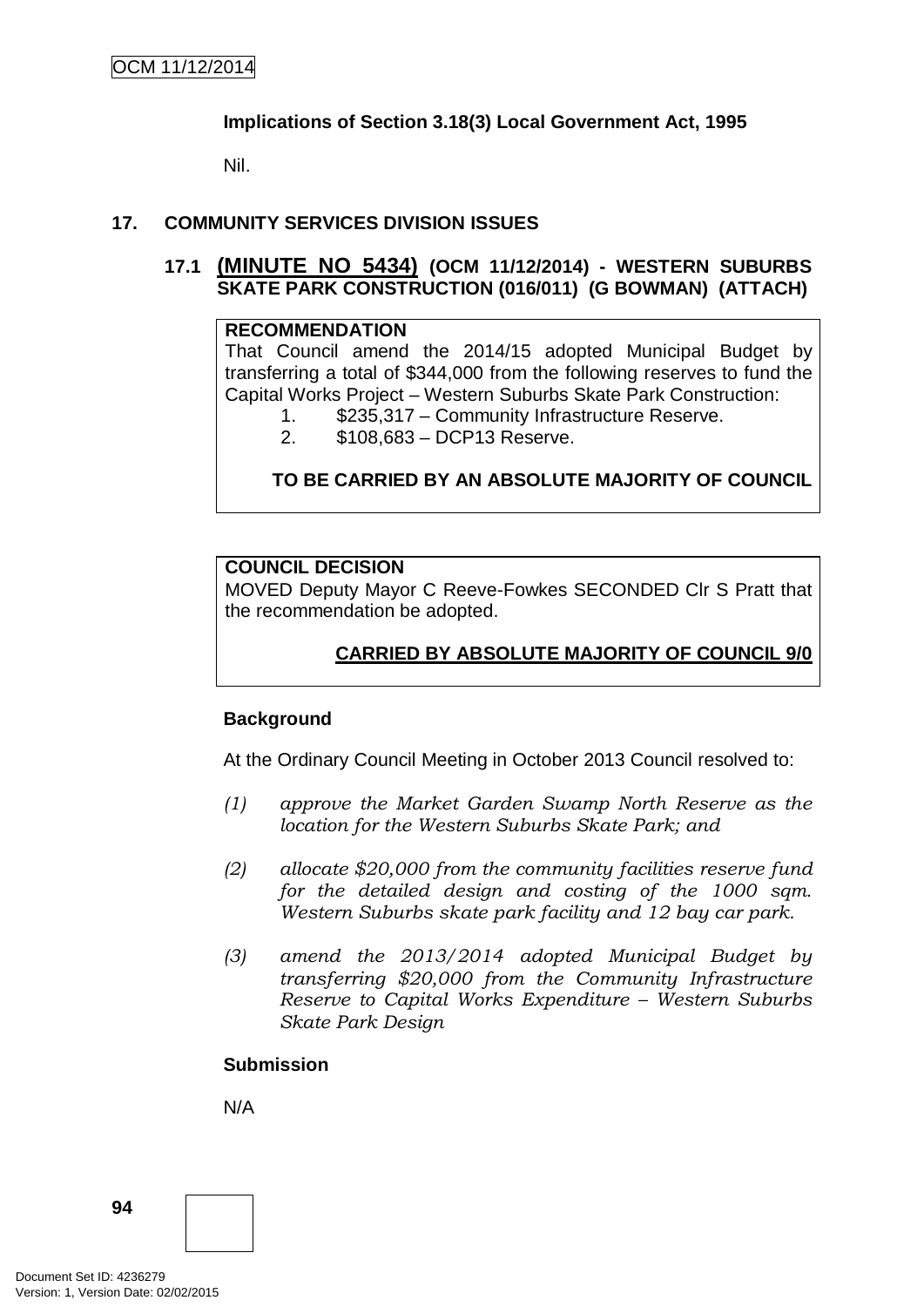**Implications of Section 3.18(3) Local Government Act, 1995**

Nil.

## 17. COMMUNITY SERVICES DIVISION ISSUES

### 17.1 (MINUTE NO 5434) (OCM 11/12/2014) - WESTERN SUBURBS SKATE PARK CONSTRUCTION (016/011) (G BOWMAN) (ATTACH)

**RECOMMENDATION**

That Council amend the 2014/15 adopted Municipal Budget by transferring a total of $344,000 from the following reserves to fund the Capital Works Project – Western Suburbs Skate Park Construction:

1. $235,317 – Community Infrastructure Reserve.
2. $108,683 – DCP13 Reserve.

**TO BE CARRIED BY AN ABSOLUTE MAJORITY OF COUNCIL**

**COUNCIL DECISION**

MOVED Deputy Mayor C Reeve-Fowkes SECONDED Clr S Pratt that the recommendation be adopted.

**CARRIED BY ABSOLUTE MAJORITY OF COUNCIL 9/0**

**Background**

At the Ordinary Council Meeting in October 2013 Council resolved to:

*(1) approve the Market Garden Swamp North Reserve as the location for the Western Suburbs Skate Park; and*

*(2) allocate $20,000 from the community facilities reserve fund for the detailed design and costing of the 1000 sqm. Western Suburbs skate park facility and 12 bay car park.*

*(3) amend the 2013/2014 adopted Municipal Budget by transferring $20,000 from the Community Infrastructure Reserve to Capital Works Expenditure – Western Suburbs Skate Park Design*

**Submission**

N/A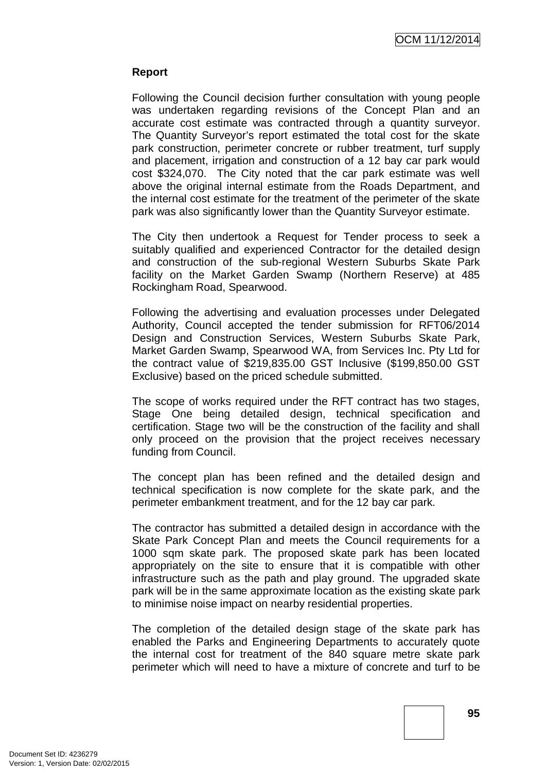**Report**

Following the Council decision further consultation with young people was undertaken regarding revisions of the Concept Plan and an accurate cost estimate was contracted through a quantity surveyor. The Quantity Surveyor's report estimated the total cost for the skate park construction, perimeter concrete or rubber treatment, turf supply and placement, irrigation and construction of a 12 bay car park would cost $324,070. The City noted that the car park estimate was well above the original internal estimate from the Roads Department, and the internal cost estimate for the treatment of the perimeter of the skate park was also significantly lower than the Quantity Surveyor estimate.

The City then undertook a Request for Tender process to seek a suitably qualified and experienced Contractor for the detailed design and construction of the sub-regional Western Suburbs Skate Park facility on the Market Garden Swamp (Northern Reserve) at 485 Rockingham Road, Spearwood.

Following the advertising and evaluation processes under Delegated Authority, Council accepted the tender submission for RFT06/2014 Design and Construction Services, Western Suburbs Skate Park, Market Garden Swamp, Spearwood WA, from Services Inc. Pty Ltd for the contract value of $219,835.00 GST Inclusive ($199,850.00 GST Exclusive) based on the priced schedule submitted.

The scope of works required under the RFT contract has two stages, Stage One being detailed design, technical specification and certification. Stage two will be the construction of the facility and shall only proceed on the provision that the project receives necessary funding from Council.

The concept plan has been refined and the detailed design and technical specification is now complete for the skate park, and the perimeter embankment treatment, and for the 12 bay car park.

The contractor has submitted a detailed design in accordance with the Skate Park Concept Plan and meets the Council requirements for a 1000 sqm skate park. The proposed skate park has been located appropriately on the site to ensure that it is compatible with other infrastructure such as the path and play ground. The upgraded skate park will be in the same approximate location as the existing skate park to minimise noise impact on nearby residential properties.

The completion of the detailed design stage of the skate park has enabled the Parks and Engineering Departments to accurately quote the internal cost for treatment of the 840 square metre skate park perimeter which will need to have a mixture of concrete and turf to be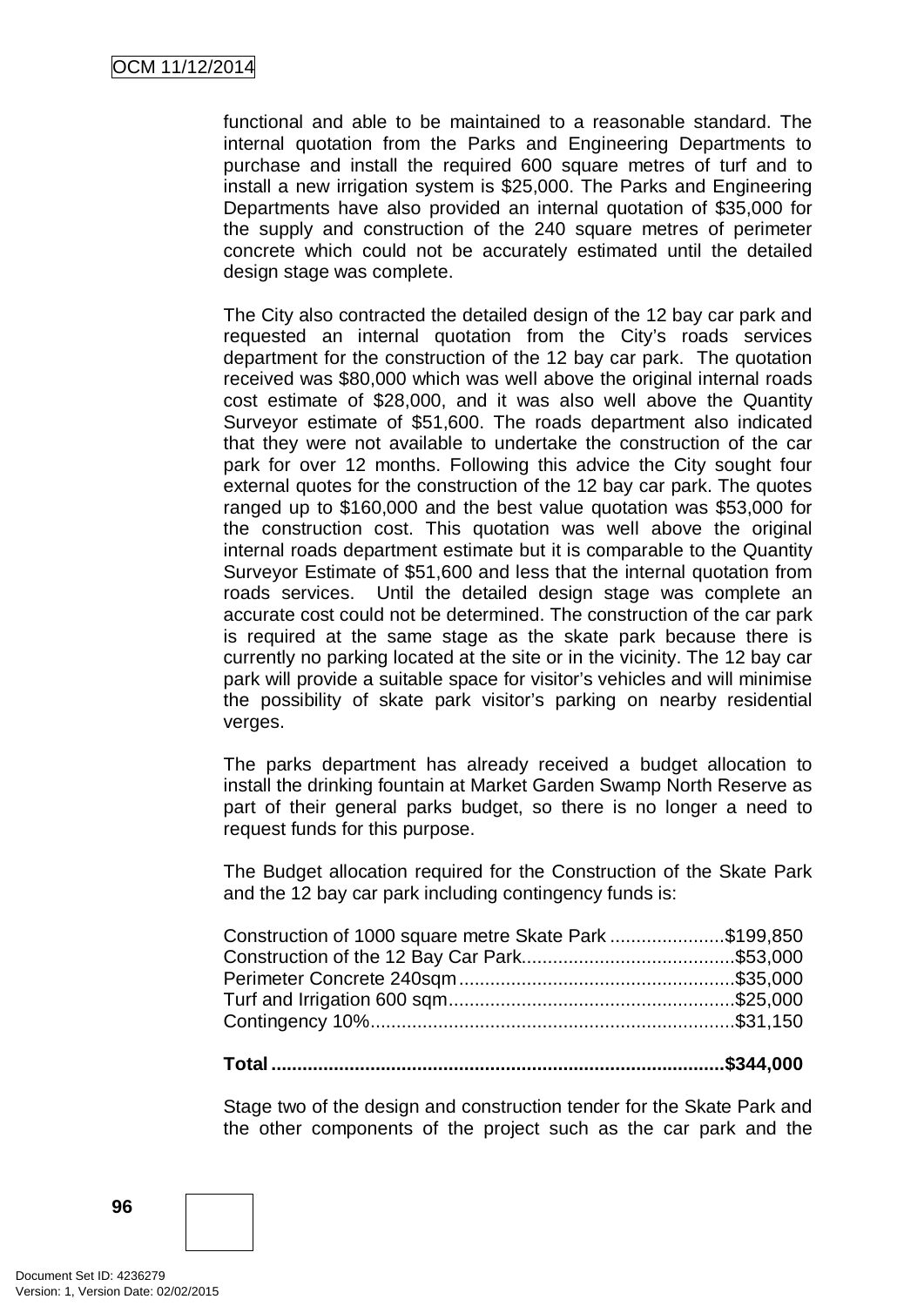functional and able to be maintained to a reasonable standard. The internal quotation from the Parks and Engineering Departments to purchase and install the required 600 square metres of turf and to install a new irrigation system is $25,000. The Parks and Engineering Departments have also provided an internal quotation of $35,000 for the supply and construction of the 240 square metres of perimeter concrete which could not be accurately estimated until the detailed design stage was complete.

The City also contracted the detailed design of the 12 bay car park and requested an internal quotation from the City's roads services department for the construction of the 12 bay car park. The quotation received was $80,000 which was well above the original internal roads cost estimate of $28,000, and it was also well above the Quantity Surveyor estimate of $51,600. The roads department also indicated that they were not available to undertake the construction of the car park for over 12 months. Following this advice the City sought four external quotes for the construction of the 12 bay car park. The quotes ranged up to $160,000 and the best value quotation was $53,000 for the construction cost. This quotation was well above the original internal roads department estimate but it is comparable to the Quantity Surveyor Estimate of $51,600 and less that the internal quotation from roads services. Until the detailed design stage was complete an accurate cost could not be determined. The construction of the car park is required at the same stage as the skate park because there is currently no parking located at the site or in the vicinity. The 12 bay car park will provide a suitable space for visitor's vehicles and will minimise the possibility of skate park visitor's parking on nearby residential verges.

The parks department has already received a budget allocation to install the drinking fountain at Market Garden Swamp North Reserve as part of their general parks budget, so there is no longer a need to request funds for this purpose.

The Budget allocation required for the Construction of the Skate Park and the 12 bay car park including contingency funds is:

Construction of 1000 square metre Skate Park ......................$199,850
Construction of the 12 Bay Car Park.........................................$53,000
Perimeter Concrete 240sqm.....................................................$35,000
Turf and Irrigation 600 sqm.......................................................$25,000
Contingency 10%......................................................................$31,150

**Total .......................................................................................$344,000**

Stage two of the design and construction tender for the Skate Park and the other components of the project such as the car park and the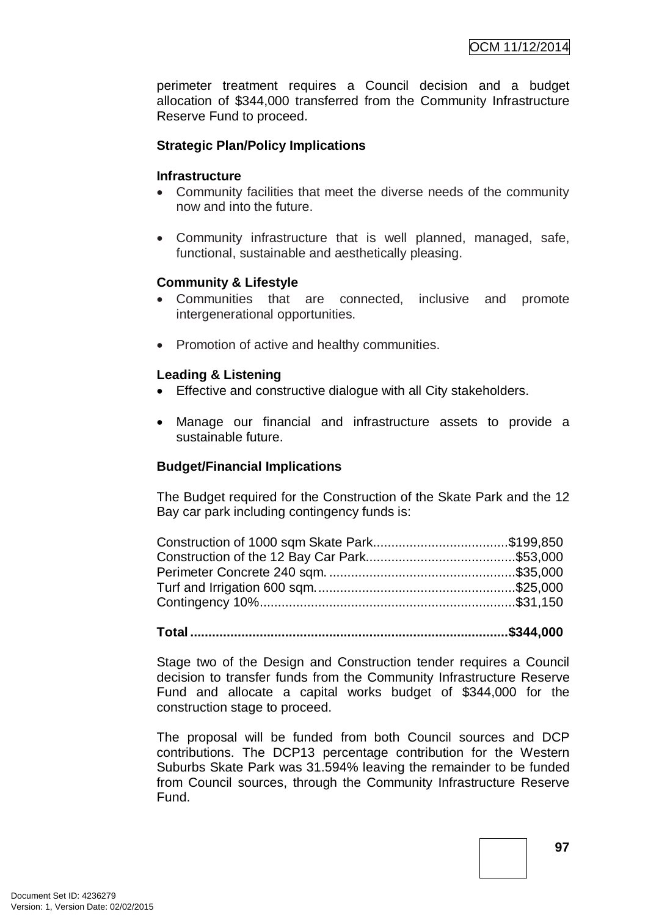perimeter treatment requires a Council decision and a budget allocation of $344,000 transferred from the Community Infrastructure Reserve Fund to proceed.

**Strategic Plan/Policy Implications**

**Infrastructure**

- Community facilities that meet the diverse needs of the community now and into the future.
- Community infrastructure that is well planned, managed, safe, functional, sustainable and aesthetically pleasing.

**Community & Lifestyle**

- Communities that are connected, inclusive and promote intergenerational opportunities.
- Promotion of active and healthy communities.

**Leading & Listening**

- Effective and constructive dialogue with all City stakeholders.
- Manage our financial and infrastructure assets to provide a sustainable future.

**Budget/Financial Implications**

The Budget required for the Construction of the Skate Park and the 12 Bay car park including contingency funds is:

Construction of 1000 sqm Skate Park....................................$199,850
Construction of the 12 Bay Car Park........................................$53,000
Perimeter Concrete 240 sqm. ..................................................$35,000
Turf and Irrigation 600 sqm......................................................$25,000
Contingency 10%.....................................................................$31,150

**Total ......................................................................................$344,000**

Stage two of the Design and Construction tender requires a Council decision to transfer funds from the Community Infrastructure Reserve Fund and allocate a capital works budget of $344,000 for the construction stage to proceed.

The proposal will be funded from both Council sources and DCP contributions. The DCP13 percentage contribution for the Western Suburbs Skate Park was 31.594% leaving the remainder to be funded from Council sources, through the Community Infrastructure Reserve Fund.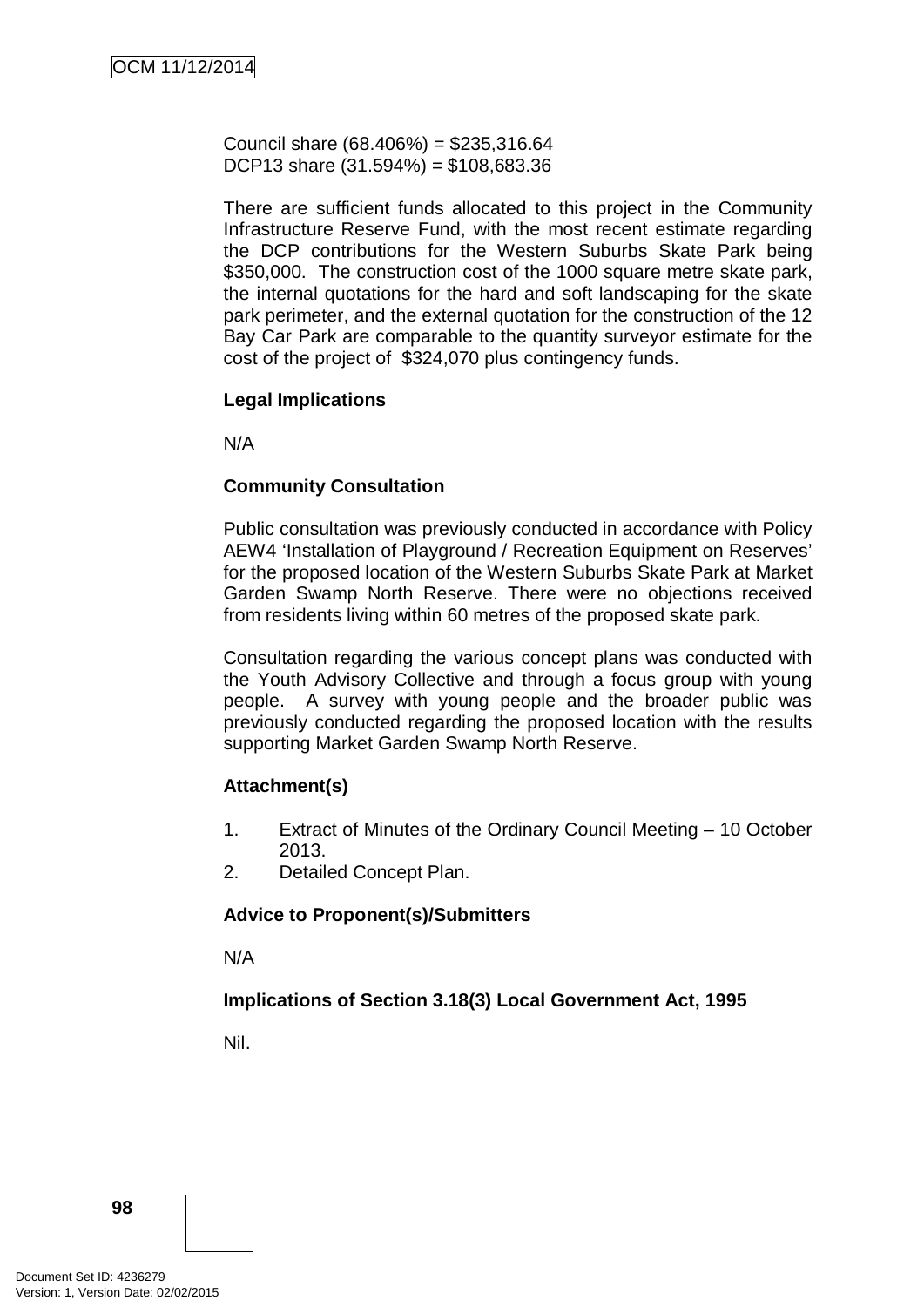Council share (68.406%) = $235,316.64
DCP13 share (31.594%) = $108,683.36

There are sufficient funds allocated to this project in the Community Infrastructure Reserve Fund, with the most recent estimate regarding the DCP contributions for the Western Suburbs Skate Park being $350,000. The construction cost of the 1000 square metre skate park, the internal quotations for the hard and soft landscaping for the skate park perimeter, and the external quotation for the construction of the 12 Bay Car Park are comparable to the quantity surveyor estimate for the cost of the project of $324,070 plus contingency funds.

**Legal Implications**

N/A

**Community Consultation**

Public consultation was previously conducted in accordance with Policy AEW4 'Installation of Playground / Recreation Equipment on Reserves' for the proposed location of the Western Suburbs Skate Park at Market Garden Swamp North Reserve. There were no objections received from residents living within 60 metres of the proposed skate park.

Consultation regarding the various concept plans was conducted with the Youth Advisory Collective and through a focus group with young people. A survey with young people and the broader public was previously conducted regarding the proposed location with the results supporting Market Garden Swamp North Reserve.

**Attachment(s)**

1. Extract of Minutes of the Ordinary Council Meeting – 10 October 2013.
2. Detailed Concept Plan.

**Advice to Proponent(s)/Submitters**

N/A

**Implications of Section 3.18(3) Local Government Act, 1995**

Nil.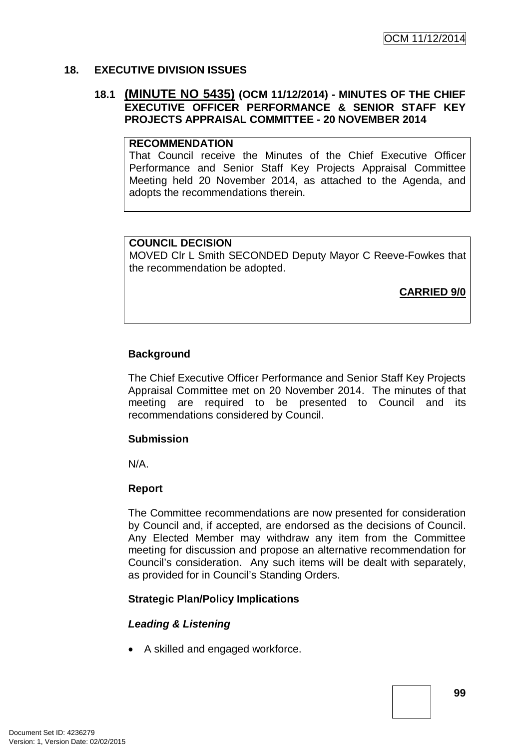## 18. EXECUTIVE DIVISION ISSUES

### 18.1 (MINUTE NO 5435) (OCM 11/12/2014) - MINUTES OF THE CHIEF EXECUTIVE OFFICER PERFORMANCE & SENIOR STAFF KEY PROJECTS APPRAISAL COMMITTEE - 20 NOVEMBER 2014

**RECOMMENDATION**

That Council receive the Minutes of the Chief Executive Officer Performance and Senior Staff Key Projects Appraisal Committee Meeting held 20 November 2014, as attached to the Agenda, and adopts the recommendations therein.

**COUNCIL DECISION**

MOVED Clr L Smith SECONDED Deputy Mayor C Reeve-Fowkes that the recommendation be adopted.

**CARRIED 9/0**

**Background**

The Chief Executive Officer Performance and Senior Staff Key Projects Appraisal Committee met on 20 November 2014. The minutes of that meeting are required to be presented to Council and its recommendations considered by Council.

**Submission**

N/A.

**Report**

The Committee recommendations are now presented for consideration by Council and, if accepted, are endorsed as the decisions of Council. Any Elected Member may withdraw any item from the Committee meeting for discussion and propose an alternative recommendation for Council's consideration. Any such items will be dealt with separately, as provided for in Council's Standing Orders.

**Strategic Plan/Policy Implications**

***Leading & Listening***

- A skilled and engaged workforce.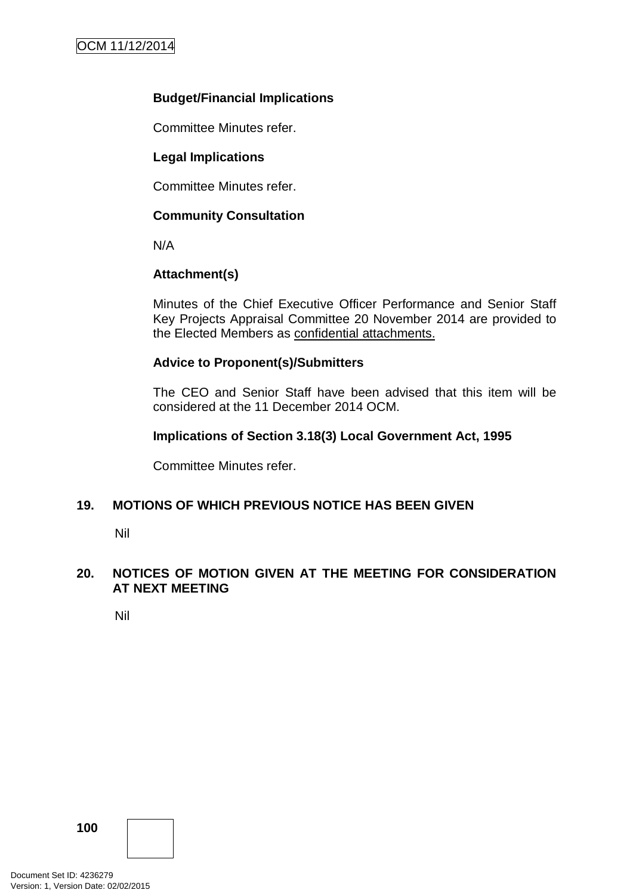**Budget/Financial Implications**

Committee Minutes refer.

**Legal Implications**

Committee Minutes refer.

**Community Consultation**

N/A

**Attachment(s)**

Minutes of the Chief Executive Officer Performance and Senior Staff Key Projects Appraisal Committee 20 November 2014 are provided to the Elected Members as confidential attachments.

**Advice to Proponent(s)/Submitters**

The CEO and Senior Staff have been advised that this item will be considered at the 11 December 2014 OCM.

**Implications of Section 3.18(3) Local Government Act, 1995**

Committee Minutes refer.

## 19. MOTIONS OF WHICH PREVIOUS NOTICE HAS BEEN GIVEN

Nil

## 20. NOTICES OF MOTION GIVEN AT THE MEETING FOR CONSIDERATION AT NEXT MEETING

Nil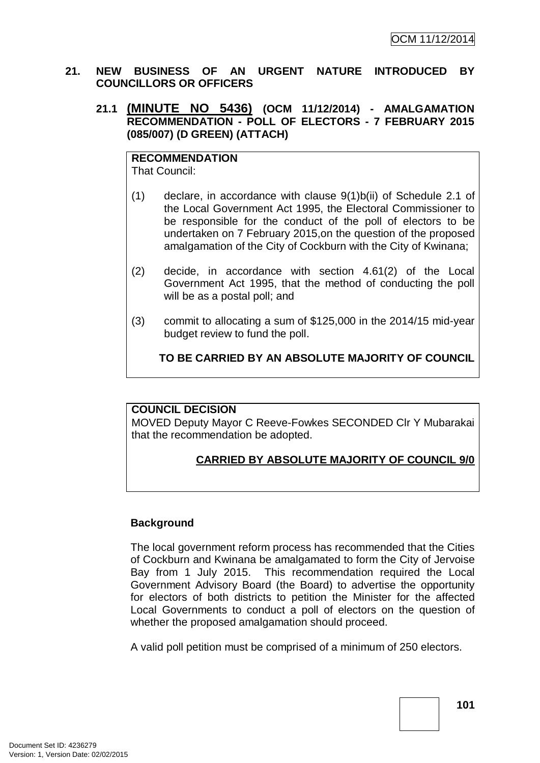## 21. NEW BUSINESS OF AN URGENT NATURE INTRODUCED BY COUNCILLORS OR OFFICERS

### 21.1 (MINUTE NO 5436) (OCM 11/12/2014) - AMALGAMATION RECOMMENDATION - POLL OF ELECTORS - 7 FEBRUARY 2015 (085/007) (D GREEN) (ATTACH)

**RECOMMENDATION**
That Council:

(1) declare, in accordance with clause 9(1)b(ii) of Schedule 2.1 of the Local Government Act 1995, the Electoral Commissioner to be responsible for the conduct of the poll of electors to be undertaken on 7 February 2015,on the question of the proposed amalgamation of the City of Cockburn with the City of Kwinana;

(2) decide, in accordance with section 4.61(2) of the Local Government Act 1995, that the method of conducting the poll will be as a postal poll; and

(3) commit to allocating a sum of $125,000 in the 2014/15 mid-year budget review to fund the poll.

**TO BE CARRIED BY AN ABSOLUTE MAJORITY OF COUNCIL**

**COUNCIL DECISION**
MOVED Deputy Mayor C Reeve-Fowkes SECONDED Clr Y Mubarakai that the recommendation be adopted.

**CARRIED BY ABSOLUTE MAJORITY OF COUNCIL 9/0**

**Background**

The local government reform process has recommended that the Cities of Cockburn and Kwinana be amalgamated to form the City of Jervoise Bay from 1 July 2015. This recommendation required the Local Government Advisory Board (the Board) to advertise the opportunity for electors of both districts to petition the Minister for the affected Local Governments to conduct a poll of electors on the question of whether the proposed amalgamation should proceed.

A valid poll petition must be comprised of a minimum of 250 electors.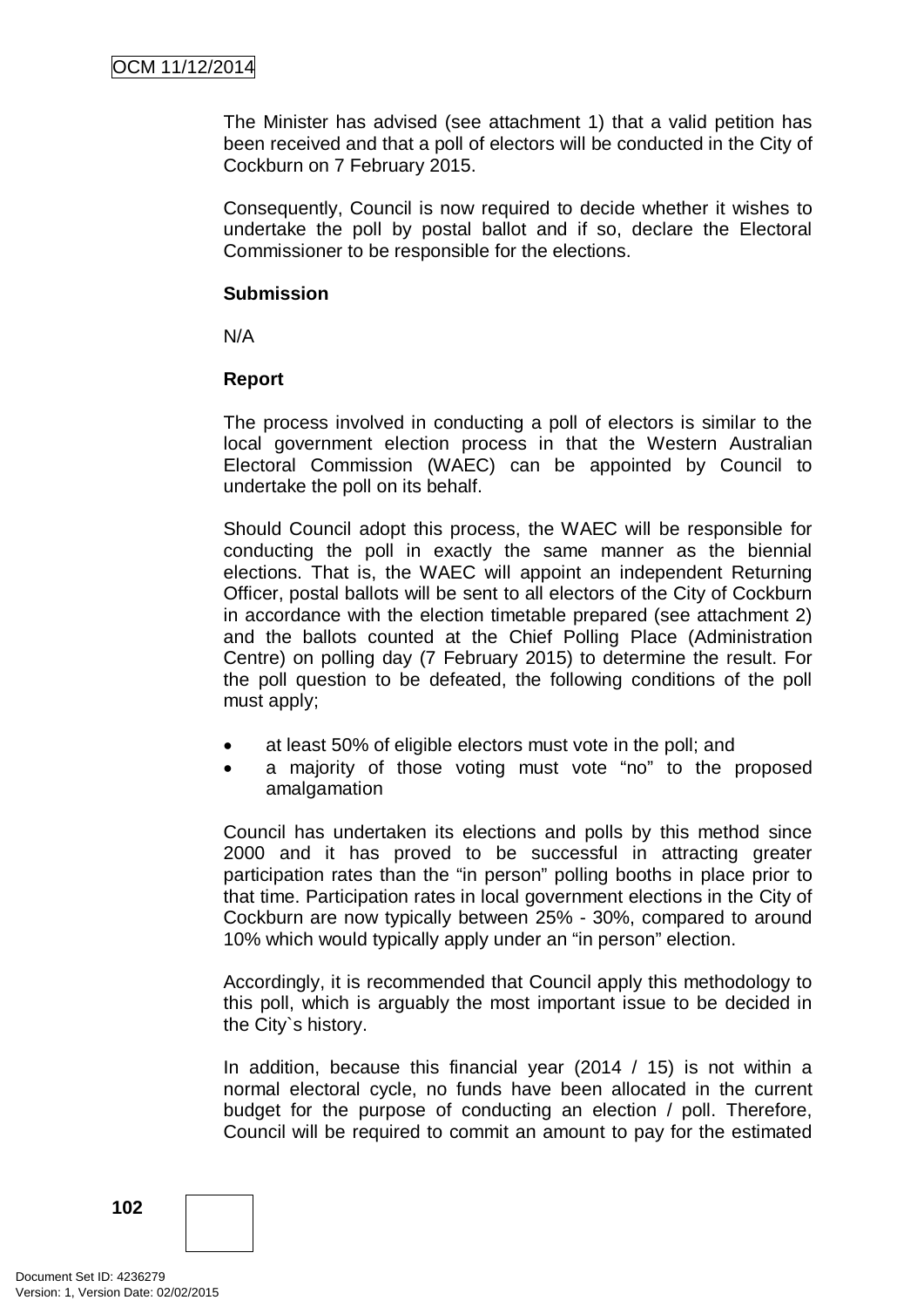The Minister has advised (see attachment 1) that a valid petition has been received and that a poll of electors will be conducted in the City of Cockburn on 7 February 2015.

Consequently, Council is now required to decide whether it wishes to undertake the poll by postal ballot and if so, declare the Electoral Commissioner to be responsible for the elections.

**Submission**

N/A

**Report**

The process involved in conducting a poll of electors is similar to the local government election process in that the Western Australian Electoral Commission (WAEC) can be appointed by Council to undertake the poll on its behalf.

Should Council adopt this process, the WAEC will be responsible for conducting the poll in exactly the same manner as the biennial elections. That is, the WAEC will appoint an independent Returning Officer, postal ballots will be sent to all electors of the City of Cockburn in accordance with the election timetable prepared (see attachment 2) and the ballots counted at the Chief Polling Place (Administration Centre) on polling day (7 February 2015) to determine the result. For the poll question to be defeated, the following conditions of the poll must apply;

- at least 50% of eligible electors must vote in the poll; and
- a majority of those voting must vote "no" to the proposed amalgamation

Council has undertaken its elections and polls by this method since 2000 and it has proved to be successful in attracting greater participation rates than the "in person" polling booths in place prior to that time. Participation rates in local government elections in the City of Cockburn are now typically between 25% - 30%, compared to around 10% which would typically apply under an "in person" election.

Accordingly, it is recommended that Council apply this methodology to this poll, which is arguably the most important issue to be decided in the City`s history.

In addition, because this financial year (2014 / 15) is not within a normal electoral cycle, no funds have been allocated in the current budget for the purpose of conducting an election / poll. Therefore, Council will be required to commit an amount to pay for the estimated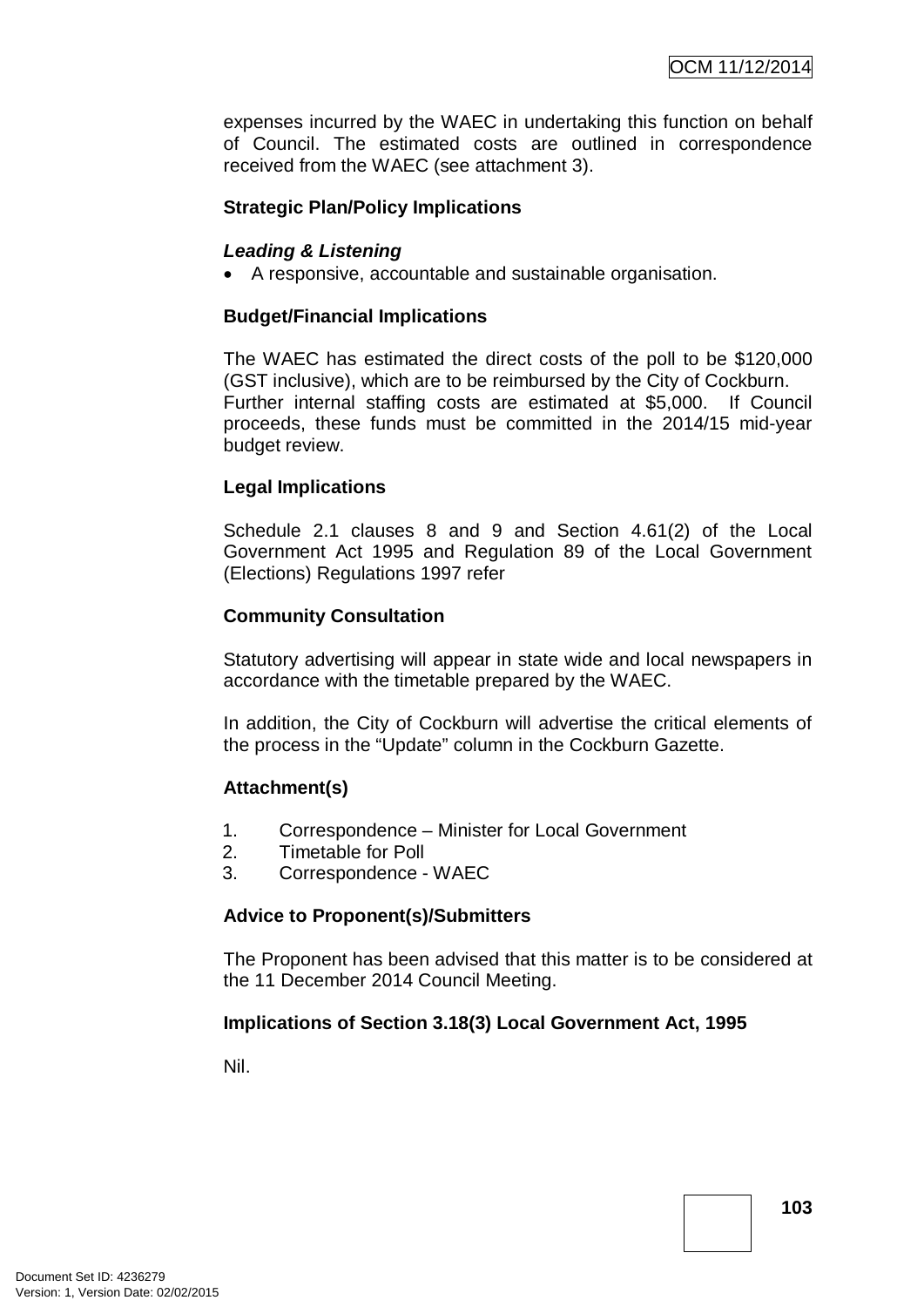expenses incurred by the WAEC in undertaking this function on behalf of Council. The estimated costs are outlined in correspondence received from the WAEC (see attachment 3).

**Strategic Plan/Policy Implications**

***Leading & Listening***

- A responsive, accountable and sustainable organisation.

**Budget/Financial Implications**

The WAEC has estimated the direct costs of the poll to be $120,000 (GST inclusive), which are to be reimbursed by the City of Cockburn. Further internal staffing costs are estimated at $5,000. If Council proceeds, these funds must be committed in the 2014/15 mid-year budget review.

**Legal Implications**

Schedule 2.1 clauses 8 and 9 and Section 4.61(2) of the Local Government Act 1995 and Regulation 89 of the Local Government (Elections) Regulations 1997 refer

**Community Consultation**

Statutory advertising will appear in state wide and local newspapers in accordance with the timetable prepared by the WAEC.

In addition, the City of Cockburn will advertise the critical elements of the process in the "Update" column in the Cockburn Gazette.

**Attachment(s)**

1. Correspondence – Minister for Local Government
2. Timetable for Poll
3. Correspondence - WAEC

**Advice to Proponent(s)/Submitters**

The Proponent has been advised that this matter is to be considered at the 11 December 2014 Council Meeting.

**Implications of Section 3.18(3) Local Government Act, 1995**

Nil.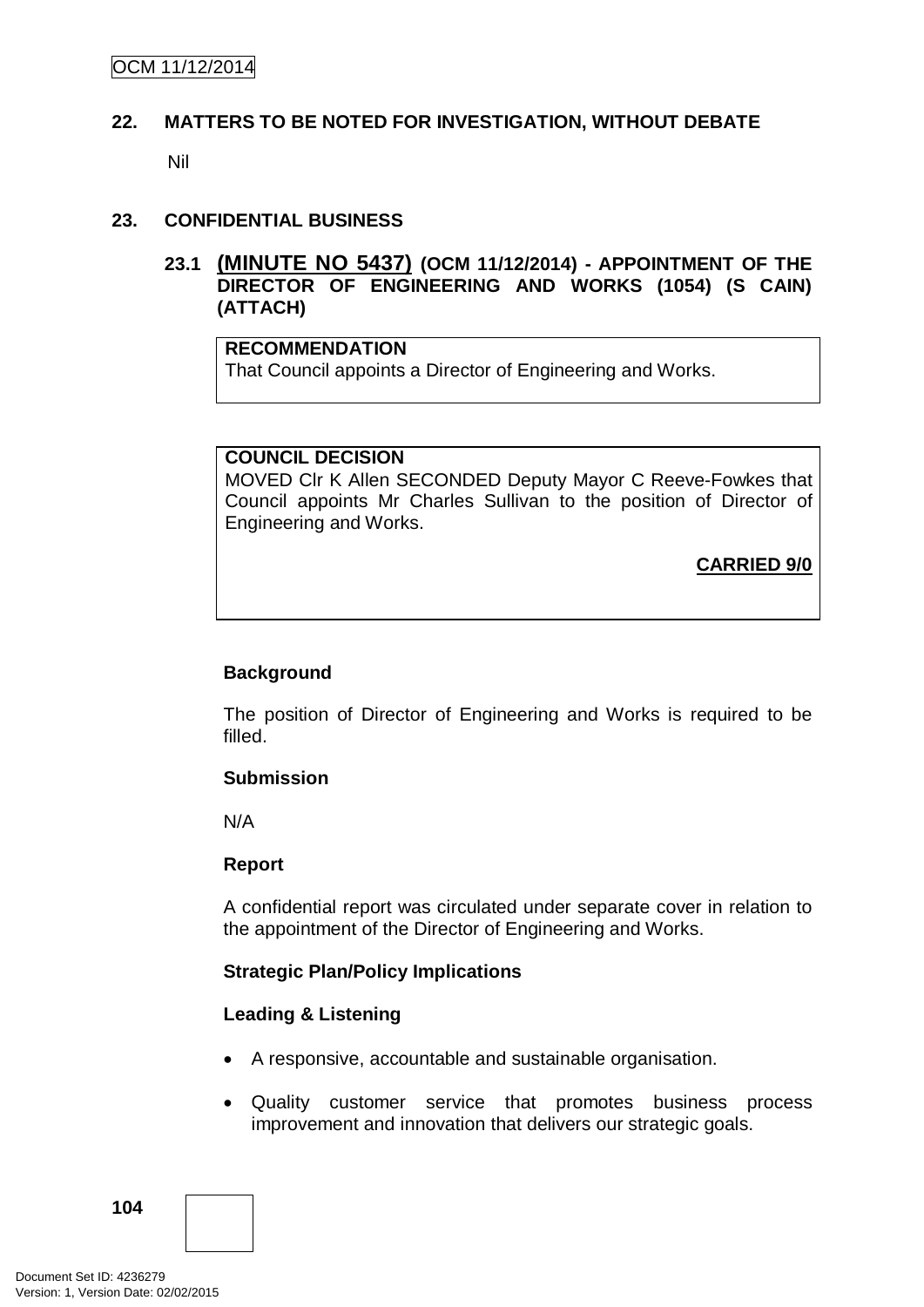## 22. MATTERS TO BE NOTED FOR INVESTIGATION, WITHOUT DEBATE

Nil

## 23. CONFIDENTIAL BUSINESS

### 23.1 (MINUTE NO 5437) (OCM 11/12/2014) - APPOINTMENT OF THE DIRECTOR OF ENGINEERING AND WORKS (1054) (S CAIN) (ATTACH)

**RECOMMENDATION**
That Council appoints a Director of Engineering and Works.

**COUNCIL DECISION**
MOVED Clr K Allen SECONDED Deputy Mayor C Reeve-Fowkes that Council appoints Mr Charles Sullivan to the position of Director of Engineering and Works.

**CARRIED 9/0**

**Background**

The position of Director of Engineering and Works is required to be filled.

**Submission**

N/A

**Report**

A confidential report was circulated under separate cover in relation to the appointment of the Director of Engineering and Works.

**Strategic Plan/Policy Implications**

**Leading & Listening**

- A responsive, accountable and sustainable organisation.
- Quality customer service that promotes business process improvement and innovation that delivers our strategic goals.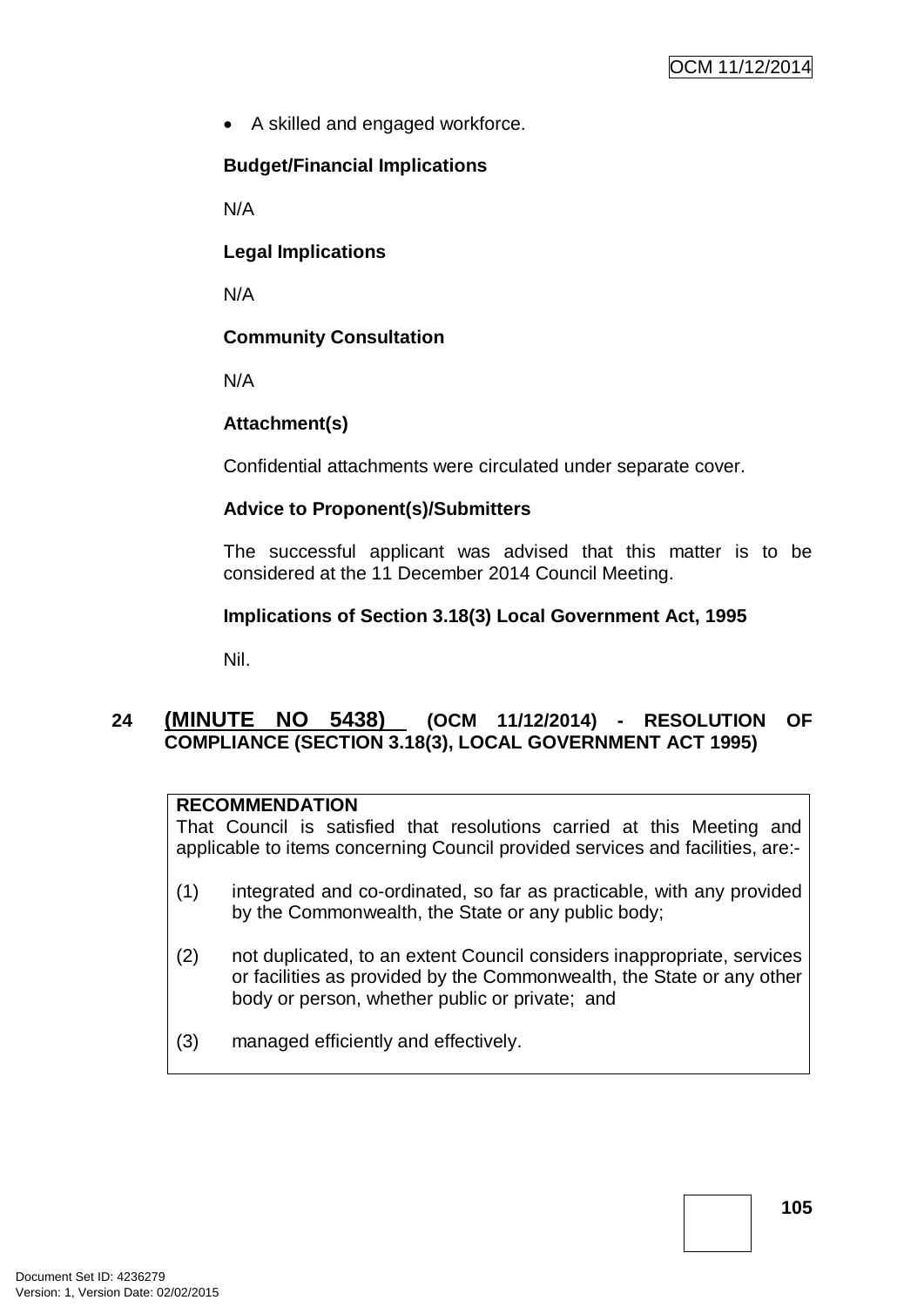- A skilled and engaged workforce.

**Budget/Financial Implications**

N/A

**Legal Implications**

N/A

**Community Consultation**

N/A

**Attachment(s)**

Confidential attachments were circulated under separate cover.

**Advice to Proponent(s)/Submitters**

The successful applicant was advised that this matter is to be considered at the 11 December 2014 Council Meeting.

**Implications of Section 3.18(3) Local Government Act, 1995**

Nil.

## 24 (MINUTE NO 5438) (OCM 11/12/2014) - RESOLUTION OF COMPLIANCE (SECTION 3.18(3), LOCAL GOVERNMENT ACT 1995)

**RECOMMENDATION**

That Council is satisfied that resolutions carried at this Meeting and applicable to items concerning Council provided services and facilities, are:-

(1) integrated and co-ordinated, so far as practicable, with any provided by the Commonwealth, the State or any public body;

(2) not duplicated, to an extent Council considers inappropriate, services or facilities as provided by the Commonwealth, the State or any other body or person, whether public or private; and

(3) managed efficiently and effectively.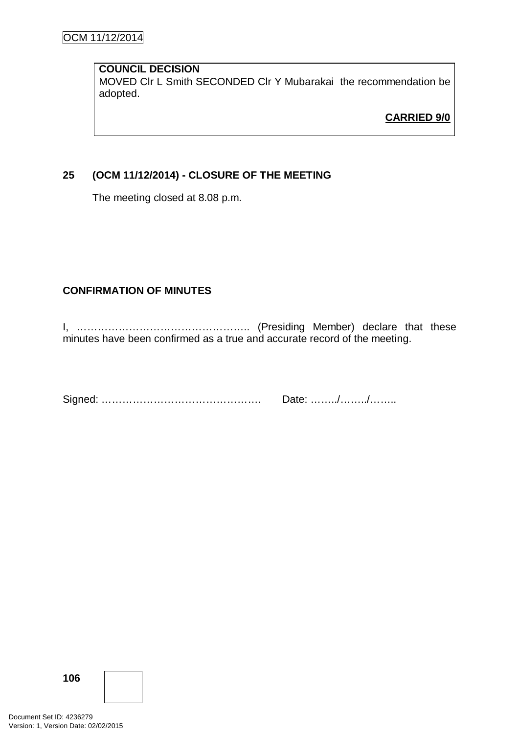**COUNCIL DECISION**
MOVED Clr L Smith SECONDED Clr Y Mubarakai the recommendation be adopted.

**CARRIED 9/0**

## 25 (OCM 11/12/2014) - CLOSURE OF THE MEETING

The meeting closed at 8.08 p.m.

**CONFIRMATION OF MINUTES**

I, ………………………………………….. (Presiding Member) declare that these minutes have been confirmed as a true and accurate record of the meeting.

Signed: ……………………………………….    Date: ……../……../……..